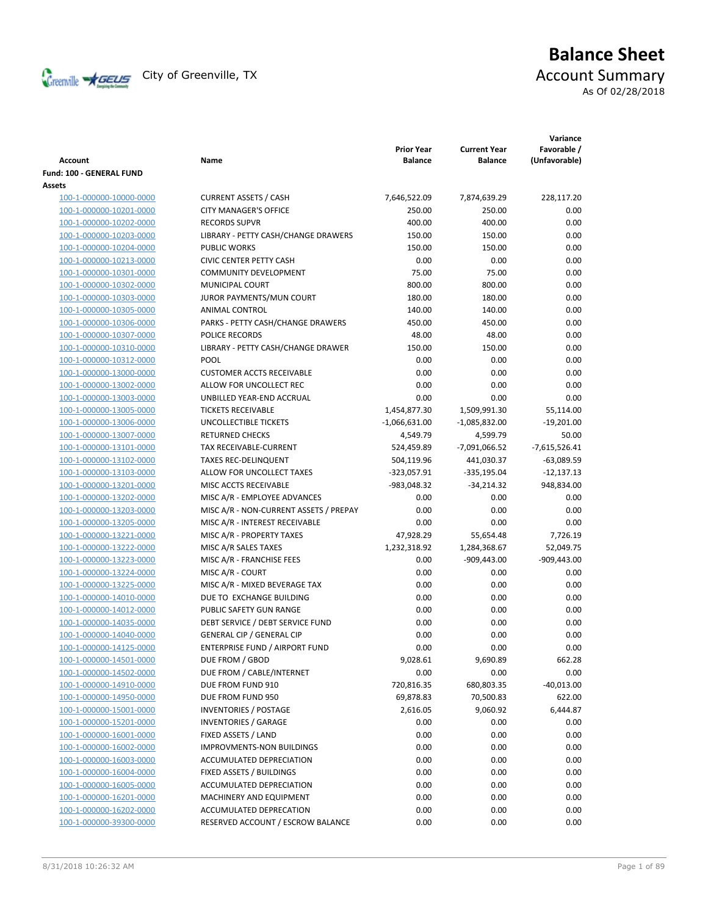# Balance Sheet

City of Greenville, TX

## Account Summary

As Of 02/28/2018

| Account | Name | Prior Year Balance | Current Year Balance | Variance Favorable / (Unfavorable) |
|---|---|---|---|---|
| **Fund: 100 - GENERAL FUND** | | | | |
| **Assets** | | | | |
| 100-1-000000-10000-0000 | CURRENT ASSETS / CASH | 7,646,522.09 | 7,874,639.29 | 228,117.20 |
| 100-1-000000-10201-0000 | CITY MANAGER'S OFFICE | 250.00 | 250.00 | 0.00 |
| 100-1-000000-10202-0000 | RECORDS SUPVR | 400.00 | 400.00 | 0.00 |
| 100-1-000000-10203-0000 | LIBRARY - PETTY CASH/CHANGE DRAWERS | 150.00 | 150.00 | 0.00 |
| 100-1-000000-10204-0000 | PUBLIC WORKS | 150.00 | 150.00 | 0.00 |
| 100-1-000000-10213-0000 | CIVIC CENTER PETTY CASH | 0.00 | 0.00 | 0.00 |
| 100-1-000000-10301-0000 | COMMUNITY DEVELOPMENT | 75.00 | 75.00 | 0.00 |
| 100-1-000000-10302-0000 | MUNICIPAL COURT | 800.00 | 800.00 | 0.00 |
| 100-1-000000-10303-0000 | JUROR PAYMENTS/MUN COURT | 180.00 | 180.00 | 0.00 |
| 100-1-000000-10305-0000 | ANIMAL CONTROL | 140.00 | 140.00 | 0.00 |
| 100-1-000000-10306-0000 | PARKS - PETTY CASH/CHANGE DRAWERS | 450.00 | 450.00 | 0.00 |
| 100-1-000000-10307-0000 | POLICE RECORDS | 48.00 | 48.00 | 0.00 |
| 100-1-000000-10310-0000 | LIBRARY - PETTY CASH/CHANGE DRAWER | 150.00 | 150.00 | 0.00 |
| 100-1-000000-10312-0000 | POOL | 0.00 | 0.00 | 0.00 |
| 100-1-000000-13000-0000 | CUSTOMER ACCTS RECEIVABLE | 0.00 | 0.00 | 0.00 |
| 100-1-000000-13002-0000 | ALLOW FOR UNCOLLECT REC | 0.00 | 0.00 | 0.00 |
| 100-1-000000-13003-0000 | UNBILLED YEAR-END ACCRUAL | 0.00 | 0.00 | 0.00 |
| 100-1-000000-13005-0000 | TICKETS RECEIVABLE | 1,454,877.30 | 1,509,991.30 | 55,114.00 |
| 100-1-000000-13006-0000 | UNCOLLECTIBLE TICKETS | -1,066,631.00 | -1,085,832.00 | -19,201.00 |
| 100-1-000000-13007-0000 | RETURNED CHECKS | 4,549.79 | 4,599.79 | 50.00 |
| 100-1-000000-13101-0000 | TAX RECEIVABLE-CURRENT | 524,459.89 | -7,091,066.52 | -7,615,526.41 |
| 100-1-000000-13102-0000 | TAXES REC-DELINQUENT | 504,119.96 | 441,030.37 | -63,089.59 |
| 100-1-000000-13103-0000 | ALLOW FOR UNCOLLECT TAXES | -323,057.91 | -335,195.04 | -12,137.13 |
| 100-1-000000-13201-0000 | MISC ACCTS RECEIVABLE | -983,048.32 | -34,214.32 | 948,834.00 |
| 100-1-000000-13202-0000 | MISC A/R - EMPLOYEE ADVANCES | 0.00 | 0.00 | 0.00 |
| 100-1-000000-13203-0000 | MISC A/R - NON-CURRENT ASSETS / PREPAY | 0.00 | 0.00 | 0.00 |
| 100-1-000000-13205-0000 | MISC A/R - INTEREST RECEIVABLE | 0.00 | 0.00 | 0.00 |
| 100-1-000000-13221-0000 | MISC A/R - PROPERTY TAXES | 47,928.29 | 55,654.48 | 7,726.19 |
| 100-1-000000-13222-0000 | MISC A/R SALES TAXES | 1,232,318.92 | 1,284,368.67 | 52,049.75 |
| 100-1-000000-13223-0000 | MISC A/R - FRANCHISE FEES | 0.00 | -909,443.00 | -909,443.00 |
| 100-1-000000-13224-0000 | MISC A/R - COURT | 0.00 | 0.00 | 0.00 |
| 100-1-000000-13225-0000 | MISC A/R - MIXED BEVERAGE TAX | 0.00 | 0.00 | 0.00 |
| 100-1-000000-14010-0000 | DUE TO EXCHANGE BUILDING | 0.00 | 0.00 | 0.00 |
| 100-1-000000-14012-0000 | PUBLIC SAFETY GUN RANGE | 0.00 | 0.00 | 0.00 |
| 100-1-000000-14035-0000 | DEBT SERVICE / DEBT SERVICE FUND | 0.00 | 0.00 | 0.00 |
| 100-1-000000-14040-0000 | GENERAL CIP / GENERAL CIP | 0.00 | 0.00 | 0.00 |
| 100-1-000000-14125-0000 | ENTERPRISE FUND / AIRPORT FUND | 0.00 | 0.00 | 0.00 |
| 100-1-000000-14501-0000 | DUE FROM / GBOD | 9,028.61 | 9,690.89 | 662.28 |
| 100-1-000000-14502-0000 | DUE FROM / CABLE/INTERNET | 0.00 | 0.00 | 0.00 |
| 100-1-000000-14910-0000 | DUE FROM FUND 910 | 720,816.35 | 680,803.35 | -40,013.00 |
| 100-1-000000-14950-0000 | DUE FROM FUND 950 | 69,878.83 | 70,500.83 | 622.00 |
| 100-1-000000-15001-0000 | INVENTORIES / POSTAGE | 2,616.05 | 9,060.92 | 6,444.87 |
| 100-1-000000-15201-0000 | INVENTORIES / GARAGE | 0.00 | 0.00 | 0.00 |
| 100-1-000000-16001-0000 | FIXED ASSETS / LAND | 0.00 | 0.00 | 0.00 |
| 100-1-000000-16002-0000 | IMPROVMENTS-NON BUILDINGS | 0.00 | 0.00 | 0.00 |
| 100-1-000000-16003-0000 | ACCUMULATED DEPRECIATION | 0.00 | 0.00 | 0.00 |
| 100-1-000000-16004-0000 | FIXED ASSETS / BUILDINGS | 0.00 | 0.00 | 0.00 |
| 100-1-000000-16005-0000 | ACCUMULATED DEPRECIATION | 0.00 | 0.00 | 0.00 |
| 100-1-000000-16201-0000 | MACHINERY AND EQUIPMENT | 0.00 | 0.00 | 0.00 |
| 100-1-000000-16202-0000 | ACCUMULATED DEPRECATION | 0.00 | 0.00 | 0.00 |
| 100-1-000000-39300-0000 | RESERVED ACCOUNT / ESCROW BALANCE | 0.00 | 0.00 | 0.00 |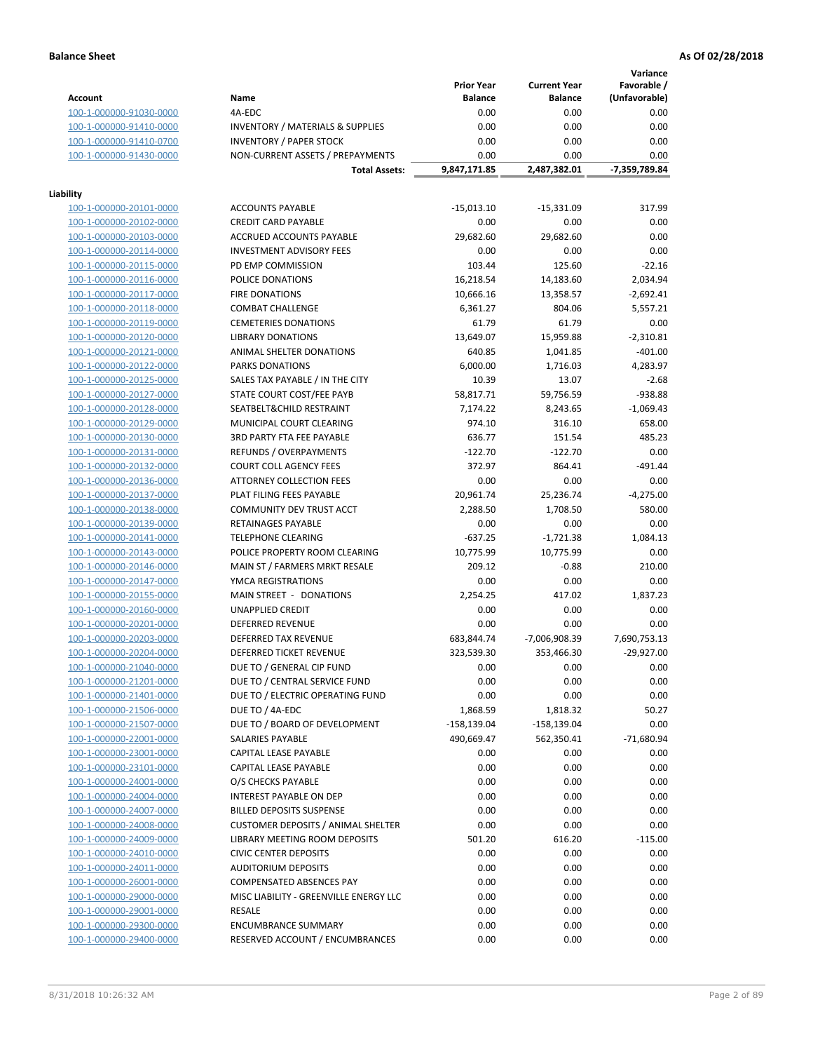**Balance Sheet** — **As Of 02/28/2018**

| Account | Name | Prior Year Balance | Current Year Balance | Variance Favorable / (Unfavorable) |
|---|---|---|---|---|
| 100-1-000000-91030-0000 | 4A-EDC | 0.00 | 0.00 | 0.00 |
| 100-1-000000-91410-0000 | INVENTORY / MATERIALS & SUPPLIES | 0.00 | 0.00 | 0.00 |
| 100-1-000000-91410-0700 | INVENTORY / PAPER STOCK | 0.00 | 0.00 | 0.00 |
| 100-1-000000-91430-0000 | NON-CURRENT ASSETS / PREPAYMENTS | 0.00 | 0.00 | 0.00 |
| | **Total Assets:** | **9,847,171.85** | **2,487,382.01** | **-7,359,789.84** |

**Liability**

| Account | Name | Prior Year Balance | Current Year Balance | Variance Favorable / (Unfavorable) |
|---|---|---|---|---|
| 100-1-000000-20101-0000 | ACCOUNTS PAYABLE | -15,013.10 | -15,331.09 | 317.99 |
| 100-1-000000-20102-0000 | CREDIT CARD PAYABLE | 0.00 | 0.00 | 0.00 |
| 100-1-000000-20103-0000 | ACCRUED ACCOUNTS PAYABLE | 29,682.60 | 29,682.60 | 0.00 |
| 100-1-000000-20114-0000 | INVESTMENT ADVISORY FEES | 0.00 | 0.00 | 0.00 |
| 100-1-000000-20115-0000 | PD EMP COMMISSION | 103.44 | 125.60 | -22.16 |
| 100-1-000000-20116-0000 | POLICE DONATIONS | 16,218.54 | 14,183.60 | 2,034.94 |
| 100-1-000000-20117-0000 | FIRE DONATIONS | 10,666.16 | 13,358.57 | -2,692.41 |
| 100-1-000000-20118-0000 | COMBAT CHALLENGE | 6,361.27 | 804.06 | 5,557.21 |
| 100-1-000000-20119-0000 | CEMETERIES DONATIONS | 61.79 | 61.79 | 0.00 |
| 100-1-000000-20120-0000 | LIBRARY DONATIONS | 13,649.07 | 15,959.88 | -2,310.81 |
| 100-1-000000-20121-0000 | ANIMAL SHELTER DONATIONS | 640.85 | 1,041.85 | -401.00 |
| 100-1-000000-20122-0000 | PARKS DONATIONS | 6,000.00 | 1,716.03 | 4,283.97 |
| 100-1-000000-20125-0000 | SALES TAX PAYABLE / IN THE CITY | 10.39 | 13.07 | -2.68 |
| 100-1-000000-20127-0000 | STATE COURT COST/FEE PAYB | 58,817.71 | 59,756.59 | -938.88 |
| 100-1-000000-20128-0000 | SEATBELT&CHILD RESTRAINT | 7,174.22 | 8,243.65 | -1,069.43 |
| 100-1-000000-20129-0000 | MUNICIPAL COURT CLEARING | 974.10 | 316.10 | 658.00 |
| 100-1-000000-20130-0000 | 3RD PARTY FTA FEE PAYABLE | 636.77 | 151.54 | 485.23 |
| 100-1-000000-20131-0000 | REFUNDS / OVERPAYMENTS | -122.70 | -122.70 | 0.00 |
| 100-1-000000-20132-0000 | COURT COLL AGENCY FEES | 372.97 | 864.41 | -491.44 |
| 100-1-000000-20136-0000 | ATTORNEY COLLECTION FEES | 0.00 | 0.00 | 0.00 |
| 100-1-000000-20137-0000 | PLAT FILING FEES PAYABLE | 20,961.74 | 25,236.74 | -4,275.00 |
| 100-1-000000-20138-0000 | COMMUNITY DEV TRUST ACCT | 2,288.50 | 1,708.50 | 580.00 |
| 100-1-000000-20139-0000 | RETAINAGES PAYABLE | 0.00 | 0.00 | 0.00 |
| 100-1-000000-20141-0000 | TELEPHONE CLEARING | -637.25 | -1,721.38 | 1,084.13 |
| 100-1-000000-20143-0000 | POLICE PROPERTY ROOM CLEARING | 10,775.99 | 10,775.99 | 0.00 |
| 100-1-000000-20146-0000 | MAIN ST / FARMERS MRKT RESALE | 209.12 | -0.88 | 210.00 |
| 100-1-000000-20147-0000 | YMCA REGISTRATIONS | 0.00 | 0.00 | 0.00 |
| 100-1-000000-20155-0000 | MAIN STREET - DONATIONS | 2,254.25 | 417.02 | 1,837.23 |
| 100-1-000000-20160-0000 | UNAPPLIED CREDIT | 0.00 | 0.00 | 0.00 |
| 100-1-000000-20201-0000 | DEFERRED REVENUE | 0.00 | 0.00 | 0.00 |
| 100-1-000000-20203-0000 | DEFERRED TAX REVENUE | 683,844.74 | -7,006,908.39 | 7,690,753.13 |
| 100-1-000000-20204-0000 | DEFERRED TICKET REVENUE | 323,539.30 | 353,466.30 | -29,927.00 |
| 100-1-000000-21040-0000 | DUE TO / GENERAL CIP FUND | 0.00 | 0.00 | 0.00 |
| 100-1-000000-21201-0000 | DUE TO / CENTRAL SERVICE FUND | 0.00 | 0.00 | 0.00 |
| 100-1-000000-21401-0000 | DUE TO / ELECTRIC OPERATING FUND | 0.00 | 0.00 | 0.00 |
| 100-1-000000-21506-0000 | DUE TO / 4A-EDC | 1,868.59 | 1,818.32 | 50.27 |
| 100-1-000000-21507-0000 | DUE TO / BOARD OF DEVELOPMENT | -158,139.04 | -158,139.04 | 0.00 |
| 100-1-000000-22001-0000 | SALARIES PAYABLE | 490,669.47 | 562,350.41 | -71,680.94 |
| 100-1-000000-23001-0000 | CAPITAL LEASE PAYABLE | 0.00 | 0.00 | 0.00 |
| 100-1-000000-23101-0000 | CAPITAL LEASE PAYABLE | 0.00 | 0.00 | 0.00 |
| 100-1-000000-24001-0000 | O/S CHECKS PAYABLE | 0.00 | 0.00 | 0.00 |
| 100-1-000000-24004-0000 | INTEREST PAYABLE ON DEP | 0.00 | 0.00 | 0.00 |
| 100-1-000000-24007-0000 | BILLED DEPOSITS SUSPENSE | 0.00 | 0.00 | 0.00 |
| 100-1-000000-24008-0000 | CUSTOMER DEPOSITS / ANIMAL SHELTER | 0.00 | 0.00 | 0.00 |
| 100-1-000000-24009-0000 | LIBRARY MEETING ROOM DEPOSITS | 501.20 | 616.20 | -115.00 |
| 100-1-000000-24010-0000 | CIVIC CENTER DEPOSITS | 0.00 | 0.00 | 0.00 |
| 100-1-000000-24011-0000 | AUDITORIUM DEPOSITS | 0.00 | 0.00 | 0.00 |
| 100-1-000000-26001-0000 | COMPENSATED ABSENCES PAY | 0.00 | 0.00 | 0.00 |
| 100-1-000000-29000-0000 | MISC LIABILITY - GREENVILLE ENERGY LLC | 0.00 | 0.00 | 0.00 |
| 100-1-000000-29001-0000 | RESALE | 0.00 | 0.00 | 0.00 |
| 100-1-000000-29300-0000 | ENCUMBRANCE SUMMARY | 0.00 | 0.00 | 0.00 |
| 100-1-000000-29400-0000 | RESERVED ACCOUNT / ENCUMBRANCES | 0.00 | 0.00 | 0.00 |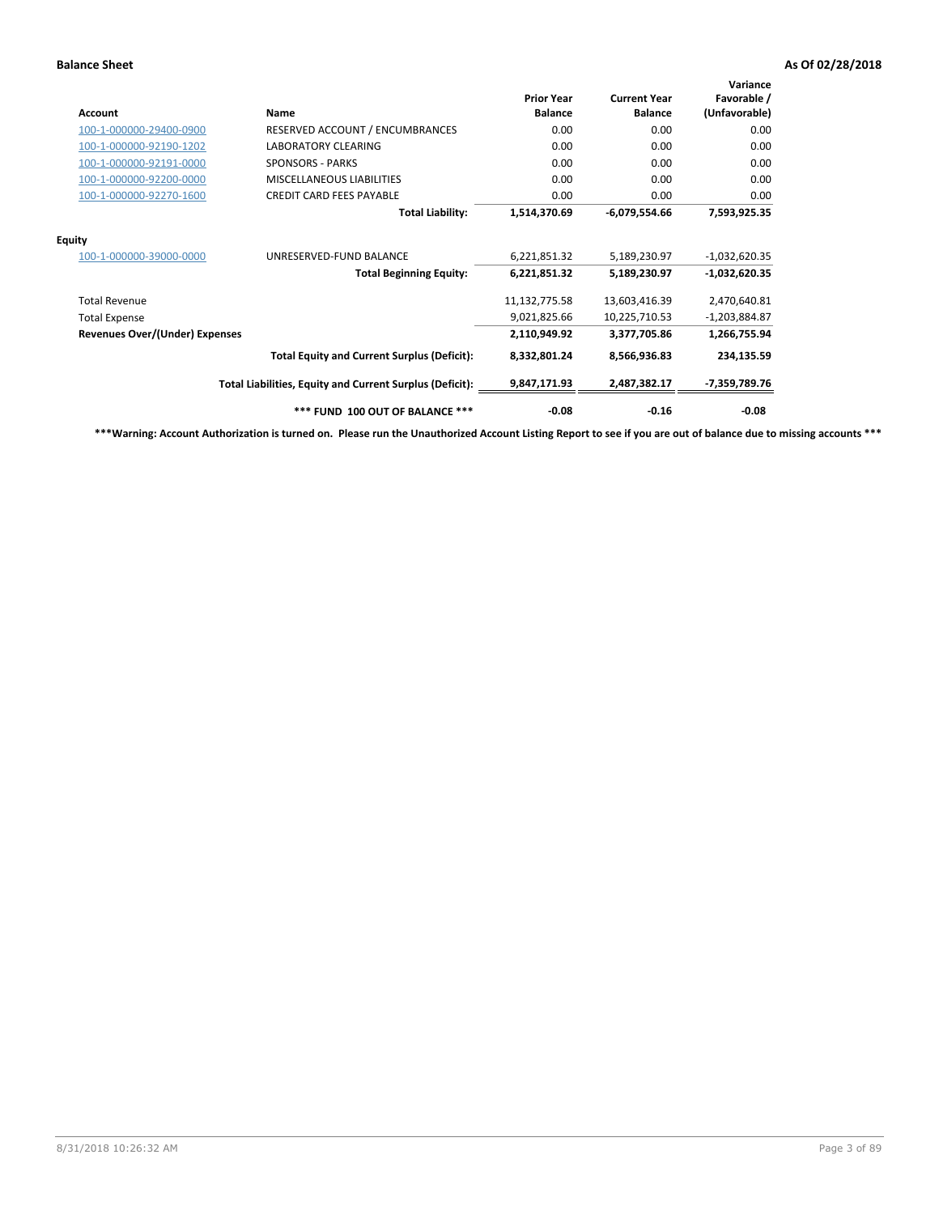**Balance Sheet** **As Of 02/28/2018**

| Account | Name | Prior Year Balance | Current Year Balance | Variance Favorable / (Unfavorable) |
|---|---|---|---|---|
| 100-1-000000-29400-0900 | RESERVED ACCOUNT / ENCUMBRANCES | 0.00 | 0.00 | 0.00 |
| 100-1-000000-92190-1202 | LABORATORY CLEARING | 0.00 | 0.00 | 0.00 |
| 100-1-000000-92191-0000 | SPONSORS - PARKS | 0.00 | 0.00 | 0.00 |
| 100-1-000000-92200-0000 | MISCELLANEOUS LIABILITIES | 0.00 | 0.00 | 0.00 |
| 100-1-000000-92270-1600 | CREDIT CARD FEES PAYABLE | 0.00 | 0.00 | 0.00 |
| | **Total Liability:** | **1,514,370.69** | **-6,079,554.66** | **7,593,925.35** |
| **Equity** | | | | |
| 100-1-000000-39000-0000 | UNRESERVED-FUND BALANCE | 6,221,851.32 | 5,189,230.97 | -1,032,620.35 |
| | **Total Beginning Equity:** | **6,221,851.32** | **5,189,230.97** | **-1,032,620.35** |
| Total Revenue | | 11,132,775.58 | 13,603,416.39 | 2,470,640.81 |
| Total Expense | | 9,021,825.66 | 10,225,710.53 | -1,203,884.87 |
| **Revenues Over/(Under) Expenses** | | **2,110,949.92** | **3,377,705.86** | **1,266,755.94** |
| | **Total Equity and Current Surplus (Deficit):** | **8,332,801.24** | **8,566,936.83** | **234,135.59** |
| | **Total Liabilities, Equity and Current Surplus (Deficit):** | **9,847,171.93** | **2,487,382.17** | **-7,359,789.76** |
| | ***** FUND 100 OUT OF BALANCE ***** | **-0.08** | **-0.16** | **-0.08** |

*****Warning: Account Authorization is turned on. Please run the Unauthorized Account Listing Report to see if you are out of balance due to missing accounts *****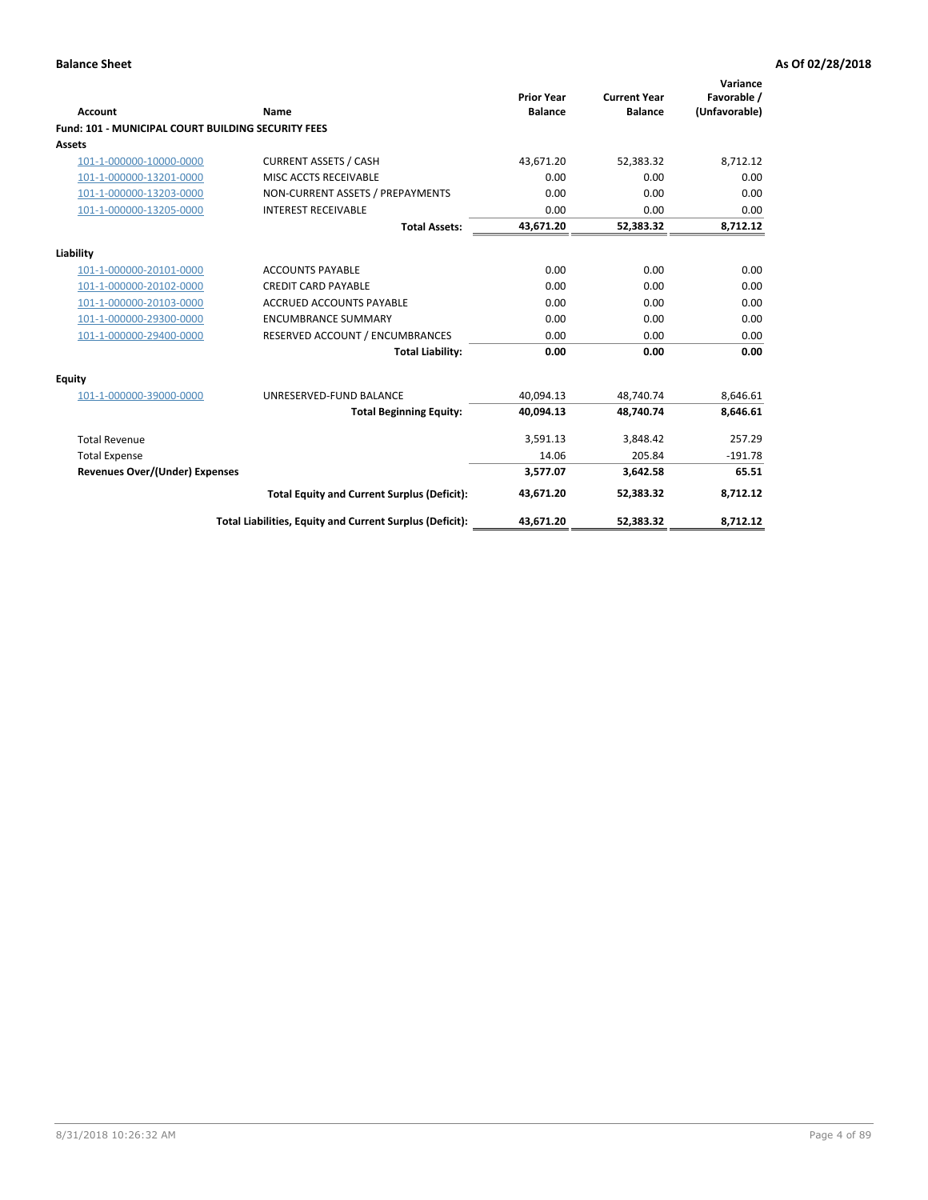**Balance Sheet** | **As Of 02/28/2018**

| Account | Name | Prior Year Balance | Current Year Balance | Variance Favorable / (Unfavorable) |
|---|---|---|---|---|
| **Fund: 101 - MUNICIPAL COURT BUILDING SECURITY FEES** | | | | |
| **Assets** | | | | |
| 101-1-000000-10000-0000 | CURRENT ASSETS / CASH | 43,671.20 | 52,383.32 | 8,712.12 |
| 101-1-000000-13201-0000 | MISC ACCTS RECEIVABLE | 0.00 | 0.00 | 0.00 |
| 101-1-000000-13203-0000 | NON-CURRENT ASSETS / PREPAYMENTS | 0.00 | 0.00 | 0.00 |
| 101-1-000000-13205-0000 | INTEREST RECEIVABLE | 0.00 | 0.00 | 0.00 |
| | **Total Assets:** | **43,671.20** | **52,383.32** | **8,712.12** |
| **Liability** | | | | |
| 101-1-000000-20101-0000 | ACCOUNTS PAYABLE | 0.00 | 0.00 | 0.00 |
| 101-1-000000-20102-0000 | CREDIT CARD PAYABLE | 0.00 | 0.00 | 0.00 |
| 101-1-000000-20103-0000 | ACCRUED ACCOUNTS PAYABLE | 0.00 | 0.00 | 0.00 |
| 101-1-000000-29300-0000 | ENCUMBRANCE SUMMARY | 0.00 | 0.00 | 0.00 |
| 101-1-000000-29400-0000 | RESERVED ACCOUNT / ENCUMBRANCES | 0.00 | 0.00 | 0.00 |
| | **Total Liability:** | **0.00** | **0.00** | **0.00** |
| **Equity** | | | | |
| 101-1-000000-39000-0000 | UNRESERVED-FUND BALANCE | 40,094.13 | 48,740.74 | 8,646.61 |
| | **Total Beginning Equity:** | **40,094.13** | **48,740.74** | **8,646.61** |
| Total Revenue | | 3,591.13 | 3,848.42 | 257.29 |
| Total Expense | | 14.06 | 205.84 | -191.78 |
| **Revenues Over/(Under) Expenses** | | **3,577.07** | **3,642.58** | **65.51** |
| | **Total Equity and Current Surplus (Deficit):** | **43,671.20** | **52,383.32** | **8,712.12** |
| | **Total Liabilities, Equity and Current Surplus (Deficit):** | **43,671.20** | **52,383.32** | **8,712.12** |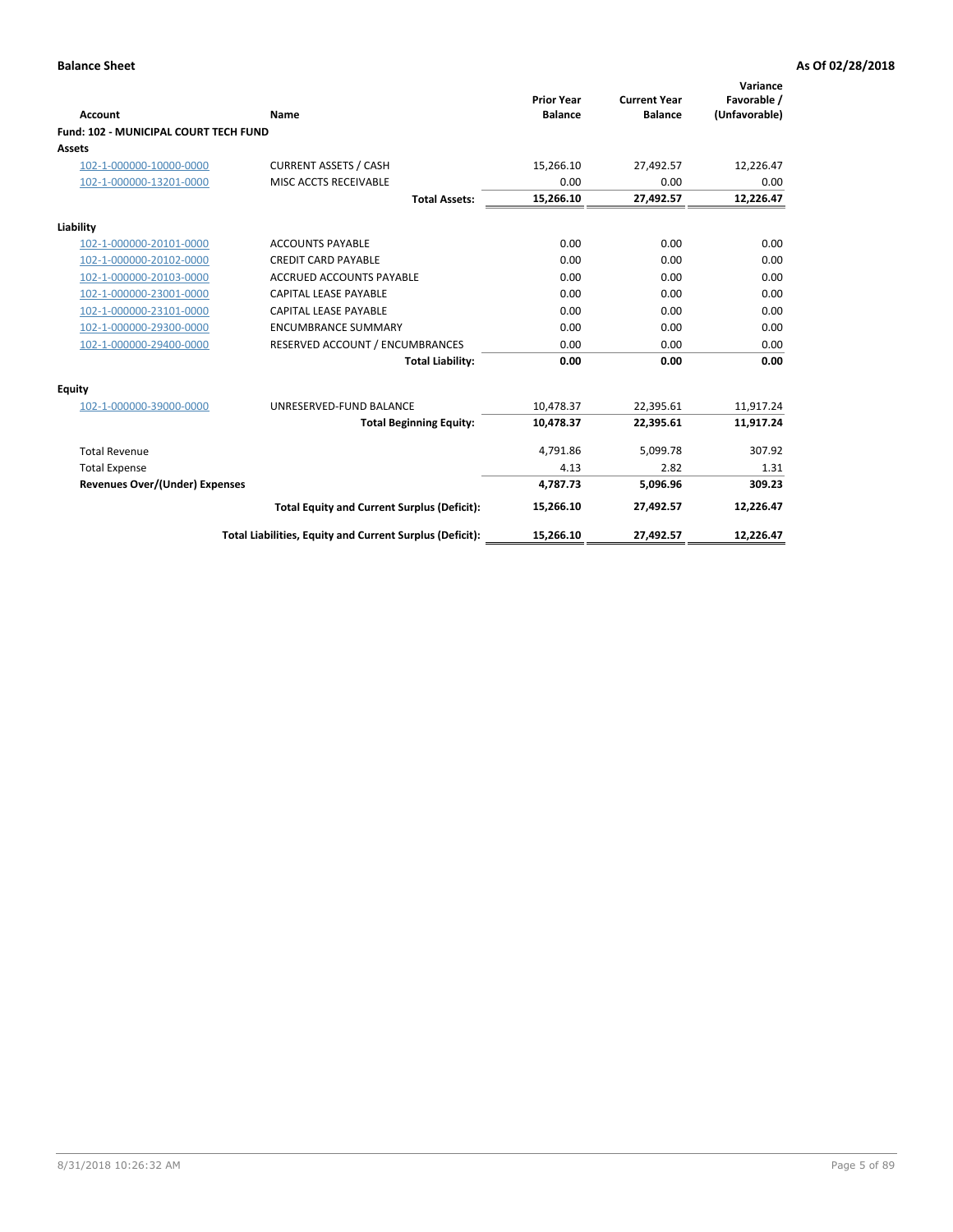**Balance Sheet** **As Of 02/28/2018**

| Account | Name | Prior Year Balance | Current Year Balance | Variance Favorable / (Unfavorable) |
|---|---|---|---|---|
| **Fund: 102 - MUNICIPAL COURT TECH FUND** | | | | |
| **Assets** | | | | |
| 102-1-000000-10000-0000 | CURRENT ASSETS / CASH | 15,266.10 | 27,492.57 | 12,226.47 |
| 102-1-000000-13201-0000 | MISC ACCTS RECEIVABLE | 0.00 | 0.00 | 0.00 |
| | **Total Assets:** | **15,266.10** | **27,492.57** | **12,226.47** |
| **Liability** | | | | |
| 102-1-000000-20101-0000 | ACCOUNTS PAYABLE | 0.00 | 0.00 | 0.00 |
| 102-1-000000-20102-0000 | CREDIT CARD PAYABLE | 0.00 | 0.00 | 0.00 |
| 102-1-000000-20103-0000 | ACCRUED ACCOUNTS PAYABLE | 0.00 | 0.00 | 0.00 |
| 102-1-000000-23001-0000 | CAPITAL LEASE PAYABLE | 0.00 | 0.00 | 0.00 |
| 102-1-000000-23101-0000 | CAPITAL LEASE PAYABLE | 0.00 | 0.00 | 0.00 |
| 102-1-000000-29300-0000 | ENCUMBRANCE SUMMARY | 0.00 | 0.00 | 0.00 |
| 102-1-000000-29400-0000 | RESERVED ACCOUNT / ENCUMBRANCES | 0.00 | 0.00 | 0.00 |
| | **Total Liability:** | **0.00** | **0.00** | **0.00** |
| **Equity** | | | | |
| 102-1-000000-39000-0000 | UNRESERVED-FUND BALANCE | 10,478.37 | 22,395.61 | 11,917.24 |
| | **Total Beginning Equity:** | **10,478.37** | **22,395.61** | **11,917.24** |
| Total Revenue | | 4,791.86 | 5,099.78 | 307.92 |
| Total Expense | | 4.13 | 2.82 | 1.31 |
| **Revenues Over/(Under) Expenses** | | **4,787.73** | **5,096.96** | **309.23** |
| | **Total Equity and Current Surplus (Deficit):** | **15,266.10** | **27,492.57** | **12,226.47** |
| | **Total Liabilities, Equity and Current Surplus (Deficit):** | **15,266.10** | **27,492.57** | **12,226.47** |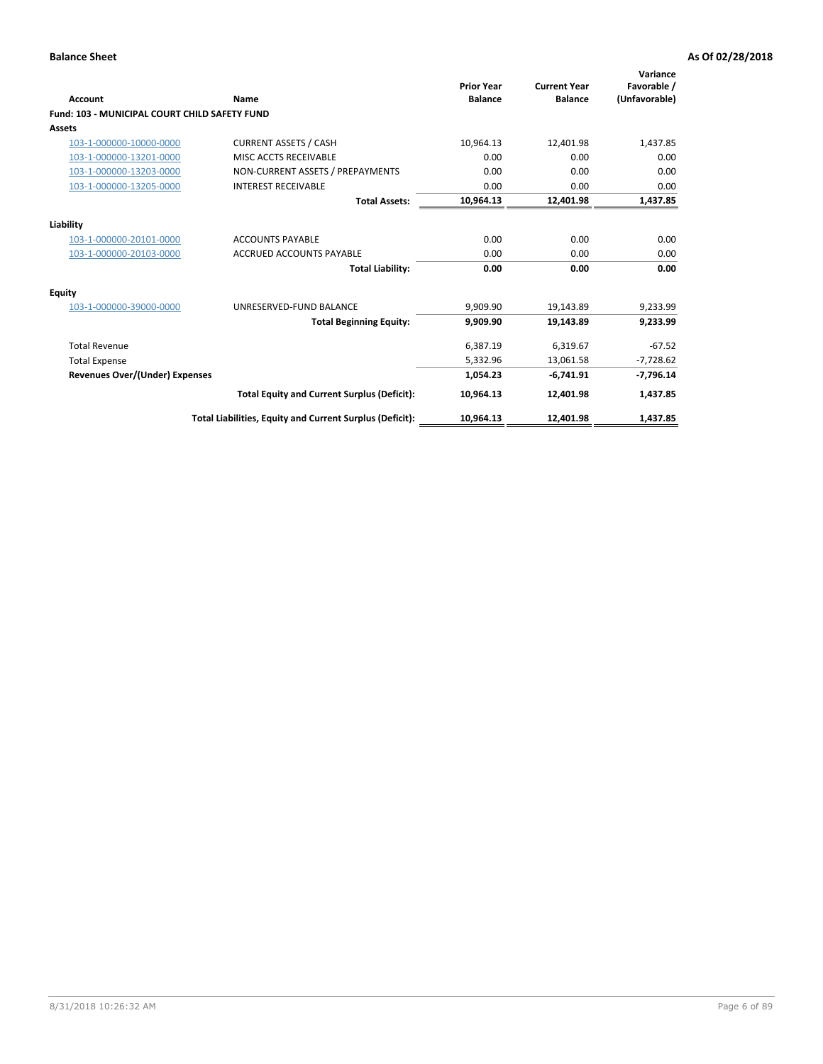**Balance Sheet** **As Of 02/28/2018**

| Account | Name | Prior Year Balance | Current Year Balance | Variance Favorable / (Unfavorable) |
|---|---|---|---|---|
| **Fund: 103 - MUNICIPAL COURT CHILD SAFETY FUND** | | | | |
| **Assets** | | | | |
| 103-1-000000-10000-0000 | CURRENT ASSETS / CASH | 10,964.13 | 12,401.98 | 1,437.85 |
| 103-1-000000-13201-0000 | MISC ACCTS RECEIVABLE | 0.00 | 0.00 | 0.00 |
| 103-1-000000-13203-0000 | NON-CURRENT ASSETS / PREPAYMENTS | 0.00 | 0.00 | 0.00 |
| 103-1-000000-13205-0000 | INTEREST RECEIVABLE | 0.00 | 0.00 | 0.00 |
| | **Total Assets:** | **10,964.13** | **12,401.98** | **1,437.85** |
| **Liability** | | | | |
| 103-1-000000-20101-0000 | ACCOUNTS PAYABLE | 0.00 | 0.00 | 0.00 |
| 103-1-000000-20103-0000 | ACCRUED ACCOUNTS PAYABLE | 0.00 | 0.00 | 0.00 |
| | **Total Liability:** | **0.00** | **0.00** | **0.00** |
| **Equity** | | | | |
| 103-1-000000-39000-0000 | UNRESERVED-FUND BALANCE | 9,909.90 | 19,143.89 | 9,233.99 |
| | **Total Beginning Equity:** | **9,909.90** | **19,143.89** | **9,233.99** |
| Total Revenue | | 6,387.19 | 6,319.67 | -67.52 |
| Total Expense | | 5,332.96 | 13,061.58 | -7,728.62 |
| **Revenues Over/(Under) Expenses** | | **1,054.23** | **-6,741.91** | **-7,796.14** |
| | **Total Equity and Current Surplus (Deficit):** | **10,964.13** | **12,401.98** | **1,437.85** |
| | **Total Liabilities, Equity and Current Surplus (Deficit):** | **10,964.13** | **12,401.98** | **1,437.85** |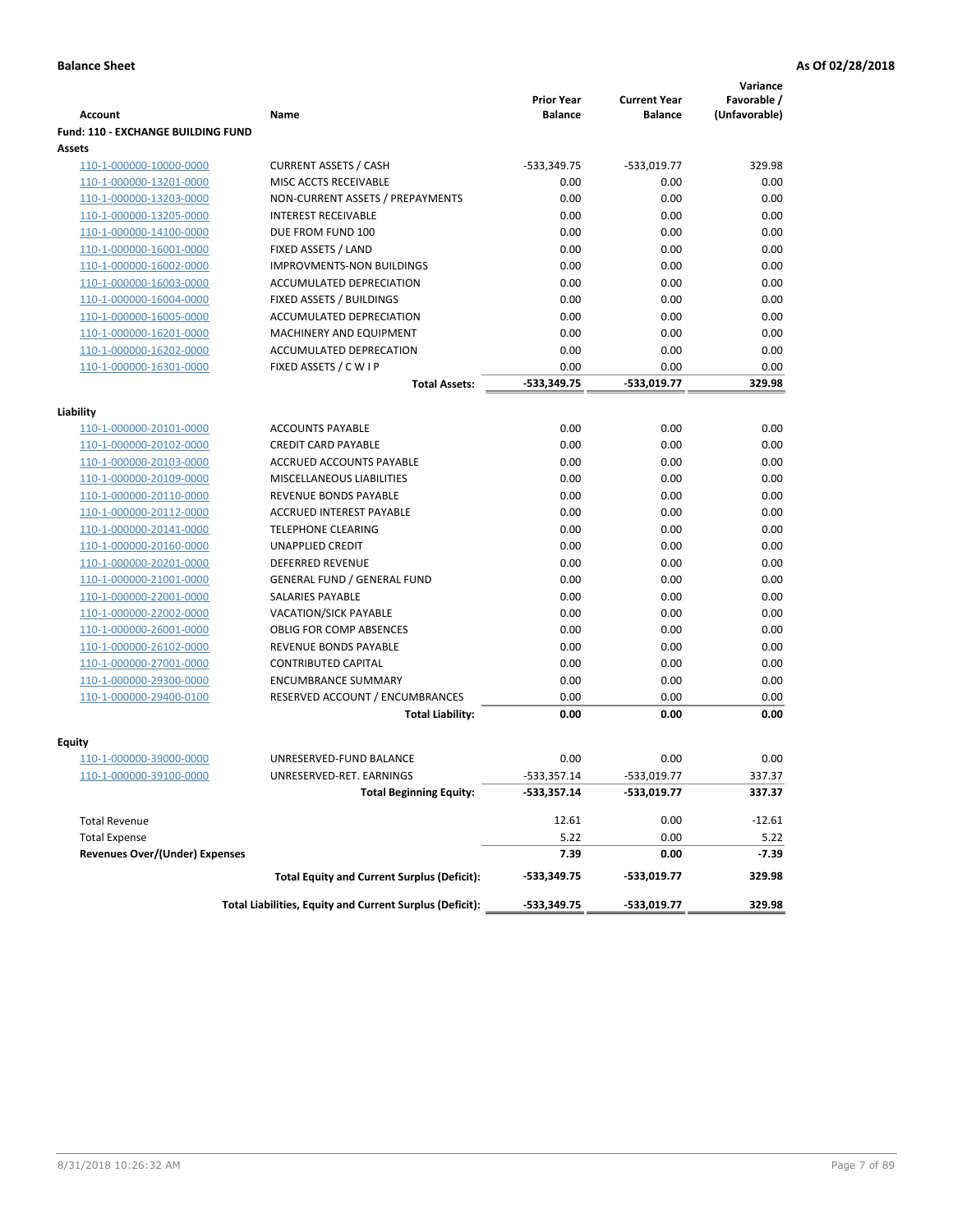**Balance Sheet** — **As Of 02/28/2018**

| Account | Name | Prior Year Balance | Current Year Balance | Variance Favorable / (Unfavorable) |
|---|---|---|---|---|
| **Fund: 110 - EXCHANGE BUILDING FUND** | | | | |
| **Assets** | | | | |
| 110-1-000000-10000-0000 | CURRENT ASSETS / CASH | -533,349.75 | -533,019.77 | 329.98 |
| 110-1-000000-13201-0000 | MISC ACCTS RECEIVABLE | 0.00 | 0.00 | 0.00 |
| 110-1-000000-13203-0000 | NON-CURRENT ASSETS / PREPAYMENTS | 0.00 | 0.00 | 0.00 |
| 110-1-000000-13205-0000 | INTEREST RECEIVABLE | 0.00 | 0.00 | 0.00 |
| 110-1-000000-14100-0000 | DUE FROM FUND 100 | 0.00 | 0.00 | 0.00 |
| 110-1-000000-16001-0000 | FIXED ASSETS / LAND | 0.00 | 0.00 | 0.00 |
| 110-1-000000-16002-0000 | IMPROVMENTS-NON BUILDINGS | 0.00 | 0.00 | 0.00 |
| 110-1-000000-16003-0000 | ACCUMULATED DEPRECIATION | 0.00 | 0.00 | 0.00 |
| 110-1-000000-16004-0000 | FIXED ASSETS / BUILDINGS | 0.00 | 0.00 | 0.00 |
| 110-1-000000-16005-0000 | ACCUMULATED DEPRECIATION | 0.00 | 0.00 | 0.00 |
| 110-1-000000-16201-0000 | MACHINERY AND EQUIPMENT | 0.00 | 0.00 | 0.00 |
| 110-1-000000-16202-0000 | ACCUMULATED DEPRECATION | 0.00 | 0.00 | 0.00 |
| 110-1-000000-16301-0000 | FIXED ASSETS / C W I P | 0.00 | 0.00 | 0.00 |
| | **Total Assets:** | **-533,349.75** | **-533,019.77** | **329.98** |
| **Liability** | | | | |
| 110-1-000000-20101-0000 | ACCOUNTS PAYABLE | 0.00 | 0.00 | 0.00 |
| 110-1-000000-20102-0000 | CREDIT CARD PAYABLE | 0.00 | 0.00 | 0.00 |
| 110-1-000000-20103-0000 | ACCRUED ACCOUNTS PAYABLE | 0.00 | 0.00 | 0.00 |
| 110-1-000000-20109-0000 | MISCELLANEOUS LIABILITIES | 0.00 | 0.00 | 0.00 |
| 110-1-000000-20110-0000 | REVENUE BONDS PAYABLE | 0.00 | 0.00 | 0.00 |
| 110-1-000000-20112-0000 | ACCRUED INTEREST PAYABLE | 0.00 | 0.00 | 0.00 |
| 110-1-000000-20141-0000 | TELEPHONE CLEARING | 0.00 | 0.00 | 0.00 |
| 110-1-000000-20160-0000 | UNAPPLIED CREDIT | 0.00 | 0.00 | 0.00 |
| 110-1-000000-20201-0000 | DEFERRED REVENUE | 0.00 | 0.00 | 0.00 |
| 110-1-000000-21001-0000 | GENERAL FUND / GENERAL FUND | 0.00 | 0.00 | 0.00 |
| 110-1-000000-22001-0000 | SALARIES PAYABLE | 0.00 | 0.00 | 0.00 |
| 110-1-000000-22002-0000 | VACATION/SICK PAYABLE | 0.00 | 0.00 | 0.00 |
| 110-1-000000-26001-0000 | OBLIG FOR COMP ABSENCES | 0.00 | 0.00 | 0.00 |
| 110-1-000000-26102-0000 | REVENUE BONDS PAYABLE | 0.00 | 0.00 | 0.00 |
| 110-1-000000-27001-0000 | CONTRIBUTED CAPITAL | 0.00 | 0.00 | 0.00 |
| 110-1-000000-29300-0000 | ENCUMBRANCE SUMMARY | 0.00 | 0.00 | 0.00 |
| 110-1-000000-29400-0100 | RESERVED ACCOUNT / ENCUMBRANCES | 0.00 | 0.00 | 0.00 |
| | **Total Liability:** | **0.00** | **0.00** | **0.00** |
| **Equity** | | | | |
| 110-1-000000-39000-0000 | UNRESERVED-FUND BALANCE | 0.00 | 0.00 | 0.00 |
| 110-1-000000-39100-0000 | UNRESERVED-RET. EARNINGS | -533,357.14 | -533,019.77 | 337.37 |
| | **Total Beginning Equity:** | **-533,357.14** | **-533,019.77** | **337.37** |
| Total Revenue | | 12.61 | 0.00 | -12.61 |
| Total Expense | | 5.22 | 0.00 | 5.22 |
| **Revenues Over/(Under) Expenses** | | **7.39** | **0.00** | **-7.39** |
| | **Total Equity and Current Surplus (Deficit):** | **-533,349.75** | **-533,019.77** | **329.98** |
| | **Total Liabilities, Equity and Current Surplus (Deficit):** | **-533,349.75** | **-533,019.77** | **329.98** |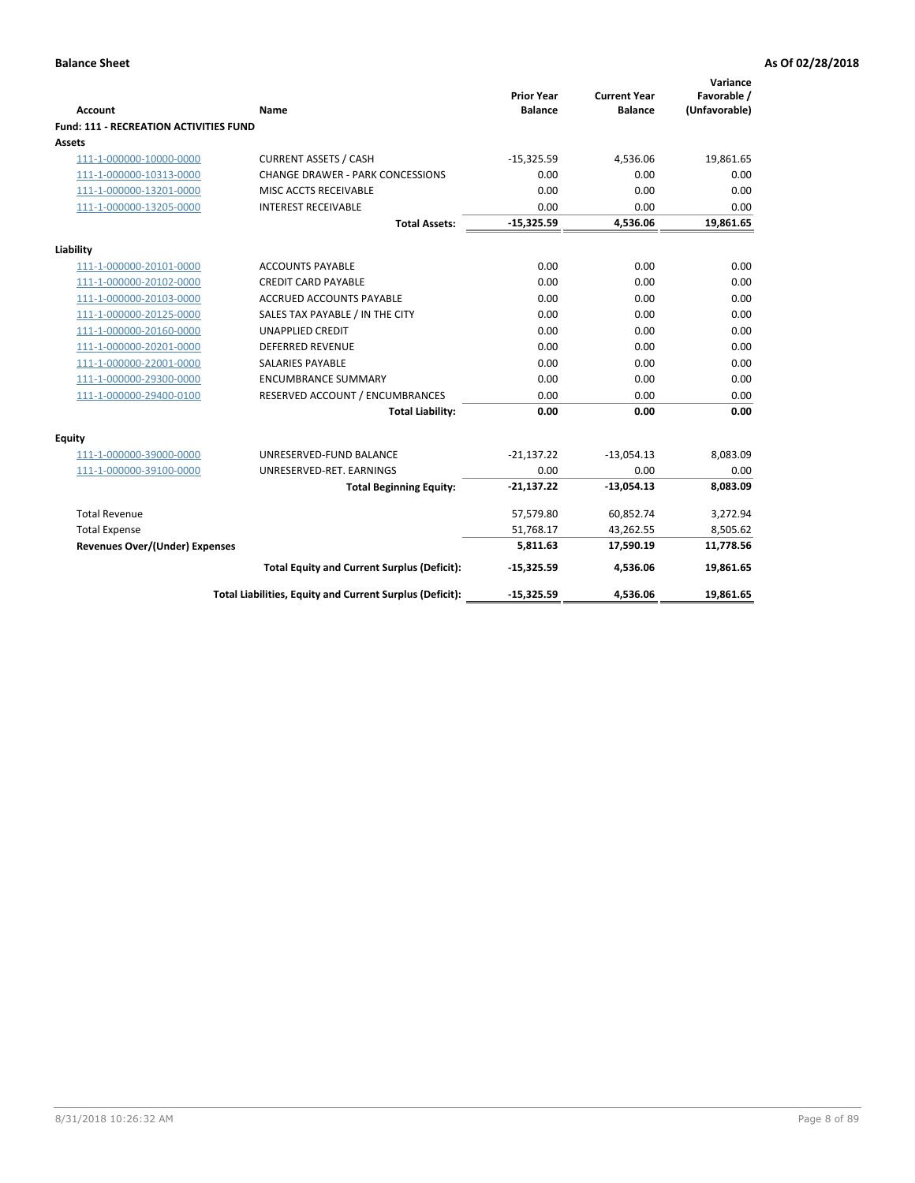**Balance Sheet** | **As Of 02/28/2018**

| Account | Name | Prior Year Balance | Current Year Balance | Variance Favorable / (Unfavorable) |
|---|---|---|---|---|
| **Fund: 111 - RECREATION ACTIVITIES FUND** | | | | |
| **Assets** | | | | |
| 111-1-000000-10000-0000 | CURRENT ASSETS / CASH | -15,325.59 | 4,536.06 | 19,861.65 |
| 111-1-000000-10313-0000 | CHANGE DRAWER - PARK CONCESSIONS | 0.00 | 0.00 | 0.00 |
| 111-1-000000-13201-0000 | MISC ACCTS RECEIVABLE | 0.00 | 0.00 | 0.00 |
| 111-1-000000-13205-0000 | INTEREST RECEIVABLE | 0.00 | 0.00 | 0.00 |
| | **Total Assets:** | **-15,325.59** | **4,536.06** | **19,861.65** |
| **Liability** | | | | |
| 111-1-000000-20101-0000 | ACCOUNTS PAYABLE | 0.00 | 0.00 | 0.00 |
| 111-1-000000-20102-0000 | CREDIT CARD PAYABLE | 0.00 | 0.00 | 0.00 |
| 111-1-000000-20103-0000 | ACCRUED ACCOUNTS PAYABLE | 0.00 | 0.00 | 0.00 |
| 111-1-000000-20125-0000 | SALES TAX PAYABLE / IN THE CITY | 0.00 | 0.00 | 0.00 |
| 111-1-000000-20160-0000 | UNAPPLIED CREDIT | 0.00 | 0.00 | 0.00 |
| 111-1-000000-20201-0000 | DEFERRED REVENUE | 0.00 | 0.00 | 0.00 |
| 111-1-000000-22001-0000 | SALARIES PAYABLE | 0.00 | 0.00 | 0.00 |
| 111-1-000000-29300-0000 | ENCUMBRANCE SUMMARY | 0.00 | 0.00 | 0.00 |
| 111-1-000000-29400-0100 | RESERVED ACCOUNT / ENCUMBRANCES | 0.00 | 0.00 | 0.00 |
| | **Total Liability:** | **0.00** | **0.00** | **0.00** |
| **Equity** | | | | |
| 111-1-000000-39000-0000 | UNRESERVED-FUND BALANCE | -21,137.22 | -13,054.13 | 8,083.09 |
| 111-1-000000-39100-0000 | UNRESERVED-RET. EARNINGS | 0.00 | 0.00 | 0.00 |
| | **Total Beginning Equity:** | **-21,137.22** | **-13,054.13** | **8,083.09** |
| Total Revenue | | 57,579.80 | 60,852.74 | 3,272.94 |
| Total Expense | | 51,768.17 | 43,262.55 | 8,505.62 |
| **Revenues Over/(Under) Expenses** | | **5,811.63** | **17,590.19** | **11,778.56** |
| | **Total Equity and Current Surplus (Deficit):** | **-15,325.59** | **4,536.06** | **19,861.65** |
| | **Total Liabilities, Equity and Current Surplus (Deficit):** | **-15,325.59** | **4,536.06** | **19,861.65** |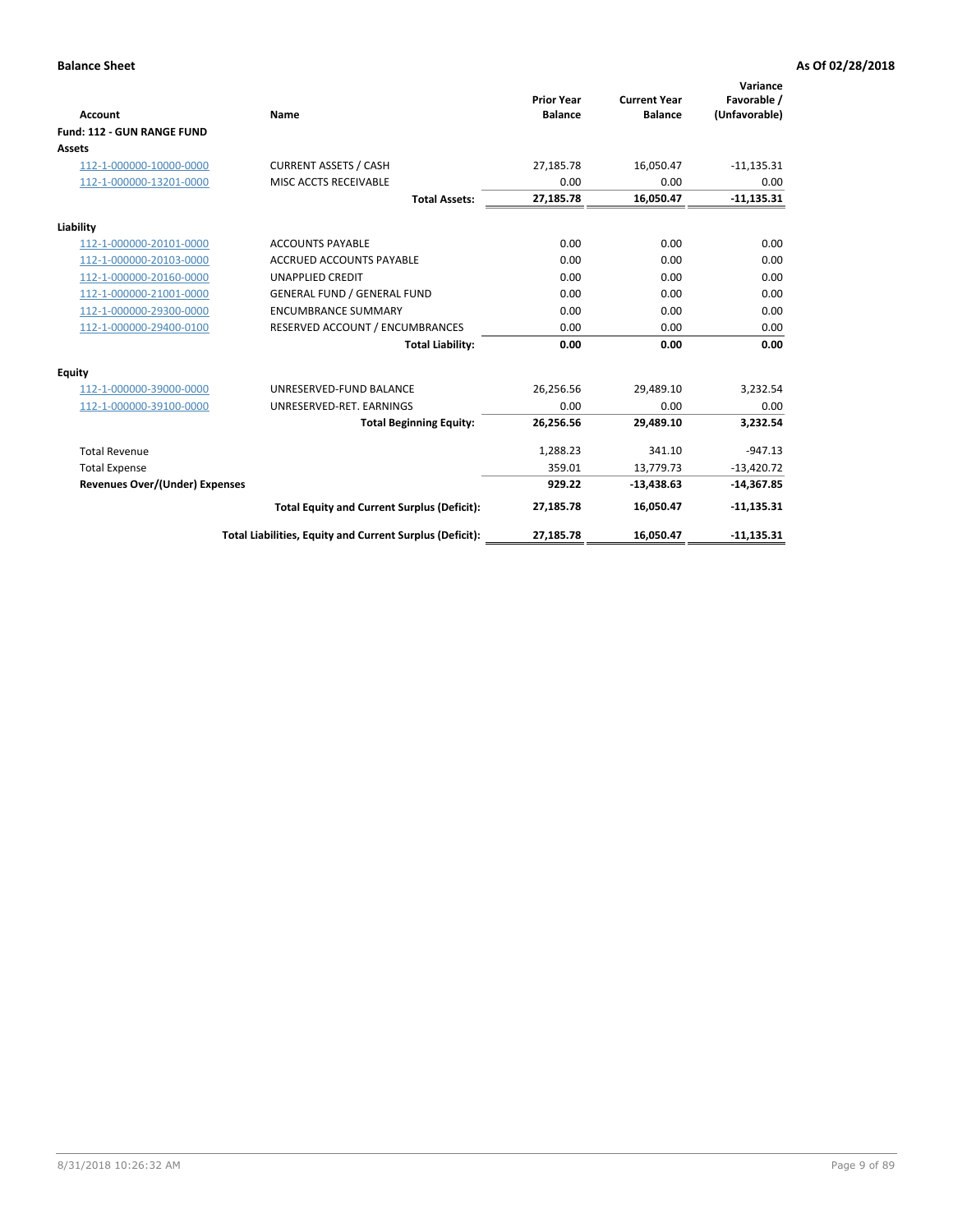**Balance Sheet** **As Of 02/28/2018**

| Account | Name | Prior Year Balance | Current Year Balance | Variance Favorable / (Unfavorable) |
|---|---|---|---|---|
| **Fund: 112 - GUN RANGE FUND** | | | | |
| **Assets** | | | | |
| 112-1-000000-10000-0000 | CURRENT ASSETS / CASH | 27,185.78 | 16,050.47 | -11,135.31 |
| 112-1-000000-13201-0000 | MISC ACCTS RECEIVABLE | 0.00 | 0.00 | 0.00 |
| | **Total Assets:** | **27,185.78** | **16,050.47** | **-11,135.31** |
| **Liability** | | | | |
| 112-1-000000-20101-0000 | ACCOUNTS PAYABLE | 0.00 | 0.00 | 0.00 |
| 112-1-000000-20103-0000 | ACCRUED ACCOUNTS PAYABLE | 0.00 | 0.00 | 0.00 |
| 112-1-000000-20160-0000 | UNAPPLIED CREDIT | 0.00 | 0.00 | 0.00 |
| 112-1-000000-21001-0000 | GENERAL FUND / GENERAL FUND | 0.00 | 0.00 | 0.00 |
| 112-1-000000-29300-0000 | ENCUMBRANCE SUMMARY | 0.00 | 0.00 | 0.00 |
| 112-1-000000-29400-0100 | RESERVED ACCOUNT / ENCUMBRANCES | 0.00 | 0.00 | 0.00 |
| | **Total Liability:** | **0.00** | **0.00** | **0.00** |
| **Equity** | | | | |
| 112-1-000000-39000-0000 | UNRESERVED-FUND BALANCE | 26,256.56 | 29,489.10 | 3,232.54 |
| 112-1-000000-39100-0000 | UNRESERVED-RET. EARNINGS | 0.00 | 0.00 | 0.00 |
| | **Total Beginning Equity:** | **26,256.56** | **29,489.10** | **3,232.54** |
| Total Revenue | | 1,288.23 | 341.10 | -947.13 |
| Total Expense | | 359.01 | 13,779.73 | -13,420.72 |
| **Revenues Over/(Under) Expenses** | | **929.22** | **-13,438.63** | **-14,367.85** |
| | **Total Equity and Current Surplus (Deficit):** | **27,185.78** | **16,050.47** | **-11,135.31** |
| | **Total Liabilities, Equity and Current Surplus (Deficit):** | **27,185.78** | **16,050.47** | **-11,135.31** |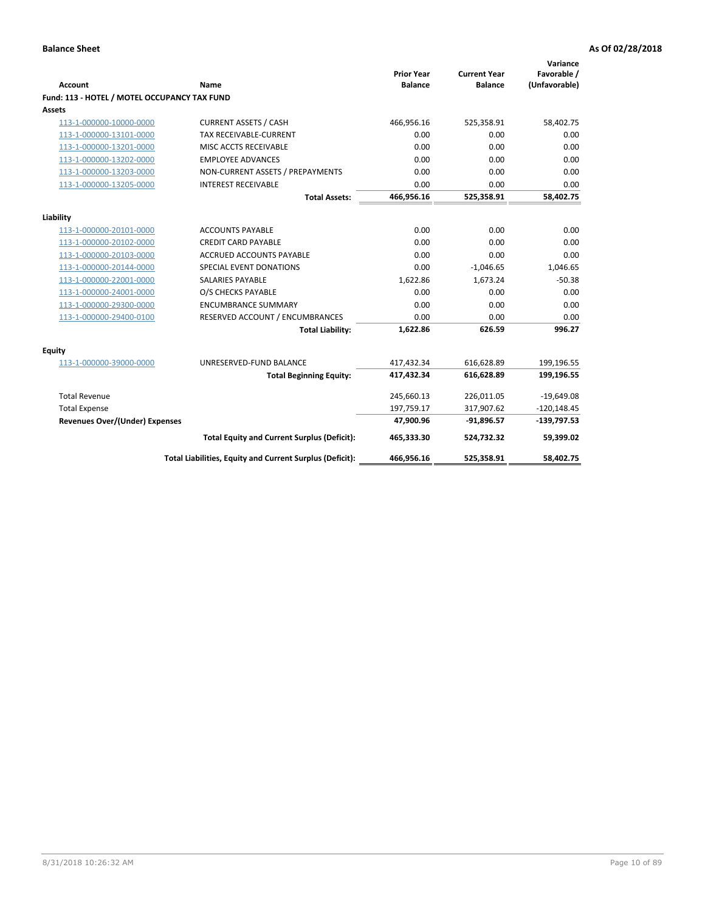**Balance Sheet** **As Of 02/28/2018**

| Account | Name | Prior Year Balance | Current Year Balance | Variance Favorable / (Unfavorable) |
|---|---|---|---|---|
| **Fund: 113 - HOTEL / MOTEL OCCUPANCY TAX FUND** | | | | |
| **Assets** | | | | |
| 113-1-000000-10000-0000 | CURRENT ASSETS / CASH | 466,956.16 | 525,358.91 | 58,402.75 |
| 113-1-000000-13101-0000 | TAX RECEIVABLE-CURRENT | 0.00 | 0.00 | 0.00 |
| 113-1-000000-13201-0000 | MISC ACCTS RECEIVABLE | 0.00 | 0.00 | 0.00 |
| 113-1-000000-13202-0000 | EMPLOYEE ADVANCES | 0.00 | 0.00 | 0.00 |
| 113-1-000000-13203-0000 | NON-CURRENT ASSETS / PREPAYMENTS | 0.00 | 0.00 | 0.00 |
| 113-1-000000-13205-0000 | INTEREST RECEIVABLE | 0.00 | 0.00 | 0.00 |
| | **Total Assets:** | **466,956.16** | **525,358.91** | **58,402.75** |
| **Liability** | | | | |
| 113-1-000000-20101-0000 | ACCOUNTS PAYABLE | 0.00 | 0.00 | 0.00 |
| 113-1-000000-20102-0000 | CREDIT CARD PAYABLE | 0.00 | 0.00 | 0.00 |
| 113-1-000000-20103-0000 | ACCRUED ACCOUNTS PAYABLE | 0.00 | 0.00 | 0.00 |
| 113-1-000000-20144-0000 | SPECIAL EVENT DONATIONS | 0.00 | -1,046.65 | 1,046.65 |
| 113-1-000000-22001-0000 | SALARIES PAYABLE | 1,622.86 | 1,673.24 | -50.38 |
| 113-1-000000-24001-0000 | O/S CHECKS PAYABLE | 0.00 | 0.00 | 0.00 |
| 113-1-000000-29300-0000 | ENCUMBRANCE SUMMARY | 0.00 | 0.00 | 0.00 |
| 113-1-000000-29400-0100 | RESERVED ACCOUNT / ENCUMBRANCES | 0.00 | 0.00 | 0.00 |
| | **Total Liability:** | **1,622.86** | **626.59** | **996.27** |
| **Equity** | | | | |
| 113-1-000000-39000-0000 | UNRESERVED-FUND BALANCE | 417,432.34 | 616,628.89 | 199,196.55 |
| | **Total Beginning Equity:** | **417,432.34** | **616,628.89** | **199,196.55** |
| Total Revenue | | 245,660.13 | 226,011.05 | -19,649.08 |
| Total Expense | | 197,759.17 | 317,907.62 | -120,148.45 |
| **Revenues Over/(Under) Expenses** | | **47,900.96** | **-91,896.57** | **-139,797.53** |
| | **Total Equity and Current Surplus (Deficit):** | **465,333.30** | **524,732.32** | **59,399.02** |
| | **Total Liabilities, Equity and Current Surplus (Deficit):** | **466,956.16** | **525,358.91** | **58,402.75** |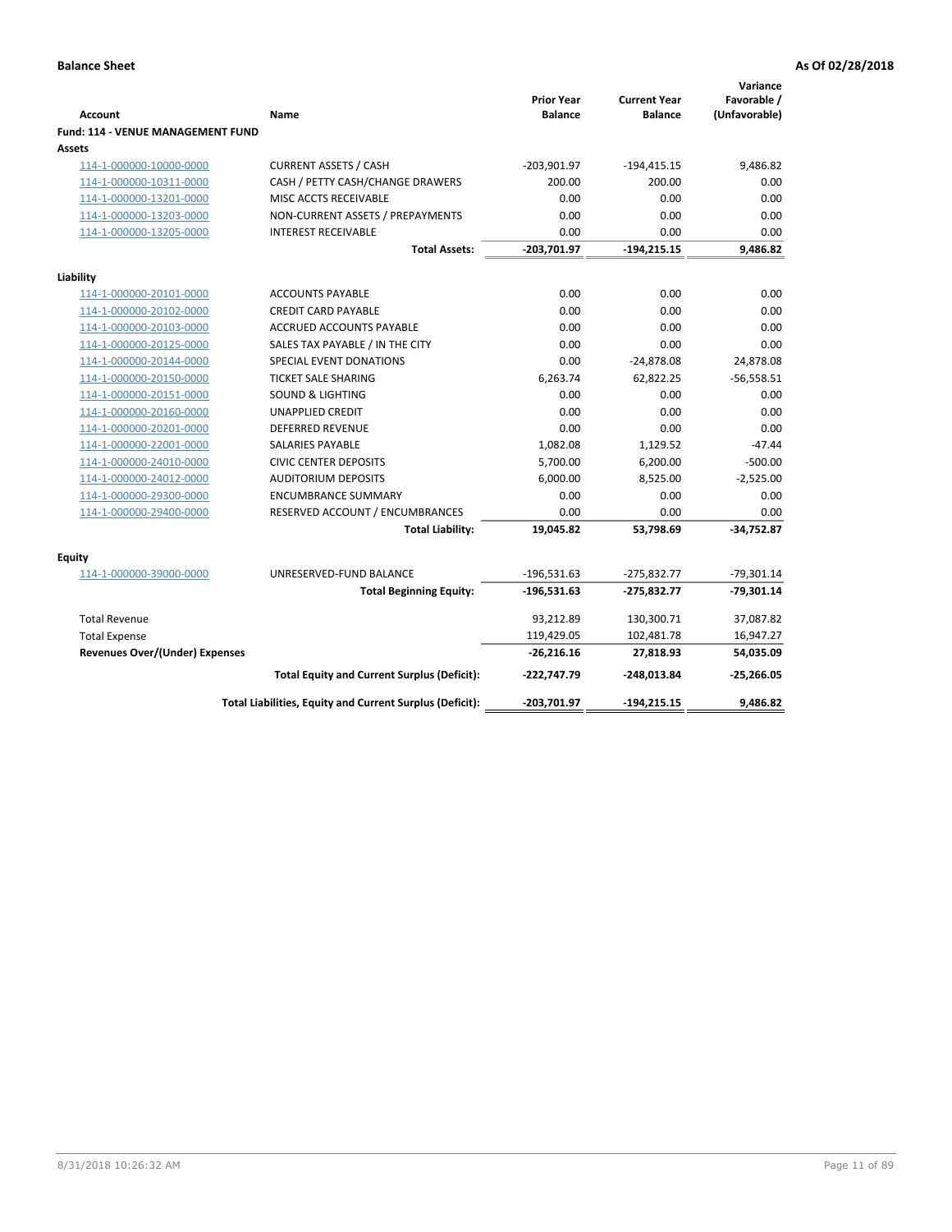**Balance Sheet** **As Of 02/28/2018**

| Account | Name | Prior Year Balance | Current Year Balance | Variance Favorable / (Unfavorable) |
|---|---|---|---|---|
| **Fund: 114 - VENUE MANAGEMENT FUND** | | | | |
| **Assets** | | | | |
| 114-1-000000-10000-0000 | CURRENT ASSETS / CASH | -203,901.97 | -194,415.15 | 9,486.82 |
| 114-1-000000-10311-0000 | CASH / PETTY CASH/CHANGE DRAWERS | 200.00 | 200.00 | 0.00 |
| 114-1-000000-13201-0000 | MISC ACCTS RECEIVABLE | 0.00 | 0.00 | 0.00 |
| 114-1-000000-13203-0000 | NON-CURRENT ASSETS / PREPAYMENTS | 0.00 | 0.00 | 0.00 |
| 114-1-000000-13205-0000 | INTEREST RECEIVABLE | 0.00 | 0.00 | 0.00 |
| | **Total Assets:** | **-203,701.97** | **-194,215.15** | **9,486.82** |
| **Liability** | | | | |
| 114-1-000000-20101-0000 | ACCOUNTS PAYABLE | 0.00 | 0.00 | 0.00 |
| 114-1-000000-20102-0000 | CREDIT CARD PAYABLE | 0.00 | 0.00 | 0.00 |
| 114-1-000000-20103-0000 | ACCRUED ACCOUNTS PAYABLE | 0.00 | 0.00 | 0.00 |
| 114-1-000000-20125-0000 | SALES TAX PAYABLE / IN THE CITY | 0.00 | 0.00 | 0.00 |
| 114-1-000000-20144-0000 | SPECIAL EVENT DONATIONS | 0.00 | -24,878.08 | 24,878.08 |
| 114-1-000000-20150-0000 | TICKET SALE SHARING | 6,263.74 | 62,822.25 | -56,558.51 |
| 114-1-000000-20151-0000 | SOUND & LIGHTING | 0.00 | 0.00 | 0.00 |
| 114-1-000000-20160-0000 | UNAPPLIED CREDIT | 0.00 | 0.00 | 0.00 |
| 114-1-000000-20201-0000 | DEFERRED REVENUE | 0.00 | 0.00 | 0.00 |
| 114-1-000000-22001-0000 | SALARIES PAYABLE | 1,082.08 | 1,129.52 | -47.44 |
| 114-1-000000-24010-0000 | CIVIC CENTER DEPOSITS | 5,700.00 | 6,200.00 | -500.00 |
| 114-1-000000-24012-0000 | AUDITORIUM DEPOSITS | 6,000.00 | 8,525.00 | -2,525.00 |
| 114-1-000000-29300-0000 | ENCUMBRANCE SUMMARY | 0.00 | 0.00 | 0.00 |
| 114-1-000000-29400-0000 | RESERVED ACCOUNT / ENCUMBRANCES | 0.00 | 0.00 | 0.00 |
| | **Total Liability:** | **19,045.82** | **53,798.69** | **-34,752.87** |
| **Equity** | | | | |
| 114-1-000000-39000-0000 | UNRESERVED-FUND BALANCE | -196,531.63 | -275,832.77 | -79,301.14 |
| | **Total Beginning Equity:** | **-196,531.63** | **-275,832.77** | **-79,301.14** |
| Total Revenue | | 93,212.89 | 130,300.71 | 37,087.82 |
| Total Expense | | 119,429.05 | 102,481.78 | 16,947.27 |
| **Revenues Over/(Under) Expenses** | | **-26,216.16** | **27,818.93** | **54,035.09** |
| | **Total Equity and Current Surplus (Deficit):** | **-222,747.79** | **-248,013.84** | **-25,266.05** |
| | **Total Liabilities, Equity and Current Surplus (Deficit):** | **-203,701.97** | **-194,215.15** | **9,486.82** |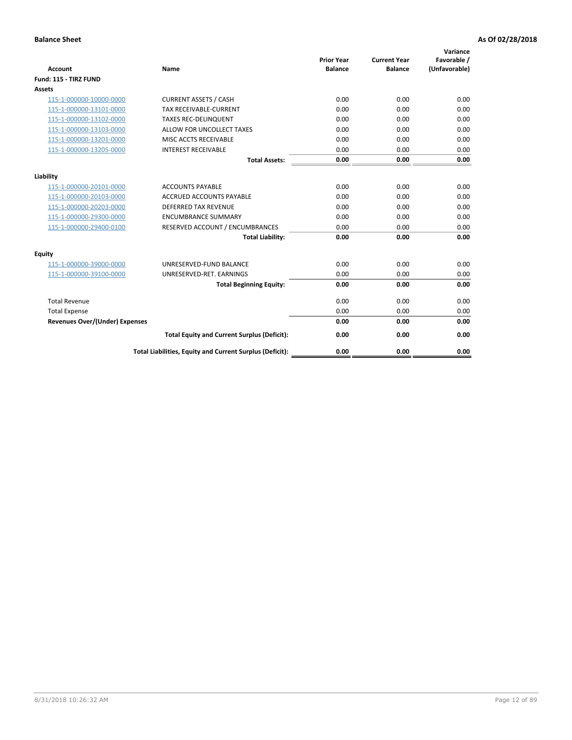**Balance Sheet** **As Of 02/28/2018**

| Account | Name | Prior Year Balance | Current Year Balance | Variance Favorable / (Unfavorable) |
|---|---|---|---|---|
| **Fund: 115 - TIRZ FUND** | | | | |
| **Assets** | | | | |
| 115-1-000000-10000-0000 | CURRENT ASSETS / CASH | 0.00 | 0.00 | 0.00 |
| 115-1-000000-13101-0000 | TAX RECEIVABLE-CURRENT | 0.00 | 0.00 | 0.00 |
| 115-1-000000-13102-0000 | TAXES REC-DELINQUENT | 0.00 | 0.00 | 0.00 |
| 115-1-000000-13103-0000 | ALLOW FOR UNCOLLECT TAXES | 0.00 | 0.00 | 0.00 |
| 115-1-000000-13201-0000 | MISC ACCTS RECEIVABLE | 0.00 | 0.00 | 0.00 |
| 115-1-000000-13205-0000 | INTEREST RECEIVABLE | 0.00 | 0.00 | 0.00 |
| | **Total Assets:** | **0.00** | **0.00** | **0.00** |
| **Liability** | | | | |
| 115-1-000000-20101-0000 | ACCOUNTS PAYABLE | 0.00 | 0.00 | 0.00 |
| 115-1-000000-20103-0000 | ACCRUED ACCOUNTS PAYABLE | 0.00 | 0.00 | 0.00 |
| 115-1-000000-20203-0000 | DEFERRED TAX REVENUE | 0.00 | 0.00 | 0.00 |
| 115-1-000000-29300-0000 | ENCUMBRANCE SUMMARY | 0.00 | 0.00 | 0.00 |
| 115-1-000000-29400-0100 | RESERVED ACCOUNT / ENCUMBRANCES | 0.00 | 0.00 | 0.00 |
| | **Total Liability:** | **0.00** | **0.00** | **0.00** |
| **Equity** | | | | |
| 115-1-000000-39000-0000 | UNRESERVED-FUND BALANCE | 0.00 | 0.00 | 0.00 |
| 115-1-000000-39100-0000 | UNRESERVED-RET. EARNINGS | 0.00 | 0.00 | 0.00 |
| | **Total Beginning Equity:** | **0.00** | **0.00** | **0.00** |
| Total Revenue | | 0.00 | 0.00 | 0.00 |
| Total Expense | | 0.00 | 0.00 | 0.00 |
| **Revenues Over/(Under) Expenses** | | **0.00** | **0.00** | **0.00** |
| | **Total Equity and Current Surplus (Deficit):** | **0.00** | **0.00** | **0.00** |
| | **Total Liabilities, Equity and Current Surplus (Deficit):** | **0.00** | **0.00** | **0.00** |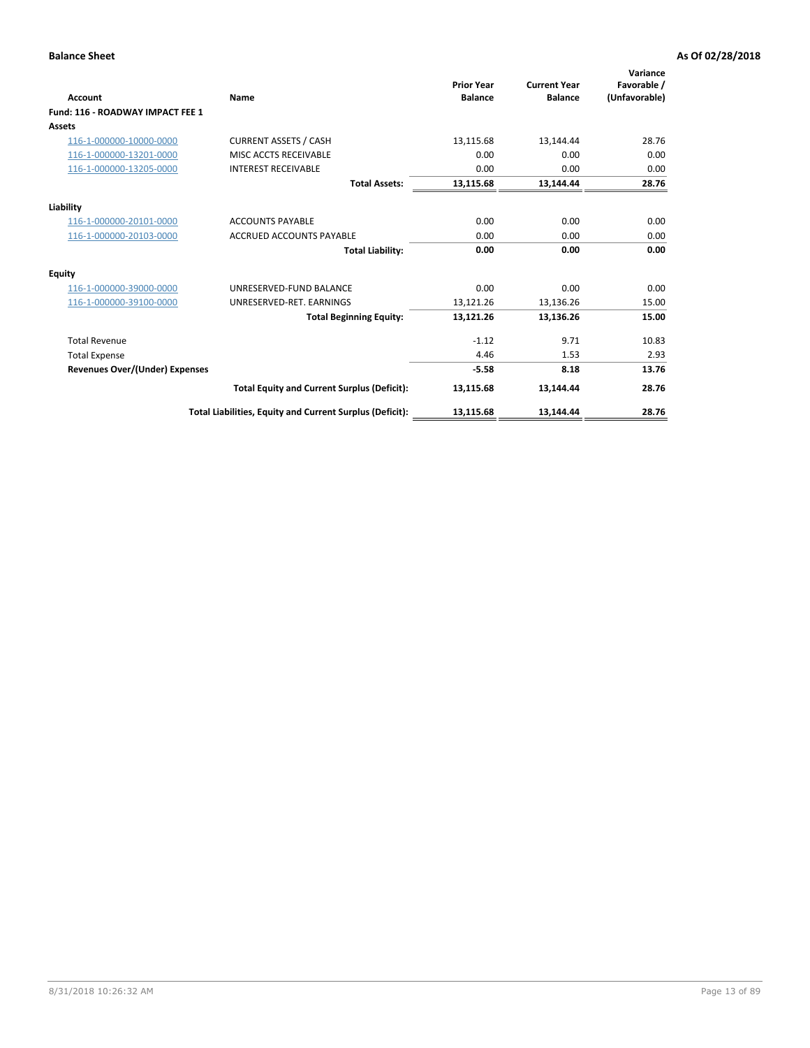**Balance Sheet** **As Of 02/28/2018**

| Account | Name | Prior Year Balance | Current Year Balance | Variance Favorable / (Unfavorable) |
|---|---|---|---|---|
| **Fund: 116 - ROADWAY IMPACT FEE 1** | | | | |
| **Assets** | | | | |
| 116-1-000000-10000-0000 | CURRENT ASSETS / CASH | 13,115.68 | 13,144.44 | 28.76 |
| 116-1-000000-13201-0000 | MISC ACCTS RECEIVABLE | 0.00 | 0.00 | 0.00 |
| 116-1-000000-13205-0000 | INTEREST RECEIVABLE | 0.00 | 0.00 | 0.00 |
| | **Total Assets:** | **13,115.68** | **13,144.44** | **28.76** |
| **Liability** | | | | |
| 116-1-000000-20101-0000 | ACCOUNTS PAYABLE | 0.00 | 0.00 | 0.00 |
| 116-1-000000-20103-0000 | ACCRUED ACCOUNTS PAYABLE | 0.00 | 0.00 | 0.00 |
| | **Total Liability:** | **0.00** | **0.00** | **0.00** |
| **Equity** | | | | |
| 116-1-000000-39000-0000 | UNRESERVED-FUND BALANCE | 0.00 | 0.00 | 0.00 |
| 116-1-000000-39100-0000 | UNRESERVED-RET. EARNINGS | 13,121.26 | 13,136.26 | 15.00 |
| | **Total Beginning Equity:** | **13,121.26** | **13,136.26** | **15.00** |
| Total Revenue | | -1.12 | 9.71 | 10.83 |
| Total Expense | | 4.46 | 1.53 | 2.93 |
| **Revenues Over/(Under) Expenses** | | **-5.58** | **8.18** | **13.76** |
| | **Total Equity and Current Surplus (Deficit):** | **13,115.68** | **13,144.44** | **28.76** |
| | **Total Liabilities, Equity and Current Surplus (Deficit):** | **13,115.68** | **13,144.44** | **28.76** |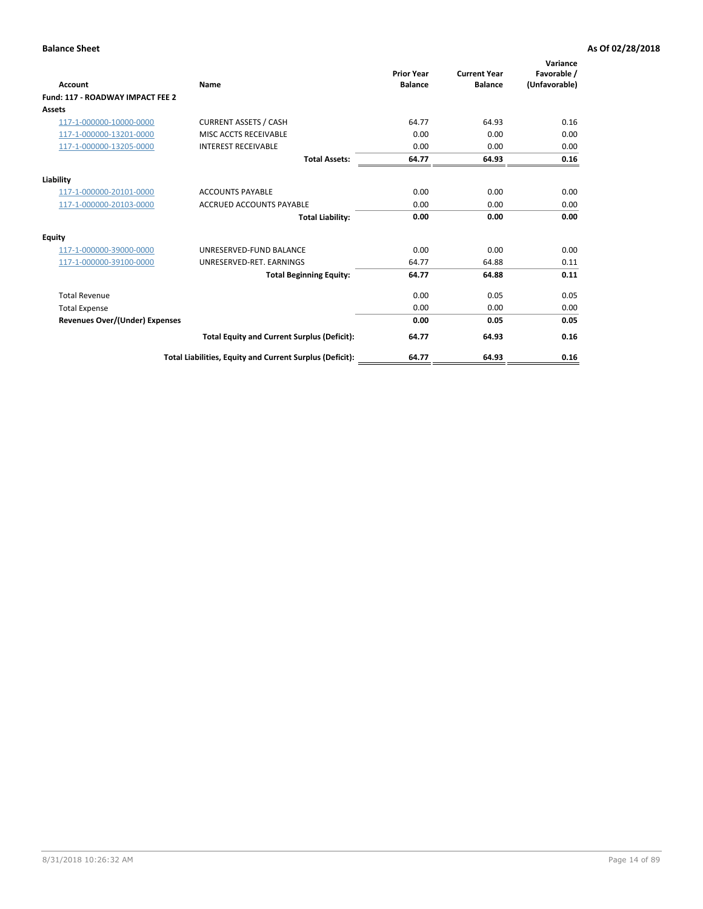**Balance Sheet** **As Of 02/28/2018**

| Account | Name | Prior Year Balance | Current Year Balance | Variance Favorable / (Unfavorable) |
|---|---|---|---|---|
| **Fund: 117 - ROADWAY IMPACT FEE 2** | | | | |
| **Assets** | | | | |
| 117-1-000000-10000-0000 | CURRENT ASSETS / CASH | 64.77 | 64.93 | 0.16 |
| 117-1-000000-13201-0000 | MISC ACCTS RECEIVABLE | 0.00 | 0.00 | 0.00 |
| 117-1-000000-13205-0000 | INTEREST RECEIVABLE | 0.00 | 0.00 | 0.00 |
| | **Total Assets:** | **64.77** | **64.93** | **0.16** |
| **Liability** | | | | |
| 117-1-000000-20101-0000 | ACCOUNTS PAYABLE | 0.00 | 0.00 | 0.00 |
| 117-1-000000-20103-0000 | ACCRUED ACCOUNTS PAYABLE | 0.00 | 0.00 | 0.00 |
| | **Total Liability:** | **0.00** | **0.00** | **0.00** |
| **Equity** | | | | |
| 117-1-000000-39000-0000 | UNRESERVED-FUND BALANCE | 0.00 | 0.00 | 0.00 |
| 117-1-000000-39100-0000 | UNRESERVED-RET. EARNINGS | 64.77 | 64.88 | 0.11 |
| | **Total Beginning Equity:** | **64.77** | **64.88** | **0.11** |
| Total Revenue | | 0.00 | 0.05 | 0.05 |
| Total Expense | | 0.00 | 0.00 | 0.00 |
| **Revenues Over/(Under) Expenses** | | **0.00** | **0.05** | **0.05** |
| | **Total Equity and Current Surplus (Deficit):** | **64.77** | **64.93** | **0.16** |
| | **Total Liabilities, Equity and Current Surplus (Deficit):** | **64.77** | **64.93** | **0.16** |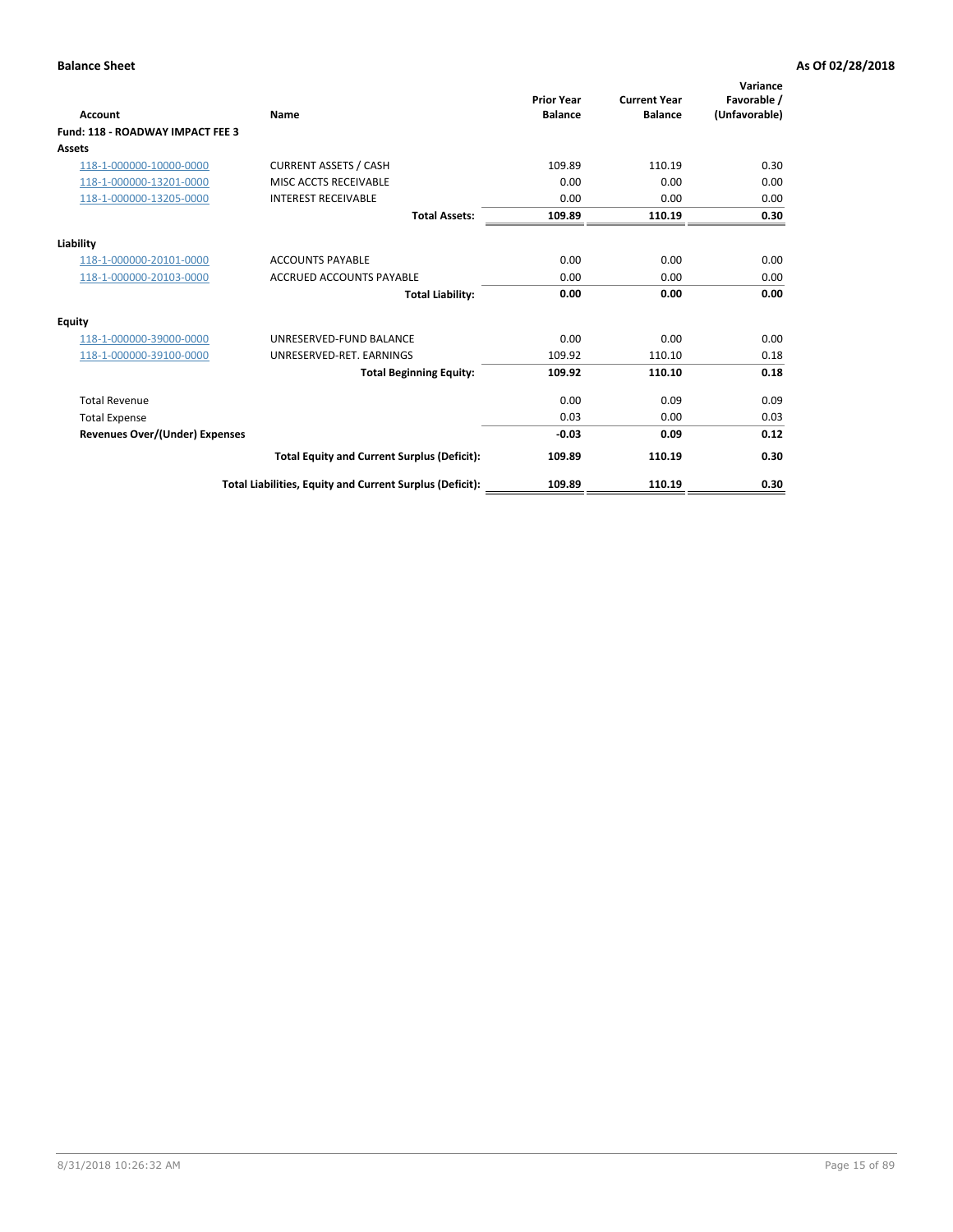**Balance Sheet** **As Of 02/28/2018**

| Account | Name | Prior Year Balance | Current Year Balance | Variance Favorable / (Unfavorable) |
|---|---|---|---|---|
| **Fund: 118 - ROADWAY IMPACT FEE 3** | | | | |
| **Assets** | | | | |
| 118-1-000000-10000-0000 | CURRENT ASSETS / CASH | 109.89 | 110.19 | 0.30 |
| 118-1-000000-13201-0000 | MISC ACCTS RECEIVABLE | 0.00 | 0.00 | 0.00 |
| 118-1-000000-13205-0000 | INTEREST RECEIVABLE | 0.00 | 0.00 | 0.00 |
| | **Total Assets:** | **109.89** | **110.19** | **0.30** |
| **Liability** | | | | |
| 118-1-000000-20101-0000 | ACCOUNTS PAYABLE | 0.00 | 0.00 | 0.00 |
| 118-1-000000-20103-0000 | ACCRUED ACCOUNTS PAYABLE | 0.00 | 0.00 | 0.00 |
| | **Total Liability:** | **0.00** | **0.00** | **0.00** |
| **Equity** | | | | |
| 118-1-000000-39000-0000 | UNRESERVED-FUND BALANCE | 0.00 | 0.00 | 0.00 |
| 118-1-000000-39100-0000 | UNRESERVED-RET. EARNINGS | 109.92 | 110.10 | 0.18 |
| | **Total Beginning Equity:** | **109.92** | **110.10** | **0.18** |
| Total Revenue | | 0.00 | 0.09 | 0.09 |
| Total Expense | | 0.03 | 0.00 | 0.03 |
| **Revenues Over/(Under) Expenses** | | **-0.03** | **0.09** | **0.12** |
| | **Total Equity and Current Surplus (Deficit):** | **109.89** | **110.19** | **0.30** |
| | **Total Liabilities, Equity and Current Surplus (Deficit):** | **109.89** | **110.19** | **0.30** |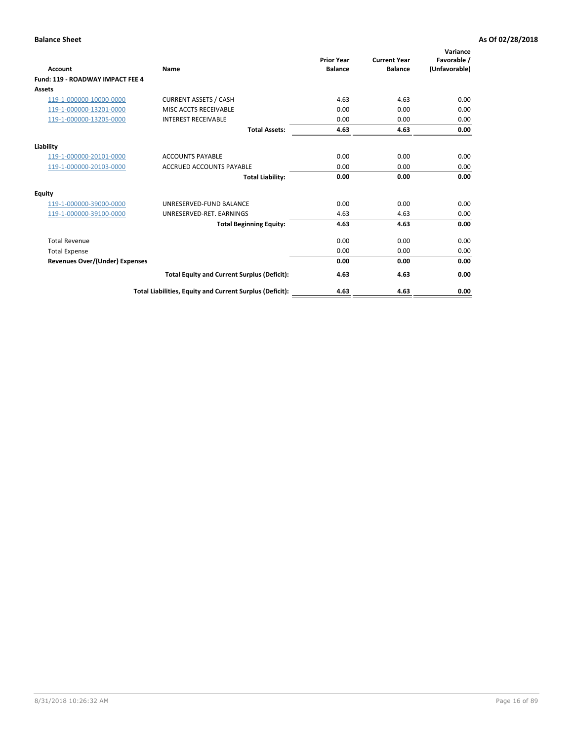**Balance Sheet** **As Of 02/28/2018**

| Account | Name | Prior Year Balance | Current Year Balance | Variance Favorable / (Unfavorable) |
|---|---|---|---|---|
| **Fund: 119 - ROADWAY IMPACT FEE 4** | | | | |
| **Assets** | | | | |
| 119-1-000000-10000-0000 | CURRENT ASSETS / CASH | 4.63 | 4.63 | 0.00 |
| 119-1-000000-13201-0000 | MISC ACCTS RECEIVABLE | 0.00 | 0.00 | 0.00 |
| 119-1-000000-13205-0000 | INTEREST RECEIVABLE | 0.00 | 0.00 | 0.00 |
| | **Total Assets:** | **4.63** | **4.63** | **0.00** |
| **Liability** | | | | |
| 119-1-000000-20101-0000 | ACCOUNTS PAYABLE | 0.00 | 0.00 | 0.00 |
| 119-1-000000-20103-0000 | ACCRUED ACCOUNTS PAYABLE | 0.00 | 0.00 | 0.00 |
| | **Total Liability:** | **0.00** | **0.00** | **0.00** |
| **Equity** | | | | |
| 119-1-000000-39000-0000 | UNRESERVED-FUND BALANCE | 0.00 | 0.00 | 0.00 |
| 119-1-000000-39100-0000 | UNRESERVED-RET. EARNINGS | 4.63 | 4.63 | 0.00 |
| | **Total Beginning Equity:** | **4.63** | **4.63** | **0.00** |
| Total Revenue | | 0.00 | 0.00 | 0.00 |
| Total Expense | | 0.00 | 0.00 | 0.00 |
| **Revenues Over/(Under) Expenses** | | **0.00** | **0.00** | **0.00** |
| | **Total Equity and Current Surplus (Deficit):** | **4.63** | **4.63** | **0.00** |
| | **Total Liabilities, Equity and Current Surplus (Deficit):** | **4.63** | **4.63** | **0.00** |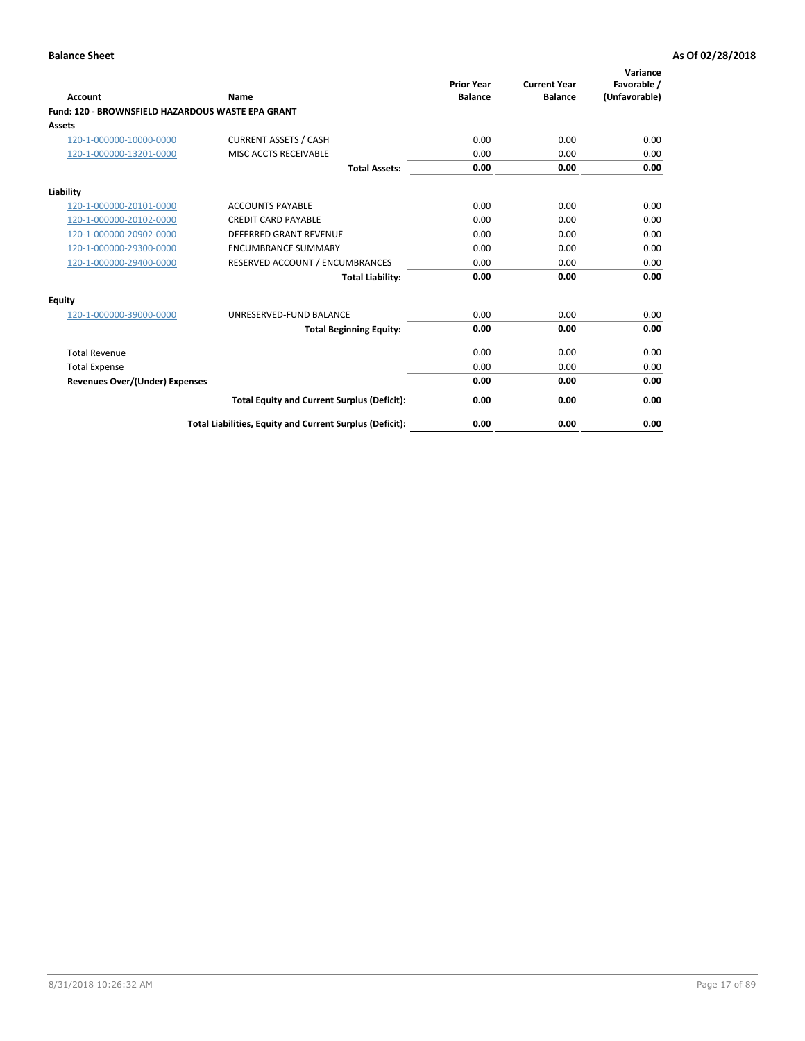**Balance Sheet** — **As Of 02/28/2018**

| Account | Name | Prior Year Balance | Current Year Balance | Variance Favorable / (Unfavorable) |
|---|---|---|---|---|
| **Fund: 120 - BROWNSFIELD HAZARDOUS WASTE EPA GRANT** | | | | |
| **Assets** | | | | |
| 120-1-000000-10000-0000 | CURRENT ASSETS / CASH | 0.00 | 0.00 | 0.00 |
| 120-1-000000-13201-0000 | MISC ACCTS RECEIVABLE | 0.00 | 0.00 | 0.00 |
| | **Total Assets:** | **0.00** | **0.00** | **0.00** |
| **Liability** | | | | |
| 120-1-000000-20101-0000 | ACCOUNTS PAYABLE | 0.00 | 0.00 | 0.00 |
| 120-1-000000-20102-0000 | CREDIT CARD PAYABLE | 0.00 | 0.00 | 0.00 |
| 120-1-000000-20902-0000 | DEFERRED GRANT REVENUE | 0.00 | 0.00 | 0.00 |
| 120-1-000000-29300-0000 | ENCUMBRANCE SUMMARY | 0.00 | 0.00 | 0.00 |
| 120-1-000000-29400-0000 | RESERVED ACCOUNT / ENCUMBRANCES | 0.00 | 0.00 | 0.00 |
| | **Total Liability:** | **0.00** | **0.00** | **0.00** |
| **Equity** | | | | |
| 120-1-000000-39000-0000 | UNRESERVED-FUND BALANCE | 0.00 | 0.00 | 0.00 |
| | **Total Beginning Equity:** | **0.00** | **0.00** | **0.00** |
| Total Revenue | | 0.00 | 0.00 | 0.00 |
| Total Expense | | 0.00 | 0.00 | 0.00 |
| **Revenues Over/(Under) Expenses** | | **0.00** | **0.00** | **0.00** |
| | **Total Equity and Current Surplus (Deficit):** | **0.00** | **0.00** | **0.00** |
| | **Total Liabilities, Equity and Current Surplus (Deficit):** | **0.00** | **0.00** | **0.00** |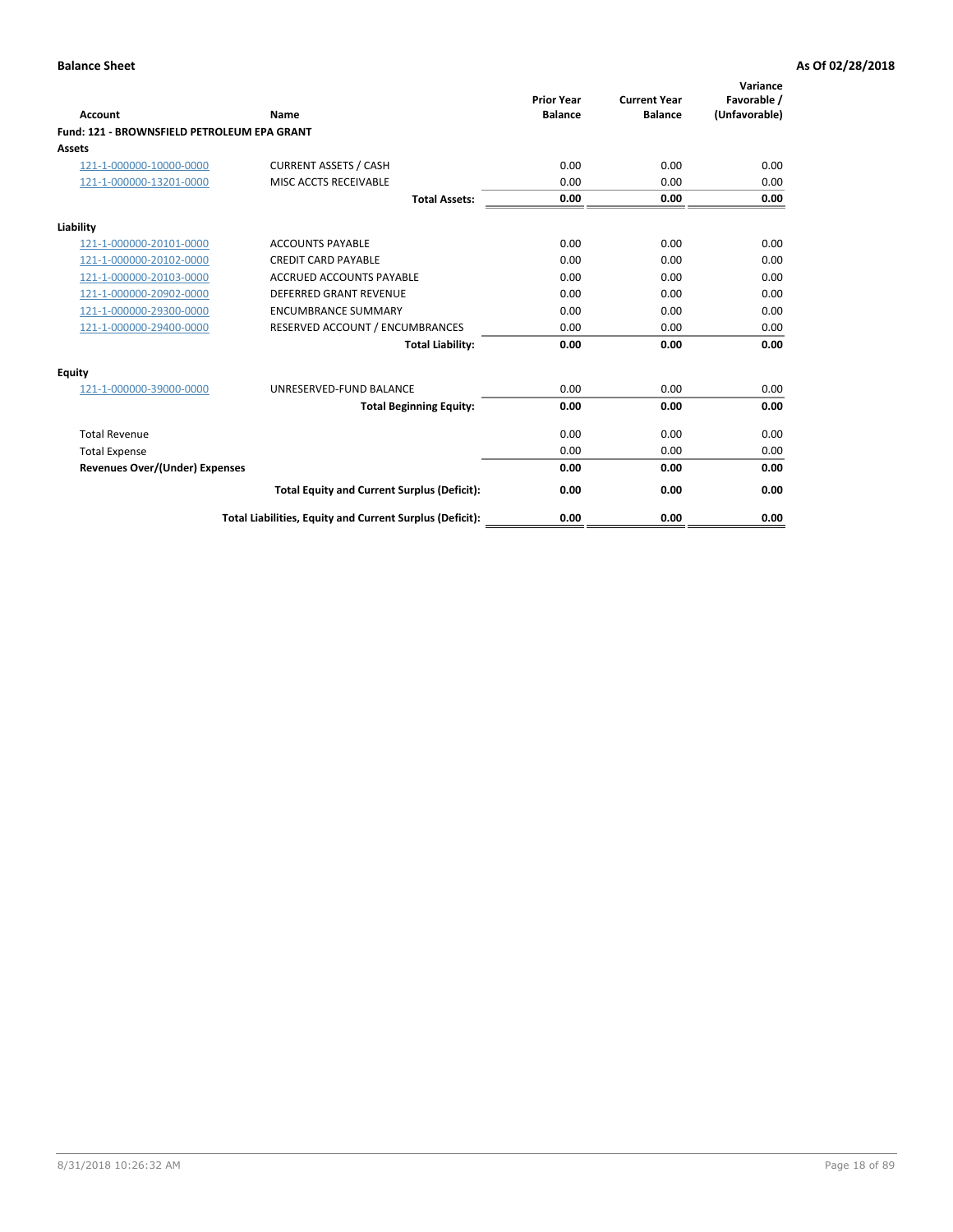**Balance Sheet** **As Of 02/28/2018**

| Account | Name | Prior Year Balance | Current Year Balance | Variance Favorable / (Unfavorable) |
|---|---|---|---|---|
| **Fund: 121 - BROWNSFIELD PETROLEUM EPA GRANT** | | | | |
| **Assets** | | | | |
| 121-1-000000-10000-0000 | CURRENT ASSETS / CASH | 0.00 | 0.00 | 0.00 |
| 121-1-000000-13201-0000 | MISC ACCTS RECEIVABLE | 0.00 | 0.00 | 0.00 |
| | **Total Assets:** | **0.00** | **0.00** | **0.00** |
| **Liability** | | | | |
| 121-1-000000-20101-0000 | ACCOUNTS PAYABLE | 0.00 | 0.00 | 0.00 |
| 121-1-000000-20102-0000 | CREDIT CARD PAYABLE | 0.00 | 0.00 | 0.00 |
| 121-1-000000-20103-0000 | ACCRUED ACCOUNTS PAYABLE | 0.00 | 0.00 | 0.00 |
| 121-1-000000-20902-0000 | DEFERRED GRANT REVENUE | 0.00 | 0.00 | 0.00 |
| 121-1-000000-29300-0000 | ENCUMBRANCE SUMMARY | 0.00 | 0.00 | 0.00 |
| 121-1-000000-29400-0000 | RESERVED ACCOUNT / ENCUMBRANCES | 0.00 | 0.00 | 0.00 |
| | **Total Liability:** | **0.00** | **0.00** | **0.00** |
| **Equity** | | | | |
| 121-1-000000-39000-0000 | UNRESERVED-FUND BALANCE | 0.00 | 0.00 | 0.00 |
| | **Total Beginning Equity:** | **0.00** | **0.00** | **0.00** |
| Total Revenue | | 0.00 | 0.00 | 0.00 |
| Total Expense | | 0.00 | 0.00 | 0.00 |
| **Revenues Over/(Under) Expenses** | | **0.00** | **0.00** | **0.00** |
| | **Total Equity and Current Surplus (Deficit):** | **0.00** | **0.00** | **0.00** |
| | **Total Liabilities, Equity and Current Surplus (Deficit):** | **0.00** | **0.00** | **0.00** |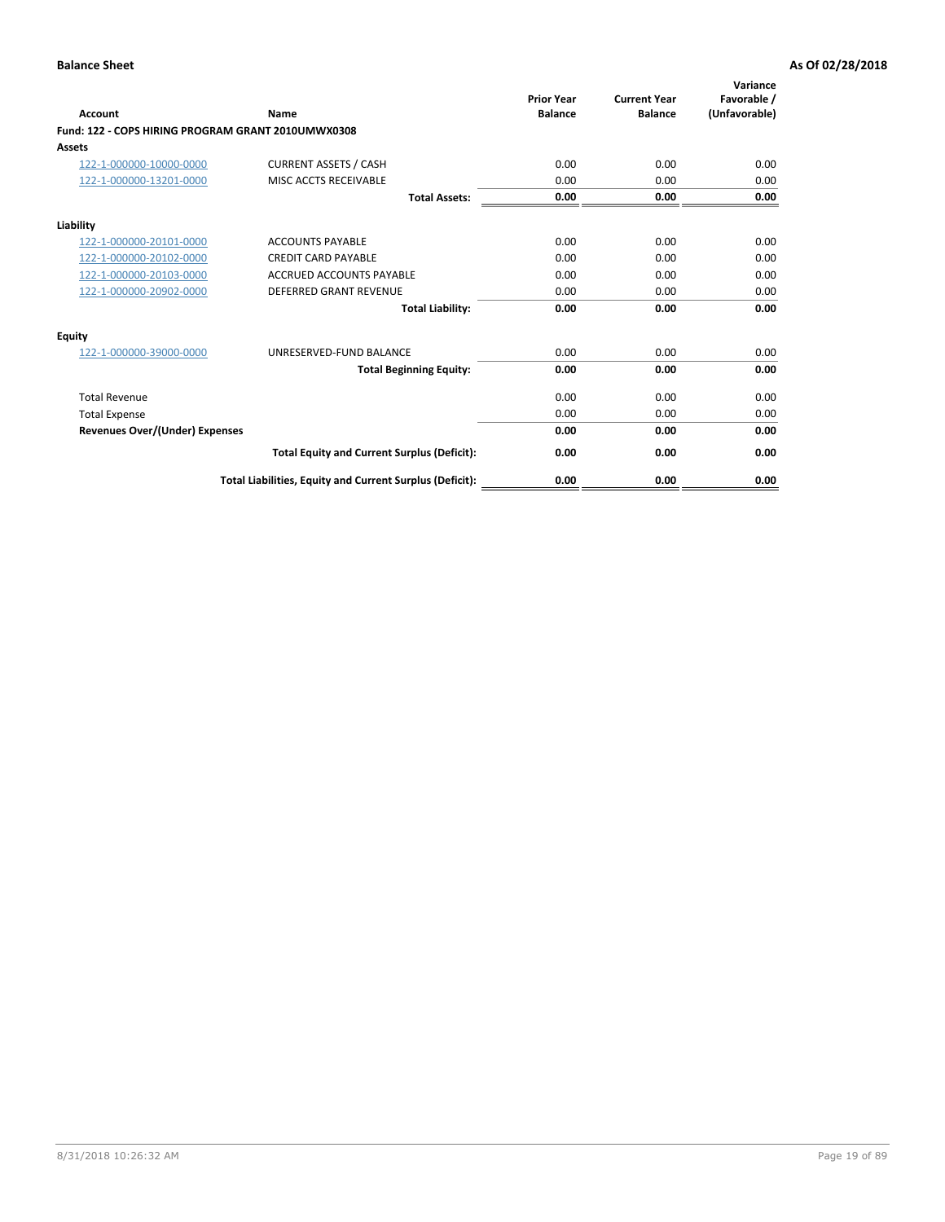**Balance Sheet** — As Of 02/28/2018

| Account | Name | Prior Year Balance | Current Year Balance | Variance Favorable / (Unfavorable) |
|---|---|---|---|---|
| **Fund: 122 - COPS HIRING PROGRAM GRANT 2010UMWX0308** | | | | |
| **Assets** | | | | |
| 122-1-000000-10000-0000 | CURRENT ASSETS / CASH | 0.00 | 0.00 | 0.00 |
| 122-1-000000-13201-0000 | MISC ACCTS RECEIVABLE | 0.00 | 0.00 | 0.00 |
| | **Total Assets:** | **0.00** | **0.00** | **0.00** |
| **Liability** | | | | |
| 122-1-000000-20101-0000 | ACCOUNTS PAYABLE | 0.00 | 0.00 | 0.00 |
| 122-1-000000-20102-0000 | CREDIT CARD PAYABLE | 0.00 | 0.00 | 0.00 |
| 122-1-000000-20103-0000 | ACCRUED ACCOUNTS PAYABLE | 0.00 | 0.00 | 0.00 |
| 122-1-000000-20902-0000 | DEFERRED GRANT REVENUE | 0.00 | 0.00 | 0.00 |
| | **Total Liability:** | **0.00** | **0.00** | **0.00** |
| **Equity** | | | | |
| 122-1-000000-39000-0000 | UNRESERVED-FUND BALANCE | 0.00 | 0.00 | 0.00 |
| | **Total Beginning Equity:** | **0.00** | **0.00** | **0.00** |
| Total Revenue | | 0.00 | 0.00 | 0.00 |
| Total Expense | | 0.00 | 0.00 | 0.00 |
| **Revenues Over/(Under) Expenses** | | **0.00** | **0.00** | **0.00** |
| | **Total Equity and Current Surplus (Deficit):** | **0.00** | **0.00** | **0.00** |
| | **Total Liabilities, Equity and Current Surplus (Deficit):** | **0.00** | **0.00** | **0.00** |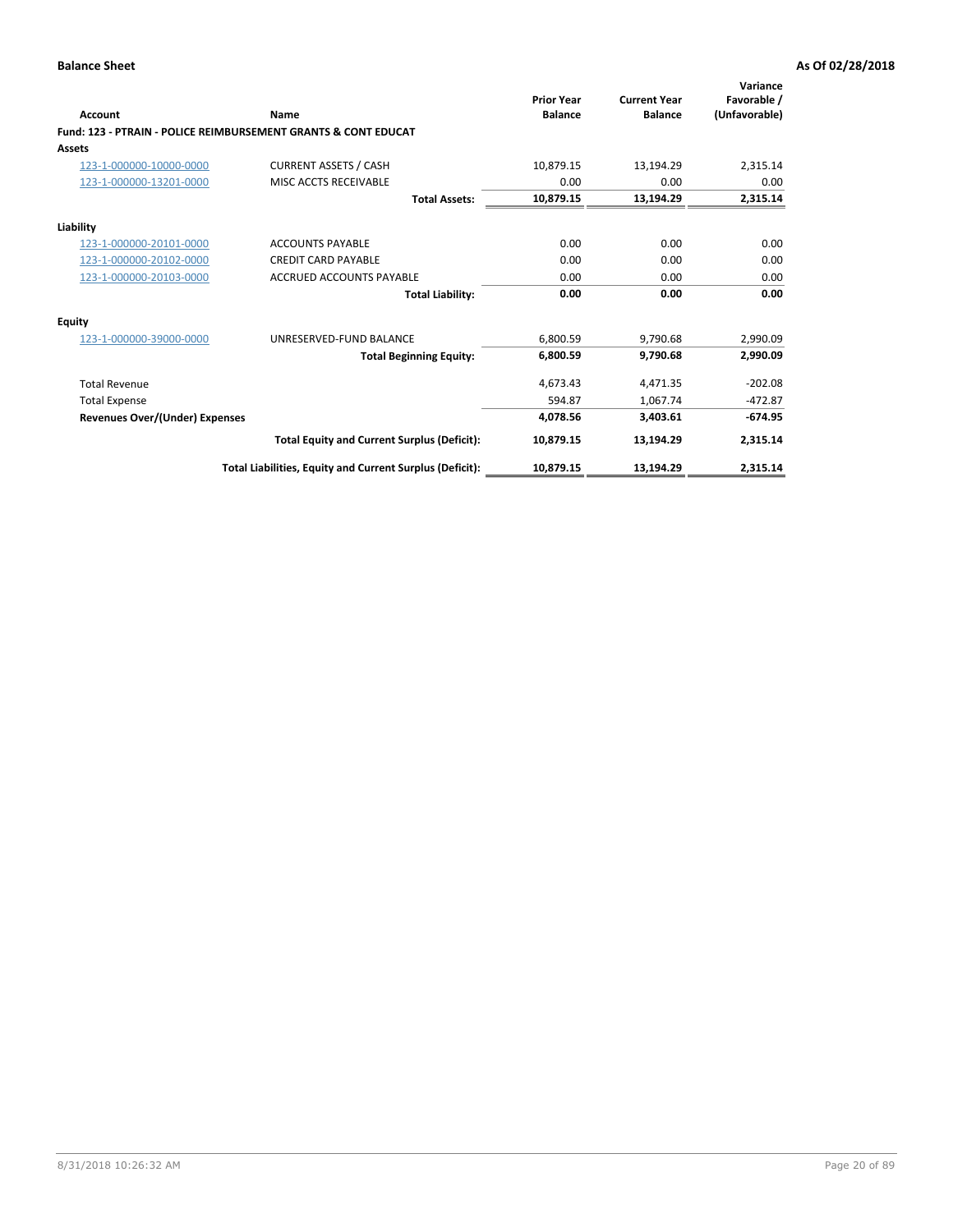**Balance Sheet** | **As Of 02/28/2018**

| Account | Name | Prior Year Balance | Current Year Balance | Variance Favorable / (Unfavorable) |
|---|---|---|---|---|
| **Fund: 123 - PTRAIN - POLICE REIMBURSEMENT GRANTS & CONT EDUCAT** | | | | |
| **Assets** | | | | |
| 123-1-000000-10000-0000 | CURRENT ASSETS / CASH | 10,879.15 | 13,194.29 | 2,315.14 |
| 123-1-000000-13201-0000 | MISC ACCTS RECEIVABLE | 0.00 | 0.00 | 0.00 |
| | **Total Assets:** | **10,879.15** | **13,194.29** | **2,315.14** |
| **Liability** | | | | |
| 123-1-000000-20101-0000 | ACCOUNTS PAYABLE | 0.00 | 0.00 | 0.00 |
| 123-1-000000-20102-0000 | CREDIT CARD PAYABLE | 0.00 | 0.00 | 0.00 |
| 123-1-000000-20103-0000 | ACCRUED ACCOUNTS PAYABLE | 0.00 | 0.00 | 0.00 |
| | **Total Liability:** | **0.00** | **0.00** | **0.00** |
| **Equity** | | | | |
| 123-1-000000-39000-0000 | UNRESERVED-FUND BALANCE | 6,800.59 | 9,790.68 | 2,990.09 |
| | **Total Beginning Equity:** | **6,800.59** | **9,790.68** | **2,990.09** |
| Total Revenue | | 4,673.43 | 4,471.35 | -202.08 |
| Total Expense | | 594.87 | 1,067.74 | -472.87 |
| **Revenues Over/(Under) Expenses** | | **4,078.56** | **3,403.61** | **-674.95** |
| | **Total Equity and Current Surplus (Deficit):** | **10,879.15** | **13,194.29** | **2,315.14** |
| | **Total Liabilities, Equity and Current Surplus (Deficit):** | **10,879.15** | **13,194.29** | **2,315.14** |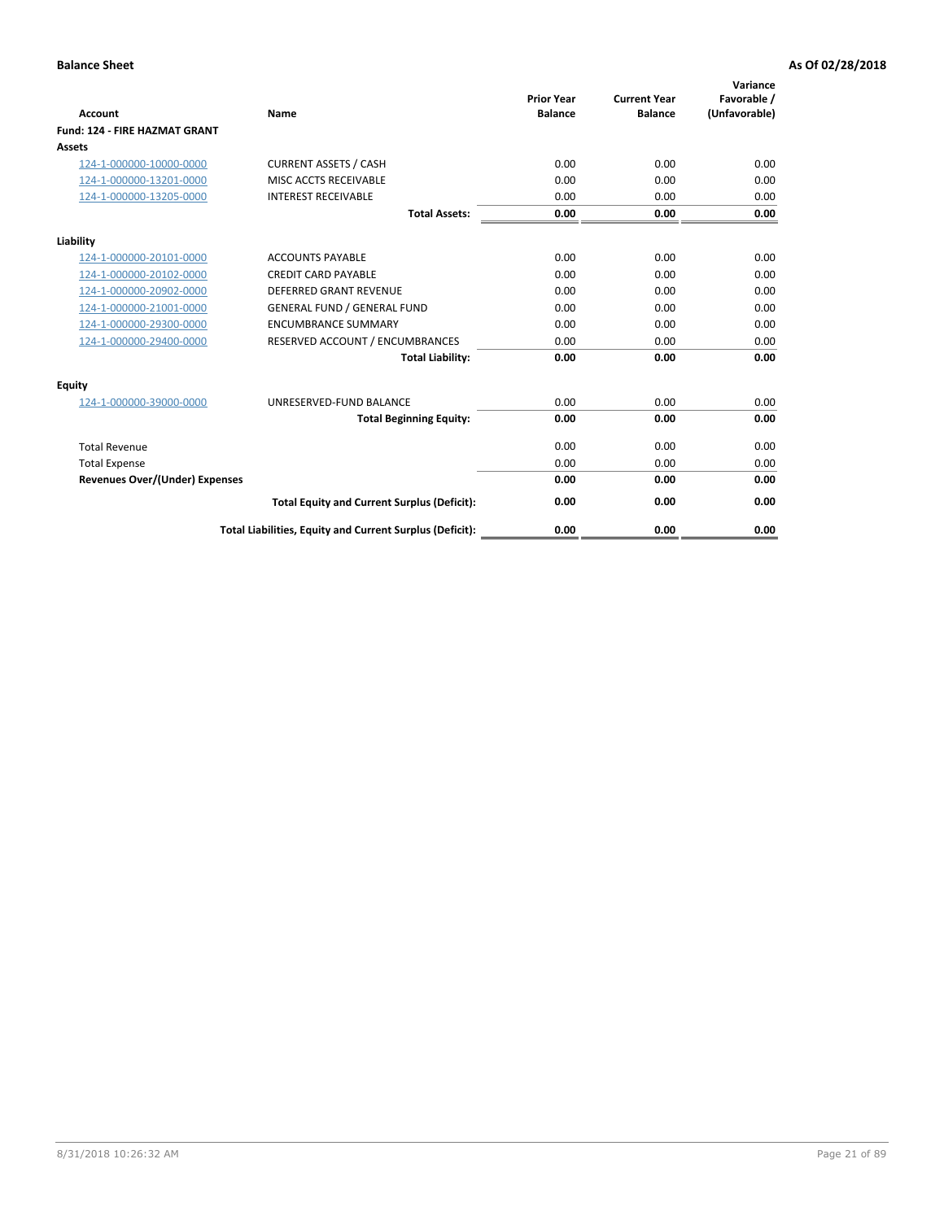**Balance Sheet** — As Of 02/28/2018

| Account | Name | Prior Year Balance | Current Year Balance | Variance Favorable / (Unfavorable) |
|---|---|---|---|---|
| **Fund: 124 - FIRE HAZMAT GRANT** | | | | |
| **Assets** | | | | |
| 124-1-000000-10000-0000 | CURRENT ASSETS / CASH | 0.00 | 0.00 | 0.00 |
| 124-1-000000-13201-0000 | MISC ACCTS RECEIVABLE | 0.00 | 0.00 | 0.00 |
| 124-1-000000-13205-0000 | INTEREST RECEIVABLE | 0.00 | 0.00 | 0.00 |
| | **Total Assets:** | **0.00** | **0.00** | **0.00** |
| **Liability** | | | | |
| 124-1-000000-20101-0000 | ACCOUNTS PAYABLE | 0.00 | 0.00 | 0.00 |
| 124-1-000000-20102-0000 | CREDIT CARD PAYABLE | 0.00 | 0.00 | 0.00 |
| 124-1-000000-20902-0000 | DEFERRED GRANT REVENUE | 0.00 | 0.00 | 0.00 |
| 124-1-000000-21001-0000 | GENERAL FUND / GENERAL FUND | 0.00 | 0.00 | 0.00 |
| 124-1-000000-29300-0000 | ENCUMBRANCE SUMMARY | 0.00 | 0.00 | 0.00 |
| 124-1-000000-29400-0000 | RESERVED ACCOUNT / ENCUMBRANCES | 0.00 | 0.00 | 0.00 |
| | **Total Liability:** | **0.00** | **0.00** | **0.00** |
| **Equity** | | | | |
| 124-1-000000-39000-0000 | UNRESERVED-FUND BALANCE | 0.00 | 0.00 | 0.00 |
| | **Total Beginning Equity:** | **0.00** | **0.00** | **0.00** |
| Total Revenue | | 0.00 | 0.00 | 0.00 |
| Total Expense | | 0.00 | 0.00 | 0.00 |
| **Revenues Over/(Under) Expenses** | | **0.00** | **0.00** | **0.00** |
| | **Total Equity and Current Surplus (Deficit):** | **0.00** | **0.00** | **0.00** |
| | **Total Liabilities, Equity and Current Surplus (Deficit):** | **0.00** | **0.00** | **0.00** |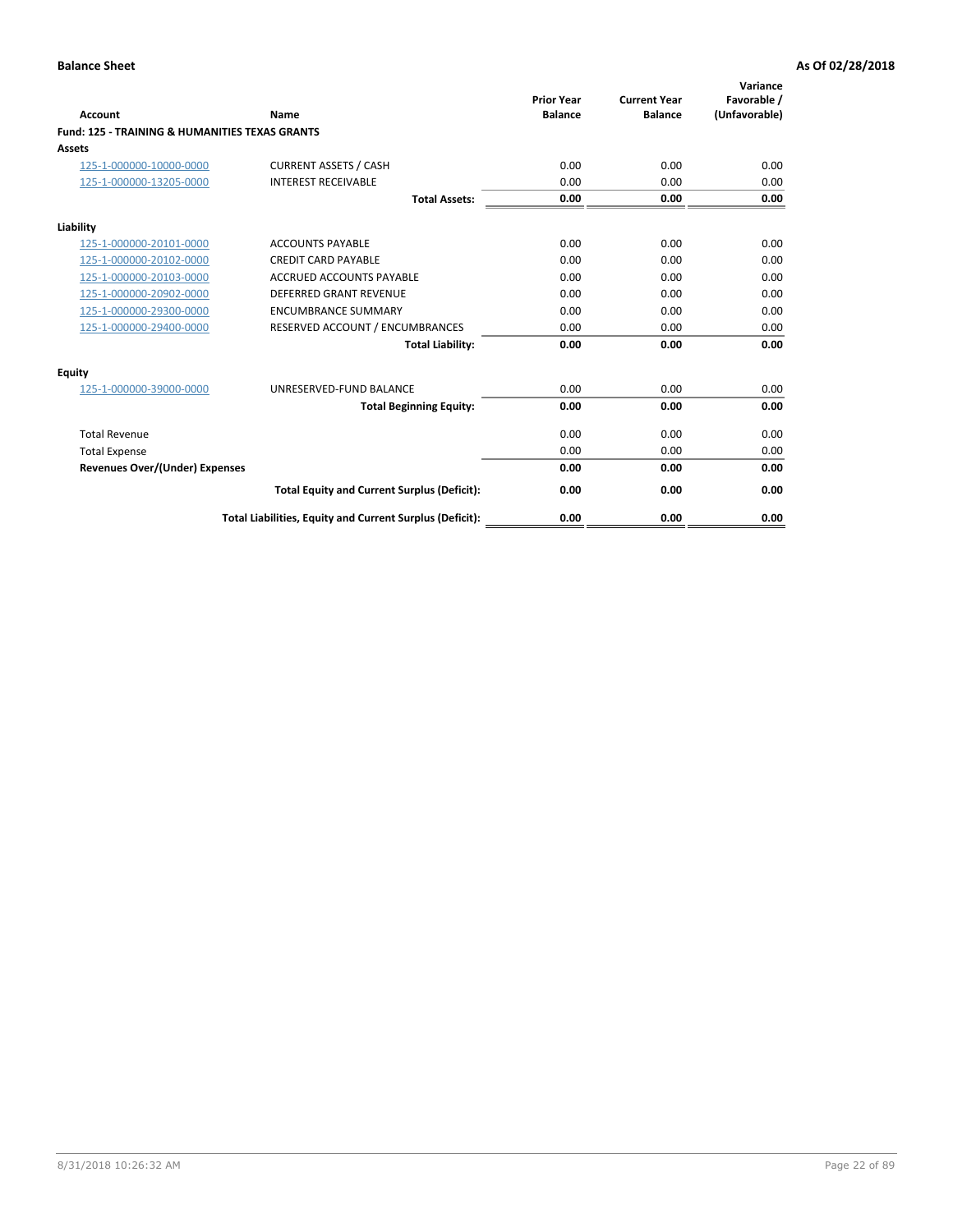**Balance Sheet** **As Of 02/28/2018**

| Account | Name | Prior Year Balance | Current Year Balance | Variance Favorable / (Unfavorable) |
|---|---|---|---|---|
| **Fund: 125 - TRAINING & HUMANITIES TEXAS GRANTS** | | | | |
| **Assets** | | | | |
| 125-1-000000-10000-0000 | CURRENT ASSETS / CASH | 0.00 | 0.00 | 0.00 |
| 125-1-000000-13205-0000 | INTEREST RECEIVABLE | 0.00 | 0.00 | 0.00 |
| | **Total Assets:** | **0.00** | **0.00** | **0.00** |
| **Liability** | | | | |
| 125-1-000000-20101-0000 | ACCOUNTS PAYABLE | 0.00 | 0.00 | 0.00 |
| 125-1-000000-20102-0000 | CREDIT CARD PAYABLE | 0.00 | 0.00 | 0.00 |
| 125-1-000000-20103-0000 | ACCRUED ACCOUNTS PAYABLE | 0.00 | 0.00 | 0.00 |
| 125-1-000000-20902-0000 | DEFERRED GRANT REVENUE | 0.00 | 0.00 | 0.00 |
| 125-1-000000-29300-0000 | ENCUMBRANCE SUMMARY | 0.00 | 0.00 | 0.00 |
| 125-1-000000-29400-0000 | RESERVED ACCOUNT / ENCUMBRANCES | 0.00 | 0.00 | 0.00 |
| | **Total Liability:** | **0.00** | **0.00** | **0.00** |
| **Equity** | | | | |
| 125-1-000000-39000-0000 | UNRESERVED-FUND BALANCE | 0.00 | 0.00 | 0.00 |
| | **Total Beginning Equity:** | **0.00** | **0.00** | **0.00** |
| Total Revenue | | 0.00 | 0.00 | 0.00 |
| Total Expense | | 0.00 | 0.00 | 0.00 |
| **Revenues Over/(Under) Expenses** | | **0.00** | **0.00** | **0.00** |
| | **Total Equity and Current Surplus (Deficit):** | **0.00** | **0.00** | **0.00** |
| | **Total Liabilities, Equity and Current Surplus (Deficit):** | **0.00** | **0.00** | **0.00** |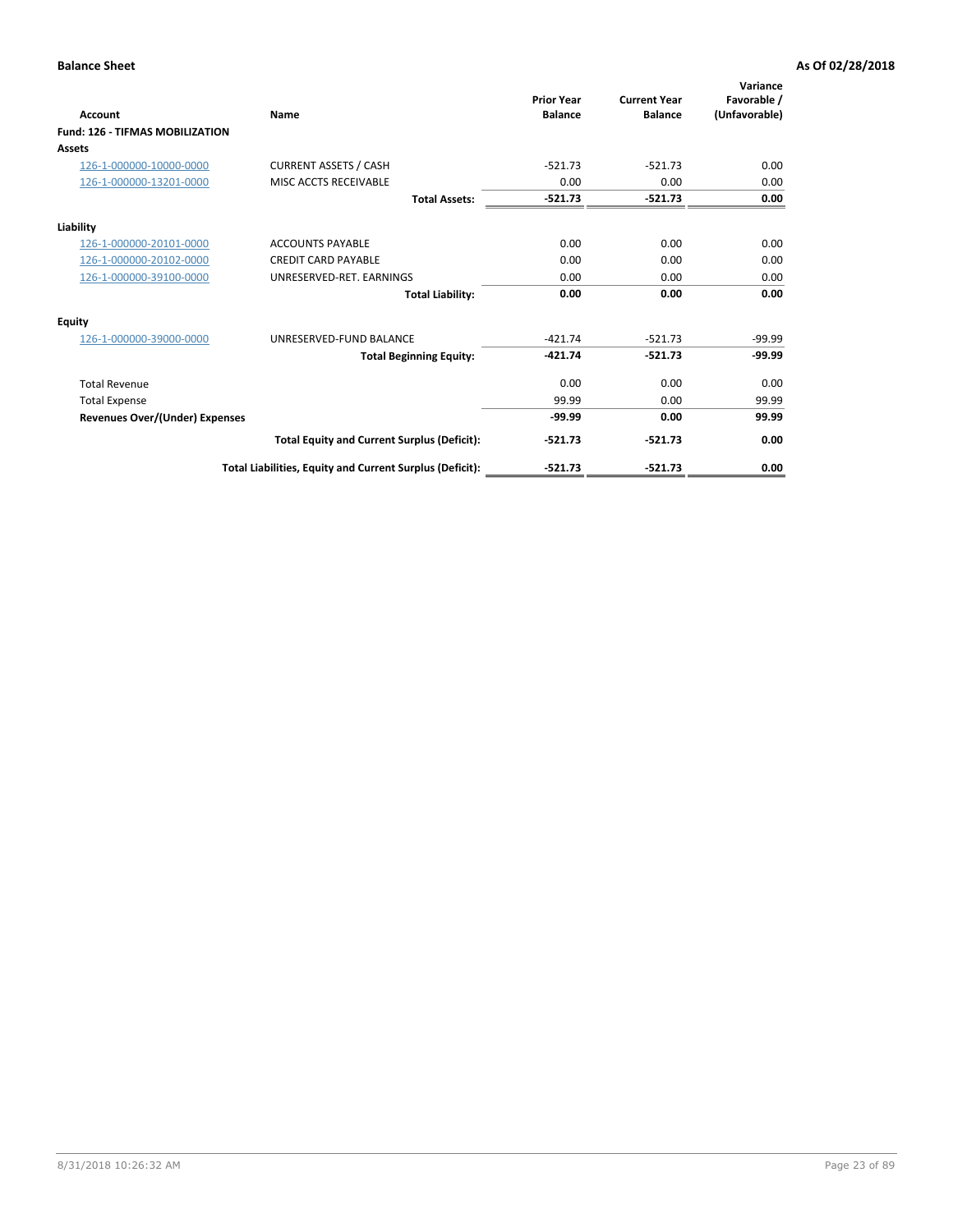**Balance Sheet** **As Of 02/28/2018**

| Account | Name | Prior Year Balance | Current Year Balance | Variance Favorable / (Unfavorable) |
|---|---|---|---|---|
| **Fund: 126 - TIFMAS MOBILIZATION** | | | | |
| **Assets** | | | | |
| 126-1-000000-10000-0000 | CURRENT ASSETS / CASH | -521.73 | -521.73 | 0.00 |
| 126-1-000000-13201-0000 | MISC ACCTS RECEIVABLE | 0.00 | 0.00 | 0.00 |
| | **Total Assets:** | **-521.73** | **-521.73** | **0.00** |
| **Liability** | | | | |
| 126-1-000000-20101-0000 | ACCOUNTS PAYABLE | 0.00 | 0.00 | 0.00 |
| 126-1-000000-20102-0000 | CREDIT CARD PAYABLE | 0.00 | 0.00 | 0.00 |
| 126-1-000000-39100-0000 | UNRESERVED-RET. EARNINGS | 0.00 | 0.00 | 0.00 |
| | **Total Liability:** | **0.00** | **0.00** | **0.00** |
| **Equity** | | | | |
| 126-1-000000-39000-0000 | UNRESERVED-FUND BALANCE | -421.74 | -521.73 | -99.99 |
| | **Total Beginning Equity:** | **-421.74** | **-521.73** | **-99.99** |
| Total Revenue | | 0.00 | 0.00 | 0.00 |
| Total Expense | | 99.99 | 0.00 | 99.99 |
| **Revenues Over/(Under) Expenses** | | **-99.99** | **0.00** | **99.99** |
| | **Total Equity and Current Surplus (Deficit):** | **-521.73** | **-521.73** | **0.00** |
| | **Total Liabilities, Equity and Current Surplus (Deficit):** | **-521.73** | **-521.73** | **0.00** |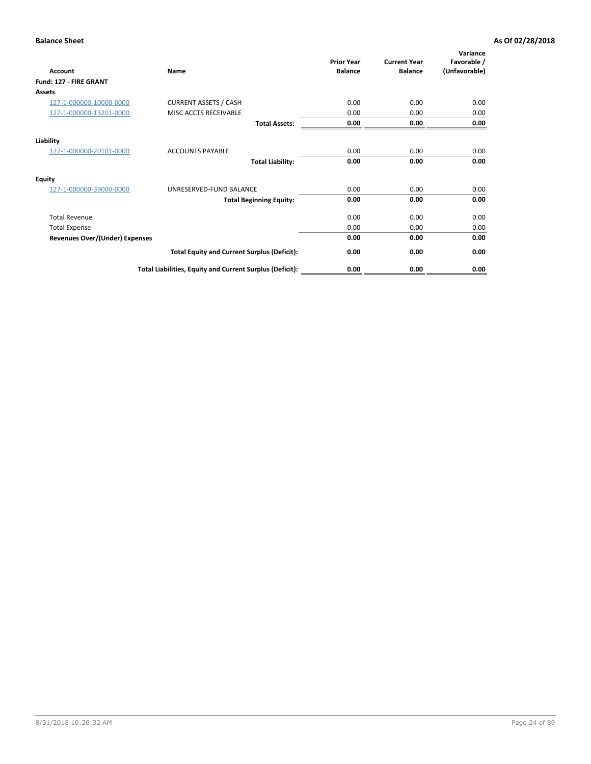**Balance Sheet** — As Of 02/28/2018

| Account | Name | Prior Year Balance | Current Year Balance | Variance Favorable / (Unfavorable) |
|---|---|---|---|---|
| **Fund: 127 - FIRE GRANT** | | | | |
| **Assets** | | | | |
| 127-1-000000-10000-0000 | CURRENT ASSETS / CASH | 0.00 | 0.00 | 0.00 |
| 127-1-000000-13201-0000 | MISC ACCTS RECEIVABLE | 0.00 | 0.00 | 0.00 |
| | **Total Assets:** | **0.00** | **0.00** | **0.00** |
| **Liability** | | | | |
| 127-1-000000-20101-0000 | ACCOUNTS PAYABLE | 0.00 | 0.00 | 0.00 |
| | **Total Liability:** | **0.00** | **0.00** | **0.00** |
| **Equity** | | | | |
| 127-1-000000-39000-0000 | UNRESERVED-FUND BALANCE | 0.00 | 0.00 | 0.00 |
| | **Total Beginning Equity:** | **0.00** | **0.00** | **0.00** |
| Total Revenue | | 0.00 | 0.00 | 0.00 |
| Total Expense | | 0.00 | 0.00 | 0.00 |
| **Revenues Over/(Under) Expenses** | | **0.00** | **0.00** | **0.00** |
| | **Total Equity and Current Surplus (Deficit):** | **0.00** | **0.00** | **0.00** |
| | **Total Liabilities, Equity and Current Surplus (Deficit):** | **0.00** | **0.00** | **0.00** |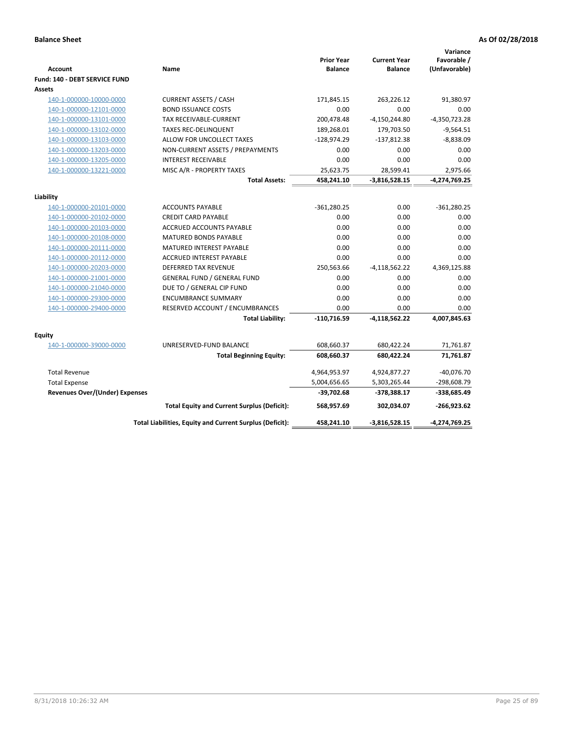**Balance Sheet** **As Of 02/28/2018**

| Account | Name | Prior Year Balance | Current Year Balance | Variance Favorable / (Unfavorable) |
|---|---|---|---|---|
| **Fund: 140 - DEBT SERVICE FUND** | | | | |
| **Assets** | | | | |
| 140-1-000000-10000-0000 | CURRENT ASSETS / CASH | 171,845.15 | 263,226.12 | 91,380.97 |
| 140-1-000000-12101-0000 | BOND ISSUANCE COSTS | 0.00 | 0.00 | 0.00 |
| 140-1-000000-13101-0000 | TAX RECEIVABLE-CURRENT | 200,478.48 | -4,150,244.80 | -4,350,723.28 |
| 140-1-000000-13102-0000 | TAXES REC-DELINQUENT | 189,268.01 | 179,703.50 | -9,564.51 |
| 140-1-000000-13103-0000 | ALLOW FOR UNCOLLECT TAXES | -128,974.29 | -137,812.38 | -8,838.09 |
| 140-1-000000-13203-0000 | NON-CURRENT ASSETS / PREPAYMENTS | 0.00 | 0.00 | 0.00 |
| 140-1-000000-13205-0000 | INTEREST RECEIVABLE | 0.00 | 0.00 | 0.00 |
| 140-1-000000-13221-0000 | MISC A/R - PROPERTY TAXES | 25,623.75 | 28,599.41 | 2,975.66 |
| | **Total Assets:** | **458,241.10** | **-3,816,528.15** | **-4,274,769.25** |
| **Liability** | | | | |
| 140-1-000000-20101-0000 | ACCOUNTS PAYABLE | -361,280.25 | 0.00 | -361,280.25 |
| 140-1-000000-20102-0000 | CREDIT CARD PAYABLE | 0.00 | 0.00 | 0.00 |
| 140-1-000000-20103-0000 | ACCRUED ACCOUNTS PAYABLE | 0.00 | 0.00 | 0.00 |
| 140-1-000000-20108-0000 | MATURED BONDS PAYABLE | 0.00 | 0.00 | 0.00 |
| 140-1-000000-20111-0000 | MATURED INTEREST PAYABLE | 0.00 | 0.00 | 0.00 |
| 140-1-000000-20112-0000 | ACCRUED INTEREST PAYABLE | 0.00 | 0.00 | 0.00 |
| 140-1-000000-20203-0000 | DEFERRED TAX REVENUE | 250,563.66 | -4,118,562.22 | 4,369,125.88 |
| 140-1-000000-21001-0000 | GENERAL FUND / GENERAL FUND | 0.00 | 0.00 | 0.00 |
| 140-1-000000-21040-0000 | DUE TO / GENERAL CIP FUND | 0.00 | 0.00 | 0.00 |
| 140-1-000000-29300-0000 | ENCUMBRANCE SUMMARY | 0.00 | 0.00 | 0.00 |
| 140-1-000000-29400-0000 | RESERVED ACCOUNT / ENCUMBRANCES | 0.00 | 0.00 | 0.00 |
| | **Total Liability:** | **-110,716.59** | **-4,118,562.22** | **4,007,845.63** |
| **Equity** | | | | |
| 140-1-000000-39000-0000 | UNRESERVED-FUND BALANCE | 608,660.37 | 680,422.24 | 71,761.87 |
| | **Total Beginning Equity:** | **608,660.37** | **680,422.24** | **71,761.87** |
| Total Revenue | | 4,964,953.97 | 4,924,877.27 | -40,076.70 |
| Total Expense | | 5,004,656.65 | 5,303,265.44 | -298,608.79 |
| **Revenues Over/(Under) Expenses** | | **-39,702.68** | **-378,388.17** | **-338,685.49** |
| | **Total Equity and Current Surplus (Deficit):** | **568,957.69** | **302,034.07** | **-266,923.62** |
| | **Total Liabilities, Equity and Current Surplus (Deficit):** | **458,241.10** | **-3,816,528.15** | **-4,274,769.25** |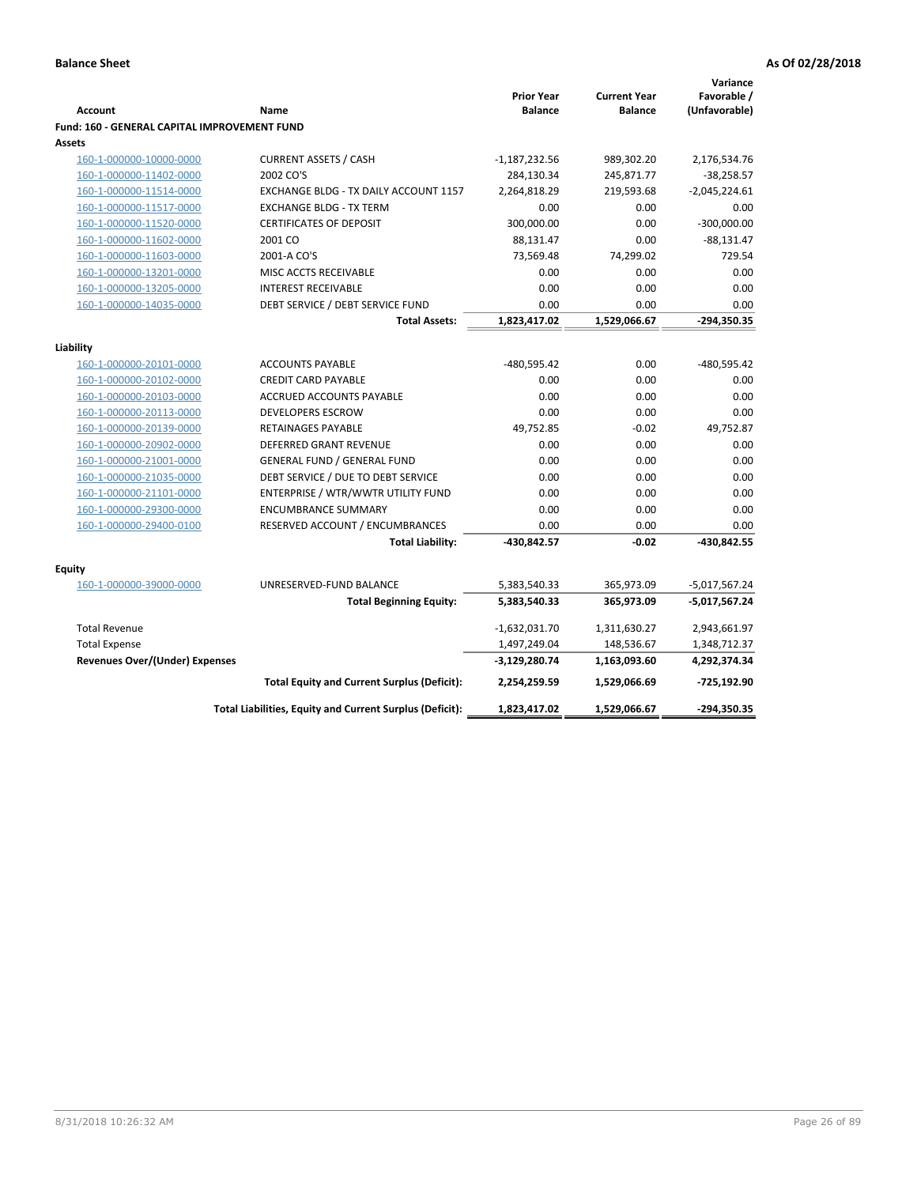**Balance Sheet** **As Of 02/28/2018**

| Account | Name | Prior Year Balance | Current Year Balance | Variance Favorable / (Unfavorable) |
|---|---|---|---|---|
| **Fund: 160 - GENERAL CAPITAL IMPROVEMENT FUND** | | | | |
| **Assets** | | | | |
| 160-1-000000-10000-0000 | CURRENT ASSETS / CASH | -1,187,232.56 | 989,302.20 | 2,176,534.76 |
| 160-1-000000-11402-0000 | 2002 CO'S | 284,130.34 | 245,871.77 | -38,258.57 |
| 160-1-000000-11514-0000 | EXCHANGE BLDG - TX DAILY ACCOUNT 1157 | 2,264,818.29 | 219,593.68 | -2,045,224.61 |
| 160-1-000000-11517-0000 | EXCHANGE BLDG - TX TERM | 0.00 | 0.00 | 0.00 |
| 160-1-000000-11520-0000 | CERTIFICATES OF DEPOSIT | 300,000.00 | 0.00 | -300,000.00 |
| 160-1-000000-11602-0000 | 2001 CO | 88,131.47 | 0.00 | -88,131.47 |
| 160-1-000000-11603-0000 | 2001-A CO'S | 73,569.48 | 74,299.02 | 729.54 |
| 160-1-000000-13201-0000 | MISC ACCTS RECEIVABLE | 0.00 | 0.00 | 0.00 |
| 160-1-000000-13205-0000 | INTEREST RECEIVABLE | 0.00 | 0.00 | 0.00 |
| 160-1-000000-14035-0000 | DEBT SERVICE / DEBT SERVICE FUND | 0.00 | 0.00 | 0.00 |
| | **Total Assets:** | **1,823,417.02** | **1,529,066.67** | **-294,350.35** |
| **Liability** | | | | |
| 160-1-000000-20101-0000 | ACCOUNTS PAYABLE | -480,595.42 | 0.00 | -480,595.42 |
| 160-1-000000-20102-0000 | CREDIT CARD PAYABLE | 0.00 | 0.00 | 0.00 |
| 160-1-000000-20103-0000 | ACCRUED ACCOUNTS PAYABLE | 0.00 | 0.00 | 0.00 |
| 160-1-000000-20113-0000 | DEVELOPERS ESCROW | 0.00 | 0.00 | 0.00 |
| 160-1-000000-20139-0000 | RETAINAGES PAYABLE | 49,752.85 | -0.02 | 49,752.87 |
| 160-1-000000-20902-0000 | DEFERRED GRANT REVENUE | 0.00 | 0.00 | 0.00 |
| 160-1-000000-21001-0000 | GENERAL FUND / GENERAL FUND | 0.00 | 0.00 | 0.00 |
| 160-1-000000-21035-0000 | DEBT SERVICE / DUE TO DEBT SERVICE | 0.00 | 0.00 | 0.00 |
| 160-1-000000-21101-0000 | ENTERPRISE / WTR/WWTR UTILITY FUND | 0.00 | 0.00 | 0.00 |
| 160-1-000000-29300-0000 | ENCUMBRANCE SUMMARY | 0.00 | 0.00 | 0.00 |
| 160-1-000000-29400-0100 | RESERVED ACCOUNT / ENCUMBRANCES | 0.00 | 0.00 | 0.00 |
| | **Total Liability:** | **-430,842.57** | **-0.02** | **-430,842.55** |
| **Equity** | | | | |
| 160-1-000000-39000-0000 | UNRESERVED-FUND BALANCE | 5,383,540.33 | 365,973.09 | -5,017,567.24 |
| | **Total Beginning Equity:** | **5,383,540.33** | **365,973.09** | **-5,017,567.24** |
| Total Revenue | | -1,632,031.70 | 1,311,630.27 | 2,943,661.97 |
| Total Expense | | 1,497,249.04 | 148,536.67 | 1,348,712.37 |
| **Revenues Over/(Under) Expenses** | | **-3,129,280.74** | **1,163,093.60** | **4,292,374.34** |
| | **Total Equity and Current Surplus (Deficit):** | **2,254,259.59** | **1,529,066.69** | **-725,192.90** |
| | **Total Liabilities, Equity and Current Surplus (Deficit):** | **1,823,417.02** | **1,529,066.67** | **-294,350.35** |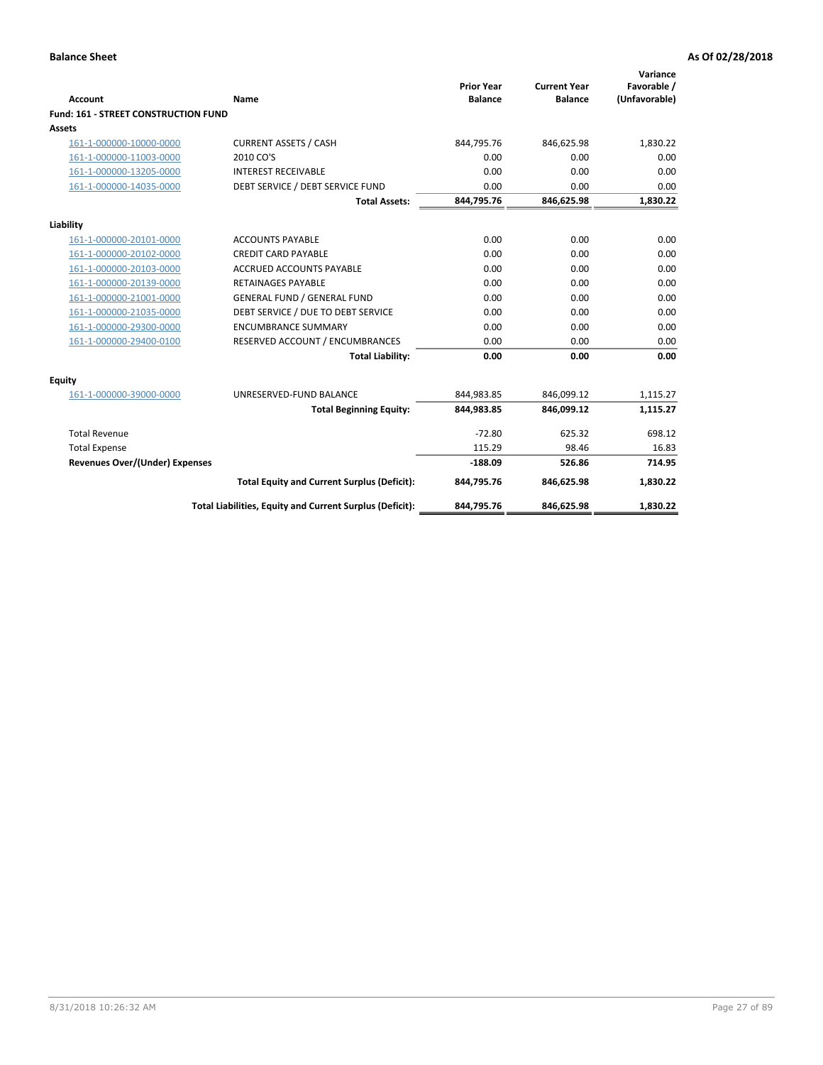**Balance Sheet** **As Of 02/28/2018**

| Account | Name | Prior Year Balance | Current Year Balance | Variance Favorable / (Unfavorable) |
|---|---|---|---|---|
| **Fund: 161 - STREET CONSTRUCTION FUND** | | | | |
| **Assets** | | | | |
| 161-1-000000-10000-0000 | CURRENT ASSETS / CASH | 844,795.76 | 846,625.98 | 1,830.22 |
| 161-1-000000-11003-0000 | 2010 CO'S | 0.00 | 0.00 | 0.00 |
| 161-1-000000-13205-0000 | INTEREST RECEIVABLE | 0.00 | 0.00 | 0.00 |
| 161-1-000000-14035-0000 | DEBT SERVICE / DEBT SERVICE FUND | 0.00 | 0.00 | 0.00 |
| | **Total Assets:** | **844,795.76** | **846,625.98** | **1,830.22** |
| **Liability** | | | | |
| 161-1-000000-20101-0000 | ACCOUNTS PAYABLE | 0.00 | 0.00 | 0.00 |
| 161-1-000000-20102-0000 | CREDIT CARD PAYABLE | 0.00 | 0.00 | 0.00 |
| 161-1-000000-20103-0000 | ACCRUED ACCOUNTS PAYABLE | 0.00 | 0.00 | 0.00 |
| 161-1-000000-20139-0000 | RETAINAGES PAYABLE | 0.00 | 0.00 | 0.00 |
| 161-1-000000-21001-0000 | GENERAL FUND / GENERAL FUND | 0.00 | 0.00 | 0.00 |
| 161-1-000000-21035-0000 | DEBT SERVICE / DUE TO DEBT SERVICE | 0.00 | 0.00 | 0.00 |
| 161-1-000000-29300-0000 | ENCUMBRANCE SUMMARY | 0.00 | 0.00 | 0.00 |
| 161-1-000000-29400-0100 | RESERVED ACCOUNT / ENCUMBRANCES | 0.00 | 0.00 | 0.00 |
| | **Total Liability:** | **0.00** | **0.00** | **0.00** |
| **Equity** | | | | |
| 161-1-000000-39000-0000 | UNRESERVED-FUND BALANCE | 844,983.85 | 846,099.12 | 1,115.27 |
| | **Total Beginning Equity:** | **844,983.85** | **846,099.12** | **1,115.27** |
| Total Revenue | | -72.80 | 625.32 | 698.12 |
| Total Expense | | 115.29 | 98.46 | 16.83 |
| **Revenues Over/(Under) Expenses** | | **-188.09** | **526.86** | **714.95** |
| | **Total Equity and Current Surplus (Deficit):** | **844,795.76** | **846,625.98** | **1,830.22** |
| | **Total Liabilities, Equity and Current Surplus (Deficit):** | **844,795.76** | **846,625.98** | **1,830.22** |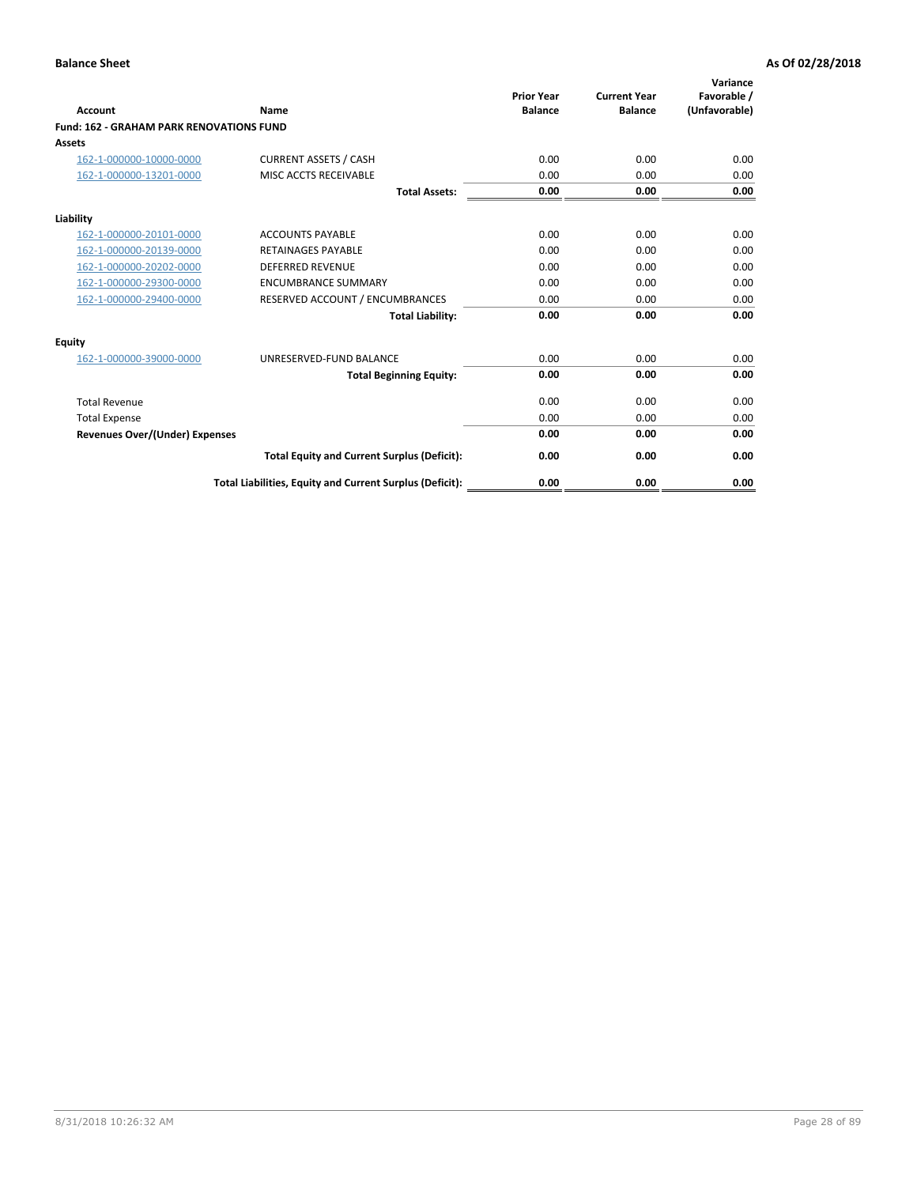**Balance Sheet** — As Of 02/28/2018

| Account | Name | Prior Year Balance | Current Year Balance | Variance Favorable / (Unfavorable) |
|---|---|---|---|---|
| **Fund: 162 - GRAHAM PARK RENOVATIONS FUND** | | | | |
| **Assets** | | | | |
| 162-1-000000-10000-0000 | CURRENT ASSETS / CASH | 0.00 | 0.00 | 0.00 |
| 162-1-000000-13201-0000 | MISC ACCTS RECEIVABLE | 0.00 | 0.00 | 0.00 |
| | **Total Assets:** | **0.00** | **0.00** | **0.00** |
| **Liability** | | | | |
| 162-1-000000-20101-0000 | ACCOUNTS PAYABLE | 0.00 | 0.00 | 0.00 |
| 162-1-000000-20139-0000 | RETAINAGES PAYABLE | 0.00 | 0.00 | 0.00 |
| 162-1-000000-20202-0000 | DEFERRED REVENUE | 0.00 | 0.00 | 0.00 |
| 162-1-000000-29300-0000 | ENCUMBRANCE SUMMARY | 0.00 | 0.00 | 0.00 |
| 162-1-000000-29400-0000 | RESERVED ACCOUNT / ENCUMBRANCES | 0.00 | 0.00 | 0.00 |
| | **Total Liability:** | **0.00** | **0.00** | **0.00** |
| **Equity** | | | | |
| 162-1-000000-39000-0000 | UNRESERVED-FUND BALANCE | 0.00 | 0.00 | 0.00 |
| | **Total Beginning Equity:** | **0.00** | **0.00** | **0.00** |
| Total Revenue | | 0.00 | 0.00 | 0.00 |
| Total Expense | | 0.00 | 0.00 | 0.00 |
| **Revenues Over/(Under) Expenses** | | **0.00** | **0.00** | **0.00** |
| | **Total Equity and Current Surplus (Deficit):** | **0.00** | **0.00** | **0.00** |
| | **Total Liabilities, Equity and Current Surplus (Deficit):** | **0.00** | **0.00** | **0.00** |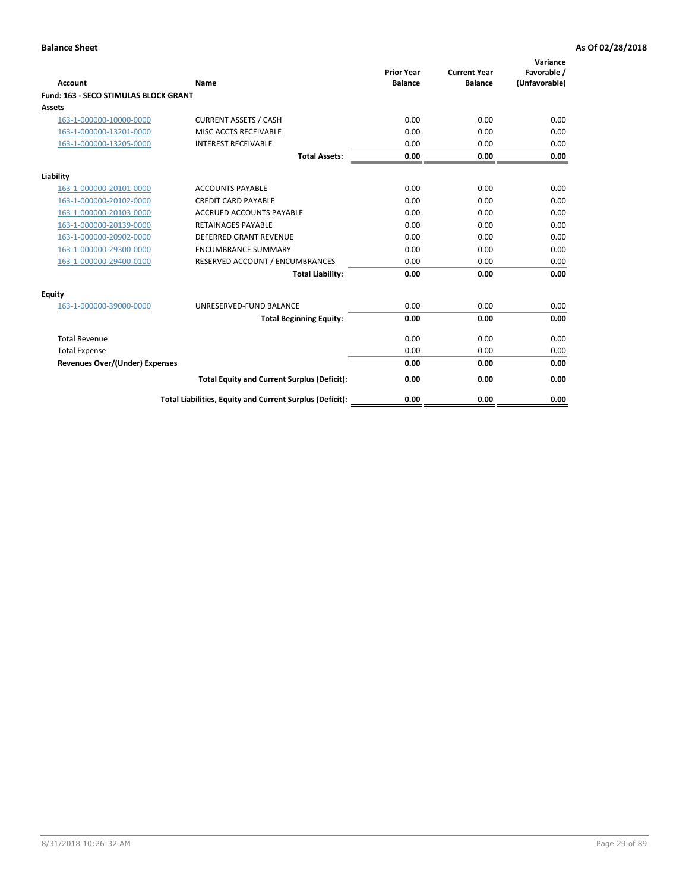**Balance Sheet** **As Of 02/28/2018**

| Account | Name | Prior Year Balance | Current Year Balance | Variance Favorable / (Unfavorable) |
|---|---|---|---|---|
| **Fund: 163 - SECO STIMULAS BLOCK GRANT** | | | | |
| **Assets** | | | | |
| 163-1-000000-10000-0000 | CURRENT ASSETS / CASH | 0.00 | 0.00 | 0.00 |
| 163-1-000000-13201-0000 | MISC ACCTS RECEIVABLE | 0.00 | 0.00 | 0.00 |
| 163-1-000000-13205-0000 | INTEREST RECEIVABLE | 0.00 | 0.00 | 0.00 |
| | **Total Assets:** | **0.00** | **0.00** | **0.00** |
| **Liability** | | | | |
| 163-1-000000-20101-0000 | ACCOUNTS PAYABLE | 0.00 | 0.00 | 0.00 |
| 163-1-000000-20102-0000 | CREDIT CARD PAYABLE | 0.00 | 0.00 | 0.00 |
| 163-1-000000-20103-0000 | ACCRUED ACCOUNTS PAYABLE | 0.00 | 0.00 | 0.00 |
| 163-1-000000-20139-0000 | RETAINAGES PAYABLE | 0.00 | 0.00 | 0.00 |
| 163-1-000000-20902-0000 | DEFERRED GRANT REVENUE | 0.00 | 0.00 | 0.00 |
| 163-1-000000-29300-0000 | ENCUMBRANCE SUMMARY | 0.00 | 0.00 | 0.00 |
| 163-1-000000-29400-0100 | RESERVED ACCOUNT / ENCUMBRANCES | 0.00 | 0.00 | 0.00 |
| | **Total Liability:** | **0.00** | **0.00** | **0.00** |
| **Equity** | | | | |
| 163-1-000000-39000-0000 | UNRESERVED-FUND BALANCE | 0.00 | 0.00 | 0.00 |
| | **Total Beginning Equity:** | **0.00** | **0.00** | **0.00** |
| Total Revenue | | 0.00 | 0.00 | 0.00 |
| Total Expense | | 0.00 | 0.00 | 0.00 |
| **Revenues Over/(Under) Expenses** | | **0.00** | **0.00** | **0.00** |
| | **Total Equity and Current Surplus (Deficit):** | **0.00** | **0.00** | **0.00** |
| | **Total Liabilities, Equity and Current Surplus (Deficit):** | **0.00** | **0.00** | **0.00** |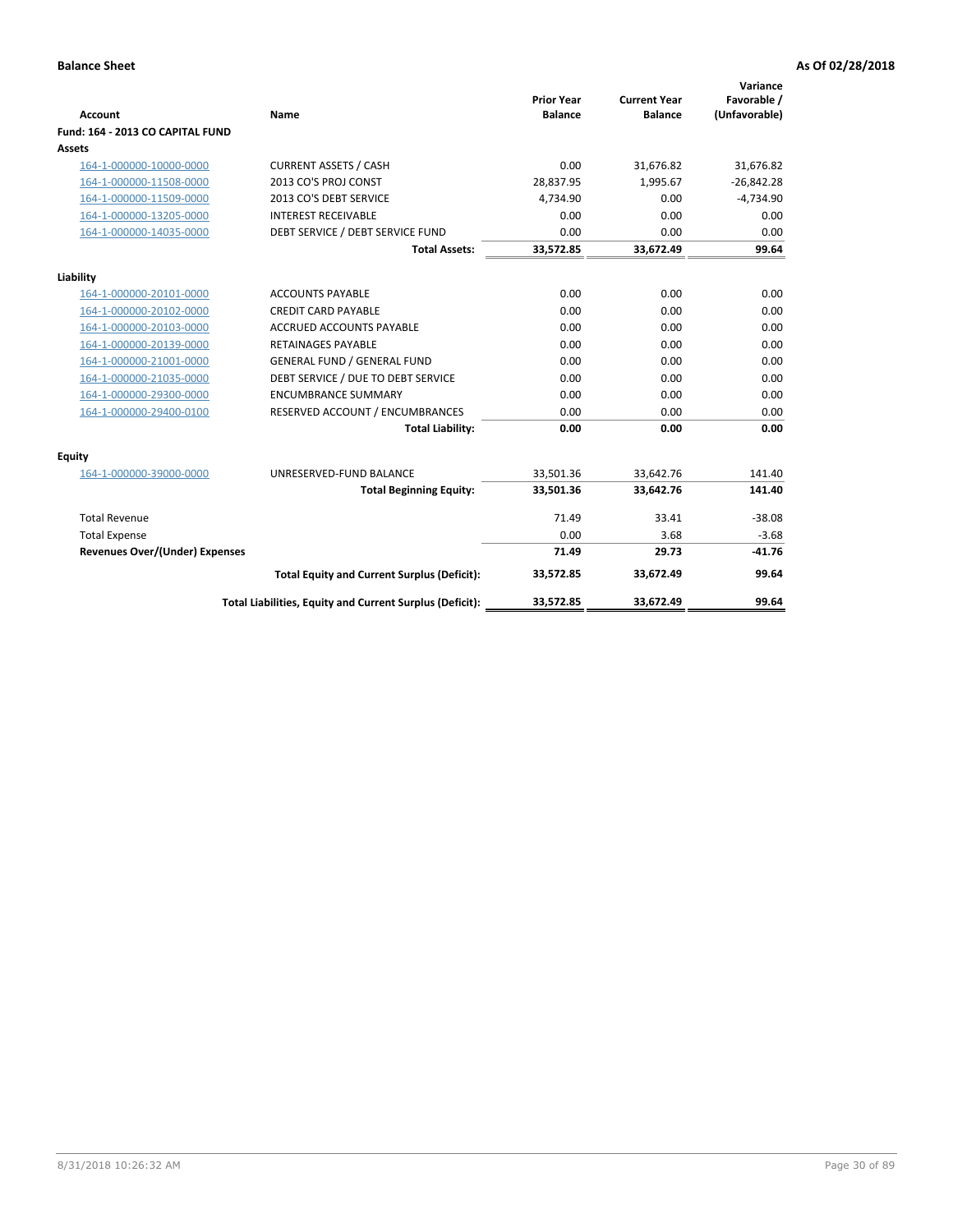**Balance Sheet** **As Of 02/28/2018**

| Account | Name | Prior Year Balance | Current Year Balance | Variance Favorable / (Unfavorable) |
|---|---|---|---|---|
| **Fund: 164 - 2013 CO CAPITAL FUND** | | | | |
| **Assets** | | | | |
| 164-1-000000-10000-0000 | CURRENT ASSETS / CASH | 0.00 | 31,676.82 | 31,676.82 |
| 164-1-000000-11508-0000 | 2013 CO'S PROJ CONST | 28,837.95 | 1,995.67 | -26,842.28 |
| 164-1-000000-11509-0000 | 2013 CO'S DEBT SERVICE | 4,734.90 | 0.00 | -4,734.90 |
| 164-1-000000-13205-0000 | INTEREST RECEIVABLE | 0.00 | 0.00 | 0.00 |
| 164-1-000000-14035-0000 | DEBT SERVICE / DEBT SERVICE FUND | 0.00 | 0.00 | 0.00 |
| | **Total Assets:** | **33,572.85** | **33,672.49** | **99.64** |
| **Liability** | | | | |
| 164-1-000000-20101-0000 | ACCOUNTS PAYABLE | 0.00 | 0.00 | 0.00 |
| 164-1-000000-20102-0000 | CREDIT CARD PAYABLE | 0.00 | 0.00 | 0.00 |
| 164-1-000000-20103-0000 | ACCRUED ACCOUNTS PAYABLE | 0.00 | 0.00 | 0.00 |
| 164-1-000000-20139-0000 | RETAINAGES PAYABLE | 0.00 | 0.00 | 0.00 |
| 164-1-000000-21001-0000 | GENERAL FUND / GENERAL FUND | 0.00 | 0.00 | 0.00 |
| 164-1-000000-21035-0000 | DEBT SERVICE / DUE TO DEBT SERVICE | 0.00 | 0.00 | 0.00 |
| 164-1-000000-29300-0000 | ENCUMBRANCE SUMMARY | 0.00 | 0.00 | 0.00 |
| 164-1-000000-29400-0100 | RESERVED ACCOUNT / ENCUMBRANCES | 0.00 | 0.00 | 0.00 |
| | **Total Liability:** | **0.00** | **0.00** | **0.00** |
| **Equity** | | | | |
| 164-1-000000-39000-0000 | UNRESERVED-FUND BALANCE | 33,501.36 | 33,642.76 | 141.40 |
| | **Total Beginning Equity:** | **33,501.36** | **33,642.76** | **141.40** |
| Total Revenue | | 71.49 | 33.41 | -38.08 |
| Total Expense | | 0.00 | 3.68 | -3.68 |
| **Revenues Over/(Under) Expenses** | | **71.49** | **29.73** | **-41.76** |
| | **Total Equity and Current Surplus (Deficit):** | **33,572.85** | **33,672.49** | **99.64** |
| | **Total Liabilities, Equity and Current Surplus (Deficit):** | **33,572.85** | **33,672.49** | **99.64** |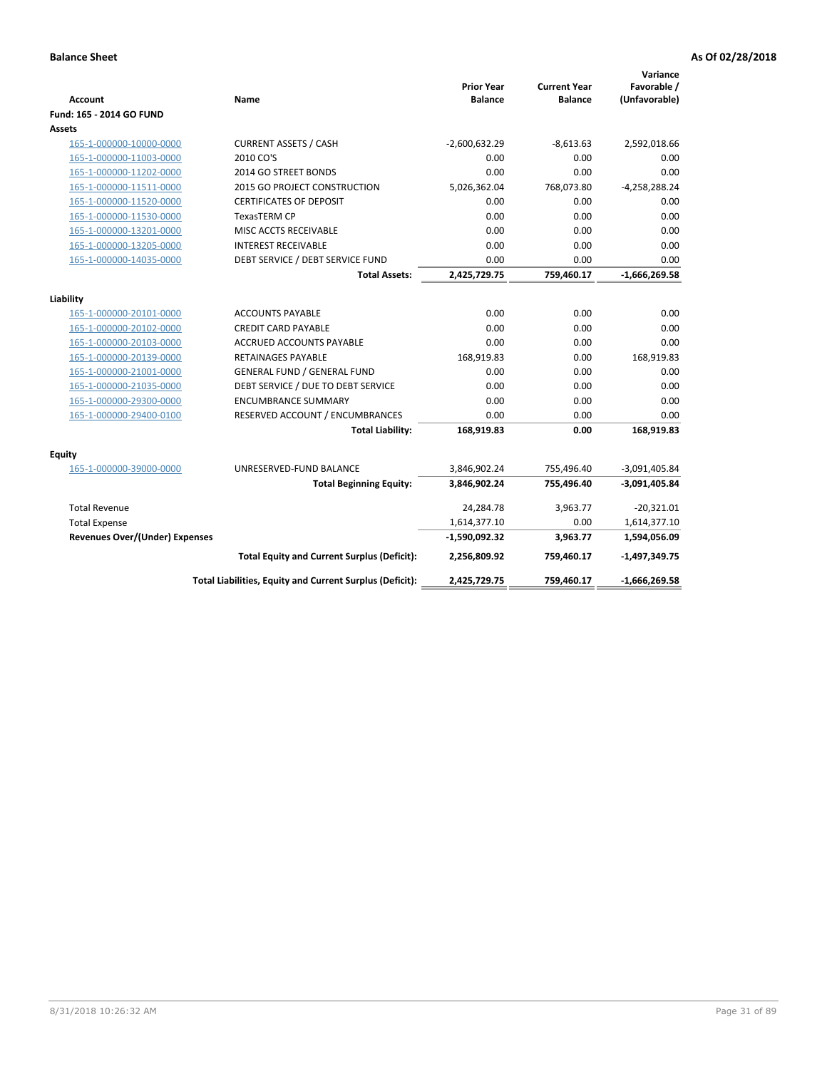**Balance Sheet** **As Of 02/28/2018**

| Account | Name | Prior Year Balance | Current Year Balance | Variance Favorable / (Unfavorable) |
|---|---|---|---|---|
| **Fund: 165 - 2014 GO FUND** | | | | |
| **Assets** | | | | |
| 165-1-000000-10000-0000 | CURRENT ASSETS / CASH | -2,600,632.29 | -8,613.63 | 2,592,018.66 |
| 165-1-000000-11003-0000 | 2010 CO'S | 0.00 | 0.00 | 0.00 |
| 165-1-000000-11202-0000 | 2014 GO STREET BONDS | 0.00 | 0.00 | 0.00 |
| 165-1-000000-11511-0000 | 2015 GO PROJECT CONSTRUCTION | 5,026,362.04 | 768,073.80 | -4,258,288.24 |
| 165-1-000000-11520-0000 | CERTIFICATES OF DEPOSIT | 0.00 | 0.00 | 0.00 |
| 165-1-000000-11530-0000 | TexasTERM CP | 0.00 | 0.00 | 0.00 |
| 165-1-000000-13201-0000 | MISC ACCTS RECEIVABLE | 0.00 | 0.00 | 0.00 |
| 165-1-000000-13205-0000 | INTEREST RECEIVABLE | 0.00 | 0.00 | 0.00 |
| 165-1-000000-14035-0000 | DEBT SERVICE / DEBT SERVICE FUND | 0.00 | 0.00 | 0.00 |
| | **Total Assets:** | **2,425,729.75** | **759,460.17** | **-1,666,269.58** |
| **Liability** | | | | |
| 165-1-000000-20101-0000 | ACCOUNTS PAYABLE | 0.00 | 0.00 | 0.00 |
| 165-1-000000-20102-0000 | CREDIT CARD PAYABLE | 0.00 | 0.00 | 0.00 |
| 165-1-000000-20103-0000 | ACCRUED ACCOUNTS PAYABLE | 0.00 | 0.00 | 0.00 |
| 165-1-000000-20139-0000 | RETAINAGES PAYABLE | 168,919.83 | 0.00 | 168,919.83 |
| 165-1-000000-21001-0000 | GENERAL FUND / GENERAL FUND | 0.00 | 0.00 | 0.00 |
| 165-1-000000-21035-0000 | DEBT SERVICE / DUE TO DEBT SERVICE | 0.00 | 0.00 | 0.00 |
| 165-1-000000-29300-0000 | ENCUMBRANCE SUMMARY | 0.00 | 0.00 | 0.00 |
| 165-1-000000-29400-0100 | RESERVED ACCOUNT / ENCUMBRANCES | 0.00 | 0.00 | 0.00 |
| | **Total Liability:** | **168,919.83** | **0.00** | **168,919.83** |
| **Equity** | | | | |
| 165-1-000000-39000-0000 | UNRESERVED-FUND BALANCE | 3,846,902.24 | 755,496.40 | -3,091,405.84 |
| | **Total Beginning Equity:** | **3,846,902.24** | **755,496.40** | **-3,091,405.84** |
| Total Revenue | | 24,284.78 | 3,963.77 | -20,321.01 |
| Total Expense | | 1,614,377.10 | 0.00 | 1,614,377.10 |
| **Revenues Over/(Under) Expenses** | | **-1,590,092.32** | **3,963.77** | **1,594,056.09** |
| | **Total Equity and Current Surplus (Deficit):** | **2,256,809.92** | **759,460.17** | **-1,497,349.75** |
| | **Total Liabilities, Equity and Current Surplus (Deficit):** | **2,425,729.75** | **759,460.17** | **-1,666,269.58** |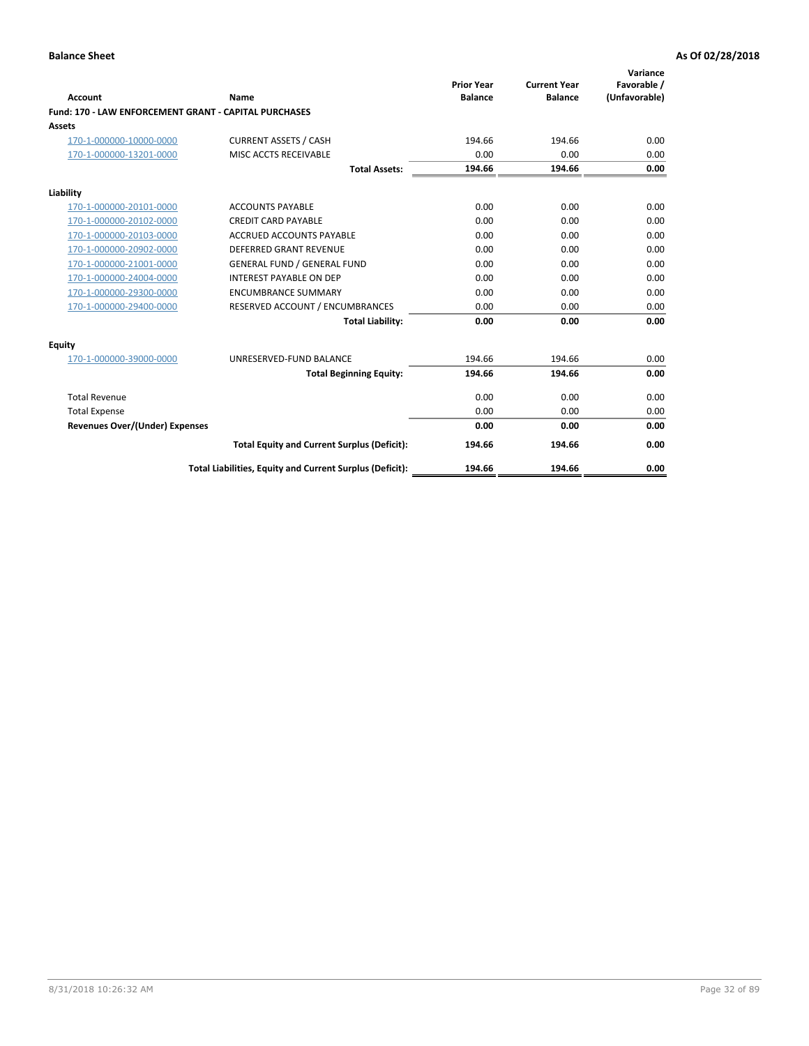**Balance Sheet** **As Of 02/28/2018**

| Account | Name | Prior Year Balance | Current Year Balance | Variance Favorable / (Unfavorable) |
|---|---|---|---|---|
| **Fund: 170 - LAW ENFORCEMENT GRANT - CAPITAL PURCHASES** | | | | |
| **Assets** | | | | |
| 170-1-000000-10000-0000 | CURRENT ASSETS / CASH | 194.66 | 194.66 | 0.00 |
| 170-1-000000-13201-0000 | MISC ACCTS RECEIVABLE | 0.00 | 0.00 | 0.00 |
| | **Total Assets:** | **194.66** | **194.66** | **0.00** |
| **Liability** | | | | |
| 170-1-000000-20101-0000 | ACCOUNTS PAYABLE | 0.00 | 0.00 | 0.00 |
| 170-1-000000-20102-0000 | CREDIT CARD PAYABLE | 0.00 | 0.00 | 0.00 |
| 170-1-000000-20103-0000 | ACCRUED ACCOUNTS PAYABLE | 0.00 | 0.00 | 0.00 |
| 170-1-000000-20902-0000 | DEFERRED GRANT REVENUE | 0.00 | 0.00 | 0.00 |
| 170-1-000000-21001-0000 | GENERAL FUND / GENERAL FUND | 0.00 | 0.00 | 0.00 |
| 170-1-000000-24004-0000 | INTEREST PAYABLE ON DEP | 0.00 | 0.00 | 0.00 |
| 170-1-000000-29300-0000 | ENCUMBRANCE SUMMARY | 0.00 | 0.00 | 0.00 |
| 170-1-000000-29400-0000 | RESERVED ACCOUNT / ENCUMBRANCES | 0.00 | 0.00 | 0.00 |
| | **Total Liability:** | **0.00** | **0.00** | **0.00** |
| **Equity** | | | | |
| 170-1-000000-39000-0000 | UNRESERVED-FUND BALANCE | 194.66 | 194.66 | 0.00 |
| | **Total Beginning Equity:** | **194.66** | **194.66** | **0.00** |
| Total Revenue | | 0.00 | 0.00 | 0.00 |
| Total Expense | | 0.00 | 0.00 | 0.00 |
| **Revenues Over/(Under) Expenses** | | **0.00** | **0.00** | **0.00** |
| | **Total Equity and Current Surplus (Deficit):** | **194.66** | **194.66** | **0.00** |
| | **Total Liabilities, Equity and Current Surplus (Deficit):** | **194.66** | **194.66** | **0.00** |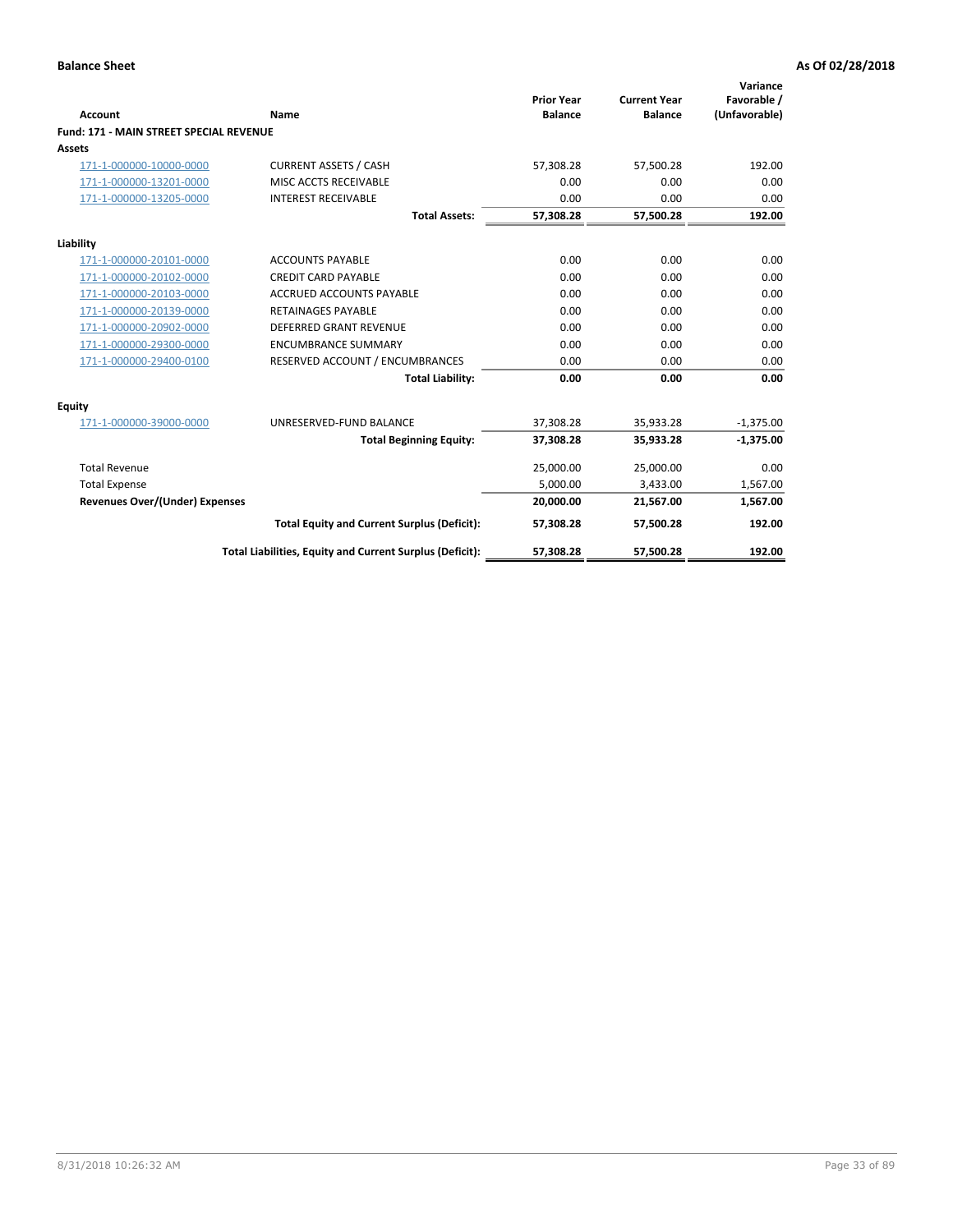**Balance Sheet** — **As Of 02/28/2018**

| Account | Name | Prior Year Balance | Current Year Balance | Variance Favorable / (Unfavorable) |
|---|---|---|---|---|
| **Fund: 171 - MAIN STREET SPECIAL REVENUE** | | | | |
| **Assets** | | | | |
| 171-1-000000-10000-0000 | CURRENT ASSETS / CASH | 57,308.28 | 57,500.28 | 192.00 |
| 171-1-000000-13201-0000 | MISC ACCTS RECEIVABLE | 0.00 | 0.00 | 0.00 |
| 171-1-000000-13205-0000 | INTEREST RECEIVABLE | 0.00 | 0.00 | 0.00 |
| | **Total Assets:** | **57,308.28** | **57,500.28** | **192.00** |
| **Liability** | | | | |
| 171-1-000000-20101-0000 | ACCOUNTS PAYABLE | 0.00 | 0.00 | 0.00 |
| 171-1-000000-20102-0000 | CREDIT CARD PAYABLE | 0.00 | 0.00 | 0.00 |
| 171-1-000000-20103-0000 | ACCRUED ACCOUNTS PAYABLE | 0.00 | 0.00 | 0.00 |
| 171-1-000000-20139-0000 | RETAINAGES PAYABLE | 0.00 | 0.00 | 0.00 |
| 171-1-000000-20902-0000 | DEFERRED GRANT REVENUE | 0.00 | 0.00 | 0.00 |
| 171-1-000000-29300-0000 | ENCUMBRANCE SUMMARY | 0.00 | 0.00 | 0.00 |
| 171-1-000000-29400-0100 | RESERVED ACCOUNT / ENCUMBRANCES | 0.00 | 0.00 | 0.00 |
| | **Total Liability:** | **0.00** | **0.00** | **0.00** |
| **Equity** | | | | |
| 171-1-000000-39000-0000 | UNRESERVED-FUND BALANCE | 37,308.28 | 35,933.28 | -1,375.00 |
| | **Total Beginning Equity:** | **37,308.28** | **35,933.28** | **-1,375.00** |
| Total Revenue | | 25,000.00 | 25,000.00 | 0.00 |
| Total Expense | | 5,000.00 | 3,433.00 | 1,567.00 |
| **Revenues Over/(Under) Expenses** | | **20,000.00** | **21,567.00** | **1,567.00** |
| | **Total Equity and Current Surplus (Deficit):** | **57,308.28** | **57,500.28** | **192.00** |
| | **Total Liabilities, Equity and Current Surplus (Deficit):** | **57,308.28** | **57,500.28** | **192.00** |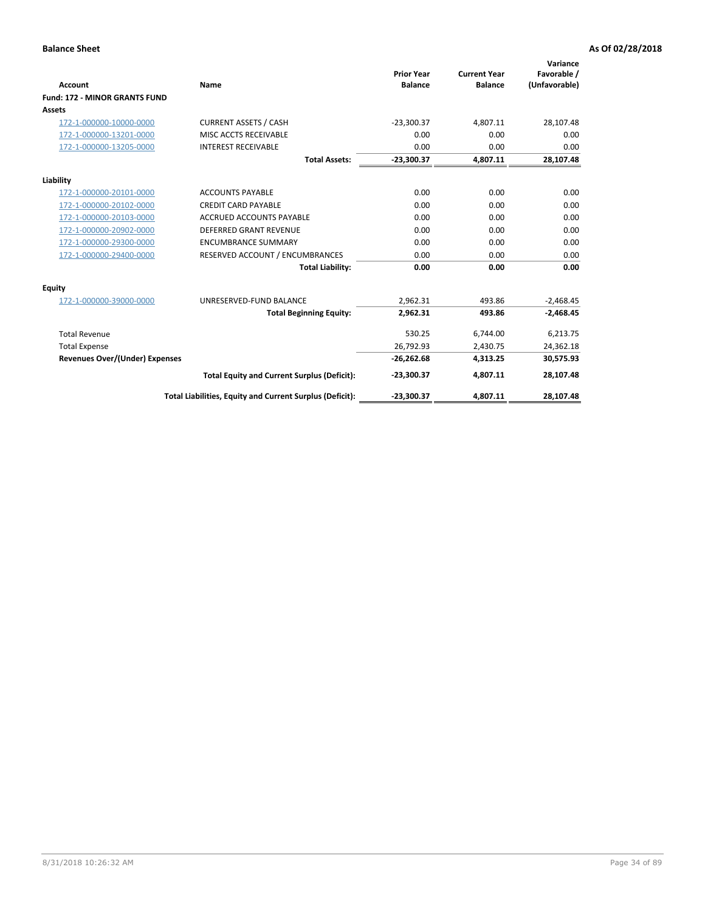**Balance Sheet** — As Of 02/28/2018

| Account | Name | Prior Year Balance | Current Year Balance | Variance Favorable / (Unfavorable) |
|---|---|---|---|---|
| **Fund: 172 - MINOR GRANTS FUND** | | | | |
| **Assets** | | | | |
| 172-1-000000-10000-0000 | CURRENT ASSETS / CASH | -23,300.37 | 4,807.11 | 28,107.48 |
| 172-1-000000-13201-0000 | MISC ACCTS RECEIVABLE | 0.00 | 0.00 | 0.00 |
| 172-1-000000-13205-0000 | INTEREST RECEIVABLE | 0.00 | 0.00 | 0.00 |
| | **Total Assets:** | **-23,300.37** | **4,807.11** | **28,107.48** |
| **Liability** | | | | |
| 172-1-000000-20101-0000 | ACCOUNTS PAYABLE | 0.00 | 0.00 | 0.00 |
| 172-1-000000-20102-0000 | CREDIT CARD PAYABLE | 0.00 | 0.00 | 0.00 |
| 172-1-000000-20103-0000 | ACCRUED ACCOUNTS PAYABLE | 0.00 | 0.00 | 0.00 |
| 172-1-000000-20902-0000 | DEFERRED GRANT REVENUE | 0.00 | 0.00 | 0.00 |
| 172-1-000000-29300-0000 | ENCUMBRANCE SUMMARY | 0.00 | 0.00 | 0.00 |
| 172-1-000000-29400-0000 | RESERVED ACCOUNT / ENCUMBRANCES | 0.00 | 0.00 | 0.00 |
| | **Total Liability:** | **0.00** | **0.00** | **0.00** |
| **Equity** | | | | |
| 172-1-000000-39000-0000 | UNRESERVED-FUND BALANCE | 2,962.31 | 493.86 | -2,468.45 |
| | **Total Beginning Equity:** | **2,962.31** | **493.86** | **-2,468.45** |
| Total Revenue | | 530.25 | 6,744.00 | 6,213.75 |
| Total Expense | | 26,792.93 | 2,430.75 | 24,362.18 |
| **Revenues Over/(Under) Expenses** | | **-26,262.68** | **4,313.25** | **30,575.93** |
| | **Total Equity and Current Surplus (Deficit):** | **-23,300.37** | **4,807.11** | **28,107.48** |
| | **Total Liabilities, Equity and Current Surplus (Deficit):** | **-23,300.37** | **4,807.11** | **28,107.48** |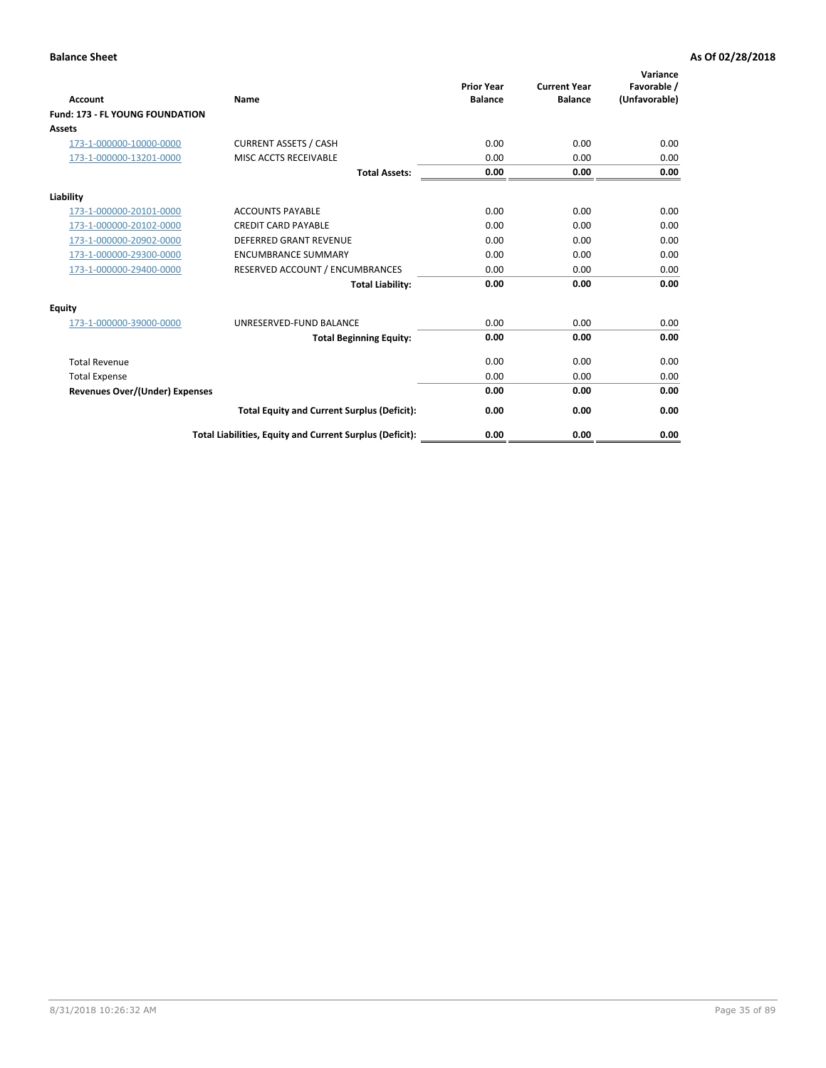**Balance Sheet** **As Of 02/28/2018**

| Account | Name | Prior Year Balance | Current Year Balance | Variance Favorable / (Unfavorable) |
|---|---|---|---|---|
| **Fund: 173 - FL YOUNG FOUNDATION** | | | | |
| **Assets** | | | | |
| 173-1-000000-10000-0000 | CURRENT ASSETS / CASH | 0.00 | 0.00 | 0.00 |
| 173-1-000000-13201-0000 | MISC ACCTS RECEIVABLE | 0.00 | 0.00 | 0.00 |
| | **Total Assets:** | **0.00** | **0.00** | **0.00** |
| **Liability** | | | | |
| 173-1-000000-20101-0000 | ACCOUNTS PAYABLE | 0.00 | 0.00 | 0.00 |
| 173-1-000000-20102-0000 | CREDIT CARD PAYABLE | 0.00 | 0.00 | 0.00 |
| 173-1-000000-20902-0000 | DEFERRED GRANT REVENUE | 0.00 | 0.00 | 0.00 |
| 173-1-000000-29300-0000 | ENCUMBRANCE SUMMARY | 0.00 | 0.00 | 0.00 |
| 173-1-000000-29400-0000 | RESERVED ACCOUNT / ENCUMBRANCES | 0.00 | 0.00 | 0.00 |
| | **Total Liability:** | **0.00** | **0.00** | **0.00** |
| **Equity** | | | | |
| 173-1-000000-39000-0000 | UNRESERVED-FUND BALANCE | 0.00 | 0.00 | 0.00 |
| | **Total Beginning Equity:** | **0.00** | **0.00** | **0.00** |
| Total Revenue | | 0.00 | 0.00 | 0.00 |
| Total Expense | | 0.00 | 0.00 | 0.00 |
| **Revenues Over/(Under) Expenses** | | **0.00** | **0.00** | **0.00** |
| | **Total Equity and Current Surplus (Deficit):** | **0.00** | **0.00** | **0.00** |
| | **Total Liabilities, Equity and Current Surplus (Deficit):** | **0.00** | **0.00** | **0.00** |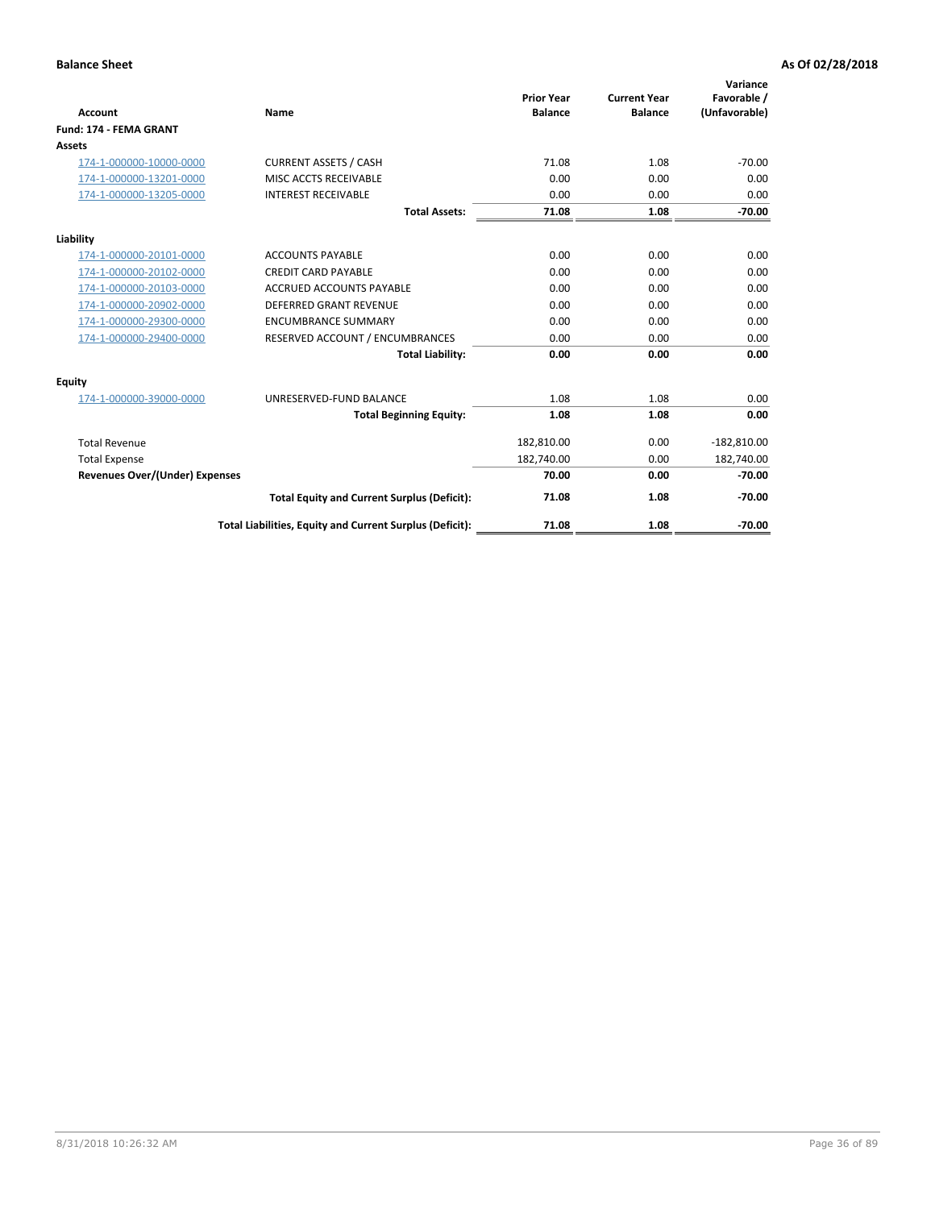**Balance Sheet** **As Of 02/28/2018**

| Account | Name | Prior Year Balance | Current Year Balance | Variance Favorable / (Unfavorable) |
|---|---|---|---|---|
| **Fund: 174 - FEMA GRANT** | | | | |
| **Assets** | | | | |
| 174-1-000000-10000-0000 | CURRENT ASSETS / CASH | 71.08 | 1.08 | -70.00 |
| 174-1-000000-13201-0000 | MISC ACCTS RECEIVABLE | 0.00 | 0.00 | 0.00 |
| 174-1-000000-13205-0000 | INTEREST RECEIVABLE | 0.00 | 0.00 | 0.00 |
| | **Total Assets:** | **71.08** | **1.08** | **-70.00** |
| **Liability** | | | | |
| 174-1-000000-20101-0000 | ACCOUNTS PAYABLE | 0.00 | 0.00 | 0.00 |
| 174-1-000000-20102-0000 | CREDIT CARD PAYABLE | 0.00 | 0.00 | 0.00 |
| 174-1-000000-20103-0000 | ACCRUED ACCOUNTS PAYABLE | 0.00 | 0.00 | 0.00 |
| 174-1-000000-20902-0000 | DEFERRED GRANT REVENUE | 0.00 | 0.00 | 0.00 |
| 174-1-000000-29300-0000 | ENCUMBRANCE SUMMARY | 0.00 | 0.00 | 0.00 |
| 174-1-000000-29400-0000 | RESERVED ACCOUNT / ENCUMBRANCES | 0.00 | 0.00 | 0.00 |
| | **Total Liability:** | **0.00** | **0.00** | **0.00** |
| **Equity** | | | | |
| 174-1-000000-39000-0000 | UNRESERVED-FUND BALANCE | 1.08 | 1.08 | 0.00 |
| | **Total Beginning Equity:** | **1.08** | **1.08** | **0.00** |
| Total Revenue | | 182,810.00 | 0.00 | -182,810.00 |
| Total Expense | | 182,740.00 | 0.00 | 182,740.00 |
| **Revenues Over/(Under) Expenses** | | **70.00** | **0.00** | **-70.00** |
| | **Total Equity and Current Surplus (Deficit):** | **71.08** | **1.08** | **-70.00** |
| | **Total Liabilities, Equity and Current Surplus (Deficit):** | **71.08** | **1.08** | **-70.00** |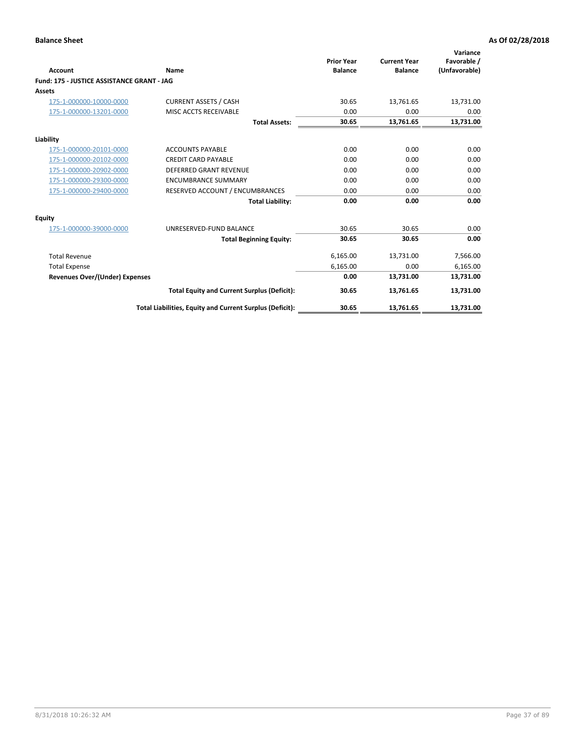**Balance Sheet** — As Of 02/28/2018

| Account | Name | Prior Year Balance | Current Year Balance | Variance Favorable / (Unfavorable) |
|---|---|---|---|---|
| **Fund: 175 - JUSTICE ASSISTANCE GRANT - JAG** | | | | |
| **Assets** | | | | |
| 175-1-000000-10000-0000 | CURRENT ASSETS / CASH | 30.65 | 13,761.65 | 13,731.00 |
| 175-1-000000-13201-0000 | MISC ACCTS RECEIVABLE | 0.00 | 0.00 | 0.00 |
| | **Total Assets:** | **30.65** | **13,761.65** | **13,731.00** |
| **Liability** | | | | |
| 175-1-000000-20101-0000 | ACCOUNTS PAYABLE | 0.00 | 0.00 | 0.00 |
| 175-1-000000-20102-0000 | CREDIT CARD PAYABLE | 0.00 | 0.00 | 0.00 |
| 175-1-000000-20902-0000 | DEFERRED GRANT REVENUE | 0.00 | 0.00 | 0.00 |
| 175-1-000000-29300-0000 | ENCUMBRANCE SUMMARY | 0.00 | 0.00 | 0.00 |
| 175-1-000000-29400-0000 | RESERVED ACCOUNT / ENCUMBRANCES | 0.00 | 0.00 | 0.00 |
| | **Total Liability:** | **0.00** | **0.00** | **0.00** |
| **Equity** | | | | |
| 175-1-000000-39000-0000 | UNRESERVED-FUND BALANCE | 30.65 | 30.65 | 0.00 |
| | **Total Beginning Equity:** | **30.65** | **30.65** | **0.00** |
| Total Revenue | | 6,165.00 | 13,731.00 | 7,566.00 |
| Total Expense | | 6,165.00 | 0.00 | 6,165.00 |
| **Revenues Over/(Under) Expenses** | | **0.00** | **13,731.00** | **13,731.00** |
| | **Total Equity and Current Surplus (Deficit):** | **30.65** | **13,761.65** | **13,731.00** |
| | **Total Liabilities, Equity and Current Surplus (Deficit):** | **30.65** | **13,761.65** | **13,731.00** |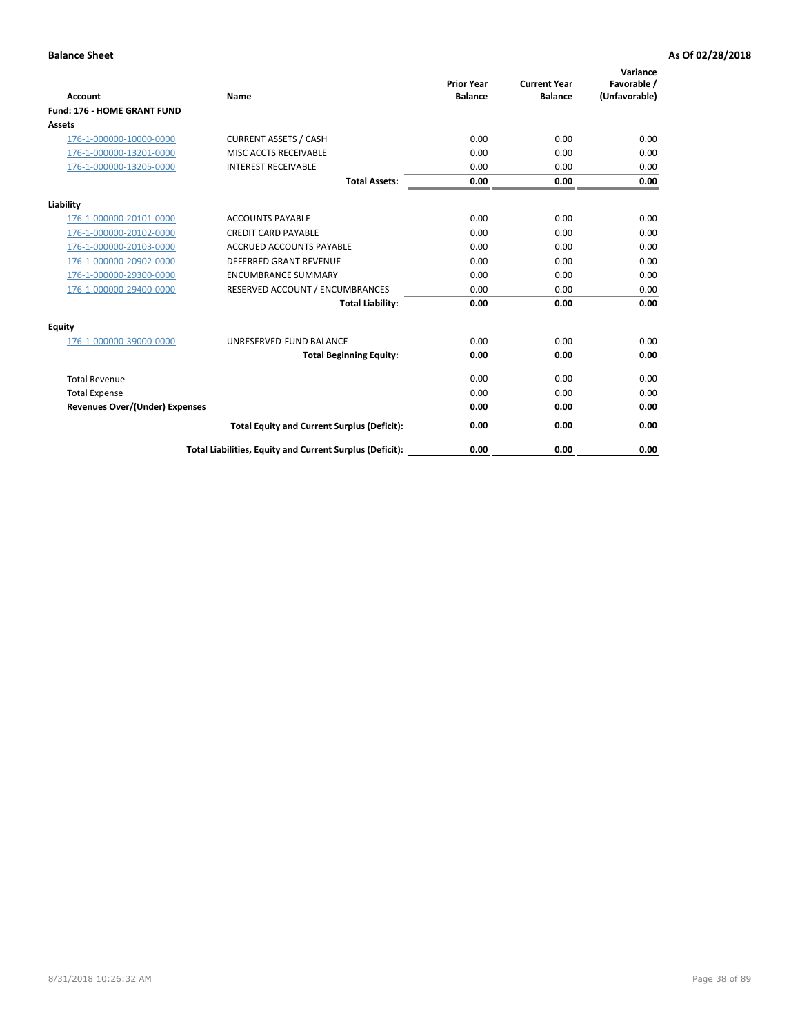**Balance Sheet** **As Of 02/28/2018**

| Account | Name | Prior Year Balance | Current Year Balance | Variance Favorable / (Unfavorable) |
|---|---|---|---|---|
| **Fund: 176 - HOME GRANT FUND** | | | | |
| **Assets** | | | | |
| 176-1-000000-10000-0000 | CURRENT ASSETS / CASH | 0.00 | 0.00 | 0.00 |
| 176-1-000000-13201-0000 | MISC ACCTS RECEIVABLE | 0.00 | 0.00 | 0.00 |
| 176-1-000000-13205-0000 | INTEREST RECEIVABLE | 0.00 | 0.00 | 0.00 |
| | **Total Assets:** | **0.00** | **0.00** | **0.00** |
| **Liability** | | | | |
| 176-1-000000-20101-0000 | ACCOUNTS PAYABLE | 0.00 | 0.00 | 0.00 |
| 176-1-000000-20102-0000 | CREDIT CARD PAYABLE | 0.00 | 0.00 | 0.00 |
| 176-1-000000-20103-0000 | ACCRUED ACCOUNTS PAYABLE | 0.00 | 0.00 | 0.00 |
| 176-1-000000-20902-0000 | DEFERRED GRANT REVENUE | 0.00 | 0.00 | 0.00 |
| 176-1-000000-29300-0000 | ENCUMBRANCE SUMMARY | 0.00 | 0.00 | 0.00 |
| 176-1-000000-29400-0000 | RESERVED ACCOUNT / ENCUMBRANCES | 0.00 | 0.00 | 0.00 |
| | **Total Liability:** | **0.00** | **0.00** | **0.00** |
| **Equity** | | | | |
| 176-1-000000-39000-0000 | UNRESERVED-FUND BALANCE | 0.00 | 0.00 | 0.00 |
| | **Total Beginning Equity:** | **0.00** | **0.00** | **0.00** |
| Total Revenue | | 0.00 | 0.00 | 0.00 |
| Total Expense | | 0.00 | 0.00 | 0.00 |
| **Revenues Over/(Under) Expenses** | | **0.00** | **0.00** | **0.00** |
| | **Total Equity and Current Surplus (Deficit):** | **0.00** | **0.00** | **0.00** |
| | **Total Liabilities, Equity and Current Surplus (Deficit):** | **0.00** | **0.00** | **0.00** |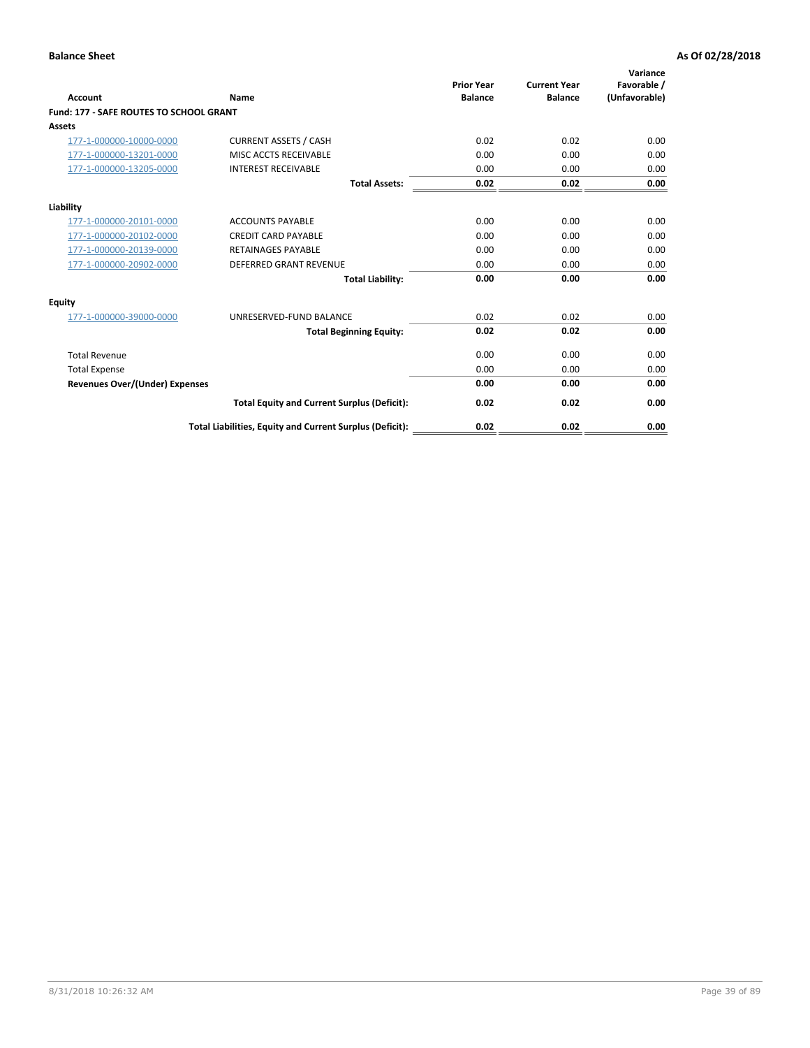**Balance Sheet** **As Of 02/28/2018**

| Account | Name | Prior Year Balance | Current Year Balance | Variance Favorable / (Unfavorable) |
|---|---|---|---|---|
| **Fund: 177 - SAFE ROUTES TO SCHOOL GRANT** | | | | |
| **Assets** | | | | |
| 177-1-000000-10000-0000 | CURRENT ASSETS / CASH | 0.02 | 0.02 | 0.00 |
| 177-1-000000-13201-0000 | MISC ACCTS RECEIVABLE | 0.00 | 0.00 | 0.00 |
| 177-1-000000-13205-0000 | INTEREST RECEIVABLE | 0.00 | 0.00 | 0.00 |
| | **Total Assets:** | **0.02** | **0.02** | **0.00** |
| **Liability** | | | | |
| 177-1-000000-20101-0000 | ACCOUNTS PAYABLE | 0.00 | 0.00 | 0.00 |
| 177-1-000000-20102-0000 | CREDIT CARD PAYABLE | 0.00 | 0.00 | 0.00 |
| 177-1-000000-20139-0000 | RETAINAGES PAYABLE | 0.00 | 0.00 | 0.00 |
| 177-1-000000-20902-0000 | DEFERRED GRANT REVENUE | 0.00 | 0.00 | 0.00 |
| | **Total Liability:** | **0.00** | **0.00** | **0.00** |
| **Equity** | | | | |
| 177-1-000000-39000-0000 | UNRESERVED-FUND BALANCE | 0.02 | 0.02 | 0.00 |
| | **Total Beginning Equity:** | **0.02** | **0.02** | **0.00** |
| Total Revenue | | 0.00 | 0.00 | 0.00 |
| Total Expense | | 0.00 | 0.00 | 0.00 |
| **Revenues Over/(Under) Expenses** | | **0.00** | **0.00** | **0.00** |
| | **Total Equity and Current Surplus (Deficit):** | **0.02** | **0.02** | **0.00** |
| | **Total Liabilities, Equity and Current Surplus (Deficit):** | **0.02** | **0.02** | **0.00** |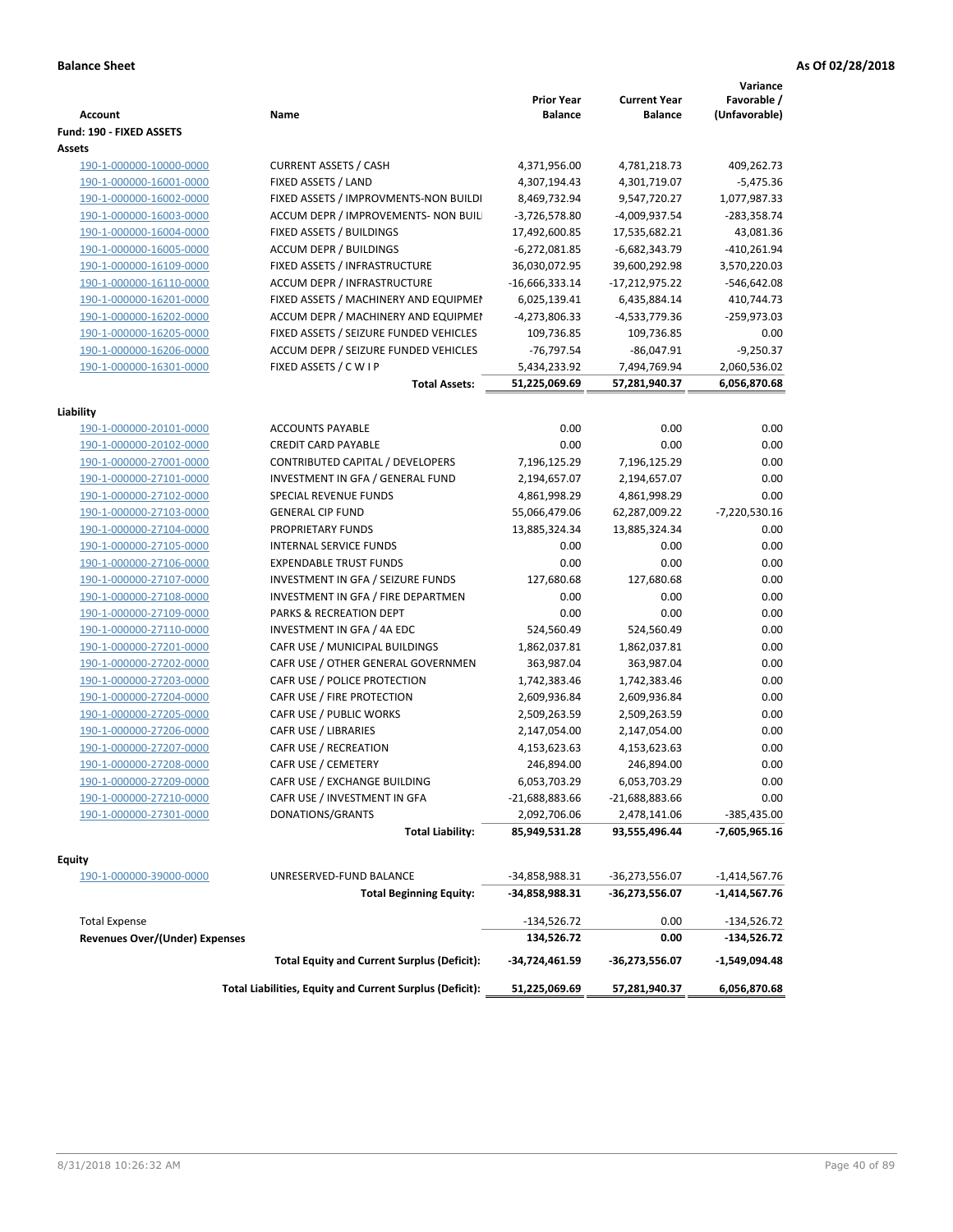**Balance Sheet** **As Of 02/28/2018**

| Account | Name | Prior Year Balance | Current Year Balance | Variance Favorable / (Unfavorable) |
|---|---|---|---|---|
| **Fund: 190 - FIXED ASSETS** | | | | |
| **Assets** | | | | |
| 190-1-000000-10000-0000 | CURRENT ASSETS / CASH | 4,371,956.00 | 4,781,218.73 | 409,262.73 |
| 190-1-000000-16001-0000 | FIXED ASSETS / LAND | 4,307,194.43 | 4,301,719.07 | -5,475.36 |
| 190-1-000000-16002-0000 | FIXED ASSETS / IMPROVMENTS-NON BUILDI | 8,469,732.94 | 9,547,720.27 | 1,077,987.33 |
| 190-1-000000-16003-0000 | ACCUM DEPR / IMPROVEMENTS- NON BUIL | -3,726,578.80 | -4,009,937.54 | -283,358.74 |
| 190-1-000000-16004-0000 | FIXED ASSETS / BUILDINGS | 17,492,600.85 | 17,535,682.21 | 43,081.36 |
| 190-1-000000-16005-0000 | ACCUM DEPR / BUILDINGS | -6,272,081.85 | -6,682,343.79 | -410,261.94 |
| 190-1-000000-16109-0000 | FIXED ASSETS / INFRASTRUCTURE | 36,030,072.95 | 39,600,292.98 | 3,570,220.03 |
| 190-1-000000-16110-0000 | ACCUM DEPR / INFRASTRUCTURE | -16,666,333.14 | -17,212,975.22 | -546,642.08 |
| 190-1-000000-16201-0000 | FIXED ASSETS / MACHINERY AND EQUIPMEN | 6,025,139.41 | 6,435,884.14 | 410,744.73 |
| 190-1-000000-16202-0000 | ACCUM DEPR / MACHINERY AND EQUIPMEI | -4,273,806.33 | -4,533,779.36 | -259,973.03 |
| 190-1-000000-16205-0000 | FIXED ASSETS / SEIZURE FUNDED VEHICLES | 109,736.85 | 109,736.85 | 0.00 |
| 190-1-000000-16206-0000 | ACCUM DEPR / SEIZURE FUNDED VEHICLES | -76,797.54 | -86,047.91 | -9,250.37 |
| 190-1-000000-16301-0000 | FIXED ASSETS / C W I P | 5,434,233.92 | 7,494,769.94 | 2,060,536.02 |
| | **Total Assets:** | **51,225,069.69** | **57,281,940.37** | **6,056,870.68** |
| **Liability** | | | | |
| 190-1-000000-20101-0000 | ACCOUNTS PAYABLE | 0.00 | 0.00 | 0.00 |
| 190-1-000000-20102-0000 | CREDIT CARD PAYABLE | 0.00 | 0.00 | 0.00 |
| 190-1-000000-27001-0000 | CONTRIBUTED CAPITAL / DEVELOPERS | 7,196,125.29 | 7,196,125.29 | 0.00 |
| 190-1-000000-27101-0000 | INVESTMENT IN GFA / GENERAL FUND | 2,194,657.07 | 2,194,657.07 | 0.00 |
| 190-1-000000-27102-0000 | SPECIAL REVENUE FUNDS | 4,861,998.29 | 4,861,998.29 | 0.00 |
| 190-1-000000-27103-0000 | GENERAL CIP FUND | 55,066,479.06 | 62,287,009.22 | -7,220,530.16 |
| 190-1-000000-27104-0000 | PROPRIETARY FUNDS | 13,885,324.34 | 13,885,324.34 | 0.00 |
| 190-1-000000-27105-0000 | INTERNAL SERVICE FUNDS | 0.00 | 0.00 | 0.00 |
| 190-1-000000-27106-0000 | EXPENDABLE TRUST FUNDS | 0.00 | 0.00 | 0.00 |
| 190-1-000000-27107-0000 | INVESTMENT IN GFA / SEIZURE FUNDS | 127,680.68 | 127,680.68 | 0.00 |
| 190-1-000000-27108-0000 | INVESTMENT IN GFA / FIRE DEPARTMEN | 0.00 | 0.00 | 0.00 |
| 190-1-000000-27109-0000 | PARKS & RECREATION DEPT | 0.00 | 0.00 | 0.00 |
| 190-1-000000-27110-0000 | INVESTMENT IN GFA / 4A EDC | 524,560.49 | 524,560.49 | 0.00 |
| 190-1-000000-27201-0000 | CAFR USE / MUNICIPAL BUILDINGS | 1,862,037.81 | 1,862,037.81 | 0.00 |
| 190-1-000000-27202-0000 | CAFR USE / OTHER GENERAL GOVERNMEN | 363,987.04 | 363,987.04 | 0.00 |
| 190-1-000000-27203-0000 | CAFR USE / POLICE PROTECTION | 1,742,383.46 | 1,742,383.46 | 0.00 |
| 190-1-000000-27204-0000 | CAFR USE / FIRE PROTECTION | 2,609,936.84 | 2,609,936.84 | 0.00 |
| 190-1-000000-27205-0000 | CAFR USE / PUBLIC WORKS | 2,509,263.59 | 2,509,263.59 | 0.00 |
| 190-1-000000-27206-0000 | CAFR USE / LIBRARIES | 2,147,054.00 | 2,147,054.00 | 0.00 |
| 190-1-000000-27207-0000 | CAFR USE / RECREATION | 4,153,623.63 | 4,153,623.63 | 0.00 |
| 190-1-000000-27208-0000 | CAFR USE / CEMETERY | 246,894.00 | 246,894.00 | 0.00 |
| 190-1-000000-27209-0000 | CAFR USE / EXCHANGE BUILDING | 6,053,703.29 | 6,053,703.29 | 0.00 |
| 190-1-000000-27210-0000 | CAFR USE / INVESTMENT IN GFA | -21,688,883.66 | -21,688,883.66 | 0.00 |
| 190-1-000000-27301-0000 | DONATIONS/GRANTS | 2,092,706.06 | 2,478,141.06 | -385,435.00 |
| | **Total Liability:** | **85,949,531.28** | **93,555,496.44** | **-7,605,965.16** |
| **Equity** | | | | |
| 190-1-000000-39000-0000 | UNRESERVED-FUND BALANCE | -34,858,988.31 | -36,273,556.07 | -1,414,567.76 |
| | **Total Beginning Equity:** | **-34,858,988.31** | **-36,273,556.07** | **-1,414,567.76** |
| Total Expense | | -134,526.72 | 0.00 | -134,526.72 |
| **Revenues Over/(Under) Expenses** | | **134,526.72** | **0.00** | **-134,526.72** |
| | **Total Equity and Current Surplus (Deficit):** | **-34,724,461.59** | **-36,273,556.07** | **-1,549,094.48** |
| | **Total Liabilities, Equity and Current Surplus (Deficit):** | **51,225,069.69** | **57,281,940.37** | **6,056,870.68** |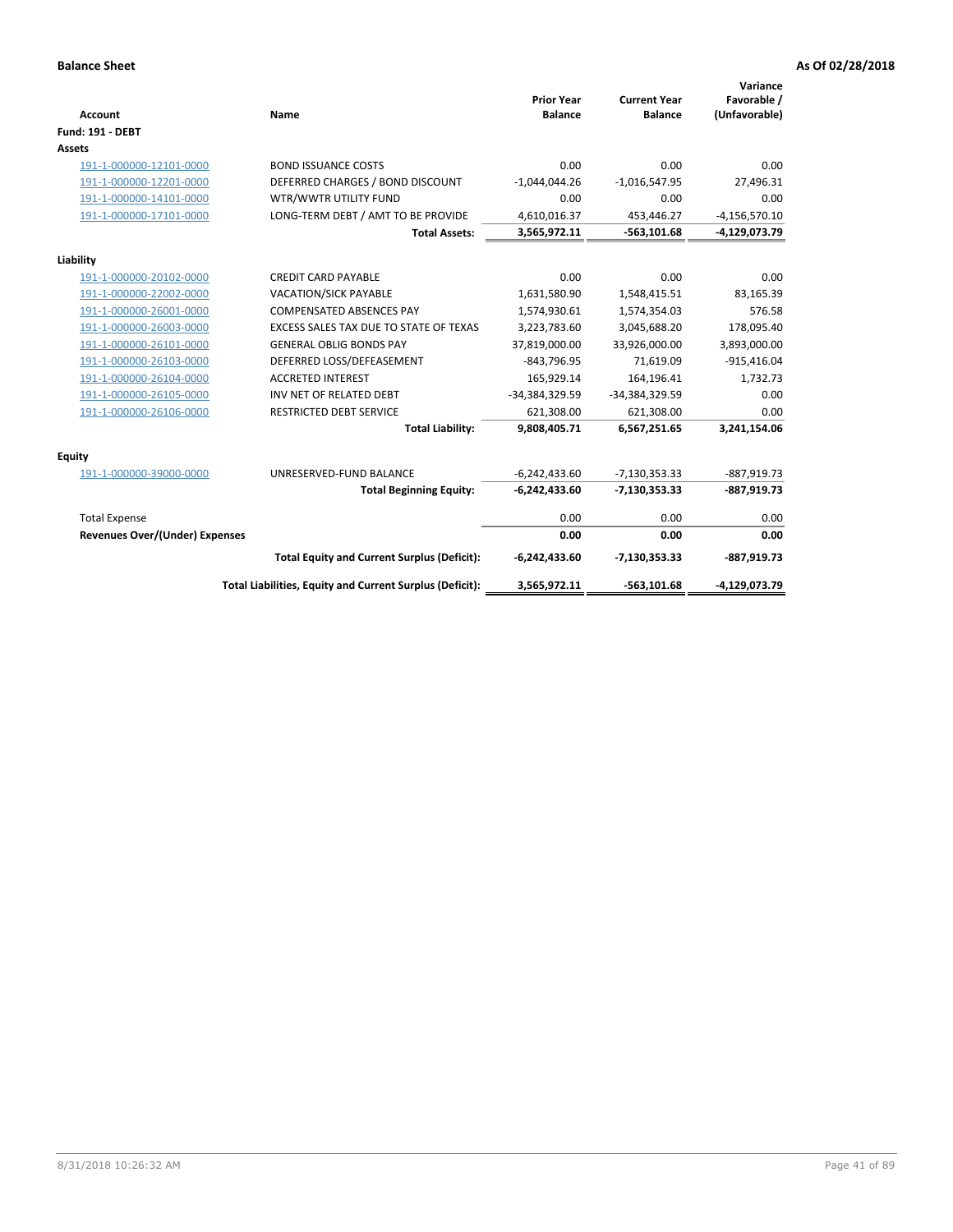**Balance Sheet** **As Of 02/28/2018**

| Account | Name | Prior Year Balance | Current Year Balance | Variance Favorable / (Unfavorable) |
|---|---|---|---|---|
| **Fund: 191 - DEBT** | | | | |
| **Assets** | | | | |
| 191-1-000000-12101-0000 | BOND ISSUANCE COSTS | 0.00 | 0.00 | 0.00 |
| 191-1-000000-12201-0000 | DEFERRED CHARGES / BOND DISCOUNT | -1,044,044.26 | -1,016,547.95 | 27,496.31 |
| 191-1-000000-14101-0000 | WTR/WWTR UTILITY FUND | 0.00 | 0.00 | 0.00 |
| 191-1-000000-17101-0000 | LONG-TERM DEBT / AMT TO BE PROVIDE | 4,610,016.37 | 453,446.27 | -4,156,570.10 |
| | **Total Assets:** | **3,565,972.11** | **-563,101.68** | **-4,129,073.79** |
| **Liability** | | | | |
| 191-1-000000-20102-0000 | CREDIT CARD PAYABLE | 0.00 | 0.00 | 0.00 |
| 191-1-000000-22002-0000 | VACATION/SICK PAYABLE | 1,631,580.90 | 1,548,415.51 | 83,165.39 |
| 191-1-000000-26001-0000 | COMPENSATED ABSENCES PAY | 1,574,930.61 | 1,574,354.03 | 576.58 |
| 191-1-000000-26003-0000 | EXCESS SALES TAX DUE TO STATE OF TEXAS | 3,223,783.60 | 3,045,688.20 | 178,095.40 |
| 191-1-000000-26101-0000 | GENERAL OBLIG BONDS PAY | 37,819,000.00 | 33,926,000.00 | 3,893,000.00 |
| 191-1-000000-26103-0000 | DEFERRED LOSS/DEFEASEMENT | -843,796.95 | 71,619.09 | -915,416.04 |
| 191-1-000000-26104-0000 | ACCRETED INTEREST | 165,929.14 | 164,196.41 | 1,732.73 |
| 191-1-000000-26105-0000 | INV NET OF RELATED DEBT | -34,384,329.59 | -34,384,329.59 | 0.00 |
| 191-1-000000-26106-0000 | RESTRICTED DEBT SERVICE | 621,308.00 | 621,308.00 | 0.00 |
| | **Total Liability:** | **9,808,405.71** | **6,567,251.65** | **3,241,154.06** |
| **Equity** | | | | |
| 191-1-000000-39000-0000 | UNRESERVED-FUND BALANCE | -6,242,433.60 | -7,130,353.33 | -887,919.73 |
| | **Total Beginning Equity:** | **-6,242,433.60** | **-7,130,353.33** | **-887,919.73** |
| Total Expense | | 0.00 | 0.00 | 0.00 |
| **Revenues Over/(Under) Expenses** | | **0.00** | **0.00** | **0.00** |
| | **Total Equity and Current Surplus (Deficit):** | **-6,242,433.60** | **-7,130,353.33** | **-887,919.73** |
| | **Total Liabilities, Equity and Current Surplus (Deficit):** | **3,565,972.11** | **-563,101.68** | **-4,129,073.79** |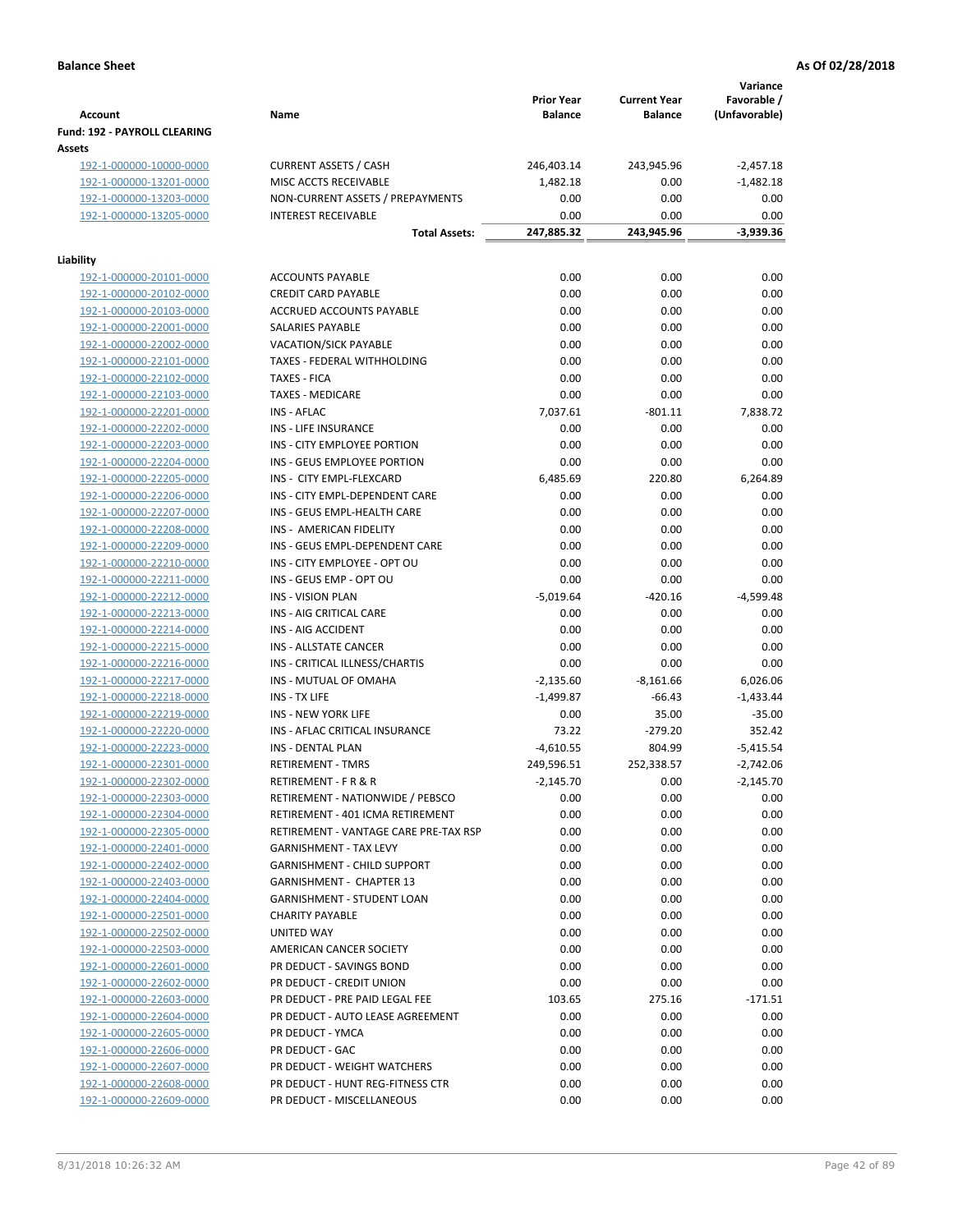**Balance Sheet** **As Of 02/28/2018**

| Account | Name | Prior Year Balance | Current Year Balance | Variance Favorable / (Unfavorable) |
|---|---|---|---|---|
| **Fund: 192 - PAYROLL CLEARING** | | | | |
| **Assets** | | | | |
| 192-1-000000-10000-0000 | CURRENT ASSETS / CASH | 246,403.14 | 243,945.96 | -2,457.18 |
| 192-1-000000-13201-0000 | MISC ACCTS RECEIVABLE | 1,482.18 | 0.00 | -1,482.18 |
| 192-1-000000-13203-0000 | NON-CURRENT ASSETS / PREPAYMENTS | 0.00 | 0.00 | 0.00 |
| 192-1-000000-13205-0000 | INTEREST RECEIVABLE | 0.00 | 0.00 | 0.00 |
| | **Total Assets:** | **247,885.32** | **243,945.96** | **-3,939.36** |
| **Liability** | | | | |
| 192-1-000000-20101-0000 | ACCOUNTS PAYABLE | 0.00 | 0.00 | 0.00 |
| 192-1-000000-20102-0000 | CREDIT CARD PAYABLE | 0.00 | 0.00 | 0.00 |
| 192-1-000000-20103-0000 | ACCRUED ACCOUNTS PAYABLE | 0.00 | 0.00 | 0.00 |
| 192-1-000000-22001-0000 | SALARIES PAYABLE | 0.00 | 0.00 | 0.00 |
| 192-1-000000-22002-0000 | VACATION/SICK PAYABLE | 0.00 | 0.00 | 0.00 |
| 192-1-000000-22101-0000 | TAXES - FEDERAL WITHHOLDING | 0.00 | 0.00 | 0.00 |
| 192-1-000000-22102-0000 | TAXES - FICA | 0.00 | 0.00 | 0.00 |
| 192-1-000000-22103-0000 | TAXES - MEDICARE | 0.00 | 0.00 | 0.00 |
| 192-1-000000-22201-0000 | INS - AFLAC | 7,037.61 | -801.11 | 7,838.72 |
| 192-1-000000-22202-0000 | INS - LIFE INSURANCE | 0.00 | 0.00 | 0.00 |
| 192-1-000000-22203-0000 | INS - CITY EMPLOYEE PORTION | 0.00 | 0.00 | 0.00 |
| 192-1-000000-22204-0000 | INS - GEUS EMPLOYEE PORTION | 0.00 | 0.00 | 0.00 |
| 192-1-000000-22205-0000 | INS - CITY EMPL-FLEXCARD | 6,485.69 | 220.80 | 6,264.89 |
| 192-1-000000-22206-0000 | INS - CITY EMPL-DEPENDENT CARE | 0.00 | 0.00 | 0.00 |
| 192-1-000000-22207-0000 | INS - GEUS EMPL-HEALTH CARE | 0.00 | 0.00 | 0.00 |
| 192-1-000000-22208-0000 | INS - AMERICAN FIDELITY | 0.00 | 0.00 | 0.00 |
| 192-1-000000-22209-0000 | INS - GEUS EMPL-DEPENDENT CARE | 0.00 | 0.00 | 0.00 |
| 192-1-000000-22210-0000 | INS - CITY EMPLOYEE - OPT OU | 0.00 | 0.00 | 0.00 |
| 192-1-000000-22211-0000 | INS - GEUS EMP - OPT OU | 0.00 | 0.00 | 0.00 |
| 192-1-000000-22212-0000 | INS - VISION PLAN | -5,019.64 | -420.16 | -4,599.48 |
| 192-1-000000-22213-0000 | INS - AIG CRITICAL CARE | 0.00 | 0.00 | 0.00 |
| 192-1-000000-22214-0000 | INS - AIG ACCIDENT | 0.00 | 0.00 | 0.00 |
| 192-1-000000-22215-0000 | INS - ALLSTATE CANCER | 0.00 | 0.00 | 0.00 |
| 192-1-000000-22216-0000 | INS - CRITICAL ILLNESS/CHARTIS | 0.00 | 0.00 | 0.00 |
| 192-1-000000-22217-0000 | INS - MUTUAL OF OMAHA | -2,135.60 | -8,161.66 | 6,026.06 |
| 192-1-000000-22218-0000 | INS - TX LIFE | -1,499.87 | -66.43 | -1,433.44 |
| 192-1-000000-22219-0000 | INS - NEW YORK LIFE | 0.00 | 35.00 | -35.00 |
| 192-1-000000-22220-0000 | INS - AFLAC CRITICAL INSURANCE | 73.22 | -279.20 | 352.42 |
| 192-1-000000-22223-0000 | INS - DENTAL PLAN | -4,610.55 | 804.99 | -5,415.54 |
| 192-1-000000-22301-0000 | RETIREMENT - TMRS | 249,596.51 | 252,338.57 | -2,742.06 |
| 192-1-000000-22302-0000 | RETIREMENT - F R & R | -2,145.70 | 0.00 | -2,145.70 |
| 192-1-000000-22303-0000 | RETIREMENT - NATIONWIDE / PEBSCO | 0.00 | 0.00 | 0.00 |
| 192-1-000000-22304-0000 | RETIREMENT - 401 ICMA RETIREMENT | 0.00 | 0.00 | 0.00 |
| 192-1-000000-22305-0000 | RETIREMENT - VANTAGE CARE PRE-TAX RSP | 0.00 | 0.00 | 0.00 |
| 192-1-000000-22401-0000 | GARNISHMENT - TAX LEVY | 0.00 | 0.00 | 0.00 |
| 192-1-000000-22402-0000 | GARNISHMENT - CHILD SUPPORT | 0.00 | 0.00 | 0.00 |
| 192-1-000000-22403-0000 | GARNISHMENT - CHAPTER 13 | 0.00 | 0.00 | 0.00 |
| 192-1-000000-22404-0000 | GARNISHMENT - STUDENT LOAN | 0.00 | 0.00 | 0.00 |
| 192-1-000000-22501-0000 | CHARITY PAYABLE | 0.00 | 0.00 | 0.00 |
| 192-1-000000-22502-0000 | UNITED WAY | 0.00 | 0.00 | 0.00 |
| 192-1-000000-22503-0000 | AMERICAN CANCER SOCIETY | 0.00 | 0.00 | 0.00 |
| 192-1-000000-22601-0000 | PR DEDUCT - SAVINGS BOND | 0.00 | 0.00 | 0.00 |
| 192-1-000000-22602-0000 | PR DEDUCT - CREDIT UNION | 0.00 | 0.00 | 0.00 |
| 192-1-000000-22603-0000 | PR DEDUCT - PRE PAID LEGAL FEE | 103.65 | 275.16 | -171.51 |
| 192-1-000000-22604-0000 | PR DEDUCT - AUTO LEASE AGREEMENT | 0.00 | 0.00 | 0.00 |
| 192-1-000000-22605-0000 | PR DEDUCT - YMCA | 0.00 | 0.00 | 0.00 |
| 192-1-000000-22606-0000 | PR DEDUCT - GAC | 0.00 | 0.00 | 0.00 |
| 192-1-000000-22607-0000 | PR DEDUCT - WEIGHT WATCHERS | 0.00 | 0.00 | 0.00 |
| 192-1-000000-22608-0000 | PR DEDUCT - HUNT REG-FITNESS CTR | 0.00 | 0.00 | 0.00 |
| 192-1-000000-22609-0000 | PR DEDUCT - MISCELLANEOUS | 0.00 | 0.00 | 0.00 |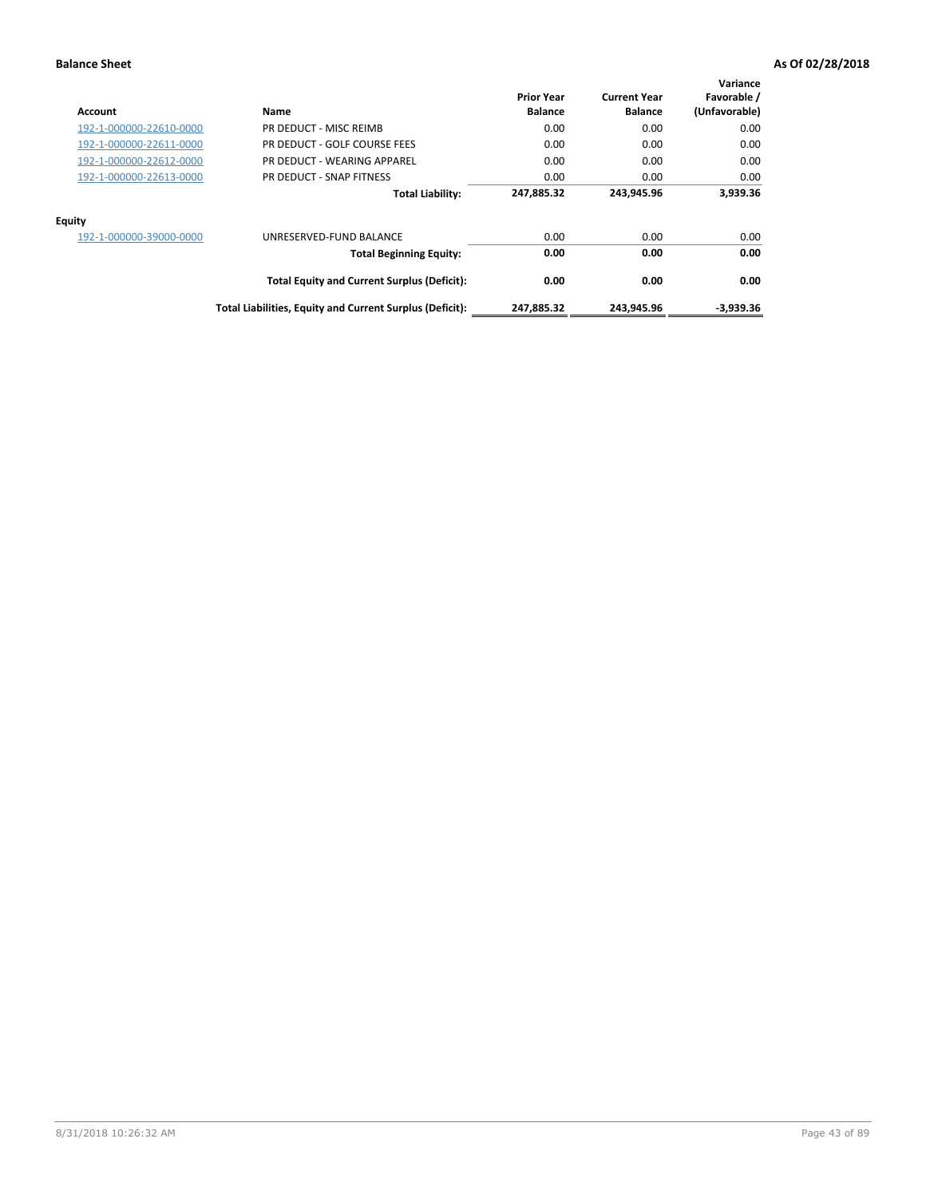**Balance Sheet** **As Of 02/28/2018**

| Account | Name | Prior Year Balance | Current Year Balance | Variance Favorable / (Unfavorable) |
|---|---|---|---|---|
| 192-1-000000-22610-0000 | PR DEDUCT - MISC REIMB | 0.00 | 0.00 | 0.00 |
| 192-1-000000-22611-0000 | PR DEDUCT - GOLF COURSE FEES | 0.00 | 0.00 | 0.00 |
| 192-1-000000-22612-0000 | PR DEDUCT - WEARING APPAREL | 0.00 | 0.00 | 0.00 |
| 192-1-000000-22613-0000 | PR DEDUCT - SNAP FITNESS | 0.00 | 0.00 | 0.00 |
| | **Total Liability:** | **247,885.32** | **243,945.96** | **3,939.36** |
| **Equity** | | | | |
| 192-1-000000-39000-0000 | UNRESERVED-FUND BALANCE | 0.00 | 0.00 | 0.00 |
| | **Total Beginning Equity:** | **0.00** | **0.00** | **0.00** |
| | **Total Equity and Current Surplus (Deficit):** | **0.00** | **0.00** | **0.00** |
| | **Total Liabilities, Equity and Current Surplus (Deficit):** | **247,885.32** | **243,945.96** | **-3,939.36** |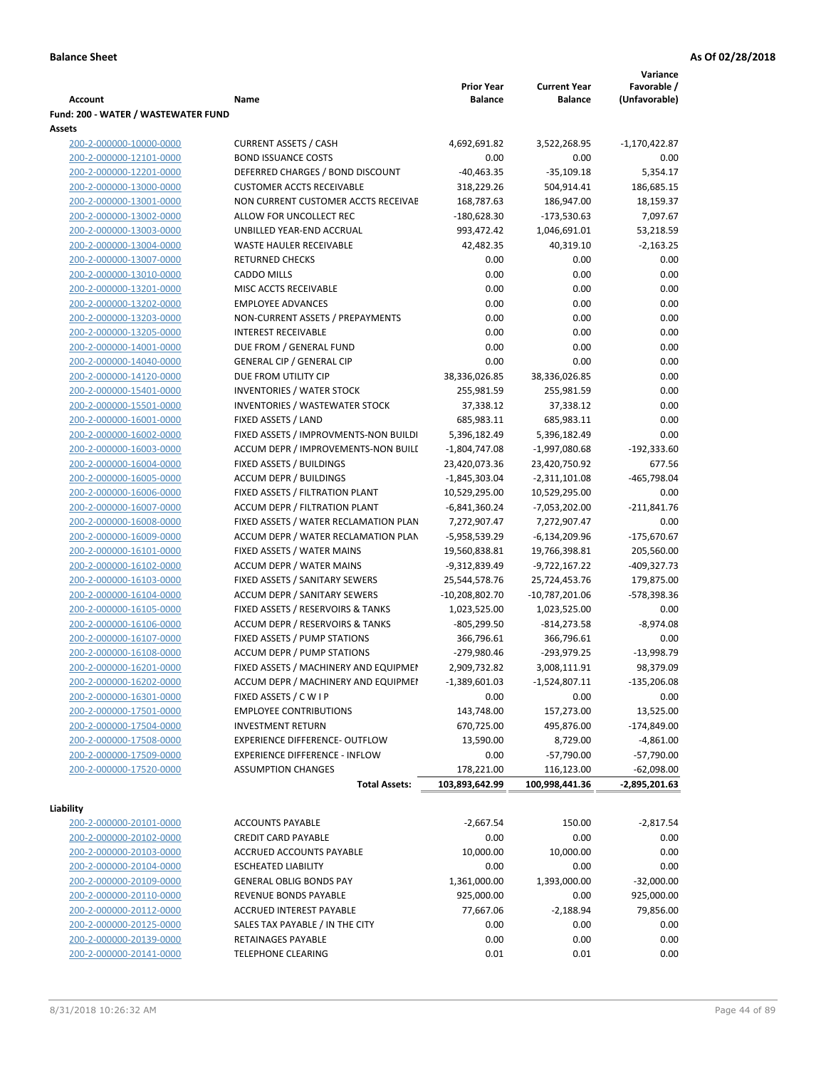**Balance Sheet** **As Of 02/28/2018**

| Account | Name | Prior Year Balance | Current Year Balance | Variance Favorable / (Unfavorable) |
|---|---|---|---|---|
| **Fund: 200 - WATER / WASTEWATER FUND** | | | | |
| **Assets** | | | | |
| 200-2-000000-10000-0000 | CURRENT ASSETS / CASH | 4,692,691.82 | 3,522,268.95 | -1,170,422.87 |
| 200-2-000000-12101-0000 | BOND ISSUANCE COSTS | 0.00 | 0.00 | 0.00 |
| 200-2-000000-12201-0000 | DEFERRED CHARGES / BOND DISCOUNT | -40,463.35 | -35,109.18 | 5,354.17 |
| 200-2-000000-13000-0000 | CUSTOMER ACCTS RECEIVABLE | 318,229.26 | 504,914.41 | 186,685.15 |
| 200-2-000000-13001-0000 | NON CURRENT CUSTOMER ACCTS RECEIVAE | 168,787.63 | 186,947.00 | 18,159.37 |
| 200-2-000000-13002-0000 | ALLOW FOR UNCOLLECT REC | -180,628.30 | -173,530.63 | 7,097.67 |
| 200-2-000000-13003-0000 | UNBILLED YEAR-END ACCRUAL | 993,472.42 | 1,046,691.01 | 53,218.59 |
| 200-2-000000-13004-0000 | WASTE HAULER RECEIVABLE | 42,482.35 | 40,319.10 | -2,163.25 |
| 200-2-000000-13007-0000 | RETURNED CHECKS | 0.00 | 0.00 | 0.00 |
| 200-2-000000-13010-0000 | CADDO MILLS | 0.00 | 0.00 | 0.00 |
| 200-2-000000-13201-0000 | MISC ACCTS RECEIVABLE | 0.00 | 0.00 | 0.00 |
| 200-2-000000-13202-0000 | EMPLOYEE ADVANCES | 0.00 | 0.00 | 0.00 |
| 200-2-000000-13203-0000 | NON-CURRENT ASSETS / PREPAYMENTS | 0.00 | 0.00 | 0.00 |
| 200-2-000000-13205-0000 | INTEREST RECEIVABLE | 0.00 | 0.00 | 0.00 |
| 200-2-000000-14001-0000 | DUE FROM / GENERAL FUND | 0.00 | 0.00 | 0.00 |
| 200-2-000000-14040-0000 | GENERAL CIP / GENERAL CIP | 0.00 | 0.00 | 0.00 |
| 200-2-000000-14120-0000 | DUE FROM UTILITY CIP | 38,336,026.85 | 38,336,026.85 | 0.00 |
| 200-2-000000-15401-0000 | INVENTORIES / WATER STOCK | 255,981.59 | 255,981.59 | 0.00 |
| 200-2-000000-15501-0000 | INVENTORIES / WASTEWATER STOCK | 37,338.12 | 37,338.12 | 0.00 |
| 200-2-000000-16001-0000 | FIXED ASSETS / LAND | 685,983.11 | 685,983.11 | 0.00 |
| 200-2-000000-16002-0000 | FIXED ASSETS / IMPROVMENTS-NON BUILDI | 5,396,182.49 | 5,396,182.49 | 0.00 |
| 200-2-000000-16003-0000 | ACCUM DEPR / IMPROVEMENTS-NON BUILI | -1,804,747.08 | -1,997,080.68 | -192,333.60 |
| 200-2-000000-16004-0000 | FIXED ASSETS / BUILDINGS | 23,420,073.36 | 23,420,750.92 | 677.56 |
| 200-2-000000-16005-0000 | ACCUM DEPR / BUILDINGS | -1,845,303.04 | -2,311,101.08 | -465,798.04 |
| 200-2-000000-16006-0000 | FIXED ASSETS / FILTRATION PLANT | 10,529,295.00 | 10,529,295.00 | 0.00 |
| 200-2-000000-16007-0000 | ACCUM DEPR / FILTRATION PLANT | -6,841,360.24 | -7,053,202.00 | -211,841.76 |
| 200-2-000000-16008-0000 | FIXED ASSETS / WATER RECLAMATION PLAN | 7,272,907.47 | 7,272,907.47 | 0.00 |
| 200-2-000000-16009-0000 | ACCUM DEPR / WATER RECLAMATION PLAN | -5,958,539.29 | -6,134,209.96 | -175,670.67 |
| 200-2-000000-16101-0000 | FIXED ASSETS / WATER MAINS | 19,560,838.81 | 19,766,398.81 | 205,560.00 |
| 200-2-000000-16102-0000 | ACCUM DEPR / WATER MAINS | -9,312,839.49 | -9,722,167.22 | -409,327.73 |
| 200-2-000000-16103-0000 | FIXED ASSETS / SANITARY SEWERS | 25,544,578.76 | 25,724,453.76 | 179,875.00 |
| 200-2-000000-16104-0000 | ACCUM DEPR / SANITARY SEWERS | -10,208,802.70 | -10,787,201.06 | -578,398.36 |
| 200-2-000000-16105-0000 | FIXED ASSETS / RESERVOIRS & TANKS | 1,023,525.00 | 1,023,525.00 | 0.00 |
| 200-2-000000-16106-0000 | ACCUM DEPR / RESERVOIRS & TANKS | -805,299.50 | -814,273.58 | -8,974.08 |
| 200-2-000000-16107-0000 | FIXED ASSETS / PUMP STATIONS | 366,796.61 | 366,796.61 | 0.00 |
| 200-2-000000-16108-0000 | ACCUM DEPR / PUMP STATIONS | -279,980.46 | -293,979.25 | -13,998.79 |
| 200-2-000000-16201-0000 | FIXED ASSETS / MACHINERY AND EQUIPMEI | 2,909,732.82 | 3,008,111.91 | 98,379.09 |
| 200-2-000000-16202-0000 | ACCUM DEPR / MACHINERY AND EQUIPMEI | -1,389,601.03 | -1,524,807.11 | -135,206.08 |
| 200-2-000000-16301-0000 | FIXED ASSETS / C W I P | 0.00 | 0.00 | 0.00 |
| 200-2-000000-17501-0000 | EMPLOYEE CONTRIBUTIONS | 143,748.00 | 157,273.00 | 13,525.00 |
| 200-2-000000-17504-0000 | INVESTMENT RETURN | 670,725.00 | 495,876.00 | -174,849.00 |
| 200-2-000000-17508-0000 | EXPERIENCE DIFFERENCE- OUTFLOW | 13,590.00 | 8,729.00 | -4,861.00 |
| 200-2-000000-17509-0000 | EXPERIENCE DIFFERENCE - INFLOW | 0.00 | -57,790.00 | -57,790.00 |
| 200-2-000000-17520-0000 | ASSUMPTION CHANGES | 178,221.00 | 116,123.00 | -62,098.00 |
| | **Total Assets:** | **103,893,642.99** | **100,998,441.36** | **-2,895,201.63** |
| **Liability** | | | | |
| 200-2-000000-20101-0000 | ACCOUNTS PAYABLE | -2,667.54 | 150.00 | -2,817.54 |
| 200-2-000000-20102-0000 | CREDIT CARD PAYABLE | 0.00 | 0.00 | 0.00 |
| 200-2-000000-20103-0000 | ACCRUED ACCOUNTS PAYABLE | 10,000.00 | 10,000.00 | 0.00 |
| 200-2-000000-20104-0000 | ESCHEATED LIABILITY | 0.00 | 0.00 | 0.00 |
| 200-2-000000-20109-0000 | GENERAL OBLIG BONDS PAY | 1,361,000.00 | 1,393,000.00 | -32,000.00 |
| 200-2-000000-20110-0000 | REVENUE BONDS PAYABLE | 925,000.00 | 0.00 | 925,000.00 |
| 200-2-000000-20112-0000 | ACCRUED INTEREST PAYABLE | 77,667.06 | -2,188.94 | 79,856.00 |
| 200-2-000000-20125-0000 | SALES TAX PAYABLE / IN THE CITY | 0.00 | 0.00 | 0.00 |
| 200-2-000000-20139-0000 | RETAINAGES PAYABLE | 0.00 | 0.00 | 0.00 |
| 200-2-000000-20141-0000 | TELEPHONE CLEARING | 0.01 | 0.01 | 0.00 |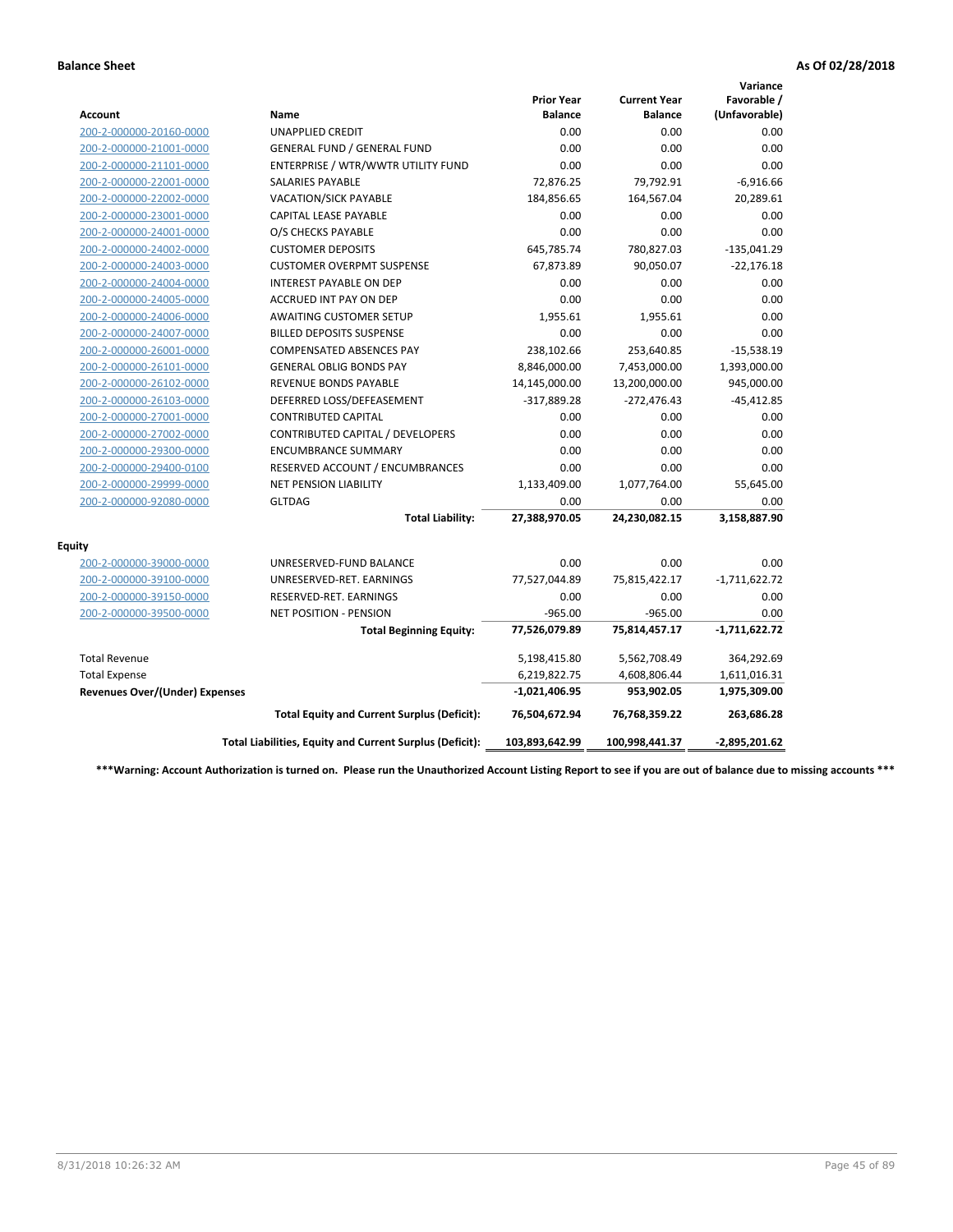**Balance Sheet** **As Of 02/28/2018**

| Account | Name | Prior Year Balance | Current Year Balance | Variance Favorable / (Unfavorable) |
|---|---|---|---|---|
| 200-2-000000-20160-0000 | UNAPPLIED CREDIT | 0.00 | 0.00 | 0.00 |
| 200-2-000000-21001-0000 | GENERAL FUND / GENERAL FUND | 0.00 | 0.00 | 0.00 |
| 200-2-000000-21101-0000 | ENTERPRISE / WTR/WWTR UTILITY FUND | 0.00 | 0.00 | 0.00 |
| 200-2-000000-22001-0000 | SALARIES PAYABLE | 72,876.25 | 79,792.91 | -6,916.66 |
| 200-2-000000-22002-0000 | VACATION/SICK PAYABLE | 184,856.65 | 164,567.04 | 20,289.61 |
| 200-2-000000-23001-0000 | CAPITAL LEASE PAYABLE | 0.00 | 0.00 | 0.00 |
| 200-2-000000-24001-0000 | O/S CHECKS PAYABLE | 0.00 | 0.00 | 0.00 |
| 200-2-000000-24002-0000 | CUSTOMER DEPOSITS | 645,785.74 | 780,827.03 | -135,041.29 |
| 200-2-000000-24003-0000 | CUSTOMER OVERPMT SUSPENSE | 67,873.89 | 90,050.07 | -22,176.18 |
| 200-2-000000-24004-0000 | INTEREST PAYABLE ON DEP | 0.00 | 0.00 | 0.00 |
| 200-2-000000-24005-0000 | ACCRUED INT PAY ON DEP | 0.00 | 0.00 | 0.00 |
| 200-2-000000-24006-0000 | AWAITING CUSTOMER SETUP | 1,955.61 | 1,955.61 | 0.00 |
| 200-2-000000-24007-0000 | BILLED DEPOSITS SUSPENSE | 0.00 | 0.00 | 0.00 |
| 200-2-000000-26001-0000 | COMPENSATED ABSENCES PAY | 238,102.66 | 253,640.85 | -15,538.19 |
| 200-2-000000-26101-0000 | GENERAL OBLIG BONDS PAY | 8,846,000.00 | 7,453,000.00 | 1,393,000.00 |
| 200-2-000000-26102-0000 | REVENUE BONDS PAYABLE | 14,145,000.00 | 13,200,000.00 | 945,000.00 |
| 200-2-000000-26103-0000 | DEFERRED LOSS/DEFEASEMENT | -317,889.28 | -272,476.43 | -45,412.85 |
| 200-2-000000-27001-0000 | CONTRIBUTED CAPITAL | 0.00 | 0.00 | 0.00 |
| 200-2-000000-27002-0000 | CONTRIBUTED CAPITAL / DEVELOPERS | 0.00 | 0.00 | 0.00 |
| 200-2-000000-29300-0000 | ENCUMBRANCE SUMMARY | 0.00 | 0.00 | 0.00 |
| 200-2-000000-29400-0100 | RESERVED ACCOUNT / ENCUMBRANCES | 0.00 | 0.00 | 0.00 |
| 200-2-000000-29999-0000 | NET PENSION LIABILITY | 1,133,409.00 | 1,077,764.00 | 55,645.00 |
| 200-2-000000-92080-0000 | GLTDAG | 0.00 | 0.00 | 0.00 |
| | **Total Liability:** | **27,388,970.05** | **24,230,082.15** | **3,158,887.90** |
| **Equity** | | | | |
| 200-2-000000-39000-0000 | UNRESERVED-FUND BALANCE | 0.00 | 0.00 | 0.00 |
| 200-2-000000-39100-0000 | UNRESERVED-RET. EARNINGS | 77,527,044.89 | 75,815,422.17 | -1,711,622.72 |
| 200-2-000000-39150-0000 | RESERVED-RET. EARNINGS | 0.00 | 0.00 | 0.00 |
| 200-2-000000-39500-0000 | NET POSITION - PENSION | -965.00 | -965.00 | 0.00 |
| | **Total Beginning Equity:** | **77,526,079.89** | **75,814,457.17** | **-1,711,622.72** |
| Total Revenue | | 5,198,415.80 | 5,562,708.49 | 364,292.69 |
| Total Expense | | 6,219,822.75 | 4,608,806.44 | 1,611,016.31 |
| **Revenues Over/(Under) Expenses** | | **-1,021,406.95** | **953,902.05** | **1,975,309.00** |
| | **Total Equity and Current Surplus (Deficit):** | **76,504,672.94** | **76,768,359.22** | **263,686.28** |
| | **Total Liabilities, Equity and Current Surplus (Deficit):** | **103,893,642.99** | **100,998,441.37** | **-2,895,201.62** |

**\*\*\*Warning: Account Authorization is turned on. Please run the Unauthorized Account Listing Report to see if you are out of balance due to missing accounts \*\*\***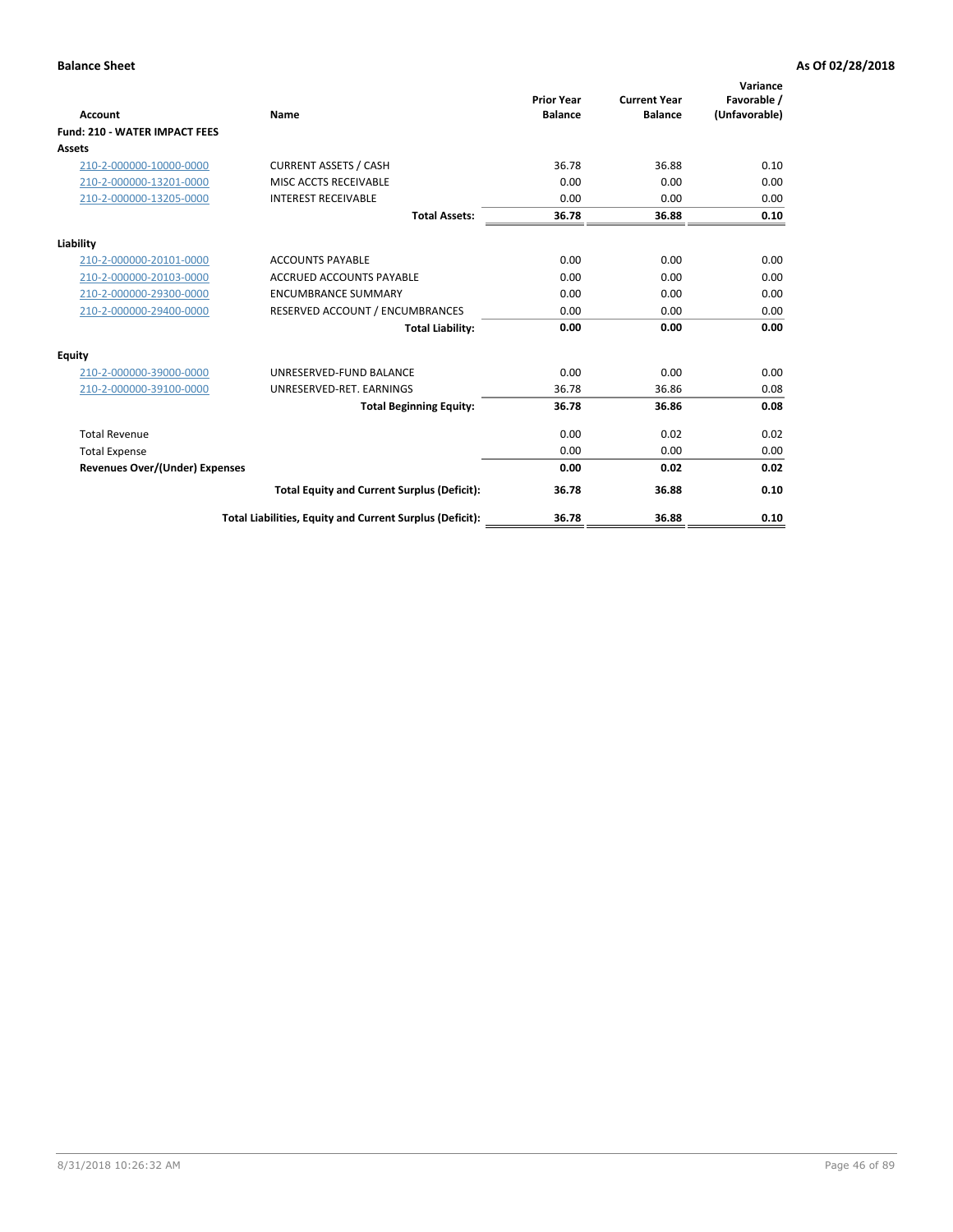**Balance Sheet** | **As Of 02/28/2018**

| Account | Name | Prior Year Balance | Current Year Balance | Variance Favorable / (Unfavorable) |
|---|---|---|---|---|
| **Fund: 210 - WATER IMPACT FEES** | | | | |
| **Assets** | | | | |
| 210-2-000000-10000-0000 | CURRENT ASSETS / CASH | 36.78 | 36.88 | 0.10 |
| 210-2-000000-13201-0000 | MISC ACCTS RECEIVABLE | 0.00 | 0.00 | 0.00 |
| 210-2-000000-13205-0000 | INTEREST RECEIVABLE | 0.00 | 0.00 | 0.00 |
| | **Total Assets:** | **36.78** | **36.88** | **0.10** |
| **Liability** | | | | |
| 210-2-000000-20101-0000 | ACCOUNTS PAYABLE | 0.00 | 0.00 | 0.00 |
| 210-2-000000-20103-0000 | ACCRUED ACCOUNTS PAYABLE | 0.00 | 0.00 | 0.00 |
| 210-2-000000-29300-0000 | ENCUMBRANCE SUMMARY | 0.00 | 0.00 | 0.00 |
| 210-2-000000-29400-0000 | RESERVED ACCOUNT / ENCUMBRANCES | 0.00 | 0.00 | 0.00 |
| | **Total Liability:** | **0.00** | **0.00** | **0.00** |
| **Equity** | | | | |
| 210-2-000000-39000-0000 | UNRESERVED-FUND BALANCE | 0.00 | 0.00 | 0.00 |
| 210-2-000000-39100-0000 | UNRESERVED-RET. EARNINGS | 36.78 | 36.86 | 0.08 |
| | **Total Beginning Equity:** | **36.78** | **36.86** | **0.08** |
| Total Revenue | | 0.00 | 0.02 | 0.02 |
| Total Expense | | 0.00 | 0.00 | 0.00 |
| **Revenues Over/(Under) Expenses** | | **0.00** | **0.02** | **0.02** |
| | **Total Equity and Current Surplus (Deficit):** | **36.78** | **36.88** | **0.10** |
| | **Total Liabilities, Equity and Current Surplus (Deficit):** | **36.78** | **36.88** | **0.10** |

8/31/2018 10:26:32 AM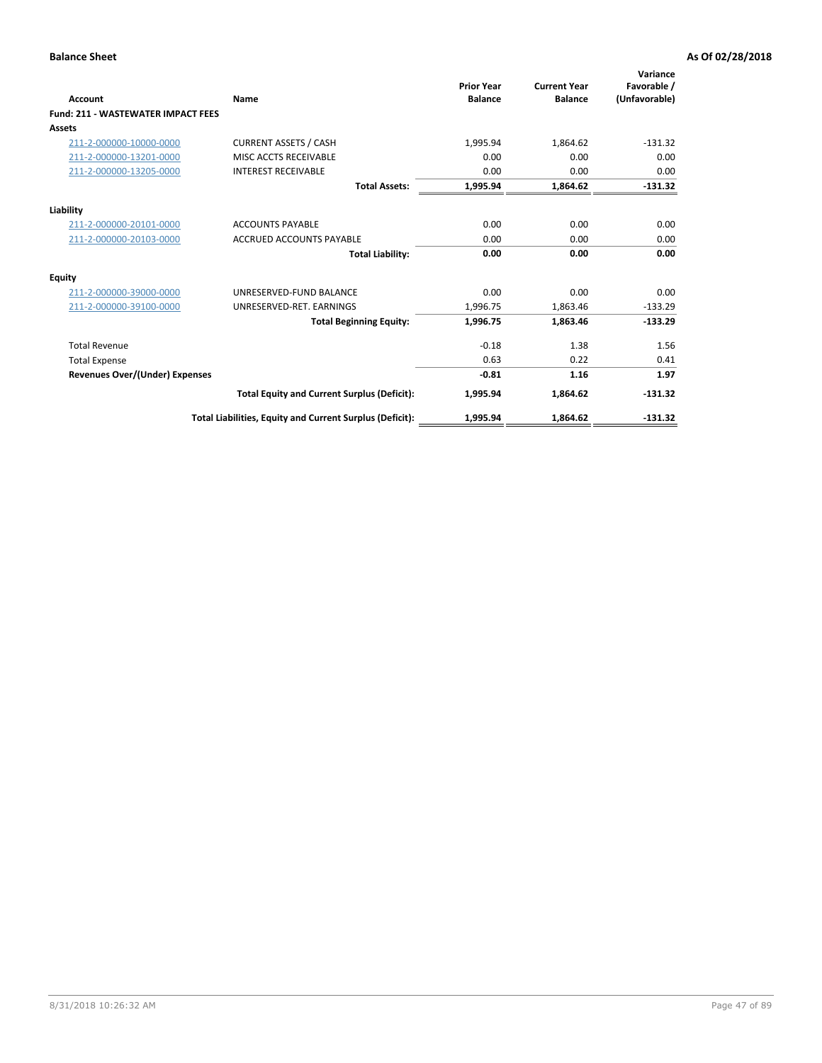**Balance Sheet** **As Of 02/28/2018**

| Account | Name | Prior Year Balance | Current Year Balance | Variance Favorable / (Unfavorable) |
|---|---|---|---|---|
| **Fund: 211 - WASTEWATER IMPACT FEES** | | | | |
| **Assets** | | | | |
| 211-2-000000-10000-0000 | CURRENT ASSETS / CASH | 1,995.94 | 1,864.62 | -131.32 |
| 211-2-000000-13201-0000 | MISC ACCTS RECEIVABLE | 0.00 | 0.00 | 0.00 |
| 211-2-000000-13205-0000 | INTEREST RECEIVABLE | 0.00 | 0.00 | 0.00 |
| | **Total Assets:** | **1,995.94** | **1,864.62** | **-131.32** |
| **Liability** | | | | |
| 211-2-000000-20101-0000 | ACCOUNTS PAYABLE | 0.00 | 0.00 | 0.00 |
| 211-2-000000-20103-0000 | ACCRUED ACCOUNTS PAYABLE | 0.00 | 0.00 | 0.00 |
| | **Total Liability:** | **0.00** | **0.00** | **0.00** |
| **Equity** | | | | |
| 211-2-000000-39000-0000 | UNRESERVED-FUND BALANCE | 0.00 | 0.00 | 0.00 |
| 211-2-000000-39100-0000 | UNRESERVED-RET. EARNINGS | 1,996.75 | 1,863.46 | -133.29 |
| | **Total Beginning Equity:** | **1,996.75** | **1,863.46** | **-133.29** |
| Total Revenue | | -0.18 | 1.38 | 1.56 |
| Total Expense | | 0.63 | 0.22 | 0.41 |
| **Revenues Over/(Under) Expenses** | | **-0.81** | **1.16** | **1.97** |
| | **Total Equity and Current Surplus (Deficit):** | **1,995.94** | **1,864.62** | **-131.32** |
| | **Total Liabilities, Equity and Current Surplus (Deficit):** | **1,995.94** | **1,864.62** | **-131.32** |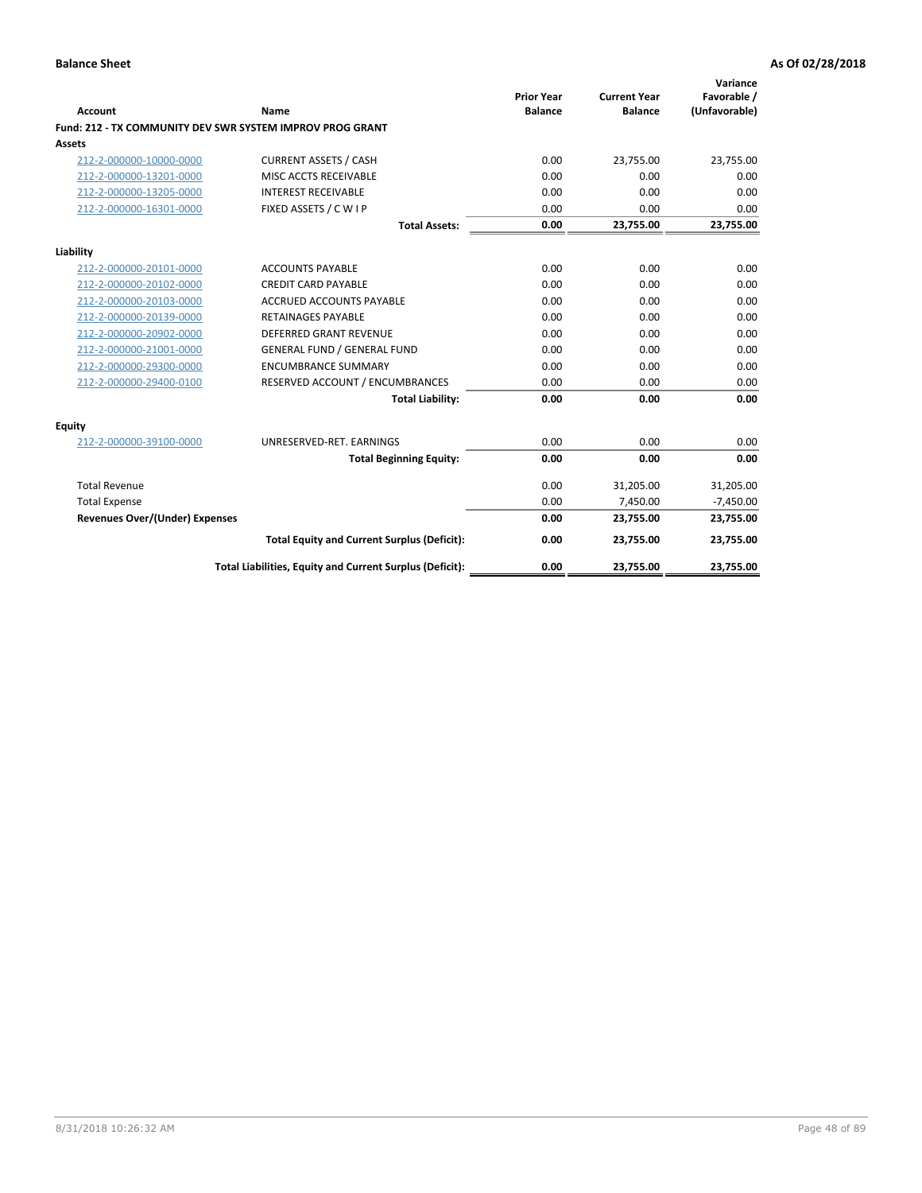**Balance Sheet** **As Of 02/28/2018**

| Account | Name | Prior Year Balance | Current Year Balance | Variance Favorable / (Unfavorable) |
|---|---|---|---|---|
| **Fund: 212 - TX COMMUNITY DEV SWR SYSTEM IMPROV PROG GRANT** | | | | |
| **Assets** | | | | |
| 212-2-000000-10000-0000 | CURRENT ASSETS / CASH | 0.00 | 23,755.00 | 23,755.00 |
| 212-2-000000-13201-0000 | MISC ACCTS RECEIVABLE | 0.00 | 0.00 | 0.00 |
| 212-2-000000-13205-0000 | INTEREST RECEIVABLE | 0.00 | 0.00 | 0.00 |
| 212-2-000000-16301-0000 | FIXED ASSETS / C W I P | 0.00 | 0.00 | 0.00 |
| | **Total Assets:** | **0.00** | **23,755.00** | **23,755.00** |
| **Liability** | | | | |
| 212-2-000000-20101-0000 | ACCOUNTS PAYABLE | 0.00 | 0.00 | 0.00 |
| 212-2-000000-20102-0000 | CREDIT CARD PAYABLE | 0.00 | 0.00 | 0.00 |
| 212-2-000000-20103-0000 | ACCRUED ACCOUNTS PAYABLE | 0.00 | 0.00 | 0.00 |
| 212-2-000000-20139-0000 | RETAINAGES PAYABLE | 0.00 | 0.00 | 0.00 |
| 212-2-000000-20902-0000 | DEFERRED GRANT REVENUE | 0.00 | 0.00 | 0.00 |
| 212-2-000000-21001-0000 | GENERAL FUND / GENERAL FUND | 0.00 | 0.00 | 0.00 |
| 212-2-000000-29300-0000 | ENCUMBRANCE SUMMARY | 0.00 | 0.00 | 0.00 |
| 212-2-000000-29400-0100 | RESERVED ACCOUNT / ENCUMBRANCES | 0.00 | 0.00 | 0.00 |
| | **Total Liability:** | **0.00** | **0.00** | **0.00** |
| **Equity** | | | | |
| 212-2-000000-39100-0000 | UNRESERVED-RET. EARNINGS | 0.00 | 0.00 | 0.00 |
| | **Total Beginning Equity:** | **0.00** | **0.00** | **0.00** |
| Total Revenue | | 0.00 | 31,205.00 | 31,205.00 |
| Total Expense | | 0.00 | 7,450.00 | -7,450.00 |
| **Revenues Over/(Under) Expenses** | | **0.00** | **23,755.00** | **23,755.00** |
| | **Total Equity and Current Surplus (Deficit):** | **0.00** | **23,755.00** | **23,755.00** |
| | **Total Liabilities, Equity and Current Surplus (Deficit):** | **0.00** | **23,755.00** | **23,755.00** |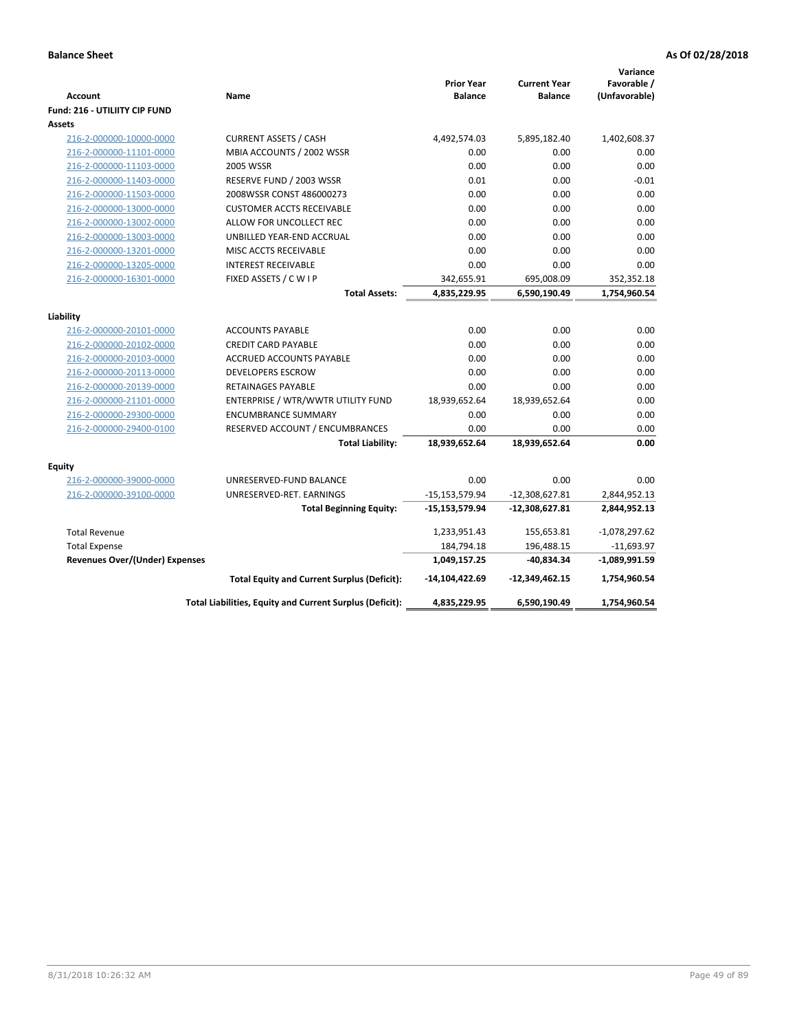**Balance Sheet** **As Of 02/28/2018**

| Account | Name | Prior Year Balance | Current Year Balance | Variance Favorable / (Unfavorable) |
|---|---|---|---|---|
| **Fund: 216 - UTILIITY CIP FUND** | | | | |
| **Assets** | | | | |
| 216-2-000000-10000-0000 | CURRENT ASSETS / CASH | 4,492,574.03 | 5,895,182.40 | 1,402,608.37 |
| 216-2-000000-11101-0000 | MBIA ACCOUNTS / 2002 WSSR | 0.00 | 0.00 | 0.00 |
| 216-2-000000-11103-0000 | 2005 WSSR | 0.00 | 0.00 | 0.00 |
| 216-2-000000-11403-0000 | RESERVE FUND / 2003 WSSR | 0.01 | 0.00 | -0.01 |
| 216-2-000000-11503-0000 | 2008WSSR CONST 486000273 | 0.00 | 0.00 | 0.00 |
| 216-2-000000-13000-0000 | CUSTOMER ACCTS RECEIVABLE | 0.00 | 0.00 | 0.00 |
| 216-2-000000-13002-0000 | ALLOW FOR UNCOLLECT REC | 0.00 | 0.00 | 0.00 |
| 216-2-000000-13003-0000 | UNBILLED YEAR-END ACCRUAL | 0.00 | 0.00 | 0.00 |
| 216-2-000000-13201-0000 | MISC ACCTS RECEIVABLE | 0.00 | 0.00 | 0.00 |
| 216-2-000000-13205-0000 | INTEREST RECEIVABLE | 0.00 | 0.00 | 0.00 |
| 216-2-000000-16301-0000 | FIXED ASSETS / C W I P | 342,655.91 | 695,008.09 | 352,352.18 |
| | **Total Assets:** | **4,835,229.95** | **6,590,190.49** | **1,754,960.54** |
| **Liability** | | | | |
| 216-2-000000-20101-0000 | ACCOUNTS PAYABLE | 0.00 | 0.00 | 0.00 |
| 216-2-000000-20102-0000 | CREDIT CARD PAYABLE | 0.00 | 0.00 | 0.00 |
| 216-2-000000-20103-0000 | ACCRUED ACCOUNTS PAYABLE | 0.00 | 0.00 | 0.00 |
| 216-2-000000-20113-0000 | DEVELOPERS ESCROW | 0.00 | 0.00 | 0.00 |
| 216-2-000000-20139-0000 | RETAINAGES PAYABLE | 0.00 | 0.00 | 0.00 |
| 216-2-000000-21101-0000 | ENTERPRISE / WTR/WWTR UTILITY FUND | 18,939,652.64 | 18,939,652.64 | 0.00 |
| 216-2-000000-29300-0000 | ENCUMBRANCE SUMMARY | 0.00 | 0.00 | 0.00 |
| 216-2-000000-29400-0100 | RESERVED ACCOUNT / ENCUMBRANCES | 0.00 | 0.00 | 0.00 |
| | **Total Liability:** | **18,939,652.64** | **18,939,652.64** | **0.00** |
| **Equity** | | | | |
| 216-2-000000-39000-0000 | UNRESERVED-FUND BALANCE | 0.00 | 0.00 | 0.00 |
| 216-2-000000-39100-0000 | UNRESERVED-RET. EARNINGS | -15,153,579.94 | -12,308,627.81 | 2,844,952.13 |
| | **Total Beginning Equity:** | **-15,153,579.94** | **-12,308,627.81** | **2,844,952.13** |
| Total Revenue | | 1,233,951.43 | 155,653.81 | -1,078,297.62 |
| Total Expense | | 184,794.18 | 196,488.15 | -11,693.97 |
| **Revenues Over/(Under) Expenses** | | **1,049,157.25** | **-40,834.34** | **-1,089,991.59** |
| | **Total Equity and Current Surplus (Deficit):** | **-14,104,422.69** | **-12,349,462.15** | **1,754,960.54** |
| | **Total Liabilities, Equity and Current Surplus (Deficit):** | **4,835,229.95** | **6,590,190.49** | **1,754,960.54** |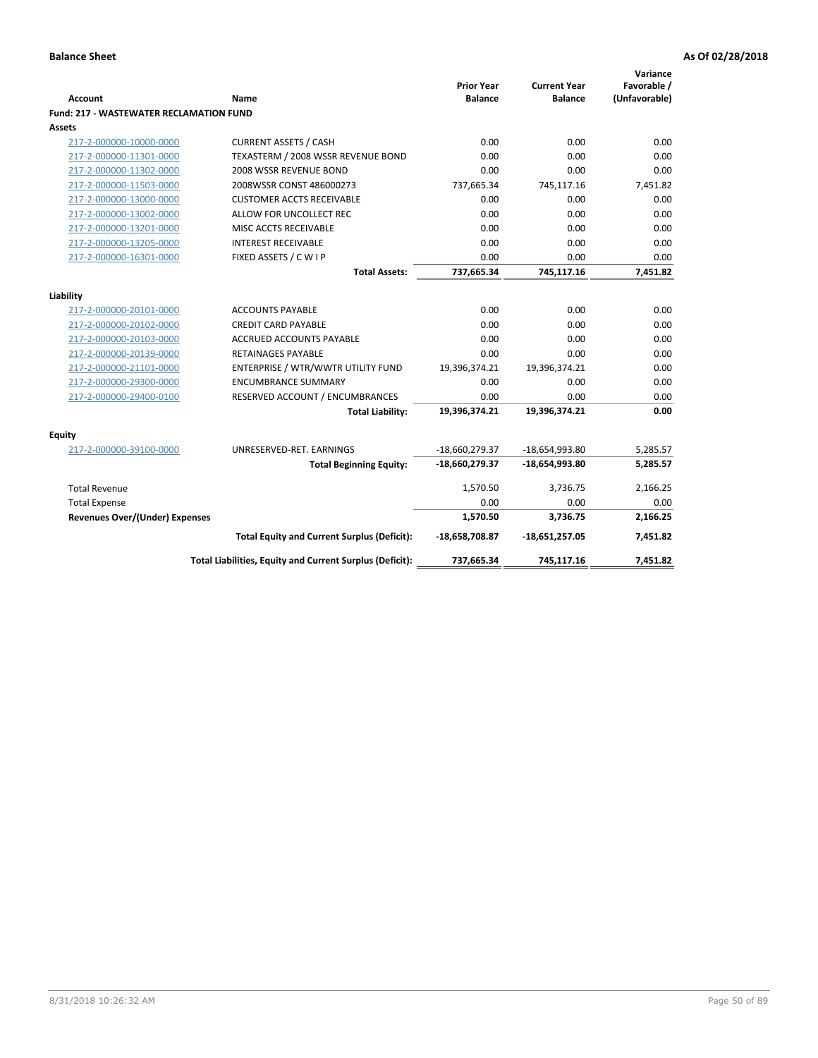**Balance Sheet** **As Of 02/28/2018**

| Account | Name | Prior Year Balance | Current Year Balance | Variance Favorable / (Unfavorable) |
|---|---|---|---|---|
| **Fund: 217 - WASTEWATER RECLAMATION FUND** | | | | |
| **Assets** | | | | |
| 217-2-000000-10000-0000 | CURRENT ASSETS / CASH | 0.00 | 0.00 | 0.00 |
| 217-2-000000-11301-0000 | TEXASTERM / 2008 WSSR REVENUE BOND | 0.00 | 0.00 | 0.00 |
| 217-2-000000-11302-0000 | 2008 WSSR REVENUE BOND | 0.00 | 0.00 | 0.00 |
| 217-2-000000-11503-0000 | 2008WSSR CONST 486000273 | 737,665.34 | 745,117.16 | 7,451.82 |
| 217-2-000000-13000-0000 | CUSTOMER ACCTS RECEIVABLE | 0.00 | 0.00 | 0.00 |
| 217-2-000000-13002-0000 | ALLOW FOR UNCOLLECT REC | 0.00 | 0.00 | 0.00 |
| 217-2-000000-13201-0000 | MISC ACCTS RECEIVABLE | 0.00 | 0.00 | 0.00 |
| 217-2-000000-13205-0000 | INTEREST RECEIVABLE | 0.00 | 0.00 | 0.00 |
| 217-2-000000-16301-0000 | FIXED ASSETS / C W I P | 0.00 | 0.00 | 0.00 |
| | **Total Assets:** | **737,665.34** | **745,117.16** | **7,451.82** |
| **Liability** | | | | |
| 217-2-000000-20101-0000 | ACCOUNTS PAYABLE | 0.00 | 0.00 | 0.00 |
| 217-2-000000-20102-0000 | CREDIT CARD PAYABLE | 0.00 | 0.00 | 0.00 |
| 217-2-000000-20103-0000 | ACCRUED ACCOUNTS PAYABLE | 0.00 | 0.00 | 0.00 |
| 217-2-000000-20139-0000 | RETAINAGES PAYABLE | 0.00 | 0.00 | 0.00 |
| 217-2-000000-21101-0000 | ENTERPRISE / WTR/WWTR UTILITY FUND | 19,396,374.21 | 19,396,374.21 | 0.00 |
| 217-2-000000-29300-0000 | ENCUMBRANCE SUMMARY | 0.00 | 0.00 | 0.00 |
| 217-2-000000-29400-0100 | RESERVED ACCOUNT / ENCUMBRANCES | 0.00 | 0.00 | 0.00 |
| | **Total Liability:** | **19,396,374.21** | **19,396,374.21** | **0.00** |
| **Equity** | | | | |
| 217-2-000000-39100-0000 | UNRESERVED-RET. EARNINGS | -18,660,279.37 | -18,654,993.80 | 5,285.57 |
| | **Total Beginning Equity:** | **-18,660,279.37** | **-18,654,993.80** | **5,285.57** |
| Total Revenue | | 1,570.50 | 3,736.75 | 2,166.25 |
| Total Expense | | 0.00 | 0.00 | 0.00 |
| **Revenues Over/(Under) Expenses** | | **1,570.50** | **3,736.75** | **2,166.25** |
| | **Total Equity and Current Surplus (Deficit):** | **-18,658,708.87** | **-18,651,257.05** | **7,451.82** |
| | **Total Liabilities, Equity and Current Surplus (Deficit):** | **737,665.34** | **745,117.16** | **7,451.82** |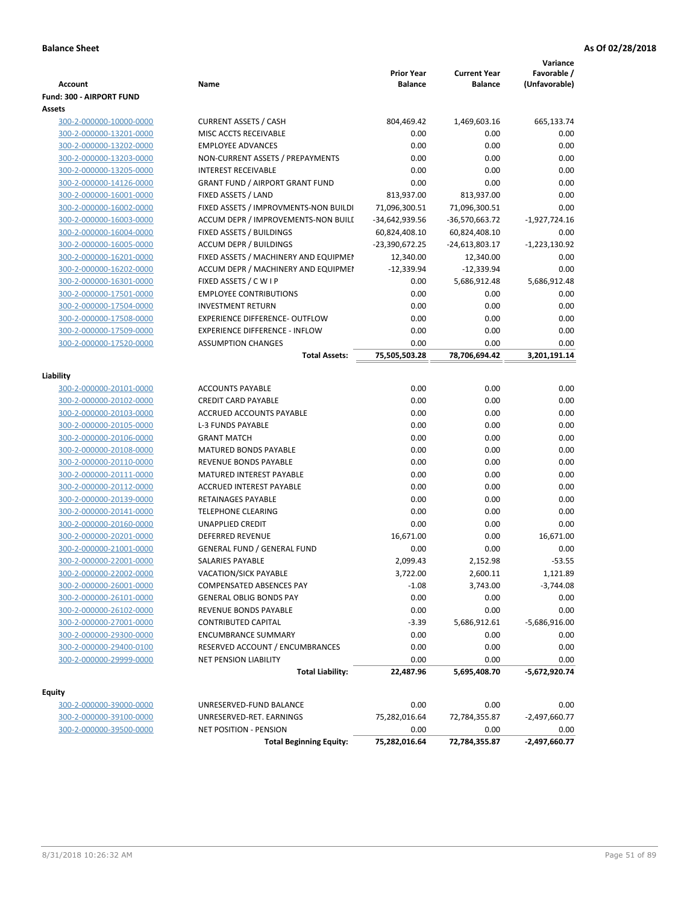**Balance Sheet** | **As Of 02/28/2018**

| Account | Name | Prior Year Balance | Current Year Balance | Variance Favorable / (Unfavorable) |
|---|---|---|---|---|
| **Fund: 300 - AIRPORT FUND** | | | | |
| **Assets** | | | | |
| 300-2-000000-10000-0000 | CURRENT ASSETS / CASH | 804,469.42 | 1,469,603.16 | 665,133.74 |
| 300-2-000000-13201-0000 | MISC ACCTS RECEIVABLE | 0.00 | 0.00 | 0.00 |
| 300-2-000000-13202-0000 | EMPLOYEE ADVANCES | 0.00 | 0.00 | 0.00 |
| 300-2-000000-13203-0000 | NON-CURRENT ASSETS / PREPAYMENTS | 0.00 | 0.00 | 0.00 |
| 300-2-000000-13205-0000 | INTEREST RECEIVABLE | 0.00 | 0.00 | 0.00 |
| 300-2-000000-14126-0000 | GRANT FUND / AIRPORT GRANT FUND | 0.00 | 0.00 | 0.00 |
| 300-2-000000-16001-0000 | FIXED ASSETS / LAND | 813,937.00 | 813,937.00 | 0.00 |
| 300-2-000000-16002-0000 | FIXED ASSETS / IMPROVMENTS-NON BUILDI | 71,096,300.51 | 71,096,300.51 | 0.00 |
| 300-2-000000-16003-0000 | ACCUM DEPR / IMPROVEMENTS-NON BUILI | -34,642,939.56 | -36,570,663.72 | -1,927,724.16 |
| 300-2-000000-16004-0000 | FIXED ASSETS / BUILDINGS | 60,824,408.10 | 60,824,408.10 | 0.00 |
| 300-2-000000-16005-0000 | ACCUM DEPR / BUILDINGS | -23,390,672.25 | -24,613,803.17 | -1,223,130.92 |
| 300-2-000000-16201-0000 | FIXED ASSETS / MACHINERY AND EQUIPMEN | 12,340.00 | 12,340.00 | 0.00 |
| 300-2-000000-16202-0000 | ACCUM DEPR / MACHINERY AND EQUIPMEI | -12,339.94 | -12,339.94 | 0.00 |
| 300-2-000000-16301-0000 | FIXED ASSETS / C W I P | 0.00 | 5,686,912.48 | 5,686,912.48 |
| 300-2-000000-17501-0000 | EMPLOYEE CONTRIBUTIONS | 0.00 | 0.00 | 0.00 |
| 300-2-000000-17504-0000 | INVESTMENT RETURN | 0.00 | 0.00 | 0.00 |
| 300-2-000000-17508-0000 | EXPERIENCE DIFFERENCE- OUTFLOW | 0.00 | 0.00 | 0.00 |
| 300-2-000000-17509-0000 | EXPERIENCE DIFFERENCE - INFLOW | 0.00 | 0.00 | 0.00 |
| 300-2-000000-17520-0000 | ASSUMPTION CHANGES | 0.00 | 0.00 | 0.00 |
| | **Total Assets:** | **75,505,503.28** | **78,706,694.42** | **3,201,191.14** |
| **Liability** | | | | |
| 300-2-000000-20101-0000 | ACCOUNTS PAYABLE | 0.00 | 0.00 | 0.00 |
| 300-2-000000-20102-0000 | CREDIT CARD PAYABLE | 0.00 | 0.00 | 0.00 |
| 300-2-000000-20103-0000 | ACCRUED ACCOUNTS PAYABLE | 0.00 | 0.00 | 0.00 |
| 300-2-000000-20105-0000 | L-3 FUNDS PAYABLE | 0.00 | 0.00 | 0.00 |
| 300-2-000000-20106-0000 | GRANT MATCH | 0.00 | 0.00 | 0.00 |
| 300-2-000000-20108-0000 | MATURED BONDS PAYABLE | 0.00 | 0.00 | 0.00 |
| 300-2-000000-20110-0000 | REVENUE BONDS PAYABLE | 0.00 | 0.00 | 0.00 |
| 300-2-000000-20111-0000 | MATURED INTEREST PAYABLE | 0.00 | 0.00 | 0.00 |
| 300-2-000000-20112-0000 | ACCRUED INTEREST PAYABLE | 0.00 | 0.00 | 0.00 |
| 300-2-000000-20139-0000 | RETAINAGES PAYABLE | 0.00 | 0.00 | 0.00 |
| 300-2-000000-20141-0000 | TELEPHONE CLEARING | 0.00 | 0.00 | 0.00 |
| 300-2-000000-20160-0000 | UNAPPLIED CREDIT | 0.00 | 0.00 | 0.00 |
| 300-2-000000-20201-0000 | DEFERRED REVENUE | 16,671.00 | 0.00 | 16,671.00 |
| 300-2-000000-21001-0000 | GENERAL FUND / GENERAL FUND | 0.00 | 0.00 | 0.00 |
| 300-2-000000-22001-0000 | SALARIES PAYABLE | 2,099.43 | 2,152.98 | -53.55 |
| 300-2-000000-22002-0000 | VACATION/SICK PAYABLE | 3,722.00 | 2,600.11 | 1,121.89 |
| 300-2-000000-26001-0000 | COMPENSATED ABSENCES PAY | -1.08 | 3,743.00 | -3,744.08 |
| 300-2-000000-26101-0000 | GENERAL OBLIG BONDS PAY | 0.00 | 0.00 | 0.00 |
| 300-2-000000-26102-0000 | REVENUE BONDS PAYABLE | 0.00 | 0.00 | 0.00 |
| 300-2-000000-27001-0000 | CONTRIBUTED CAPITAL | -3.39 | 5,686,912.61 | -5,686,916.00 |
| 300-2-000000-29300-0000 | ENCUMBRANCE SUMMARY | 0.00 | 0.00 | 0.00 |
| 300-2-000000-29400-0100 | RESERVED ACCOUNT / ENCUMBRANCES | 0.00 | 0.00 | 0.00 |
| 300-2-000000-29999-0000 | NET PENSION LIABILITY | 0.00 | 0.00 | 0.00 |
| | **Total Liability:** | **22,487.96** | **5,695,408.70** | **-5,672,920.74** |
| **Equity** | | | | |
| 300-2-000000-39000-0000 | UNRESERVED-FUND BALANCE | 0.00 | 0.00 | 0.00 |
| 300-2-000000-39100-0000 | UNRESERVED-RET. EARNINGS | 75,282,016.64 | 72,784,355.87 | -2,497,660.77 |
| 300-2-000000-39500-0000 | NET POSITION - PENSION | 0.00 | 0.00 | 0.00 |
| | **Total Beginning Equity:** | **75,282,016.64** | **72,784,355.87** | **-2,497,660.77** |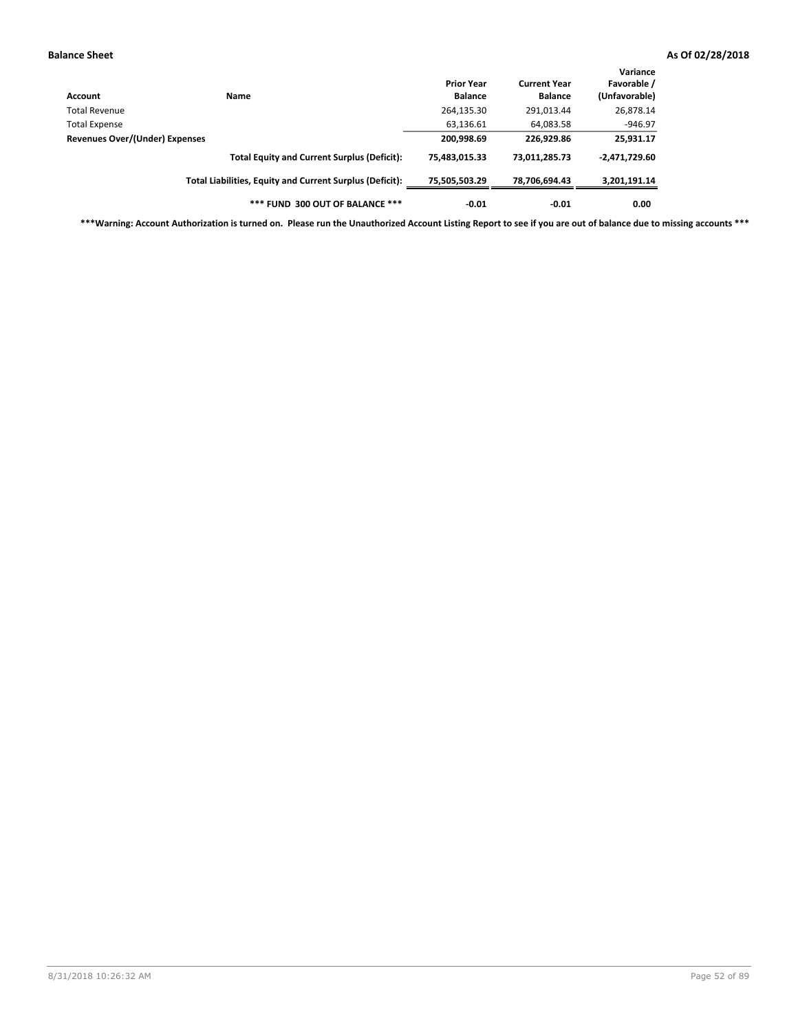**Balance Sheet** **As Of 02/28/2018**

| Account | Name | Prior Year Balance | Current Year Balance | Variance Favorable / (Unfavorable) |
|---|---|---|---|---|
| Total Revenue | | 264,135.30 | 291,013.44 | 26,878.14 |
| Total Expense | | 63,136.61 | 64,083.58 | -946.97 |
| **Revenues Over/(Under) Expenses** | | **200,998.69** | **226,929.86** | **25,931.17** |
| | **Total Equity and Current Surplus (Deficit):** | **75,483,015.33** | **73,011,285.73** | **-2,471,729.60** |
| | **Total Liabilities, Equity and Current Surplus (Deficit):** | **75,505,503.29** | **78,706,694.43** | **3,201,191.14** |
| | **\*\*\* FUND 300 OUT OF BALANCE \*\*\*** | **-0.01** | **-0.01** | **0.00** |

**\*\*\*Warning: Account Authorization is turned on. Please run the Unauthorized Account Listing Report to see if you are out of balance due to missing accounts \*\*\***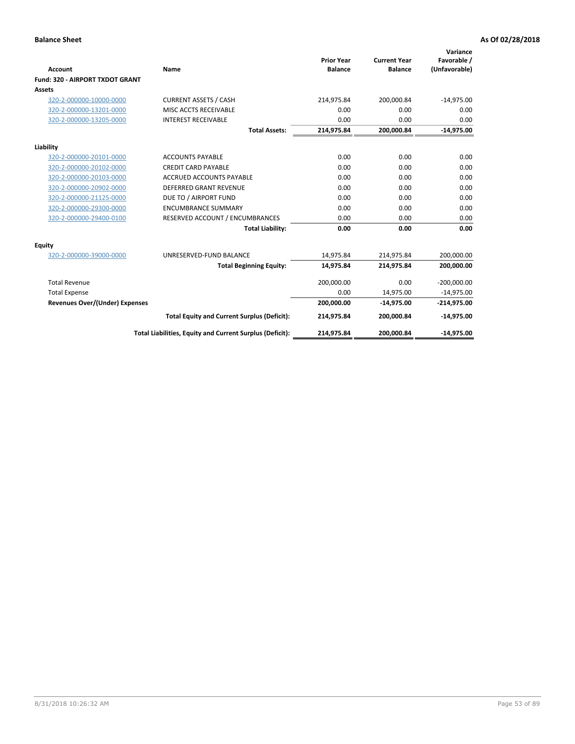**Balance Sheet** **As Of 02/28/2018**

| Account | Name | Prior Year Balance | Current Year Balance | Variance Favorable / (Unfavorable) |
|---|---|---|---|---|
| **Fund: 320 - AIRPORT TXDOT GRANT** | | | | |
| **Assets** | | | | |
| 320-2-000000-10000-0000 | CURRENT ASSETS / CASH | 214,975.84 | 200,000.84 | -14,975.00 |
| 320-2-000000-13201-0000 | MISC ACCTS RECEIVABLE | 0.00 | 0.00 | 0.00 |
| 320-2-000000-13205-0000 | INTEREST RECEIVABLE | 0.00 | 0.00 | 0.00 |
| | **Total Assets:** | **214,975.84** | **200,000.84** | **-14,975.00** |
| **Liability** | | | | |
| 320-2-000000-20101-0000 | ACCOUNTS PAYABLE | 0.00 | 0.00 | 0.00 |
| 320-2-000000-20102-0000 | CREDIT CARD PAYABLE | 0.00 | 0.00 | 0.00 |
| 320-2-000000-20103-0000 | ACCRUED ACCOUNTS PAYABLE | 0.00 | 0.00 | 0.00 |
| 320-2-000000-20902-0000 | DEFERRED GRANT REVENUE | 0.00 | 0.00 | 0.00 |
| 320-2-000000-21125-0000 | DUE TO / AIRPORT FUND | 0.00 | 0.00 | 0.00 |
| 320-2-000000-29300-0000 | ENCUMBRANCE SUMMARY | 0.00 | 0.00 | 0.00 |
| 320-2-000000-29400-0100 | RESERVED ACCOUNT / ENCUMBRANCES | 0.00 | 0.00 | 0.00 |
| | **Total Liability:** | **0.00** | **0.00** | **0.00** |
| **Equity** | | | | |
| 320-2-000000-39000-0000 | UNRESERVED-FUND BALANCE | 14,975.84 | 214,975.84 | 200,000.00 |
| | **Total Beginning Equity:** | **14,975.84** | **214,975.84** | **200,000.00** |
| Total Revenue | | 200,000.00 | 0.00 | -200,000.00 |
| Total Expense | | 0.00 | 14,975.00 | -14,975.00 |
| **Revenues Over/(Under) Expenses** | | **200,000.00** | **-14,975.00** | **-214,975.00** |
| | **Total Equity and Current Surplus (Deficit):** | **214,975.84** | **200,000.84** | **-14,975.00** |
| | **Total Liabilities, Equity and Current Surplus (Deficit):** | **214,975.84** | **200,000.84** | **-14,975.00** |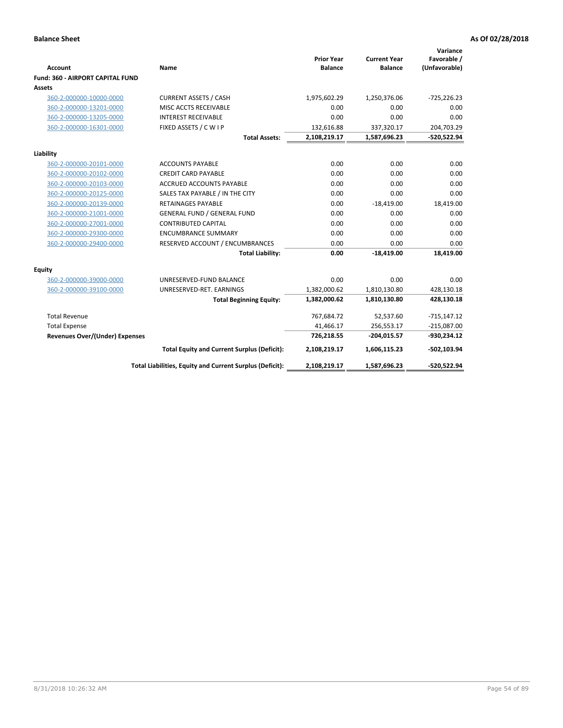**Balance Sheet** **As Of 02/28/2018**

| Account | Name | Prior Year Balance | Current Year Balance | Variance Favorable / (Unfavorable) |
|---|---|---|---|---|
| **Fund: 360 - AIRPORT CAPITAL FUND** | | | | |
| **Assets** | | | | |
| 360-2-000000-10000-0000 | CURRENT ASSETS / CASH | 1,975,602.29 | 1,250,376.06 | -725,226.23 |
| 360-2-000000-13201-0000 | MISC ACCTS RECEIVABLE | 0.00 | 0.00 | 0.00 |
| 360-2-000000-13205-0000 | INTEREST RECEIVABLE | 0.00 | 0.00 | 0.00 |
| 360-2-000000-16301-0000 | FIXED ASSETS / C W I P | 132,616.88 | 337,320.17 | 204,703.29 |
| | **Total Assets:** | **2,108,219.17** | **1,587,696.23** | **-520,522.94** |
| **Liability** | | | | |
| 360-2-000000-20101-0000 | ACCOUNTS PAYABLE | 0.00 | 0.00 | 0.00 |
| 360-2-000000-20102-0000 | CREDIT CARD PAYABLE | 0.00 | 0.00 | 0.00 |
| 360-2-000000-20103-0000 | ACCRUED ACCOUNTS PAYABLE | 0.00 | 0.00 | 0.00 |
| 360-2-000000-20125-0000 | SALES TAX PAYABLE / IN THE CITY | 0.00 | 0.00 | 0.00 |
| 360-2-000000-20139-0000 | RETAINAGES PAYABLE | 0.00 | -18,419.00 | 18,419.00 |
| 360-2-000000-21001-0000 | GENERAL FUND / GENERAL FUND | 0.00 | 0.00 | 0.00 |
| 360-2-000000-27001-0000 | CONTRIBUTED CAPITAL | 0.00 | 0.00 | 0.00 |
| 360-2-000000-29300-0000 | ENCUMBRANCE SUMMARY | 0.00 | 0.00 | 0.00 |
| 360-2-000000-29400-0000 | RESERVED ACCOUNT / ENCUMBRANCES | 0.00 | 0.00 | 0.00 |
| | **Total Liability:** | **0.00** | **-18,419.00** | **18,419.00** |
| **Equity** | | | | |
| 360-2-000000-39000-0000 | UNRESERVED-FUND BALANCE | 0.00 | 0.00 | 0.00 |
| 360-2-000000-39100-0000 | UNRESERVED-RET. EARNINGS | 1,382,000.62 | 1,810,130.80 | 428,130.18 |
| | **Total Beginning Equity:** | **1,382,000.62** | **1,810,130.80** | **428,130.18** |
| Total Revenue | | 767,684.72 | 52,537.60 | -715,147.12 |
| Total Expense | | 41,466.17 | 256,553.17 | -215,087.00 |
| **Revenues Over/(Under) Expenses** | | **726,218.55** | **-204,015.57** | **-930,234.12** |
| | **Total Equity and Current Surplus (Deficit):** | **2,108,219.17** | **1,606,115.23** | **-502,103.94** |
| | **Total Liabilities, Equity and Current Surplus (Deficit):** | **2,108,219.17** | **1,587,696.23** | **-520,522.94** |

8/31/2018 10:26:32 AM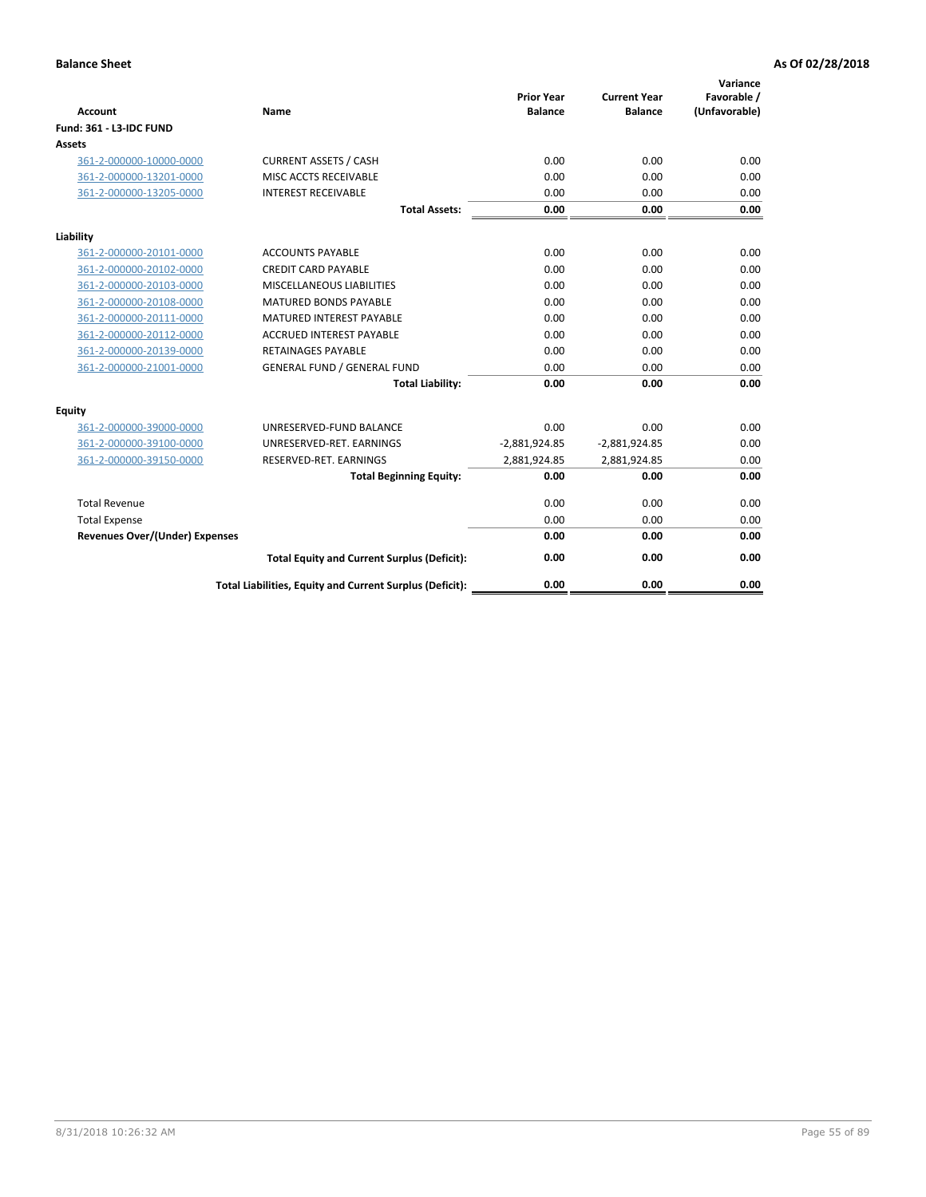**Balance Sheet** **As Of 02/28/2018**

| Account | Name | Prior Year Balance | Current Year Balance | Variance Favorable / (Unfavorable) |
|---|---|---|---|---|
| **Fund: 361 - L3-IDC FUND** | | | | |
| **Assets** | | | | |
| 361-2-000000-10000-0000 | CURRENT ASSETS / CASH | 0.00 | 0.00 | 0.00 |
| 361-2-000000-13201-0000 | MISC ACCTS RECEIVABLE | 0.00 | 0.00 | 0.00 |
| 361-2-000000-13205-0000 | INTEREST RECEIVABLE | 0.00 | 0.00 | 0.00 |
| | **Total Assets:** | **0.00** | **0.00** | **0.00** |
| **Liability** | | | | |
| 361-2-000000-20101-0000 | ACCOUNTS PAYABLE | 0.00 | 0.00 | 0.00 |
| 361-2-000000-20102-0000 | CREDIT CARD PAYABLE | 0.00 | 0.00 | 0.00 |
| 361-2-000000-20103-0000 | MISCELLANEOUS LIABILITIES | 0.00 | 0.00 | 0.00 |
| 361-2-000000-20108-0000 | MATURED BONDS PAYABLE | 0.00 | 0.00 | 0.00 |
| 361-2-000000-20111-0000 | MATURED INTEREST PAYABLE | 0.00 | 0.00 | 0.00 |
| 361-2-000000-20112-0000 | ACCRUED INTEREST PAYABLE | 0.00 | 0.00 | 0.00 |
| 361-2-000000-20139-0000 | RETAINAGES PAYABLE | 0.00 | 0.00 | 0.00 |
| 361-2-000000-21001-0000 | GENERAL FUND / GENERAL FUND | 0.00 | 0.00 | 0.00 |
| | **Total Liability:** | **0.00** | **0.00** | **0.00** |
| **Equity** | | | | |
| 361-2-000000-39000-0000 | UNRESERVED-FUND BALANCE | 0.00 | 0.00 | 0.00 |
| 361-2-000000-39100-0000 | UNRESERVED-RET. EARNINGS | -2,881,924.85 | -2,881,924.85 | 0.00 |
| 361-2-000000-39150-0000 | RESERVED-RET. EARNINGS | 2,881,924.85 | 2,881,924.85 | 0.00 |
| | **Total Beginning Equity:** | **0.00** | **0.00** | **0.00** |
| Total Revenue | | 0.00 | 0.00 | 0.00 |
| Total Expense | | 0.00 | 0.00 | 0.00 |
| **Revenues Over/(Under) Expenses** | | **0.00** | **0.00** | **0.00** |
| | **Total Equity and Current Surplus (Deficit):** | **0.00** | **0.00** | **0.00** |
| | **Total Liabilities, Equity and Current Surplus (Deficit):** | **0.00** | **0.00** | **0.00** |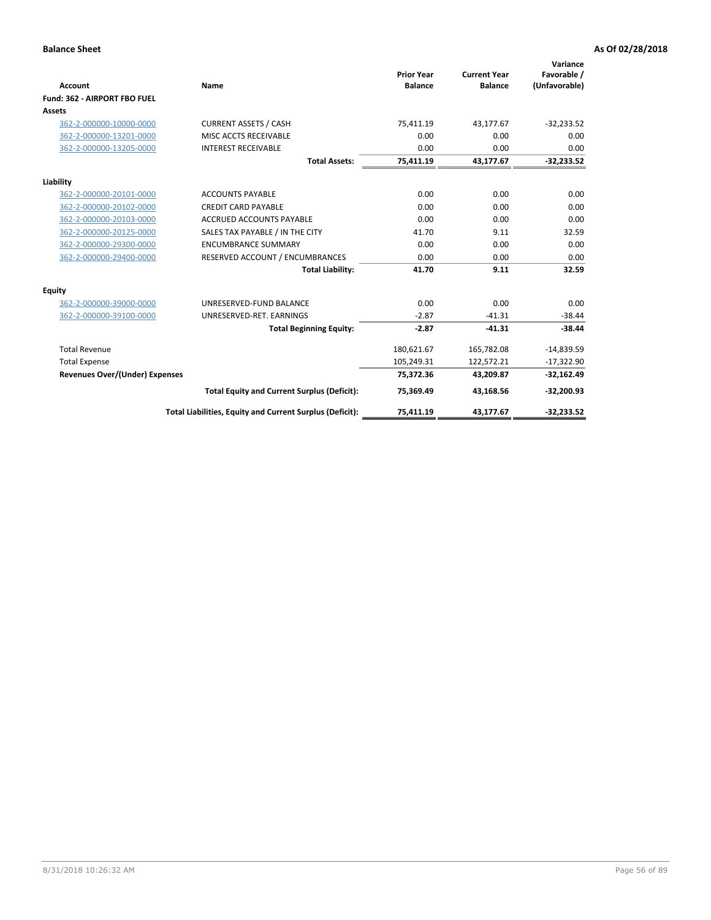**Balance Sheet** **As Of 02/28/2018**

| Account | Name | Prior Year Balance | Current Year Balance | Variance Favorable / (Unfavorable) |
|---|---|---|---|---|
| **Fund: 362 - AIRPORT FBO FUEL** | | | | |
| **Assets** | | | | |
| 362-2-000000-10000-0000 | CURRENT ASSETS / CASH | 75,411.19 | 43,177.67 | -32,233.52 |
| 362-2-000000-13201-0000 | MISC ACCTS RECEIVABLE | 0.00 | 0.00 | 0.00 |
| 362-2-000000-13205-0000 | INTEREST RECEIVABLE | 0.00 | 0.00 | 0.00 |
| | **Total Assets:** | **75,411.19** | **43,177.67** | **-32,233.52** |
| **Liability** | | | | |
| 362-2-000000-20101-0000 | ACCOUNTS PAYABLE | 0.00 | 0.00 | 0.00 |
| 362-2-000000-20102-0000 | CREDIT CARD PAYABLE | 0.00 | 0.00 | 0.00 |
| 362-2-000000-20103-0000 | ACCRUED ACCOUNTS PAYABLE | 0.00 | 0.00 | 0.00 |
| 362-2-000000-20125-0000 | SALES TAX PAYABLE / IN THE CITY | 41.70 | 9.11 | 32.59 |
| 362-2-000000-29300-0000 | ENCUMBRANCE SUMMARY | 0.00 | 0.00 | 0.00 |
| 362-2-000000-29400-0000 | RESERVED ACCOUNT / ENCUMBRANCES | 0.00 | 0.00 | 0.00 |
| | **Total Liability:** | **41.70** | **9.11** | **32.59** |
| **Equity** | | | | |
| 362-2-000000-39000-0000 | UNRESERVED-FUND BALANCE | 0.00 | 0.00 | 0.00 |
| 362-2-000000-39100-0000 | UNRESERVED-RET. EARNINGS | -2.87 | -41.31 | -38.44 |
| | **Total Beginning Equity:** | **-2.87** | **-41.31** | **-38.44** |
| Total Revenue | | 180,621.67 | 165,782.08 | -14,839.59 |
| Total Expense | | 105,249.31 | 122,572.21 | -17,322.90 |
| **Revenues Over/(Under) Expenses** | | **75,372.36** | **43,209.87** | **-32,162.49** |
| | **Total Equity and Current Surplus (Deficit):** | **75,369.49** | **43,168.56** | **-32,200.93** |
| | **Total Liabilities, Equity and Current Surplus (Deficit):** | **75,411.19** | **43,177.67** | **-32,233.52** |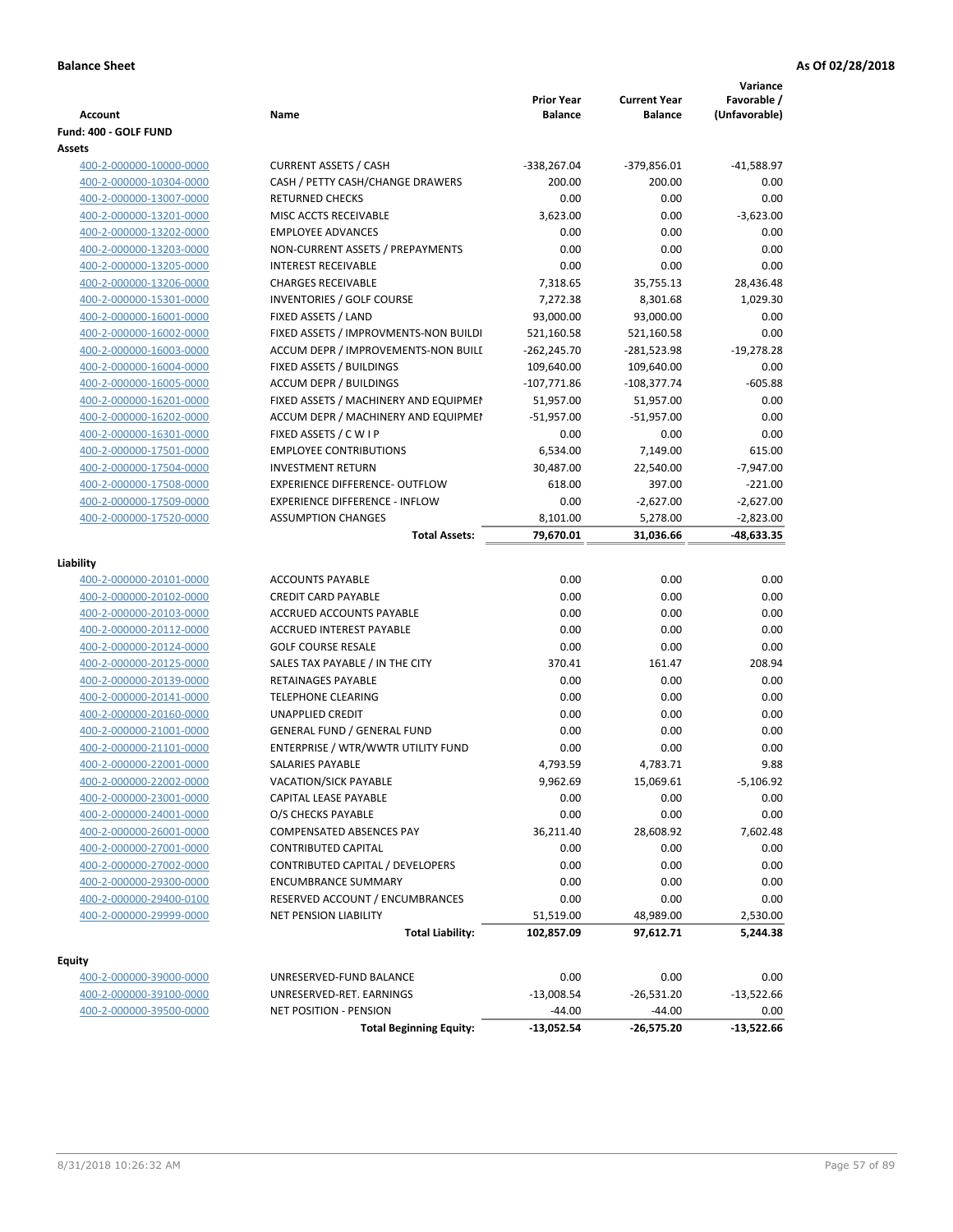**Balance Sheet** **As Of 02/28/2018**

| Account | Name | Prior Year Balance | Current Year Balance | Variance Favorable / (Unfavorable) |
|---|---|---|---|---|
| **Fund: 400 - GOLF FUND** | | | | |
| **Assets** | | | | |
| 400-2-000000-10000-0000 | CURRENT ASSETS / CASH | -338,267.04 | -379,856.01 | -41,588.97 |
| 400-2-000000-10304-0000 | CASH / PETTY CASH/CHANGE DRAWERS | 200.00 | 200.00 | 0.00 |
| 400-2-000000-13007-0000 | RETURNED CHECKS | 0.00 | 0.00 | 0.00 |
| 400-2-000000-13201-0000 | MISC ACCTS RECEIVABLE | 3,623.00 | 0.00 | -3,623.00 |
| 400-2-000000-13202-0000 | EMPLOYEE ADVANCES | 0.00 | 0.00 | 0.00 |
| 400-2-000000-13203-0000 | NON-CURRENT ASSETS / PREPAYMENTS | 0.00 | 0.00 | 0.00 |
| 400-2-000000-13205-0000 | INTEREST RECEIVABLE | 0.00 | 0.00 | 0.00 |
| 400-2-000000-13206-0000 | CHARGES RECEIVABLE | 7,318.65 | 35,755.13 | 28,436.48 |
| 400-2-000000-15301-0000 | INVENTORIES / GOLF COURSE | 7,272.38 | 8,301.68 | 1,029.30 |
| 400-2-000000-16001-0000 | FIXED ASSETS / LAND | 93,000.00 | 93,000.00 | 0.00 |
| 400-2-000000-16002-0000 | FIXED ASSETS / IMPROVMENTS-NON BUILDI | 521,160.58 | 521,160.58 | 0.00 |
| 400-2-000000-16003-0000 | ACCUM DEPR / IMPROVEMENTS-NON BUILI | -262,245.70 | -281,523.98 | -19,278.28 |
| 400-2-000000-16004-0000 | FIXED ASSETS / BUILDINGS | 109,640.00 | 109,640.00 | 0.00 |
| 400-2-000000-16005-0000 | ACCUM DEPR / BUILDINGS | -107,771.86 | -108,377.74 | -605.88 |
| 400-2-000000-16201-0000 | FIXED ASSETS / MACHINERY AND EQUIPMEI | 51,957.00 | 51,957.00 | 0.00 |
| 400-2-000000-16202-0000 | ACCUM DEPR / MACHINERY AND EQUIPMEI | -51,957.00 | -51,957.00 | 0.00 |
| 400-2-000000-16301-0000 | FIXED ASSETS / C W I P | 0.00 | 0.00 | 0.00 |
| 400-2-000000-17501-0000 | EMPLOYEE CONTRIBUTIONS | 6,534.00 | 7,149.00 | 615.00 |
| 400-2-000000-17504-0000 | INVESTMENT RETURN | 30,487.00 | 22,540.00 | -7,947.00 |
| 400-2-000000-17508-0000 | EXPERIENCE DIFFERENCE- OUTFLOW | 618.00 | 397.00 | -221.00 |
| 400-2-000000-17509-0000 | EXPERIENCE DIFFERENCE - INFLOW | 0.00 | -2,627.00 | -2,627.00 |
| 400-2-000000-17520-0000 | ASSUMPTION CHANGES | 8,101.00 | 5,278.00 | -2,823.00 |
| | **Total Assets:** | **79,670.01** | **31,036.66** | **-48,633.35** |
| **Liability** | | | | |
| 400-2-000000-20101-0000 | ACCOUNTS PAYABLE | 0.00 | 0.00 | 0.00 |
| 400-2-000000-20102-0000 | CREDIT CARD PAYABLE | 0.00 | 0.00 | 0.00 |
| 400-2-000000-20103-0000 | ACCRUED ACCOUNTS PAYABLE | 0.00 | 0.00 | 0.00 |
| 400-2-000000-20112-0000 | ACCRUED INTEREST PAYABLE | 0.00 | 0.00 | 0.00 |
| 400-2-000000-20124-0000 | GOLF COURSE RESALE | 0.00 | 0.00 | 0.00 |
| 400-2-000000-20125-0000 | SALES TAX PAYABLE / IN THE CITY | 370.41 | 161.47 | 208.94 |
| 400-2-000000-20139-0000 | RETAINAGES PAYABLE | 0.00 | 0.00 | 0.00 |
| 400-2-000000-20141-0000 | TELEPHONE CLEARING | 0.00 | 0.00 | 0.00 |
| 400-2-000000-20160-0000 | UNAPPLIED CREDIT | 0.00 | 0.00 | 0.00 |
| 400-2-000000-21001-0000 | GENERAL FUND / GENERAL FUND | 0.00 | 0.00 | 0.00 |
| 400-2-000000-21101-0000 | ENTERPRISE / WTR/WWTR UTILITY FUND | 0.00 | 0.00 | 0.00 |
| 400-2-000000-22001-0000 | SALARIES PAYABLE | 4,793.59 | 4,783.71 | 9.88 |
| 400-2-000000-22002-0000 | VACATION/SICK PAYABLE | 9,962.69 | 15,069.61 | -5,106.92 |
| 400-2-000000-23001-0000 | CAPITAL LEASE PAYABLE | 0.00 | 0.00 | 0.00 |
| 400-2-000000-24001-0000 | O/S CHECKS PAYABLE | 0.00 | 0.00 | 0.00 |
| 400-2-000000-26001-0000 | COMPENSATED ABSENCES PAY | 36,211.40 | 28,608.92 | 7,602.48 |
| 400-2-000000-27001-0000 | CONTRIBUTED CAPITAL | 0.00 | 0.00 | 0.00 |
| 400-2-000000-27002-0000 | CONTRIBUTED CAPITAL / DEVELOPERS | 0.00 | 0.00 | 0.00 |
| 400-2-000000-29300-0000 | ENCUMBRANCE SUMMARY | 0.00 | 0.00 | 0.00 |
| 400-2-000000-29400-0100 | RESERVED ACCOUNT / ENCUMBRANCES | 0.00 | 0.00 | 0.00 |
| 400-2-000000-29999-0000 | NET PENSION LIABILITY | 51,519.00 | 48,989.00 | 2,530.00 |
| | **Total Liability:** | **102,857.09** | **97,612.71** | **5,244.38** |
| **Equity** | | | | |
| 400-2-000000-39000-0000 | UNRESERVED-FUND BALANCE | 0.00 | 0.00 | 0.00 |
| 400-2-000000-39100-0000 | UNRESERVED-RET. EARNINGS | -13,008.54 | -26,531.20 | -13,522.66 |
| 400-2-000000-39500-0000 | NET POSITION - PENSION | -44.00 | -44.00 | 0.00 |
| | **Total Beginning Equity:** | **-13,052.54** | **-26,575.20** | **-13,522.66** |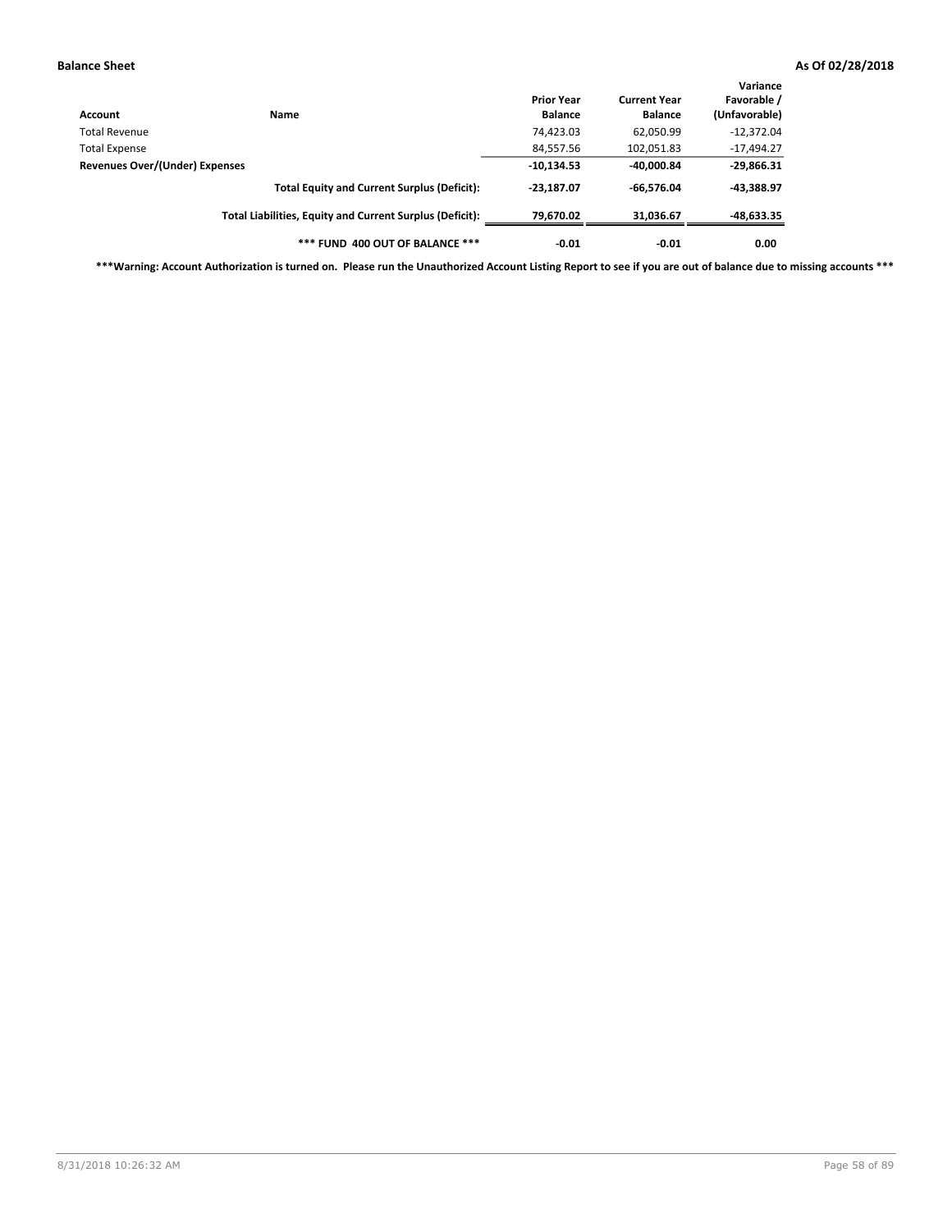**Balance Sheet** **As Of 02/28/2018**

| Account | Name | Prior Year Balance | Current Year Balance | Variance Favorable / (Unfavorable) |
|---|---|---|---|---|
| Total Revenue | | 74,423.03 | 62,050.99 | -12,372.04 |
| Total Expense | | 84,557.56 | 102,051.83 | -17,494.27 |
| **Revenues Over/(Under) Expenses** | | **-10,134.53** | **-40,000.84** | **-29,866.31** |
| | **Total Equity and Current Surplus (Deficit):** | **-23,187.07** | **-66,576.04** | **-43,388.97** |
| | **Total Liabilities, Equity and Current Surplus (Deficit):** | **79,670.02** | **31,036.67** | **-48,633.35** |
| | **\*\*\* FUND 400 OUT OF BALANCE \*\*\*** | **-0.01** | **-0.01** | **0.00** |

**\*\*\*Warning: Account Authorization is turned on. Please run the Unauthorized Account Listing Report to see if you are out of balance due to missing accounts \*\*\***

8/31/2018 10:26:32 AM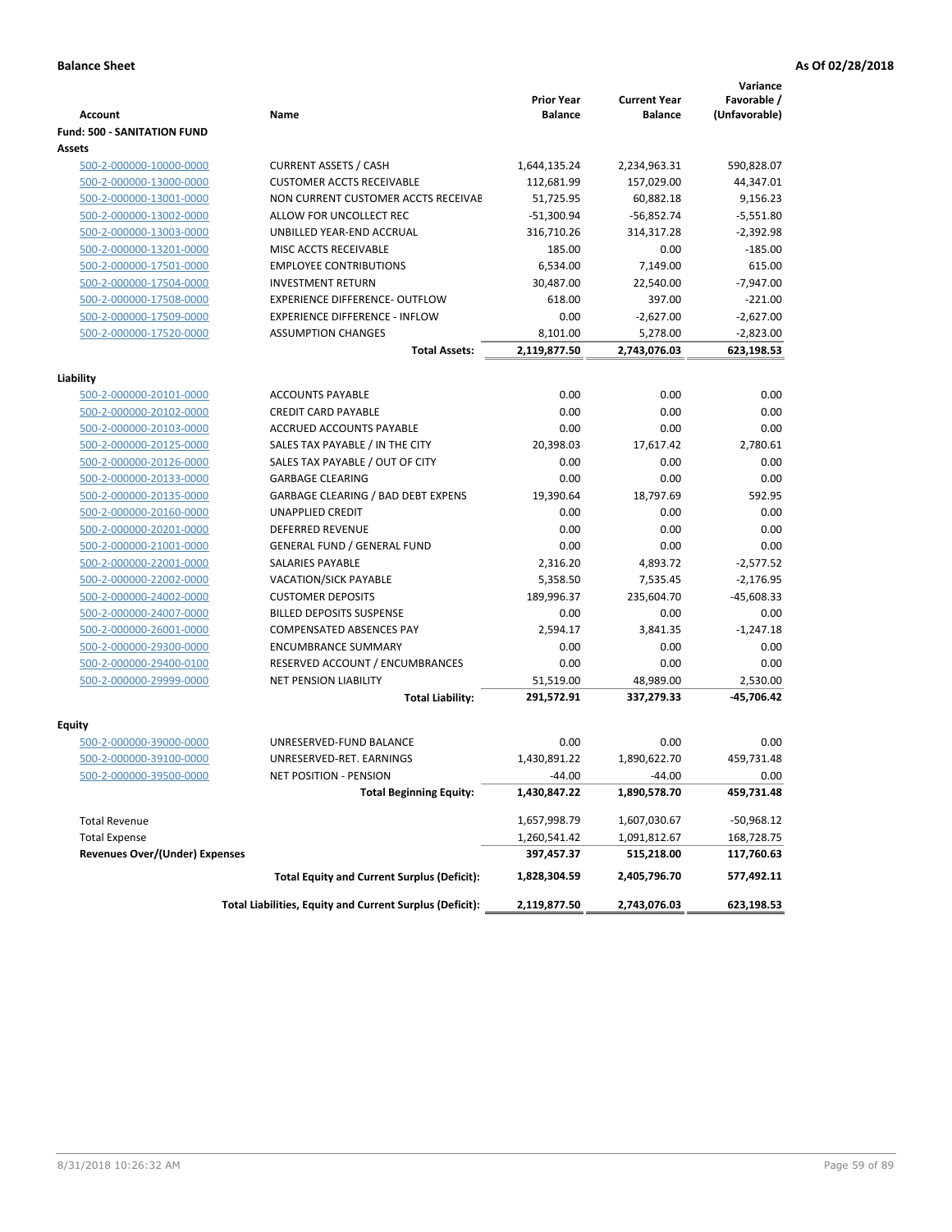**Balance Sheet** **As Of 02/28/2018**

| Account | Name | Prior Year Balance | Current Year Balance | Variance Favorable / (Unfavorable) |
|---|---|---|---|---|
| **Fund: 500 - SANITATION FUND** | | | | |
| **Assets** | | | | |
| 500-2-000000-10000-0000 | CURRENT ASSETS / CASH | 1,644,135.24 | 2,234,963.31 | 590,828.07 |
| 500-2-000000-13000-0000 | CUSTOMER ACCTS RECEIVABLE | 112,681.99 | 157,029.00 | 44,347.01 |
| 500-2-000000-13001-0000 | NON CURRENT CUSTOMER ACCTS RECEIVAE | 51,725.95 | 60,882.18 | 9,156.23 |
| 500-2-000000-13002-0000 | ALLOW FOR UNCOLLECT REC | -51,300.94 | -56,852.74 | -5,551.80 |
| 500-2-000000-13003-0000 | UNBILLED YEAR-END ACCRUAL | 316,710.26 | 314,317.28 | -2,392.98 |
| 500-2-000000-13201-0000 | MISC ACCTS RECEIVABLE | 185.00 | 0.00 | -185.00 |
| 500-2-000000-17501-0000 | EMPLOYEE CONTRIBUTIONS | 6,534.00 | 7,149.00 | 615.00 |
| 500-2-000000-17504-0000 | INVESTMENT RETURN | 30,487.00 | 22,540.00 | -7,947.00 |
| 500-2-000000-17508-0000 | EXPERIENCE DIFFERENCE- OUTFLOW | 618.00 | 397.00 | -221.00 |
| 500-2-000000-17509-0000 | EXPERIENCE DIFFERENCE - INFLOW | 0.00 | -2,627.00 | -2,627.00 |
| 500-2-000000-17520-0000 | ASSUMPTION CHANGES | 8,101.00 | 5,278.00 | -2,823.00 |
| | **Total Assets:** | **2,119,877.50** | **2,743,076.03** | **623,198.53** |
| **Liability** | | | | |
| 500-2-000000-20101-0000 | ACCOUNTS PAYABLE | 0.00 | 0.00 | 0.00 |
| 500-2-000000-20102-0000 | CREDIT CARD PAYABLE | 0.00 | 0.00 | 0.00 |
| 500-2-000000-20103-0000 | ACCRUED ACCOUNTS PAYABLE | 0.00 | 0.00 | 0.00 |
| 500-2-000000-20125-0000 | SALES TAX PAYABLE / IN THE CITY | 20,398.03 | 17,617.42 | 2,780.61 |
| 500-2-000000-20126-0000 | SALES TAX PAYABLE / OUT OF CITY | 0.00 | 0.00 | 0.00 |
| 500-2-000000-20133-0000 | GARBAGE CLEARING | 0.00 | 0.00 | 0.00 |
| 500-2-000000-20135-0000 | GARBAGE CLEARING / BAD DEBT EXPENS | 19,390.64 | 18,797.69 | 592.95 |
| 500-2-000000-20160-0000 | UNAPPLIED CREDIT | 0.00 | 0.00 | 0.00 |
| 500-2-000000-20201-0000 | DEFERRED REVENUE | 0.00 | 0.00 | 0.00 |
| 500-2-000000-21001-0000 | GENERAL FUND / GENERAL FUND | 0.00 | 0.00 | 0.00 |
| 500-2-000000-22001-0000 | SALARIES PAYABLE | 2,316.20 | 4,893.72 | -2,577.52 |
| 500-2-000000-22002-0000 | VACATION/SICK PAYABLE | 5,358.50 | 7,535.45 | -2,176.95 |
| 500-2-000000-24002-0000 | CUSTOMER DEPOSITS | 189,996.37 | 235,604.70 | -45,608.33 |
| 500-2-000000-24007-0000 | BILLED DEPOSITS SUSPENSE | 0.00 | 0.00 | 0.00 |
| 500-2-000000-26001-0000 | COMPENSATED ABSENCES PAY | 2,594.17 | 3,841.35 | -1,247.18 |
| 500-2-000000-29300-0000 | ENCUMBRANCE SUMMARY | 0.00 | 0.00 | 0.00 |
| 500-2-000000-29400-0100 | RESERVED ACCOUNT / ENCUMBRANCES | 0.00 | 0.00 | 0.00 |
| 500-2-000000-29999-0000 | NET PENSION LIABILITY | 51,519.00 | 48,989.00 | 2,530.00 |
| | **Total Liability:** | **291,572.91** | **337,279.33** | **-45,706.42** |
| **Equity** | | | | |
| 500-2-000000-39000-0000 | UNRESERVED-FUND BALANCE | 0.00 | 0.00 | 0.00 |
| 500-2-000000-39100-0000 | UNRESERVED-RET. EARNINGS | 1,430,891.22 | 1,890,622.70 | 459,731.48 |
| 500-2-000000-39500-0000 | NET POSITION - PENSION | -44.00 | -44.00 | 0.00 |
| | **Total Beginning Equity:** | **1,430,847.22** | **1,890,578.70** | **459,731.48** |
| Total Revenue | | 1,657,998.79 | 1,607,030.67 | -50,968.12 |
| Total Expense | | 1,260,541.42 | 1,091,812.67 | 168,728.75 |
| **Revenues Over/(Under) Expenses** | | **397,457.37** | **515,218.00** | **117,760.63** |
| | **Total Equity and Current Surplus (Deficit):** | **1,828,304.59** | **2,405,796.70** | **577,492.11** |
| | **Total Liabilities, Equity and Current Surplus (Deficit):** | **2,119,877.50** | **2,743,076.03** | **623,198.53** |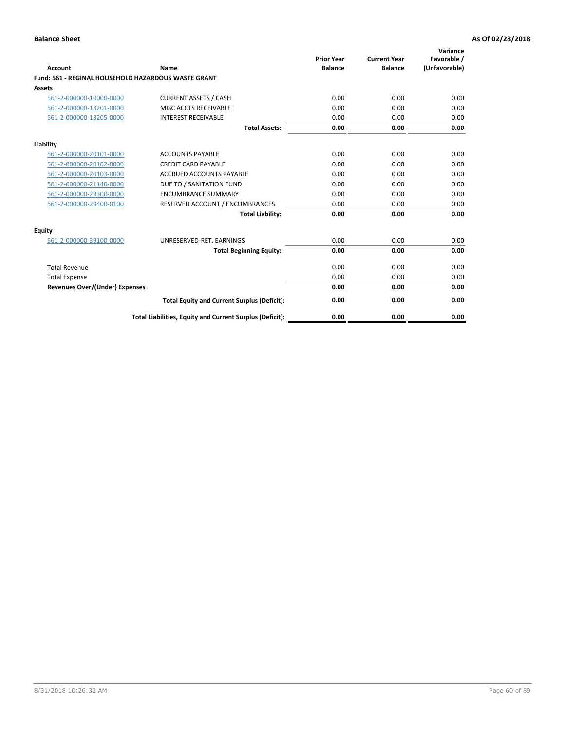**Balance Sheet** | **As Of 02/28/2018**

| Account | Name | Prior Year Balance | Current Year Balance | Variance Favorable / (Unfavorable) |
|---|---|---|---|---|
| **Fund: 561 - REGINAL HOUSEHOLD HAZARDOUS WASTE GRANT** | | | | |
| **Assets** | | | | |
| 561-2-000000-10000-0000 | CURRENT ASSETS / CASH | 0.00 | 0.00 | 0.00 |
| 561-2-000000-13201-0000 | MISC ACCTS RECEIVABLE | 0.00 | 0.00 | 0.00 |
| 561-2-000000-13205-0000 | INTEREST RECEIVABLE | 0.00 | 0.00 | 0.00 |
| | **Total Assets:** | **0.00** | **0.00** | **0.00** |
| **Liability** | | | | |
| 561-2-000000-20101-0000 | ACCOUNTS PAYABLE | 0.00 | 0.00 | 0.00 |
| 561-2-000000-20102-0000 | CREDIT CARD PAYABLE | 0.00 | 0.00 | 0.00 |
| 561-2-000000-20103-0000 | ACCRUED ACCOUNTS PAYABLE | 0.00 | 0.00 | 0.00 |
| 561-2-000000-21140-0000 | DUE TO / SANITATION FUND | 0.00 | 0.00 | 0.00 |
| 561-2-000000-29300-0000 | ENCUMBRANCE SUMMARY | 0.00 | 0.00 | 0.00 |
| 561-2-000000-29400-0100 | RESERVED ACCOUNT / ENCUMBRANCES | 0.00 | 0.00 | 0.00 |
| | **Total Liability:** | **0.00** | **0.00** | **0.00** |
| **Equity** | | | | |
| 561-2-000000-39100-0000 | UNRESERVED-RET. EARNINGS | 0.00 | 0.00 | 0.00 |
| | **Total Beginning Equity:** | **0.00** | **0.00** | **0.00** |
| Total Revenue | | 0.00 | 0.00 | 0.00 |
| Total Expense | | 0.00 | 0.00 | 0.00 |
| **Revenues Over/(Under) Expenses** | | **0.00** | **0.00** | **0.00** |
| | **Total Equity and Current Surplus (Deficit):** | **0.00** | **0.00** | **0.00** |
| | **Total Liabilities, Equity and Current Surplus (Deficit):** | **0.00** | **0.00** | **0.00** |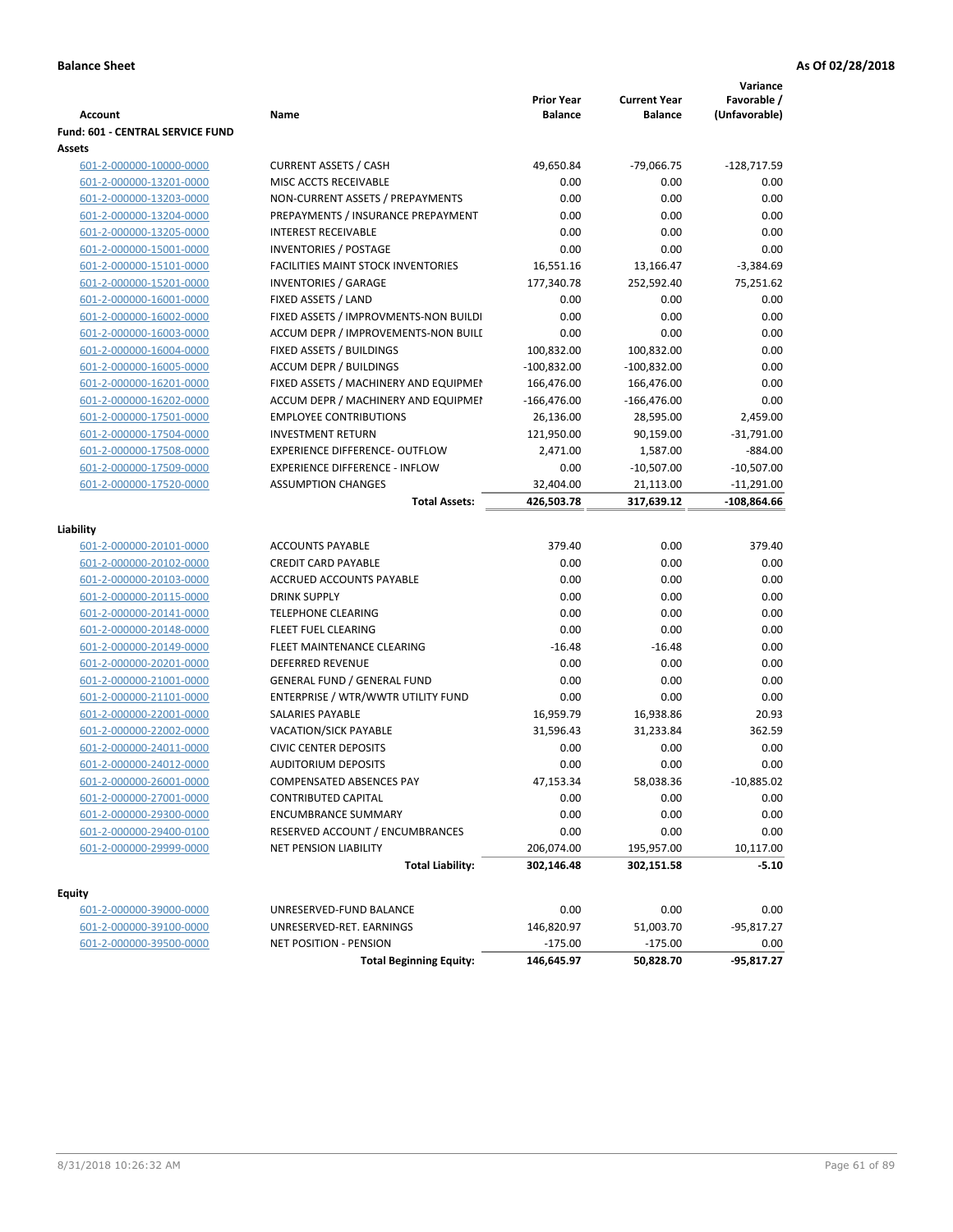**Balance Sheet** **As Of 02/28/2018**

| Account | Name | Prior Year Balance | Current Year Balance | Variance Favorable / (Unfavorable) |
|---|---|---|---|---|
| **Fund: 601 - CENTRAL SERVICE FUND** | | | | |
| **Assets** | | | | |
| 601-2-000000-10000-0000 | CURRENT ASSETS / CASH | 49,650.84 | -79,066.75 | -128,717.59 |
| 601-2-000000-13201-0000 | MISC ACCTS RECEIVABLE | 0.00 | 0.00 | 0.00 |
| 601-2-000000-13203-0000 | NON-CURRENT ASSETS / PREPAYMENTS | 0.00 | 0.00 | 0.00 |
| 601-2-000000-13204-0000 | PREPAYMENTS / INSURANCE PREPAYMENT | 0.00 | 0.00 | 0.00 |
| 601-2-000000-13205-0000 | INTEREST RECEIVABLE | 0.00 | 0.00 | 0.00 |
| 601-2-000000-15001-0000 | INVENTORIES / POSTAGE | 0.00 | 0.00 | 0.00 |
| 601-2-000000-15101-0000 | FACILITIES MAINT STOCK INVENTORIES | 16,551.16 | 13,166.47 | -3,384.69 |
| 601-2-000000-15201-0000 | INVENTORIES / GARAGE | 177,340.78 | 252,592.40 | 75,251.62 |
| 601-2-000000-16001-0000 | FIXED ASSETS / LAND | 0.00 | 0.00 | 0.00 |
| 601-2-000000-16002-0000 | FIXED ASSETS / IMPROVMENTS-NON BUILDI | 0.00 | 0.00 | 0.00 |
| 601-2-000000-16003-0000 | ACCUM DEPR / IMPROVEMENTS-NON BUILI | 0.00 | 0.00 | 0.00 |
| 601-2-000000-16004-0000 | FIXED ASSETS / BUILDINGS | 100,832.00 | 100,832.00 | 0.00 |
| 601-2-000000-16005-0000 | ACCUM DEPR / BUILDINGS | -100,832.00 | -100,832.00 | 0.00 |
| 601-2-000000-16201-0000 | FIXED ASSETS / MACHINERY AND EQUIPMEI | 166,476.00 | 166,476.00 | 0.00 |
| 601-2-000000-16202-0000 | ACCUM DEPR / MACHINERY AND EQUIPMEI | -166,476.00 | -166,476.00 | 0.00 |
| 601-2-000000-17501-0000 | EMPLOYEE CONTRIBUTIONS | 26,136.00 | 28,595.00 | 2,459.00 |
| 601-2-000000-17504-0000 | INVESTMENT RETURN | 121,950.00 | 90,159.00 | -31,791.00 |
| 601-2-000000-17508-0000 | EXPERIENCE DIFFERENCE- OUTFLOW | 2,471.00 | 1,587.00 | -884.00 |
| 601-2-000000-17509-0000 | EXPERIENCE DIFFERENCE - INFLOW | 0.00 | -10,507.00 | -10,507.00 |
| 601-2-000000-17520-0000 | ASSUMPTION CHANGES | 32,404.00 | 21,113.00 | -11,291.00 |
| | **Total Assets:** | **426,503.78** | **317,639.12** | **-108,864.66** |
| **Liability** | | | | |
| 601-2-000000-20101-0000 | ACCOUNTS PAYABLE | 379.40 | 0.00 | 379.40 |
| 601-2-000000-20102-0000 | CREDIT CARD PAYABLE | 0.00 | 0.00 | 0.00 |
| 601-2-000000-20103-0000 | ACCRUED ACCOUNTS PAYABLE | 0.00 | 0.00 | 0.00 |
| 601-2-000000-20115-0000 | DRINK SUPPLY | 0.00 | 0.00 | 0.00 |
| 601-2-000000-20141-0000 | TELEPHONE CLEARING | 0.00 | 0.00 | 0.00 |
| 601-2-000000-20148-0000 | FLEET FUEL CLEARING | 0.00 | 0.00 | 0.00 |
| 601-2-000000-20149-0000 | FLEET MAINTENANCE CLEARING | -16.48 | -16.48 | 0.00 |
| 601-2-000000-20201-0000 | DEFERRED REVENUE | 0.00 | 0.00 | 0.00 |
| 601-2-000000-21001-0000 | GENERAL FUND / GENERAL FUND | 0.00 | 0.00 | 0.00 |
| 601-2-000000-21101-0000 | ENTERPRISE / WTR/WWTR UTILITY FUND | 0.00 | 0.00 | 0.00 |
| 601-2-000000-22001-0000 | SALARIES PAYABLE | 16,959.79 | 16,938.86 | 20.93 |
| 601-2-000000-22002-0000 | VACATION/SICK PAYABLE | 31,596.43 | 31,233.84 | 362.59 |
| 601-2-000000-24011-0000 | CIVIC CENTER DEPOSITS | 0.00 | 0.00 | 0.00 |
| 601-2-000000-24012-0000 | AUDITORIUM DEPOSITS | 0.00 | 0.00 | 0.00 |
| 601-2-000000-26001-0000 | COMPENSATED ABSENCES PAY | 47,153.34 | 58,038.36 | -10,885.02 |
| 601-2-000000-27001-0000 | CONTRIBUTED CAPITAL | 0.00 | 0.00 | 0.00 |
| 601-2-000000-29300-0000 | ENCUMBRANCE SUMMARY | 0.00 | 0.00 | 0.00 |
| 601-2-000000-29400-0100 | RESERVED ACCOUNT / ENCUMBRANCES | 0.00 | 0.00 | 0.00 |
| 601-2-000000-29999-0000 | NET PENSION LIABILITY | 206,074.00 | 195,957.00 | 10,117.00 |
| | **Total Liability:** | **302,146.48** | **302,151.58** | **-5.10** |
| **Equity** | | | | |
| 601-2-000000-39000-0000 | UNRESERVED-FUND BALANCE | 0.00 | 0.00 | 0.00 |
| 601-2-000000-39100-0000 | UNRESERVED-RET. EARNINGS | 146,820.97 | 51,003.70 | -95,817.27 |
| 601-2-000000-39500-0000 | NET POSITION - PENSION | -175.00 | -175.00 | 0.00 |
| | **Total Beginning Equity:** | **146,645.97** | **50,828.70** | **-95,817.27** |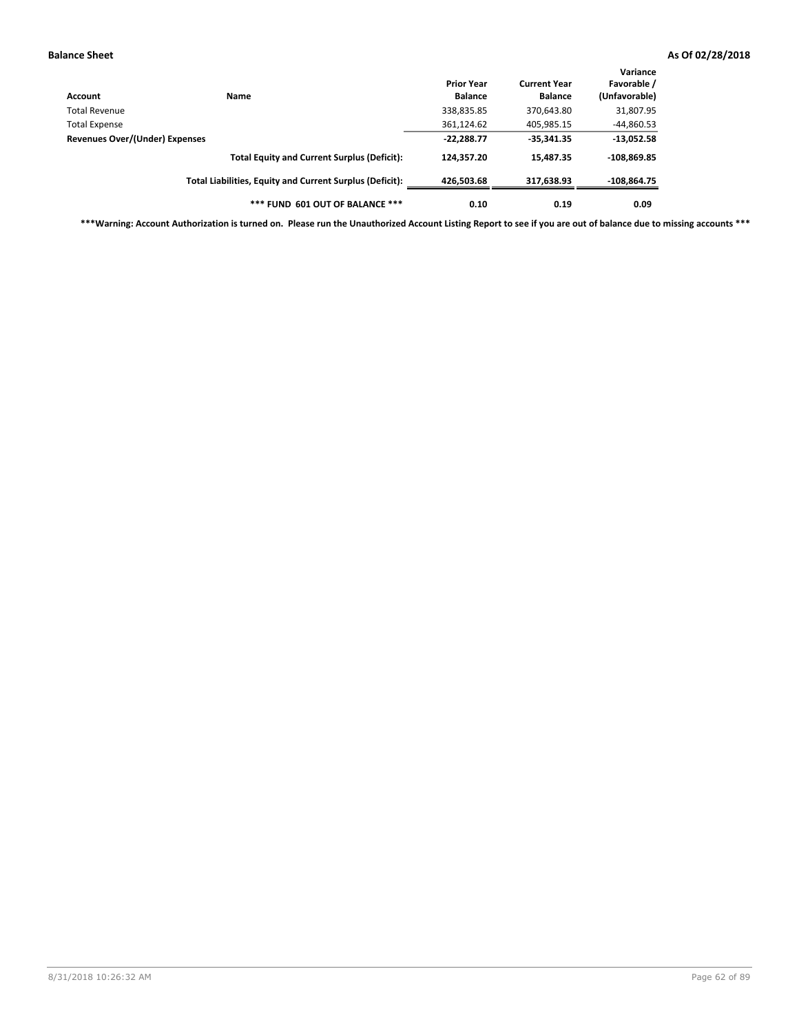**Balance Sheet** **As Of 02/28/2018**

| Account | Name | Prior Year Balance | Current Year Balance | Variance Favorable / (Unfavorable) |
|---|---|---|---|---|
| Total Revenue | | 338,835.85 | 370,643.80 | 31,807.95 |
| Total Expense | | 361,124.62 | 405,985.15 | -44,860.53 |
| **Revenues Over/(Under) Expenses** | | **-22,288.77** | **-35,341.35** | **-13,052.58** |
| | **Total Equity and Current Surplus (Deficit):** | **124,357.20** | **15,487.35** | **-108,869.85** |
| | **Total Liabilities, Equity and Current Surplus (Deficit):** | **426,503.68** | **317,638.93** | **-108,864.75** |
| | ***** FUND 601 OUT OF BALANCE ***** | **0.10** | **0.19** | **0.09** |

*****Warning: Account Authorization is turned on. Please run the Unauthorized Account Listing Report to see if you are out of balance due to missing accounts *****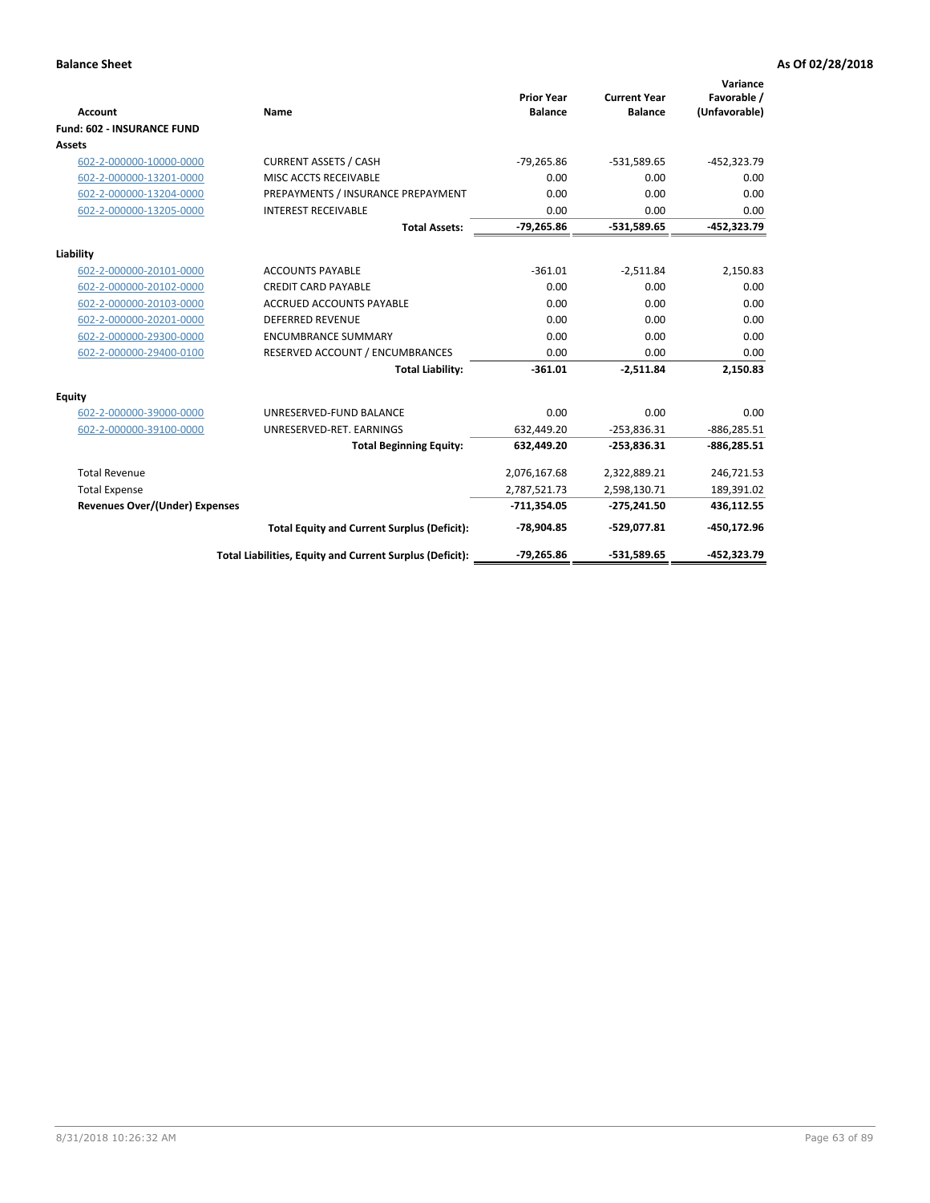**Balance Sheet** **As Of 02/28/2018**

| Account | Name | Prior Year Balance | Current Year Balance | Variance Favorable / (Unfavorable) |
|---|---|---|---|---|
| **Fund: 602 - INSURANCE FUND** | | | | |
| **Assets** | | | | |
| 602-2-000000-10000-0000 | CURRENT ASSETS / CASH | -79,265.86 | -531,589.65 | -452,323.79 |
| 602-2-000000-13201-0000 | MISC ACCTS RECEIVABLE | 0.00 | 0.00 | 0.00 |
| 602-2-000000-13204-0000 | PREPAYMENTS / INSURANCE PREPAYMENT | 0.00 | 0.00 | 0.00 |
| 602-2-000000-13205-0000 | INTEREST RECEIVABLE | 0.00 | 0.00 | 0.00 |
| | **Total Assets:** | **-79,265.86** | **-531,589.65** | **-452,323.79** |
| **Liability** | | | | |
| 602-2-000000-20101-0000 | ACCOUNTS PAYABLE | -361.01 | -2,511.84 | 2,150.83 |
| 602-2-000000-20102-0000 | CREDIT CARD PAYABLE | 0.00 | 0.00 | 0.00 |
| 602-2-000000-20103-0000 | ACCRUED ACCOUNTS PAYABLE | 0.00 | 0.00 | 0.00 |
| 602-2-000000-20201-0000 | DEFERRED REVENUE | 0.00 | 0.00 | 0.00 |
| 602-2-000000-29300-0000 | ENCUMBRANCE SUMMARY | 0.00 | 0.00 | 0.00 |
| 602-2-000000-29400-0100 | RESERVED ACCOUNT / ENCUMBRANCES | 0.00 | 0.00 | 0.00 |
| | **Total Liability:** | **-361.01** | **-2,511.84** | **2,150.83** |
| **Equity** | | | | |
| 602-2-000000-39000-0000 | UNRESERVED-FUND BALANCE | 0.00 | 0.00 | 0.00 |
| 602-2-000000-39100-0000 | UNRESERVED-RET. EARNINGS | 632,449.20 | -253,836.31 | -886,285.51 |
| | **Total Beginning Equity:** | **632,449.20** | **-253,836.31** | **-886,285.51** |
| Total Revenue | | 2,076,167.68 | 2,322,889.21 | 246,721.53 |
| Total Expense | | 2,787,521.73 | 2,598,130.71 | 189,391.02 |
| **Revenues Over/(Under) Expenses** | | **-711,354.05** | **-275,241.50** | **436,112.55** |
| | **Total Equity and Current Surplus (Deficit):** | **-78,904.85** | **-529,077.81** | **-450,172.96** |
| | **Total Liabilities, Equity and Current Surplus (Deficit):** | **-79,265.86** | **-531,589.65** | **-452,323.79** |

8/31/2018 10:26:32 AM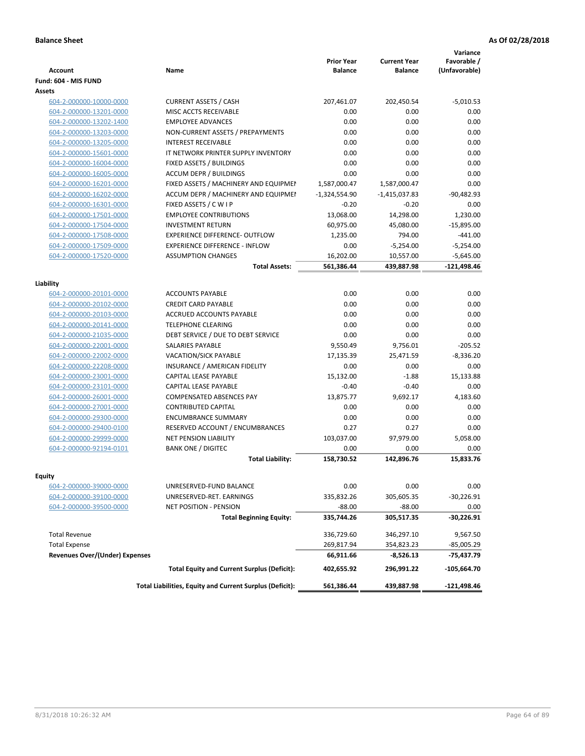**Balance Sheet** **As Of 02/28/2018**

| Account | Name | Prior Year Balance | Current Year Balance | Variance Favorable / (Unfavorable) |
|---|---|---|---|---|
| **Fund: 604 - MIS FUND** | | | | |
| **Assets** | | | | |
| 604-2-000000-10000-0000 | CURRENT ASSETS / CASH | 207,461.07 | 202,450.54 | -5,010.53 |
| 604-2-000000-13201-0000 | MISC ACCTS RECEIVABLE | 0.00 | 0.00 | 0.00 |
| 604-2-000000-13202-1400 | EMPLOYEE ADVANCES | 0.00 | 0.00 | 0.00 |
| 604-2-000000-13203-0000 | NON-CURRENT ASSETS / PREPAYMENTS | 0.00 | 0.00 | 0.00 |
| 604-2-000000-13205-0000 | INTEREST RECEIVABLE | 0.00 | 0.00 | 0.00 |
| 604-2-000000-15601-0000 | IT NETWORK PRINTER SUPPLY INVENTORY | 0.00 | 0.00 | 0.00 |
| 604-2-000000-16004-0000 | FIXED ASSETS / BUILDINGS | 0.00 | 0.00 | 0.00 |
| 604-2-000000-16005-0000 | ACCUM DEPR / BUILDINGS | 0.00 | 0.00 | 0.00 |
| 604-2-000000-16201-0000 | FIXED ASSETS / MACHINERY AND EQUIPMENT | 1,587,000.47 | 1,587,000.47 | 0.00 |
| 604-2-000000-16202-0000 | ACCUM DEPR / MACHINERY AND EQUIPMENT | -1,324,554.90 | -1,415,037.83 | -90,482.93 |
| 604-2-000000-16301-0000 | FIXED ASSETS / C W I P | -0.20 | -0.20 | 0.00 |
| 604-2-000000-17501-0000 | EMPLOYEE CONTRIBUTIONS | 13,068.00 | 14,298.00 | 1,230.00 |
| 604-2-000000-17504-0000 | INVESTMENT RETURN | 60,975.00 | 45,080.00 | -15,895.00 |
| 604-2-000000-17508-0000 | EXPERIENCE DIFFERENCE- OUTFLOW | 1,235.00 | 794.00 | -441.00 |
| 604-2-000000-17509-0000 | EXPERIENCE DIFFERENCE - INFLOW | 0.00 | -5,254.00 | -5,254.00 |
| 604-2-000000-17520-0000 | ASSUMPTION CHANGES | 16,202.00 | 10,557.00 | -5,645.00 |
| | **Total Assets:** | **561,386.44** | **439,887.98** | **-121,498.46** |
| **Liability** | | | | |
| 604-2-000000-20101-0000 | ACCOUNTS PAYABLE | 0.00 | 0.00 | 0.00 |
| 604-2-000000-20102-0000 | CREDIT CARD PAYABLE | 0.00 | 0.00 | 0.00 |
| 604-2-000000-20103-0000 | ACCRUED ACCOUNTS PAYABLE | 0.00 | 0.00 | 0.00 |
| 604-2-000000-20141-0000 | TELEPHONE CLEARING | 0.00 | 0.00 | 0.00 |
| 604-2-000000-21035-0000 | DEBT SERVICE / DUE TO DEBT SERVICE | 0.00 | 0.00 | 0.00 |
| 604-2-000000-22001-0000 | SALARIES PAYABLE | 9,550.49 | 9,756.01 | -205.52 |
| 604-2-000000-22002-0000 | VACATION/SICK PAYABLE | 17,135.39 | 25,471.59 | -8,336.20 |
| 604-2-000000-22208-0000 | INSURANCE / AMERICAN FIDELITY | 0.00 | 0.00 | 0.00 |
| 604-2-000000-23001-0000 | CAPITAL LEASE PAYABLE | 15,132.00 | -1.88 | 15,133.88 |
| 604-2-000000-23101-0000 | CAPITAL LEASE PAYABLE | -0.40 | -0.40 | 0.00 |
| 604-2-000000-26001-0000 | COMPENSATED ABSENCES PAY | 13,875.77 | 9,692.17 | 4,183.60 |
| 604-2-000000-27001-0000 | CONTRIBUTED CAPITAL | 0.00 | 0.00 | 0.00 |
| 604-2-000000-29300-0000 | ENCUMBRANCE SUMMARY | 0.00 | 0.00 | 0.00 |
| 604-2-000000-29400-0100 | RESERVED ACCOUNT / ENCUMBRANCES | 0.27 | 0.27 | 0.00 |
| 604-2-000000-29999-0000 | NET PENSION LIABILITY | 103,037.00 | 97,979.00 | 5,058.00 |
| 604-2-000000-92194-0101 | BANK ONE / DIGITEC | 0.00 | 0.00 | 0.00 |
| | **Total Liability:** | **158,730.52** | **142,896.76** | **15,833.76** |
| **Equity** | | | | |
| 604-2-000000-39000-0000 | UNRESERVED-FUND BALANCE | 0.00 | 0.00 | 0.00 |
| 604-2-000000-39100-0000 | UNRESERVED-RET. EARNINGS | 335,832.26 | 305,605.35 | -30,226.91 |
| 604-2-000000-39500-0000 | NET POSITION - PENSION | -88.00 | -88.00 | 0.00 |
| | **Total Beginning Equity:** | **335,744.26** | **305,517.35** | **-30,226.91** |
| Total Revenue | | 336,729.60 | 346,297.10 | 9,567.50 |
| Total Expense | | 269,817.94 | 354,823.23 | -85,005.29 |
| **Revenues Over/(Under) Expenses** | | **66,911.66** | **-8,526.13** | **-75,437.79** |
| | **Total Equity and Current Surplus (Deficit):** | **402,655.92** | **296,991.22** | **-105,664.70** |
| | **Total Liabilities, Equity and Current Surplus (Deficit):** | **561,386.44** | **439,887.98** | **-121,498.46** |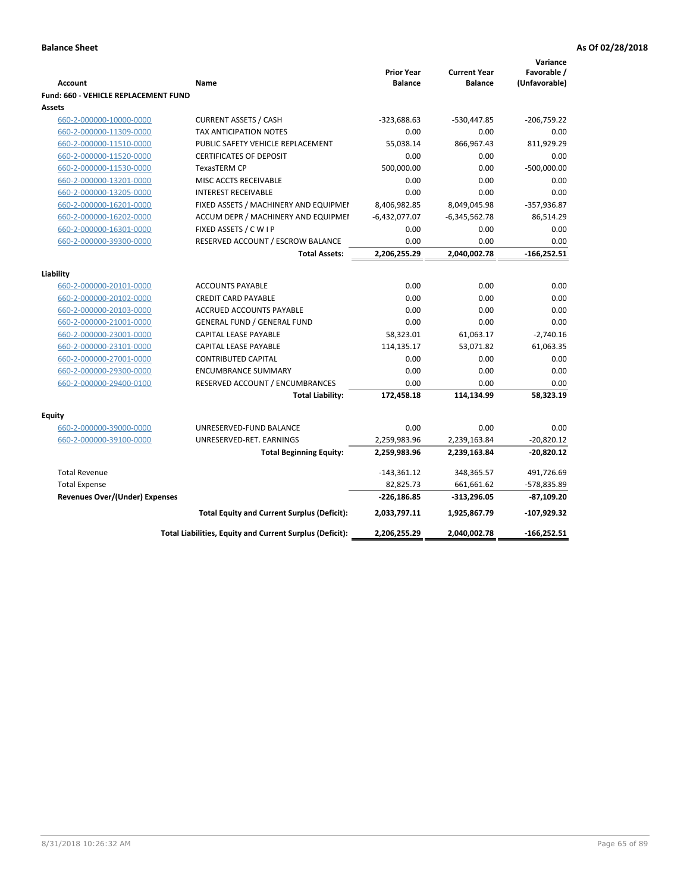**Balance Sheet** **As Of 02/28/2018**

| Account | Name | Prior Year Balance | Current Year Balance | Variance Favorable / (Unfavorable) |
|---|---|---|---|---|
| **Fund: 660 - VEHICLE REPLACEMENT FUND** | | | | |
| **Assets** | | | | |
| 660-2-000000-10000-0000 | CURRENT ASSETS / CASH | -323,688.63 | -530,447.85 | -206,759.22 |
| 660-2-000000-11309-0000 | TAX ANTICIPATION NOTES | 0.00 | 0.00 | 0.00 |
| 660-2-000000-11510-0000 | PUBLIC SAFETY VEHICLE REPLACEMENT | 55,038.14 | 866,967.43 | 811,929.29 |
| 660-2-000000-11520-0000 | CERTIFICATES OF DEPOSIT | 0.00 | 0.00 | 0.00 |
| 660-2-000000-11530-0000 | TexasTERM CP | 500,000.00 | 0.00 | -500,000.00 |
| 660-2-000000-13201-0000 | MISC ACCTS RECEIVABLE | 0.00 | 0.00 | 0.00 |
| 660-2-000000-13205-0000 | INTEREST RECEIVABLE | 0.00 | 0.00 | 0.00 |
| 660-2-000000-16201-0000 | FIXED ASSETS / MACHINERY AND EQUIPMEI | 8,406,982.85 | 8,049,045.98 | -357,936.87 |
| 660-2-000000-16202-0000 | ACCUM DEPR / MACHINERY AND EQUIPMEI | -6,432,077.07 | -6,345,562.78 | 86,514.29 |
| 660-2-000000-16301-0000 | FIXED ASSETS / C W I P | 0.00 | 0.00 | 0.00 |
| 660-2-000000-39300-0000 | RESERVED ACCOUNT / ESCROW BALANCE | 0.00 | 0.00 | 0.00 |
| | **Total Assets:** | **2,206,255.29** | **2,040,002.78** | **-166,252.51** |
| **Liability** | | | | |
| 660-2-000000-20101-0000 | ACCOUNTS PAYABLE | 0.00 | 0.00 | 0.00 |
| 660-2-000000-20102-0000 | CREDIT CARD PAYABLE | 0.00 | 0.00 | 0.00 |
| 660-2-000000-20103-0000 | ACCRUED ACCOUNTS PAYABLE | 0.00 | 0.00 | 0.00 |
| 660-2-000000-21001-0000 | GENERAL FUND / GENERAL FUND | 0.00 | 0.00 | 0.00 |
| 660-2-000000-23001-0000 | CAPITAL LEASE PAYABLE | 58,323.01 | 61,063.17 | -2,740.16 |
| 660-2-000000-23101-0000 | CAPITAL LEASE PAYABLE | 114,135.17 | 53,071.82 | 61,063.35 |
| 660-2-000000-27001-0000 | CONTRIBUTED CAPITAL | 0.00 | 0.00 | 0.00 |
| 660-2-000000-29300-0000 | ENCUMBRANCE SUMMARY | 0.00 | 0.00 | 0.00 |
| 660-2-000000-29400-0100 | RESERVED ACCOUNT / ENCUMBRANCES | 0.00 | 0.00 | 0.00 |
| | **Total Liability:** | **172,458.18** | **114,134.99** | **58,323.19** |
| **Equity** | | | | |
| 660-2-000000-39000-0000 | UNRESERVED-FUND BALANCE | 0.00 | 0.00 | 0.00 |
| 660-2-000000-39100-0000 | UNRESERVED-RET. EARNINGS | 2,259,983.96 | 2,239,163.84 | -20,820.12 |
| | **Total Beginning Equity:** | **2,259,983.96** | **2,239,163.84** | **-20,820.12** |
| Total Revenue | | -143,361.12 | 348,365.57 | 491,726.69 |
| Total Expense | | 82,825.73 | 661,661.62 | -578,835.89 |
| **Revenues Over/(Under) Expenses** | | **-226,186.85** | **-313,296.05** | **-87,109.20** |
| | **Total Equity and Current Surplus (Deficit):** | **2,033,797.11** | **1,925,867.79** | **-107,929.32** |
| | **Total Liabilities, Equity and Current Surplus (Deficit):** | **2,206,255.29** | **2,040,002.78** | **-166,252.51** |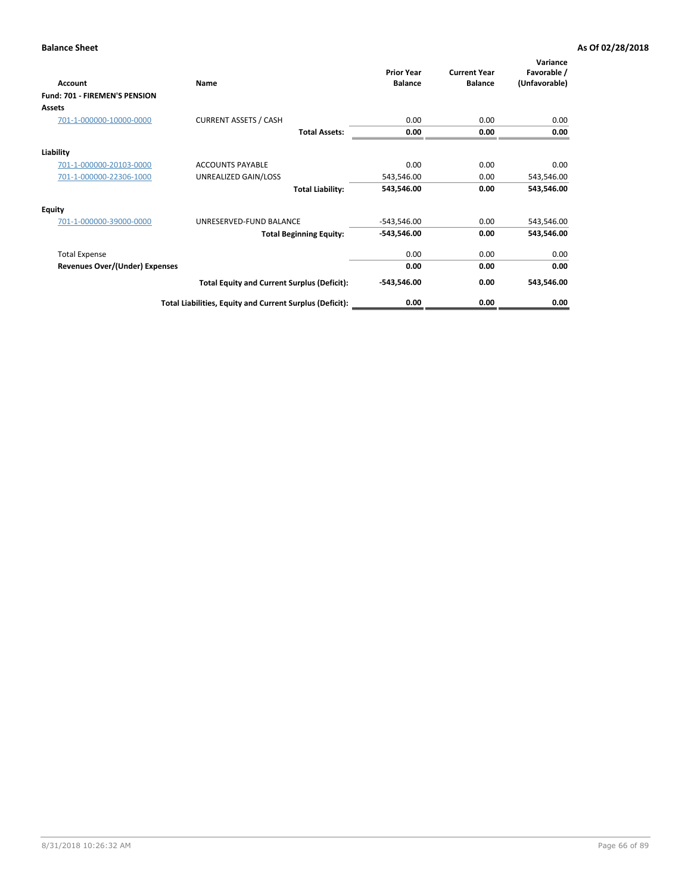**Balance Sheet** **As Of 02/28/2018**

| Account | Name | Prior Year Balance | Current Year Balance | Variance Favorable / (Unfavorable) |
|---|---|---|---|---|
| **Fund: 701 - FIREMEN'S PENSION** | | | | |
| **Assets** | | | | |
| 701-1-000000-10000-0000 | CURRENT ASSETS / CASH | 0.00 | 0.00 | 0.00 |
| | **Total Assets:** | **0.00** | **0.00** | **0.00** |
| **Liability** | | | | |
| 701-1-000000-20103-0000 | ACCOUNTS PAYABLE | 0.00 | 0.00 | 0.00 |
| 701-1-000000-22306-1000 | UNREALIZED GAIN/LOSS | 543,546.00 | 0.00 | 543,546.00 |
| | **Total Liability:** | **543,546.00** | **0.00** | **543,546.00** |
| **Equity** | | | | |
| 701-1-000000-39000-0000 | UNRESERVED-FUND BALANCE | -543,546.00 | 0.00 | 543,546.00 |
| | **Total Beginning Equity:** | **-543,546.00** | **0.00** | **543,546.00** |
| Total Expense | | 0.00 | 0.00 | 0.00 |
| **Revenues Over/(Under) Expenses** | | **0.00** | **0.00** | **0.00** |
| | **Total Equity and Current Surplus (Deficit):** | **-543,546.00** | **0.00** | **543,546.00** |
| | **Total Liabilities, Equity and Current Surplus (Deficit):** | **0.00** | **0.00** | **0.00** |

8/31/2018 10:26:32 AM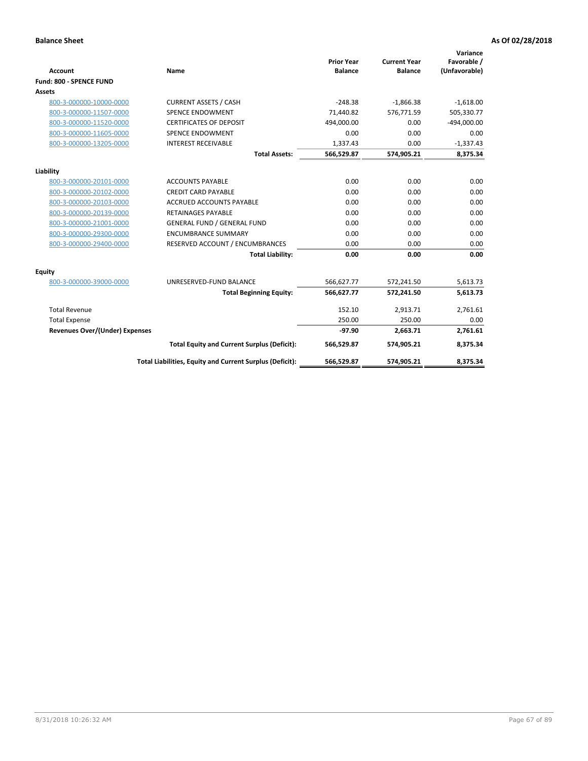**Balance Sheet** **As Of 02/28/2018**

| Account | Name | Prior Year Balance | Current Year Balance | Variance Favorable / (Unfavorable) |
|---|---|---|---|---|
| **Fund: 800 - SPENCE FUND** | | | | |
| **Assets** | | | | |
| 800-3-000000-10000-0000 | CURRENT ASSETS / CASH | -248.38 | -1,866.38 | -1,618.00 |
| 800-3-000000-11507-0000 | SPENCE ENDOWMENT | 71,440.82 | 576,771.59 | 505,330.77 |
| 800-3-000000-11520-0000 | CERTIFICATES OF DEPOSIT | 494,000.00 | 0.00 | -494,000.00 |
| 800-3-000000-11605-0000 | SPENCE ENDOWMENT | 0.00 | 0.00 | 0.00 |
| 800-3-000000-13205-0000 | INTEREST RECEIVABLE | 1,337.43 | 0.00 | -1,337.43 |
| | **Total Assets:** | **566,529.87** | **574,905.21** | **8,375.34** |
| **Liability** | | | | |
| 800-3-000000-20101-0000 | ACCOUNTS PAYABLE | 0.00 | 0.00 | 0.00 |
| 800-3-000000-20102-0000 | CREDIT CARD PAYABLE | 0.00 | 0.00 | 0.00 |
| 800-3-000000-20103-0000 | ACCRUED ACCOUNTS PAYABLE | 0.00 | 0.00 | 0.00 |
| 800-3-000000-20139-0000 | RETAINAGES PAYABLE | 0.00 | 0.00 | 0.00 |
| 800-3-000000-21001-0000 | GENERAL FUND / GENERAL FUND | 0.00 | 0.00 | 0.00 |
| 800-3-000000-29300-0000 | ENCUMBRANCE SUMMARY | 0.00 | 0.00 | 0.00 |
| 800-3-000000-29400-0000 | RESERVED ACCOUNT / ENCUMBRANCES | 0.00 | 0.00 | 0.00 |
| | **Total Liability:** | **0.00** | **0.00** | **0.00** |
| **Equity** | | | | |
| 800-3-000000-39000-0000 | UNRESERVED-FUND BALANCE | 566,627.77 | 572,241.50 | 5,613.73 |
| | **Total Beginning Equity:** | **566,627.77** | **572,241.50** | **5,613.73** |
| Total Revenue | | 152.10 | 2,913.71 | 2,761.61 |
| Total Expense | | 250.00 | 250.00 | 0.00 |
| **Revenues Over/(Under) Expenses** | | **-97.90** | **2,663.71** | **2,761.61** |
| | **Total Equity and Current Surplus (Deficit):** | **566,529.87** | **574,905.21** | **8,375.34** |
| | **Total Liabilities, Equity and Current Surplus (Deficit):** | **566,529.87** | **574,905.21** | **8,375.34** |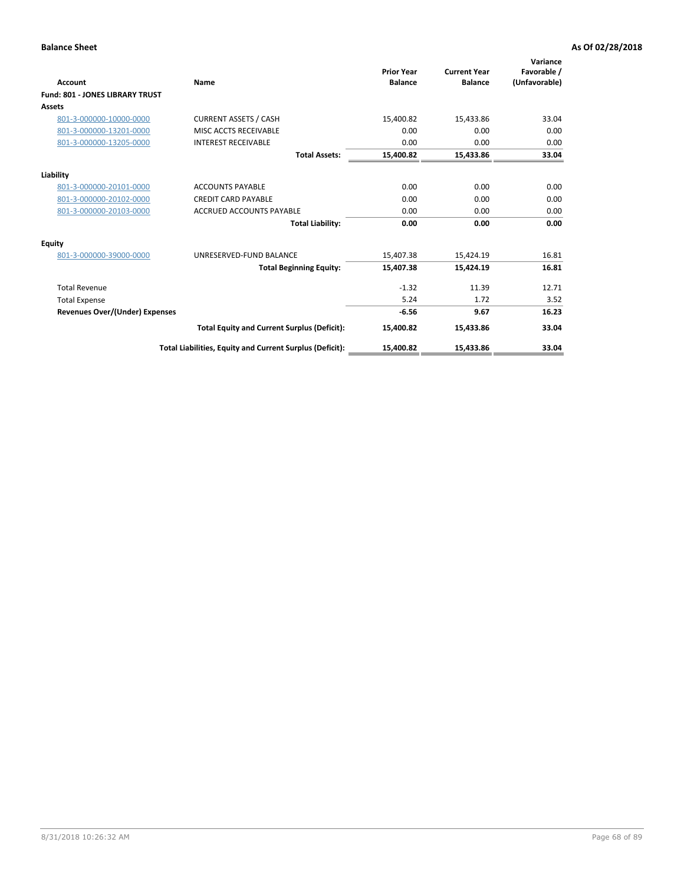**Balance Sheet** **As Of 02/28/2018**

| Account | Name | Prior Year Balance | Current Year Balance | Variance Favorable / (Unfavorable) |
|---|---|---|---|---|
| **Fund: 801 - JONES LIBRARY TRUST** | | | | |
| **Assets** | | | | |
| 801-3-000000-10000-0000 | CURRENT ASSETS / CASH | 15,400.82 | 15,433.86 | 33.04 |
| 801-3-000000-13201-0000 | MISC ACCTS RECEIVABLE | 0.00 | 0.00 | 0.00 |
| 801-3-000000-13205-0000 | INTEREST RECEIVABLE | 0.00 | 0.00 | 0.00 |
| | **Total Assets:** | **15,400.82** | **15,433.86** | **33.04** |
| **Liability** | | | | |
| 801-3-000000-20101-0000 | ACCOUNTS PAYABLE | 0.00 | 0.00 | 0.00 |
| 801-3-000000-20102-0000 | CREDIT CARD PAYABLE | 0.00 | 0.00 | 0.00 |
| 801-3-000000-20103-0000 | ACCRUED ACCOUNTS PAYABLE | 0.00 | 0.00 | 0.00 |
| | **Total Liability:** | **0.00** | **0.00** | **0.00** |
| **Equity** | | | | |
| 801-3-000000-39000-0000 | UNRESERVED-FUND BALANCE | 15,407.38 | 15,424.19 | 16.81 |
| | **Total Beginning Equity:** | **15,407.38** | **15,424.19** | **16.81** |
| Total Revenue | | -1.32 | 11.39 | 12.71 |
| Total Expense | | 5.24 | 1.72 | 3.52 |
| **Revenues Over/(Under) Expenses** | | **-6.56** | **9.67** | **16.23** |
| | **Total Equity and Current Surplus (Deficit):** | **15,400.82** | **15,433.86** | **33.04** |
| | **Total Liabilities, Equity and Current Surplus (Deficit):** | **15,400.82** | **15,433.86** | **33.04** |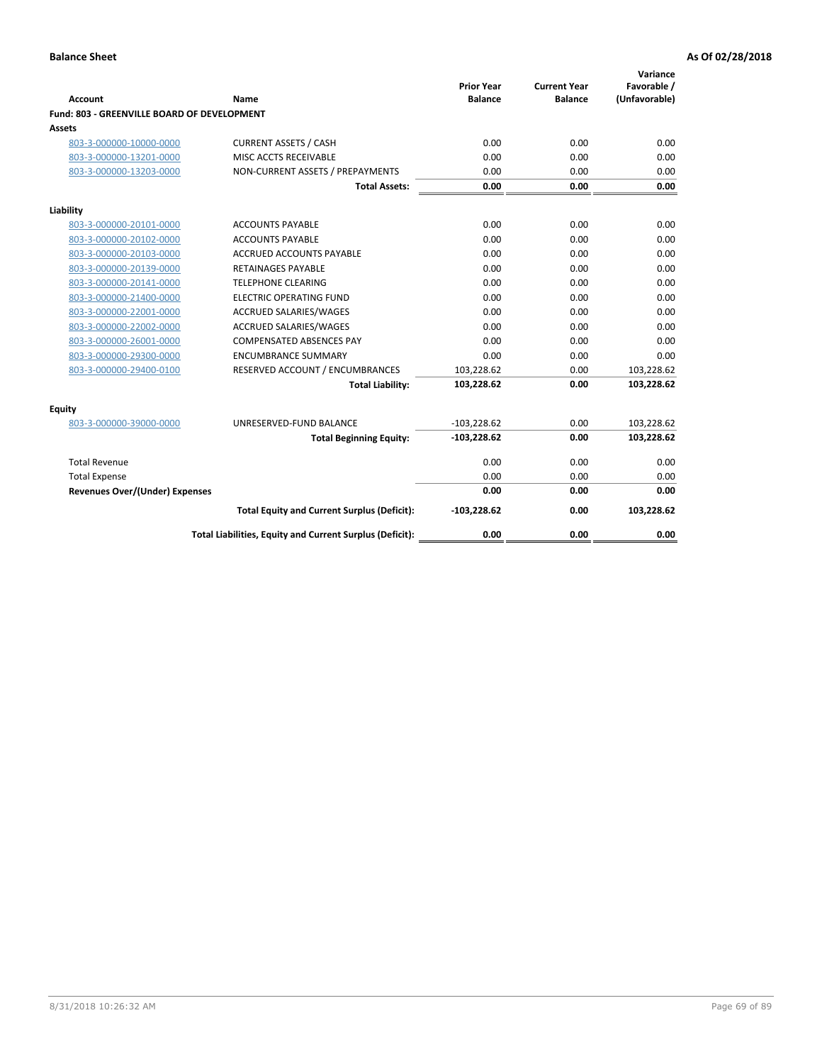**Balance Sheet** **As Of 02/28/2018**

| Account | Name | Prior Year Balance | Current Year Balance | Variance Favorable / (Unfavorable) |
|---|---|---|---|---|
| **Fund: 803 - GREENVILLE BOARD OF DEVELOPMENT** | | | | |
| **Assets** | | | | |
| 803-3-000000-10000-0000 | CURRENT ASSETS / CASH | 0.00 | 0.00 | 0.00 |
| 803-3-000000-13201-0000 | MISC ACCTS RECEIVABLE | 0.00 | 0.00 | 0.00 |
| 803-3-000000-13203-0000 | NON-CURRENT ASSETS / PREPAYMENTS | 0.00 | 0.00 | 0.00 |
| | **Total Assets:** | **0.00** | **0.00** | **0.00** |
| **Liability** | | | | |
| 803-3-000000-20101-0000 | ACCOUNTS PAYABLE | 0.00 | 0.00 | 0.00 |
| 803-3-000000-20102-0000 | ACCOUNTS PAYABLE | 0.00 | 0.00 | 0.00 |
| 803-3-000000-20103-0000 | ACCRUED ACCOUNTS PAYABLE | 0.00 | 0.00 | 0.00 |
| 803-3-000000-20139-0000 | RETAINAGES PAYABLE | 0.00 | 0.00 | 0.00 |
| 803-3-000000-20141-0000 | TELEPHONE CLEARING | 0.00 | 0.00 | 0.00 |
| 803-3-000000-21400-0000 | ELECTRIC OPERATING FUND | 0.00 | 0.00 | 0.00 |
| 803-3-000000-22001-0000 | ACCRUED SALARIES/WAGES | 0.00 | 0.00 | 0.00 |
| 803-3-000000-22002-0000 | ACCRUED SALARIES/WAGES | 0.00 | 0.00 | 0.00 |
| 803-3-000000-26001-0000 | COMPENSATED ABSENCES PAY | 0.00 | 0.00 | 0.00 |
| 803-3-000000-29300-0000 | ENCUMBRANCE SUMMARY | 0.00 | 0.00 | 0.00 |
| 803-3-000000-29400-0100 | RESERVED ACCOUNT / ENCUMBRANCES | 103,228.62 | 0.00 | 103,228.62 |
| | **Total Liability:** | **103,228.62** | **0.00** | **103,228.62** |
| **Equity** | | | | |
| 803-3-000000-39000-0000 | UNRESERVED-FUND BALANCE | -103,228.62 | 0.00 | 103,228.62 |
| | **Total Beginning Equity:** | **-103,228.62** | **0.00** | **103,228.62** |
| Total Revenue | | 0.00 | 0.00 | 0.00 |
| Total Expense | | 0.00 | 0.00 | 0.00 |
| **Revenues Over/(Under) Expenses** | | **0.00** | **0.00** | **0.00** |
| | **Total Equity and Current Surplus (Deficit):** | **-103,228.62** | **0.00** | **103,228.62** |
| | **Total Liabilities, Equity and Current Surplus (Deficit):** | **0.00** | **0.00** | **0.00** |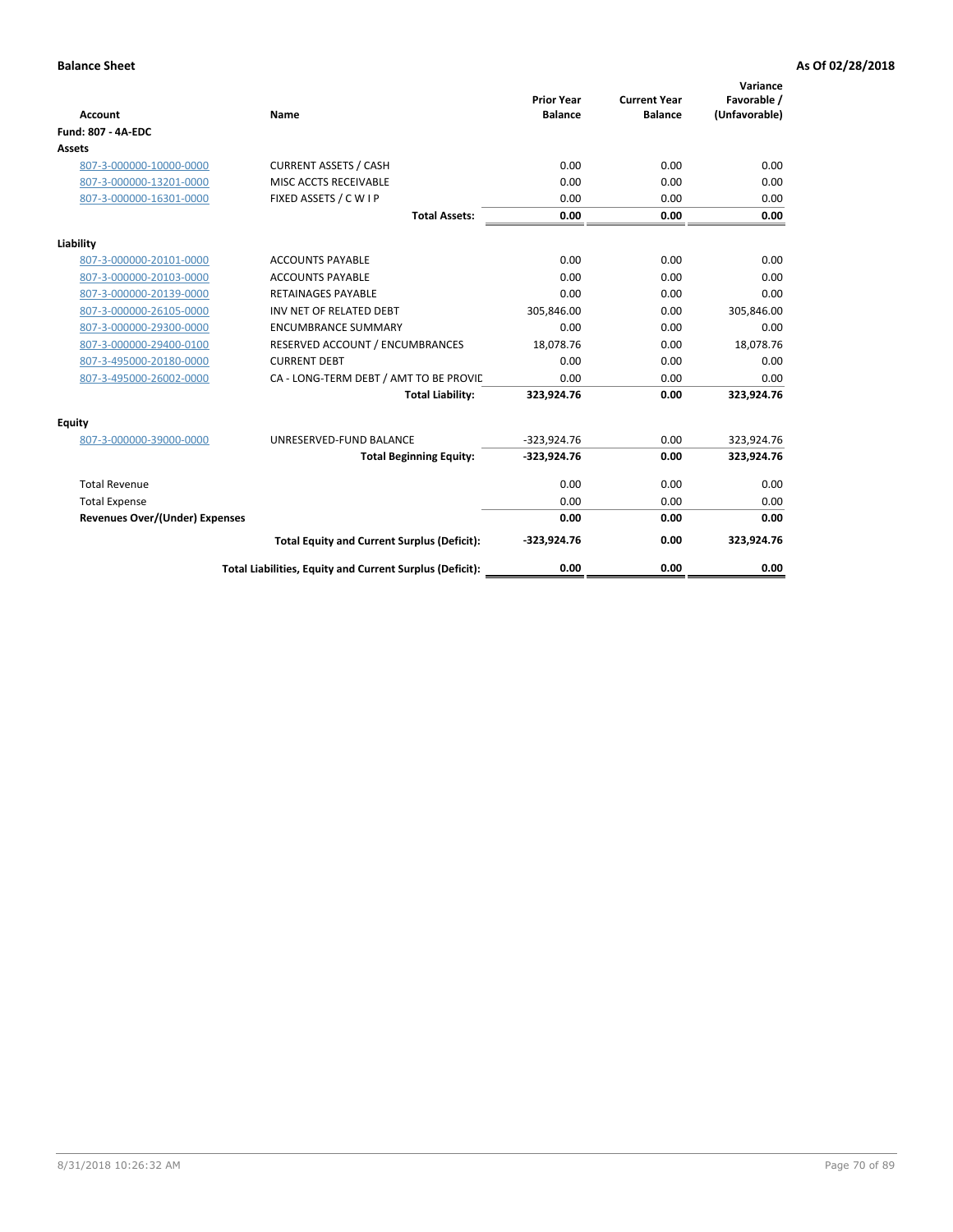**Balance Sheet** **As Of 02/28/2018**

| Account | Name | Prior Year Balance | Current Year Balance | Variance Favorable / (Unfavorable) |
|---|---|---|---|---|
| **Fund: 807 - 4A-EDC** | | | | |
| **Assets** | | | | |
| 807-3-000000-10000-0000 | CURRENT ASSETS / CASH | 0.00 | 0.00 | 0.00 |
| 807-3-000000-13201-0000 | MISC ACCTS RECEIVABLE | 0.00 | 0.00 | 0.00 |
| 807-3-000000-16301-0000 | FIXED ASSETS / C W I P | 0.00 | 0.00 | 0.00 |
| | **Total Assets:** | **0.00** | **0.00** | **0.00** |
| **Liability** | | | | |
| 807-3-000000-20101-0000 | ACCOUNTS PAYABLE | 0.00 | 0.00 | 0.00 |
| 807-3-000000-20103-0000 | ACCOUNTS PAYABLE | 0.00 | 0.00 | 0.00 |
| 807-3-000000-20139-0000 | RETAINAGES PAYABLE | 0.00 | 0.00 | 0.00 |
| 807-3-000000-26105-0000 | INV NET OF RELATED DEBT | 305,846.00 | 0.00 | 305,846.00 |
| 807-3-000000-29300-0000 | ENCUMBRANCE SUMMARY | 0.00 | 0.00 | 0.00 |
| 807-3-000000-29400-0100 | RESERVED ACCOUNT / ENCUMBRANCES | 18,078.76 | 0.00 | 18,078.76 |
| 807-3-495000-20180-0000 | CURRENT DEBT | 0.00 | 0.00 | 0.00 |
| 807-3-495000-26002-0000 | CA - LONG-TERM DEBT / AMT TO BE PROVIC | 0.00 | 0.00 | 0.00 |
| | **Total Liability:** | **323,924.76** | **0.00** | **323,924.76** |
| **Equity** | | | | |
| 807-3-000000-39000-0000 | UNRESERVED-FUND BALANCE | -323,924.76 | 0.00 | 323,924.76 |
| | **Total Beginning Equity:** | **-323,924.76** | **0.00** | **323,924.76** |
| Total Revenue | | 0.00 | 0.00 | 0.00 |
| Total Expense | | 0.00 | 0.00 | 0.00 |
| **Revenues Over/(Under) Expenses** | | **0.00** | **0.00** | **0.00** |
| | **Total Equity and Current Surplus (Deficit):** | **-323,924.76** | **0.00** | **323,924.76** |
| | **Total Liabilities, Equity and Current Surplus (Deficit):** | **0.00** | **0.00** | **0.00** |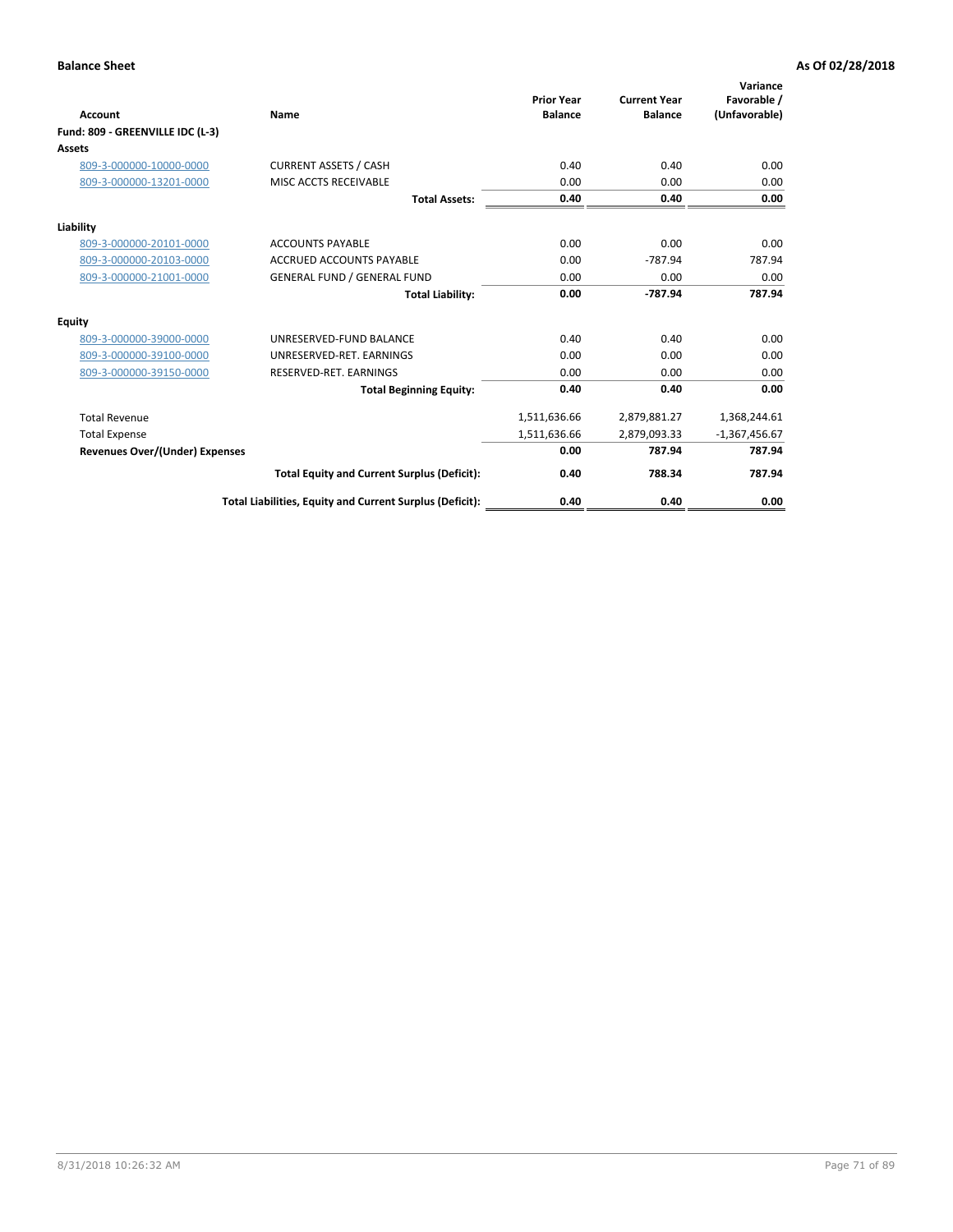**Balance Sheet** **As Of 02/28/2018**

| Account | Name | Prior Year Balance | Current Year Balance | Variance Favorable / (Unfavorable) |
|---|---|---|---|---|
| **Fund: 809 - GREENVILLE IDC (L-3)** | | | | |
| **Assets** | | | | |
| 809-3-000000-10000-0000 | CURRENT ASSETS / CASH | 0.40 | 0.40 | 0.00 |
| 809-3-000000-13201-0000 | MISC ACCTS RECEIVABLE | 0.00 | 0.00 | 0.00 |
| | **Total Assets:** | **0.40** | **0.40** | **0.00** |
| **Liability** | | | | |
| 809-3-000000-20101-0000 | ACCOUNTS PAYABLE | 0.00 | 0.00 | 0.00 |
| 809-3-000000-20103-0000 | ACCRUED ACCOUNTS PAYABLE | 0.00 | -787.94 | 787.94 |
| 809-3-000000-21001-0000 | GENERAL FUND / GENERAL FUND | 0.00 | 0.00 | 0.00 |
| | **Total Liability:** | **0.00** | **-787.94** | **787.94** |
| **Equity** | | | | |
| 809-3-000000-39000-0000 | UNRESERVED-FUND BALANCE | 0.40 | 0.40 | 0.00 |
| 809-3-000000-39100-0000 | UNRESERVED-RET. EARNINGS | 0.00 | 0.00 | 0.00 |
| 809-3-000000-39150-0000 | RESERVED-RET. EARNINGS | 0.00 | 0.00 | 0.00 |
| | **Total Beginning Equity:** | **0.40** | **0.40** | **0.00** |
| Total Revenue | | 1,511,636.66 | 2,879,881.27 | 1,368,244.61 |
| Total Expense | | 1,511,636.66 | 2,879,093.33 | -1,367,456.67 |
| **Revenues Over/(Under) Expenses** | | **0.00** | **787.94** | **787.94** |
| | **Total Equity and Current Surplus (Deficit):** | **0.40** | **788.34** | **787.94** |
| | **Total Liabilities, Equity and Current Surplus (Deficit):** | **0.40** | **0.40** | **0.00** |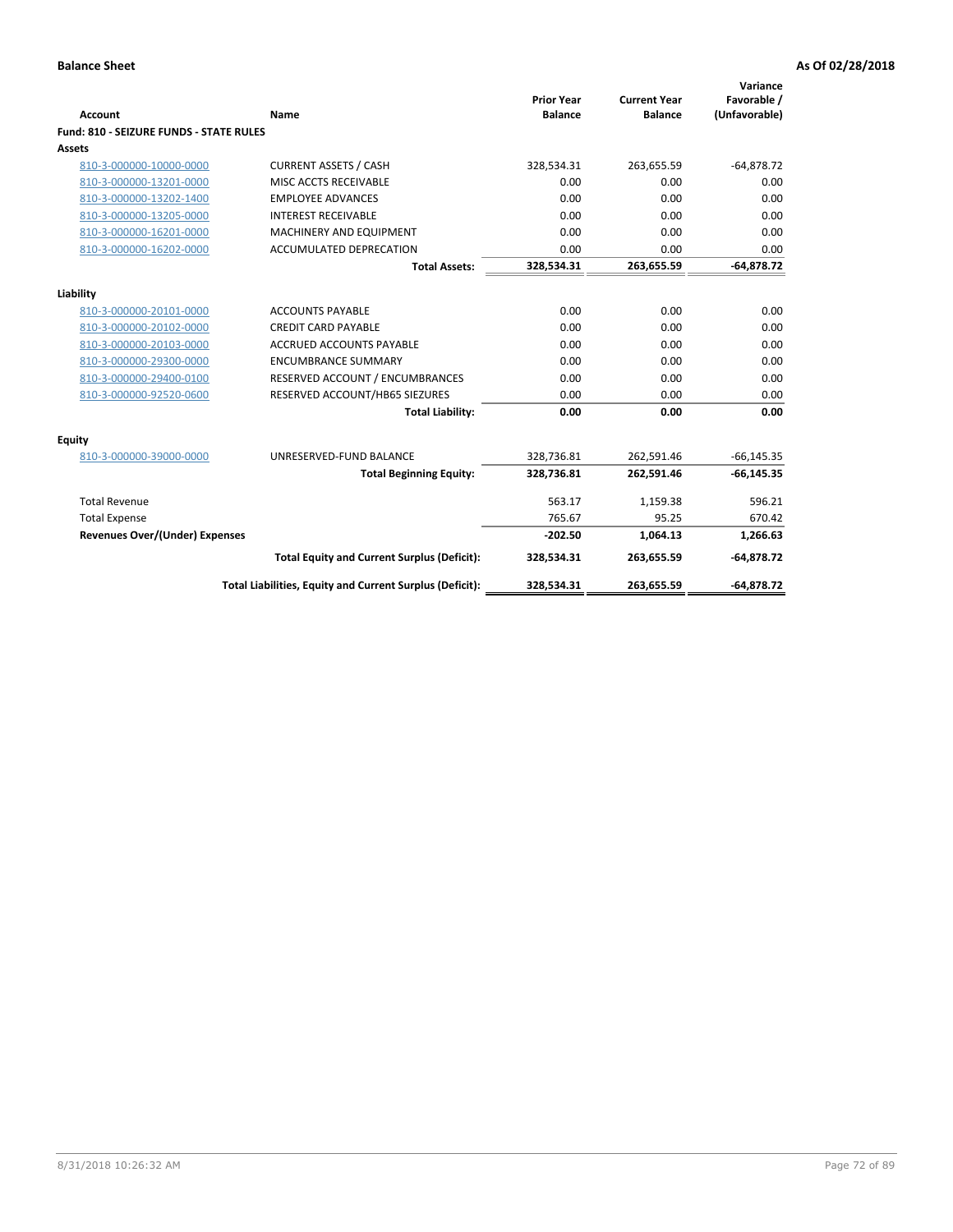**Balance Sheet** **As Of 02/28/2018**

| Account | Name | Prior Year Balance | Current Year Balance | Variance Favorable / (Unfavorable) |
|---|---|---|---|---|
| **Fund: 810 - SEIZURE FUNDS - STATE RULES** | | | | |
| **Assets** | | | | |
| 810-3-000000-10000-0000 | CURRENT ASSETS / CASH | 328,534.31 | 263,655.59 | -64,878.72 |
| 810-3-000000-13201-0000 | MISC ACCTS RECEIVABLE | 0.00 | 0.00 | 0.00 |
| 810-3-000000-13202-1400 | EMPLOYEE ADVANCES | 0.00 | 0.00 | 0.00 |
| 810-3-000000-13205-0000 | INTEREST RECEIVABLE | 0.00 | 0.00 | 0.00 |
| 810-3-000000-16201-0000 | MACHINERY AND EQUIPMENT | 0.00 | 0.00 | 0.00 |
| 810-3-000000-16202-0000 | ACCUMULATED DEPRECATION | 0.00 | 0.00 | 0.00 |
| | **Total Assets:** | **328,534.31** | **263,655.59** | **-64,878.72** |
| **Liability** | | | | |
| 810-3-000000-20101-0000 | ACCOUNTS PAYABLE | 0.00 | 0.00 | 0.00 |
| 810-3-000000-20102-0000 | CREDIT CARD PAYABLE | 0.00 | 0.00 | 0.00 |
| 810-3-000000-20103-0000 | ACCRUED ACCOUNTS PAYABLE | 0.00 | 0.00 | 0.00 |
| 810-3-000000-29300-0000 | ENCUMBRANCE SUMMARY | 0.00 | 0.00 | 0.00 |
| 810-3-000000-29400-0100 | RESERVED ACCOUNT / ENCUMBRANCES | 0.00 | 0.00 | 0.00 |
| 810-3-000000-92520-0600 | RESERVED ACCOUNT/HB65 SIEZURES | 0.00 | 0.00 | 0.00 |
| | **Total Liability:** | **0.00** | **0.00** | **0.00** |
| **Equity** | | | | |
| 810-3-000000-39000-0000 | UNRESERVED-FUND BALANCE | 328,736.81 | 262,591.46 | -66,145.35 |
| | **Total Beginning Equity:** | **328,736.81** | **262,591.46** | **-66,145.35** |
| Total Revenue | | 563.17 | 1,159.38 | 596.21 |
| Total Expense | | 765.67 | 95.25 | 670.42 |
| **Revenues Over/(Under) Expenses** | | **-202.50** | **1,064.13** | **1,266.63** |
| | **Total Equity and Current Surplus (Deficit):** | **328,534.31** | **263,655.59** | **-64,878.72** |
| | **Total Liabilities, Equity and Current Surplus (Deficit):** | **328,534.31** | **263,655.59** | **-64,878.72** |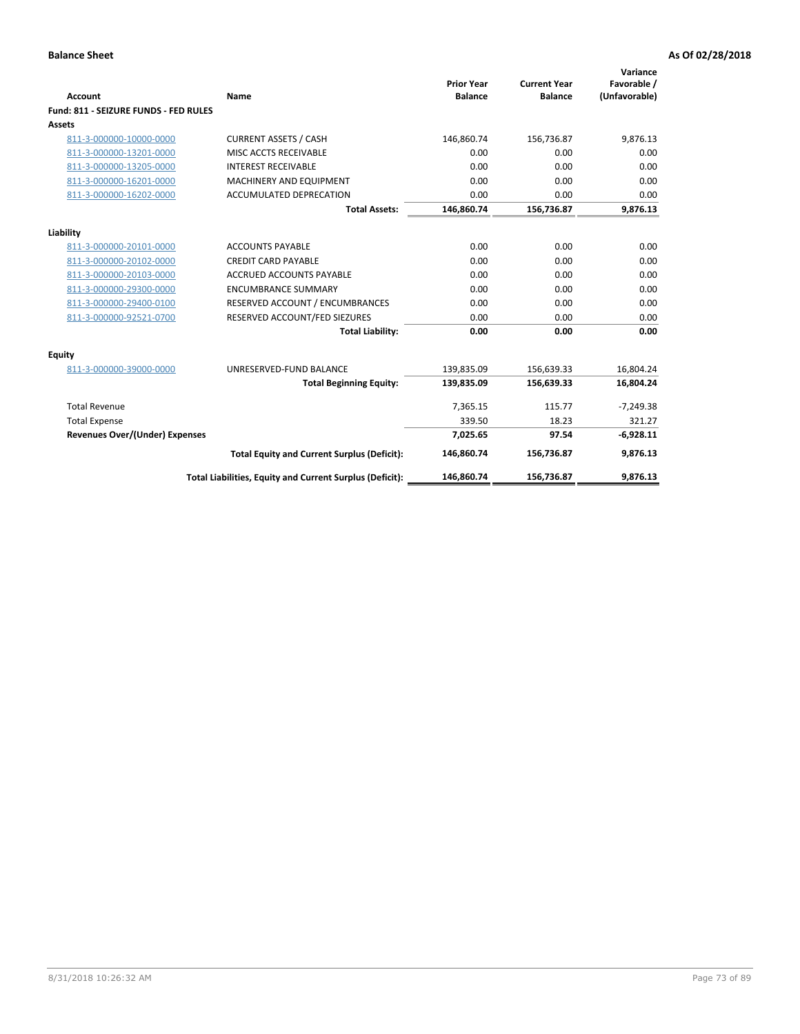**Balance Sheet** **As Of 02/28/2018**

| Account | Name | Prior Year Balance | Current Year Balance | Variance Favorable / (Unfavorable) |
|---|---|---|---|---|
| **Fund: 811 - SEIZURE FUNDS - FED RULES** | | | | |
| **Assets** | | | | |
| 811-3-000000-10000-0000 | CURRENT ASSETS / CASH | 146,860.74 | 156,736.87 | 9,876.13 |
| 811-3-000000-13201-0000 | MISC ACCTS RECEIVABLE | 0.00 | 0.00 | 0.00 |
| 811-3-000000-13205-0000 | INTEREST RECEIVABLE | 0.00 | 0.00 | 0.00 |
| 811-3-000000-16201-0000 | MACHINERY AND EQUIPMENT | 0.00 | 0.00 | 0.00 |
| 811-3-000000-16202-0000 | ACCUMULATED DEPRECATION | 0.00 | 0.00 | 0.00 |
| | **Total Assets:** | **146,860.74** | **156,736.87** | **9,876.13** |
| **Liability** | | | | |
| 811-3-000000-20101-0000 | ACCOUNTS PAYABLE | 0.00 | 0.00 | 0.00 |
| 811-3-000000-20102-0000 | CREDIT CARD PAYABLE | 0.00 | 0.00 | 0.00 |
| 811-3-000000-20103-0000 | ACCRUED ACCOUNTS PAYABLE | 0.00 | 0.00 | 0.00 |
| 811-3-000000-29300-0000 | ENCUMBRANCE SUMMARY | 0.00 | 0.00 | 0.00 |
| 811-3-000000-29400-0100 | RESERVED ACCOUNT / ENCUMBRANCES | 0.00 | 0.00 | 0.00 |
| 811-3-000000-92521-0700 | RESERVED ACCOUNT/FED SIEZURES | 0.00 | 0.00 | 0.00 |
| | **Total Liability:** | **0.00** | **0.00** | **0.00** |
| **Equity** | | | | |
| 811-3-000000-39000-0000 | UNRESERVED-FUND BALANCE | 139,835.09 | 156,639.33 | 16,804.24 |
| | **Total Beginning Equity:** | **139,835.09** | **156,639.33** | **16,804.24** |
| Total Revenue | | 7,365.15 | 115.77 | -7,249.38 |
| Total Expense | | 339.50 | 18.23 | 321.27 |
| **Revenues Over/(Under) Expenses** | | **7,025.65** | **97.54** | **-6,928.11** |
| | **Total Equity and Current Surplus (Deficit):** | **146,860.74** | **156,736.87** | **9,876.13** |
| | **Total Liabilities, Equity and Current Surplus (Deficit):** | **146,860.74** | **156,736.87** | **9,876.13** |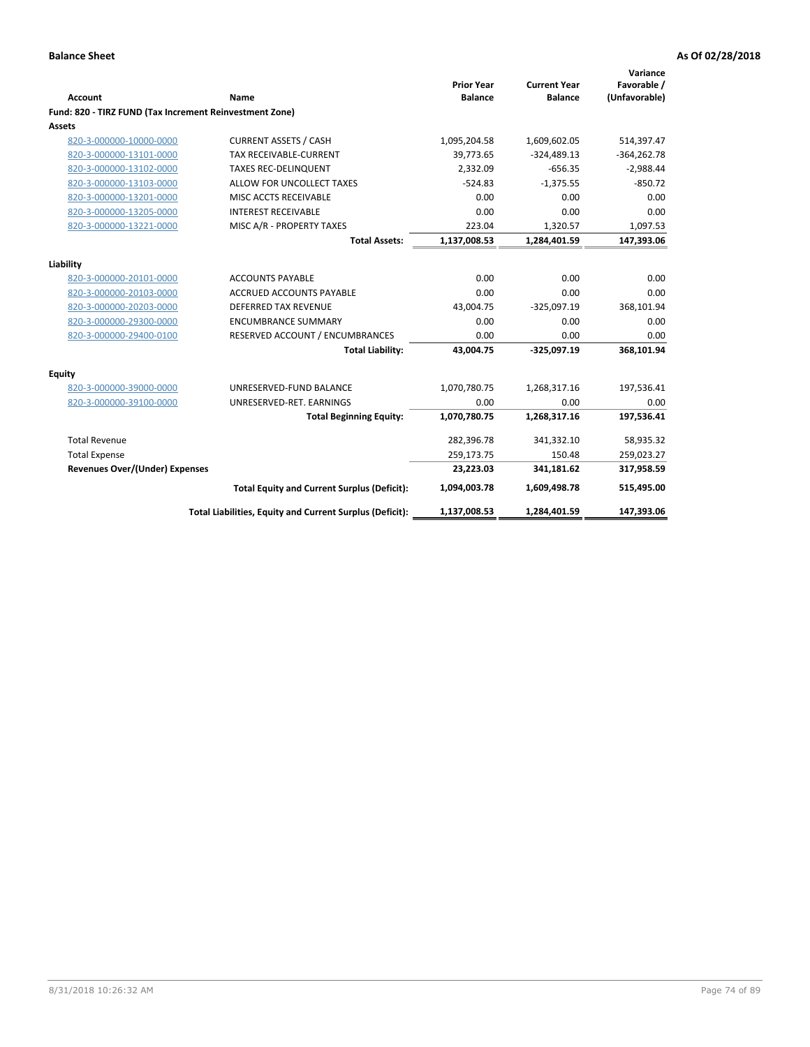**Balance Sheet** **As Of 02/28/2018**

| Account | Name | Prior Year Balance | Current Year Balance | Variance Favorable / (Unfavorable) |
|---|---|---|---|---|
| **Fund: 820 - TIRZ FUND (Tax Increment Reinvestment Zone)** | | | | |
| **Assets** | | | | |
| 820-3-000000-10000-0000 | CURRENT ASSETS / CASH | 1,095,204.58 | 1,609,602.05 | 514,397.47 |
| 820-3-000000-13101-0000 | TAX RECEIVABLE-CURRENT | 39,773.65 | -324,489.13 | -364,262.78 |
| 820-3-000000-13102-0000 | TAXES REC-DELINQUENT | 2,332.09 | -656.35 | -2,988.44 |
| 820-3-000000-13103-0000 | ALLOW FOR UNCOLLECT TAXES | -524.83 | -1,375.55 | -850.72 |
| 820-3-000000-13201-0000 | MISC ACCTS RECEIVABLE | 0.00 | 0.00 | 0.00 |
| 820-3-000000-13205-0000 | INTEREST RECEIVABLE | 0.00 | 0.00 | 0.00 |
| 820-3-000000-13221-0000 | MISC A/R - PROPERTY TAXES | 223.04 | 1,320.57 | 1,097.53 |
| | **Total Assets:** | **1,137,008.53** | **1,284,401.59** | **147,393.06** |
| **Liability** | | | | |
| 820-3-000000-20101-0000 | ACCOUNTS PAYABLE | 0.00 | 0.00 | 0.00 |
| 820-3-000000-20103-0000 | ACCRUED ACCOUNTS PAYABLE | 0.00 | 0.00 | 0.00 |
| 820-3-000000-20203-0000 | DEFERRED TAX REVENUE | 43,004.75 | -325,097.19 | 368,101.94 |
| 820-3-000000-29300-0000 | ENCUMBRANCE SUMMARY | 0.00 | 0.00 | 0.00 |
| 820-3-000000-29400-0100 | RESERVED ACCOUNT / ENCUMBRANCES | 0.00 | 0.00 | 0.00 |
| | **Total Liability:** | **43,004.75** | **-325,097.19** | **368,101.94** |
| **Equity** | | | | |
| 820-3-000000-39000-0000 | UNRESERVED-FUND BALANCE | 1,070,780.75 | 1,268,317.16 | 197,536.41 |
| 820-3-000000-39100-0000 | UNRESERVED-RET. EARNINGS | 0.00 | 0.00 | 0.00 |
| | **Total Beginning Equity:** | **1,070,780.75** | **1,268,317.16** | **197,536.41** |
| Total Revenue | | 282,396.78 | 341,332.10 | 58,935.32 |
| Total Expense | | 259,173.75 | 150.48 | 259,023.27 |
| **Revenues Over/(Under) Expenses** | | **23,223.03** | **341,181.62** | **317,958.59** |
| | **Total Equity and Current Surplus (Deficit):** | **1,094,003.78** | **1,609,498.78** | **515,495.00** |
| | **Total Liabilities, Equity and Current Surplus (Deficit):** | **1,137,008.53** | **1,284,401.59** | **147,393.06** |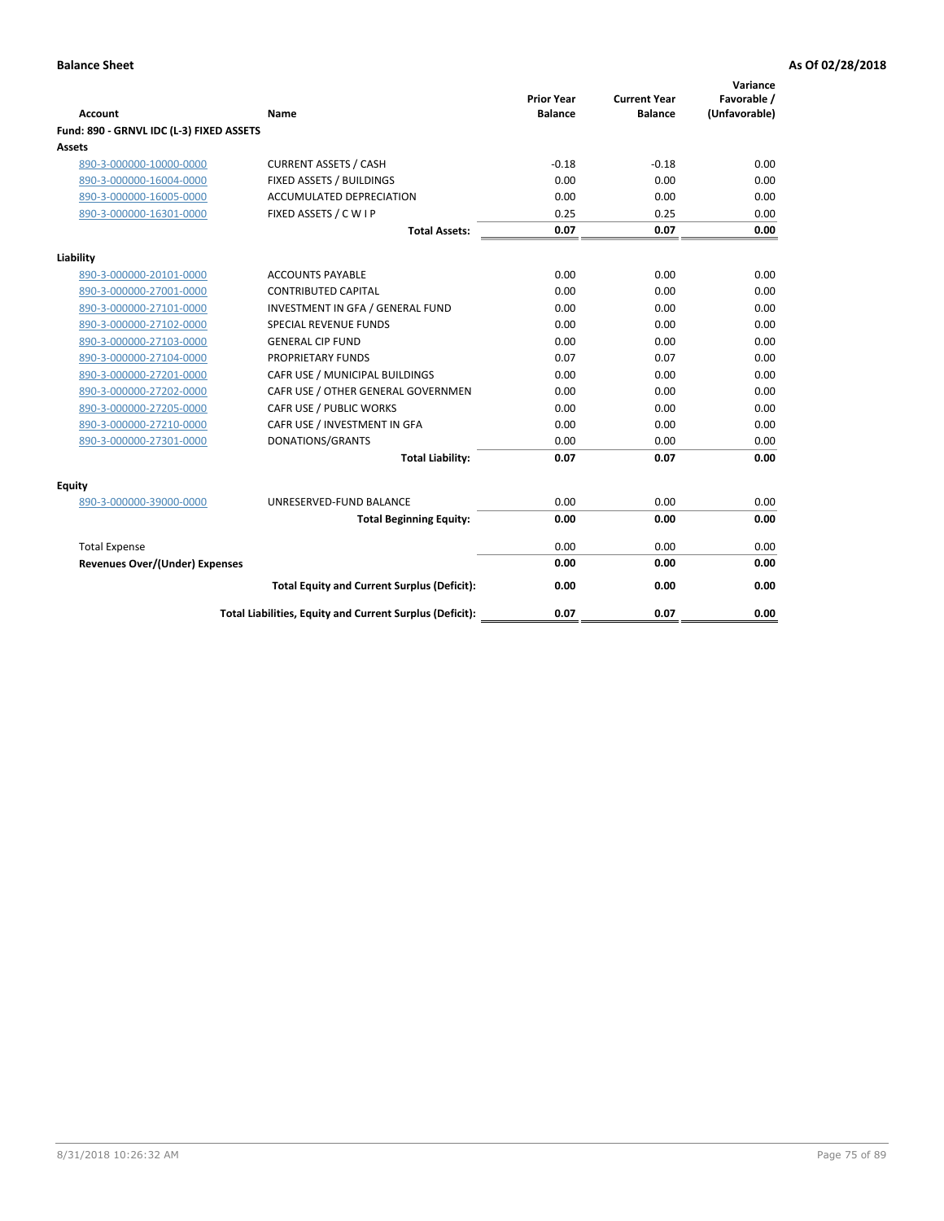**Balance Sheet** — As Of 02/28/2018

| Account | Name | Prior Year Balance | Current Year Balance | Variance Favorable / (Unfavorable) |
|---|---|---|---|---|
| **Fund: 890 - GRNVL IDC (L-3) FIXED ASSETS** | | | | |
| **Assets** | | | | |
| 890-3-000000-10000-0000 | CURRENT ASSETS / CASH | -0.18 | -0.18 | 0.00 |
| 890-3-000000-16004-0000 | FIXED ASSETS / BUILDINGS | 0.00 | 0.00 | 0.00 |
| 890-3-000000-16005-0000 | ACCUMULATED DEPRECIATION | 0.00 | 0.00 | 0.00 |
| 890-3-000000-16301-0000 | FIXED ASSETS / C W I P | 0.25 | 0.25 | 0.00 |
| | **Total Assets:** | **0.07** | **0.07** | **0.00** |
| **Liability** | | | | |
| 890-3-000000-20101-0000 | ACCOUNTS PAYABLE | 0.00 | 0.00 | 0.00 |
| 890-3-000000-27001-0000 | CONTRIBUTED CAPITAL | 0.00 | 0.00 | 0.00 |
| 890-3-000000-27101-0000 | INVESTMENT IN GFA / GENERAL FUND | 0.00 | 0.00 | 0.00 |
| 890-3-000000-27102-0000 | SPECIAL REVENUE FUNDS | 0.00 | 0.00 | 0.00 |
| 890-3-000000-27103-0000 | GENERAL CIP FUND | 0.00 | 0.00 | 0.00 |
| 890-3-000000-27104-0000 | PROPRIETARY FUNDS | 0.07 | 0.07 | 0.00 |
| 890-3-000000-27201-0000 | CAFR USE / MUNICIPAL BUILDINGS | 0.00 | 0.00 | 0.00 |
| 890-3-000000-27202-0000 | CAFR USE / OTHER GENERAL GOVERNMEN | 0.00 | 0.00 | 0.00 |
| 890-3-000000-27205-0000 | CAFR USE / PUBLIC WORKS | 0.00 | 0.00 | 0.00 |
| 890-3-000000-27210-0000 | CAFR USE / INVESTMENT IN GFA | 0.00 | 0.00 | 0.00 |
| 890-3-000000-27301-0000 | DONATIONS/GRANTS | 0.00 | 0.00 | 0.00 |
| | **Total Liability:** | **0.07** | **0.07** | **0.00** |
| **Equity** | | | | |
| 890-3-000000-39000-0000 | UNRESERVED-FUND BALANCE | 0.00 | 0.00 | 0.00 |
| | **Total Beginning Equity:** | **0.00** | **0.00** | **0.00** |
| Total Expense | | 0.00 | 0.00 | 0.00 |
| **Revenues Over/(Under) Expenses** | | **0.00** | **0.00** | **0.00** |
| | **Total Equity and Current Surplus (Deficit):** | **0.00** | **0.00** | **0.00** |
| | **Total Liabilities, Equity and Current Surplus (Deficit):** | **0.07** | **0.07** | **0.00** |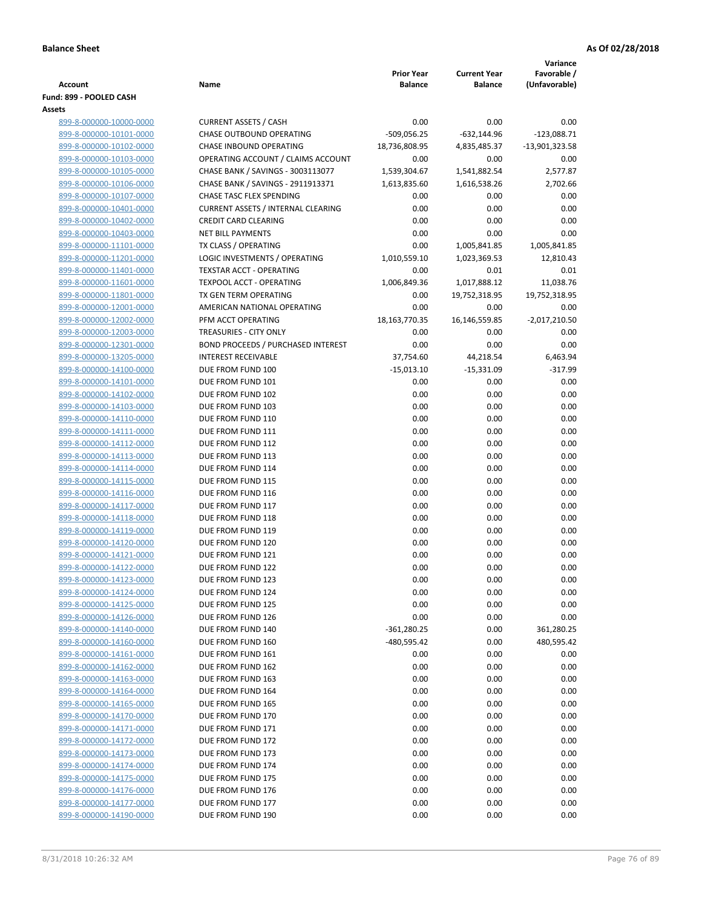**Balance Sheet** **As Of 02/28/2018**

| Account | Name | Prior Year Balance | Current Year Balance | Variance Favorable / (Unfavorable) |
|---|---|---|---|---|
| **Fund: 899 - POOLED CASH** | | | | |
| **Assets** | | | | |
| 899-8-000000-10000-0000 | CURRENT ASSETS / CASH | 0.00 | 0.00 | 0.00 |
| 899-8-000000-10101-0000 | CHASE OUTBOUND OPERATING | -509,056.25 | -632,144.96 | -123,088.71 |
| 899-8-000000-10102-0000 | CHASE INBOUND OPERATING | 18,736,808.95 | 4,835,485.37 | -13,901,323.58 |
| 899-8-000000-10103-0000 | OPERATING ACCOUNT / CLAIMS ACCOUNT | 0.00 | 0.00 | 0.00 |
| 899-8-000000-10105-0000 | CHASE BANK / SAVINGS - 3003113077 | 1,539,304.67 | 1,541,882.54 | 2,577.87 |
| 899-8-000000-10106-0000 | CHASE BANK / SAVINGS - 2911913371 | 1,613,835.60 | 1,616,538.26 | 2,702.66 |
| 899-8-000000-10107-0000 | CHASE TASC FLEX SPENDING | 0.00 | 0.00 | 0.00 |
| 899-8-000000-10401-0000 | CURRENT ASSETS / INTERNAL CLEARING | 0.00 | 0.00 | 0.00 |
| 899-8-000000-10402-0000 | CREDIT CARD CLEARING | 0.00 | 0.00 | 0.00 |
| 899-8-000000-10403-0000 | NET BILL PAYMENTS | 0.00 | 0.00 | 0.00 |
| 899-8-000000-11101-0000 | TX CLASS / OPERATING | 0.00 | 1,005,841.85 | 1,005,841.85 |
| 899-8-000000-11201-0000 | LOGIC INVESTMENTS / OPERATING | 1,010,559.10 | 1,023,369.53 | 12,810.43 |
| 899-8-000000-11401-0000 | TEXSTAR ACCT - OPERATING | 0.00 | 0.01 | 0.01 |
| 899-8-000000-11601-0000 | TEXPOOL ACCT - OPERATING | 1,006,849.36 | 1,017,888.12 | 11,038.76 |
| 899-8-000000-11801-0000 | TX GEN TERM OPERATING | 0.00 | 19,752,318.95 | 19,752,318.95 |
| 899-8-000000-12001-0000 | AMERICAN NATIONAL OPERATING | 0.00 | 0.00 | 0.00 |
| 899-8-000000-12002-0000 | PFM ACCT OPERATING | 18,163,770.35 | 16,146,559.85 | -2,017,210.50 |
| 899-8-000000-12003-0000 | TREASURIES - CITY ONLY | 0.00 | 0.00 | 0.00 |
| 899-8-000000-12301-0000 | BOND PROCEEDS / PURCHASED INTEREST | 0.00 | 0.00 | 0.00 |
| 899-8-000000-13205-0000 | INTEREST RECEIVABLE | 37,754.60 | 44,218.54 | 6,463.94 |
| 899-8-000000-14100-0000 | DUE FROM FUND 100 | -15,013.10 | -15,331.09 | -317.99 |
| 899-8-000000-14101-0000 | DUE FROM FUND 101 | 0.00 | 0.00 | 0.00 |
| 899-8-000000-14102-0000 | DUE FROM FUND 102 | 0.00 | 0.00 | 0.00 |
| 899-8-000000-14103-0000 | DUE FROM FUND 103 | 0.00 | 0.00 | 0.00 |
| 899-8-000000-14110-0000 | DUE FROM FUND 110 | 0.00 | 0.00 | 0.00 |
| 899-8-000000-14111-0000 | DUE FROM FUND 111 | 0.00 | 0.00 | 0.00 |
| 899-8-000000-14112-0000 | DUE FROM FUND 112 | 0.00 | 0.00 | 0.00 |
| 899-8-000000-14113-0000 | DUE FROM FUND 113 | 0.00 | 0.00 | 0.00 |
| 899-8-000000-14114-0000 | DUE FROM FUND 114 | 0.00 | 0.00 | 0.00 |
| 899-8-000000-14115-0000 | DUE FROM FUND 115 | 0.00 | 0.00 | 0.00 |
| 899-8-000000-14116-0000 | DUE FROM FUND 116 | 0.00 | 0.00 | 0.00 |
| 899-8-000000-14117-0000 | DUE FROM FUND 117 | 0.00 | 0.00 | 0.00 |
| 899-8-000000-14118-0000 | DUE FROM FUND 118 | 0.00 | 0.00 | 0.00 |
| 899-8-000000-14119-0000 | DUE FROM FUND 119 | 0.00 | 0.00 | 0.00 |
| 899-8-000000-14120-0000 | DUE FROM FUND 120 | 0.00 | 0.00 | 0.00 |
| 899-8-000000-14121-0000 | DUE FROM FUND 121 | 0.00 | 0.00 | 0.00 |
| 899-8-000000-14122-0000 | DUE FROM FUND 122 | 0.00 | 0.00 | 0.00 |
| 899-8-000000-14123-0000 | DUE FROM FUND 123 | 0.00 | 0.00 | 0.00 |
| 899-8-000000-14124-0000 | DUE FROM FUND 124 | 0.00 | 0.00 | 0.00 |
| 899-8-000000-14125-0000 | DUE FROM FUND 125 | 0.00 | 0.00 | 0.00 |
| 899-8-000000-14126-0000 | DUE FROM FUND 126 | 0.00 | 0.00 | 0.00 |
| 899-8-000000-14140-0000 | DUE FROM FUND 140 | -361,280.25 | 0.00 | 361,280.25 |
| 899-8-000000-14160-0000 | DUE FROM FUND 160 | -480,595.42 | 0.00 | 480,595.42 |
| 899-8-000000-14161-0000 | DUE FROM FUND 161 | 0.00 | 0.00 | 0.00 |
| 899-8-000000-14162-0000 | DUE FROM FUND 162 | 0.00 | 0.00 | 0.00 |
| 899-8-000000-14163-0000 | DUE FROM FUND 163 | 0.00 | 0.00 | 0.00 |
| 899-8-000000-14164-0000 | DUE FROM FUND 164 | 0.00 | 0.00 | 0.00 |
| 899-8-000000-14165-0000 | DUE FROM FUND 165 | 0.00 | 0.00 | 0.00 |
| 899-8-000000-14170-0000 | DUE FROM FUND 170 | 0.00 | 0.00 | 0.00 |
| 899-8-000000-14171-0000 | DUE FROM FUND 171 | 0.00 | 0.00 | 0.00 |
| 899-8-000000-14172-0000 | DUE FROM FUND 172 | 0.00 | 0.00 | 0.00 |
| 899-8-000000-14173-0000 | DUE FROM FUND 173 | 0.00 | 0.00 | 0.00 |
| 899-8-000000-14174-0000 | DUE FROM FUND 174 | 0.00 | 0.00 | 0.00 |
| 899-8-000000-14175-0000 | DUE FROM FUND 175 | 0.00 | 0.00 | 0.00 |
| 899-8-000000-14176-0000 | DUE FROM FUND 176 | 0.00 | 0.00 | 0.00 |
| 899-8-000000-14177-0000 | DUE FROM FUND 177 | 0.00 | 0.00 | 0.00 |
| 899-8-000000-14190-0000 | DUE FROM FUND 190 | 0.00 | 0.00 | 0.00 |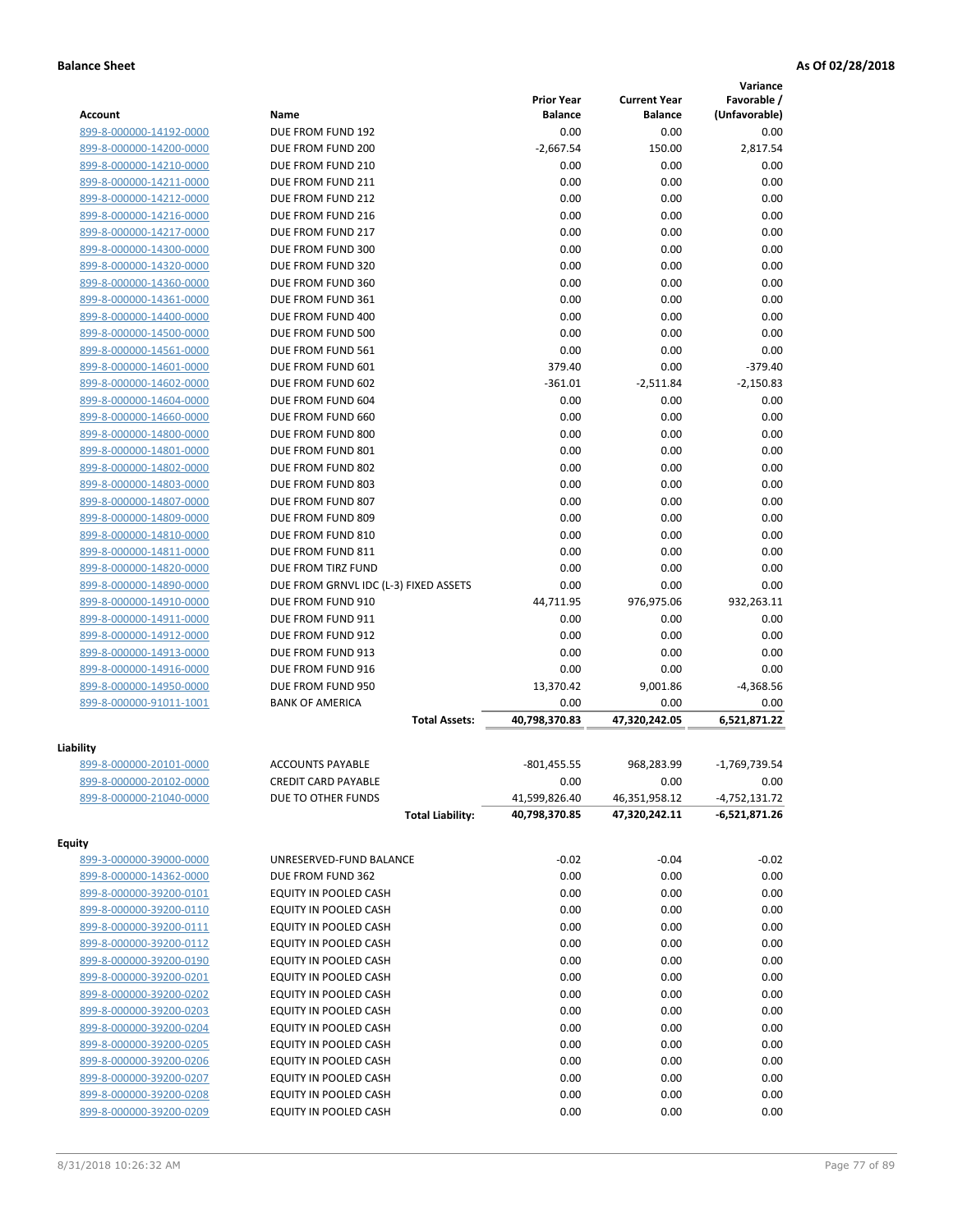**Balance Sheet** **As Of 02/28/2018**

| Account | Name | Prior Year Balance | Current Year Balance | Variance Favorable / (Unfavorable) |
|---|---|---|---|---|
| 899-8-000000-14192-0000 | DUE FROM FUND 192 | 0.00 | 0.00 | 0.00 |
| 899-8-000000-14200-0000 | DUE FROM FUND 200 | -2,667.54 | 150.00 | 2,817.54 |
| 899-8-000000-14210-0000 | DUE FROM FUND 210 | 0.00 | 0.00 | 0.00 |
| 899-8-000000-14211-0000 | DUE FROM FUND 211 | 0.00 | 0.00 | 0.00 |
| 899-8-000000-14212-0000 | DUE FROM FUND 212 | 0.00 | 0.00 | 0.00 |
| 899-8-000000-14216-0000 | DUE FROM FUND 216 | 0.00 | 0.00 | 0.00 |
| 899-8-000000-14217-0000 | DUE FROM FUND 217 | 0.00 | 0.00 | 0.00 |
| 899-8-000000-14300-0000 | DUE FROM FUND 300 | 0.00 | 0.00 | 0.00 |
| 899-8-000000-14320-0000 | DUE FROM FUND 320 | 0.00 | 0.00 | 0.00 |
| 899-8-000000-14360-0000 | DUE FROM FUND 360 | 0.00 | 0.00 | 0.00 |
| 899-8-000000-14361-0000 | DUE FROM FUND 361 | 0.00 | 0.00 | 0.00 |
| 899-8-000000-14400-0000 | DUE FROM FUND 400 | 0.00 | 0.00 | 0.00 |
| 899-8-000000-14500-0000 | DUE FROM FUND 500 | 0.00 | 0.00 | 0.00 |
| 899-8-000000-14561-0000 | DUE FROM FUND 561 | 0.00 | 0.00 | 0.00 |
| 899-8-000000-14601-0000 | DUE FROM FUND 601 | 379.40 | 0.00 | -379.40 |
| 899-8-000000-14602-0000 | DUE FROM FUND 602 | -361.01 | -2,511.84 | -2,150.83 |
| 899-8-000000-14604-0000 | DUE FROM FUND 604 | 0.00 | 0.00 | 0.00 |
| 899-8-000000-14660-0000 | DUE FROM FUND 660 | 0.00 | 0.00 | 0.00 |
| 899-8-000000-14800-0000 | DUE FROM FUND 800 | 0.00 | 0.00 | 0.00 |
| 899-8-000000-14801-0000 | DUE FROM FUND 801 | 0.00 | 0.00 | 0.00 |
| 899-8-000000-14802-0000 | DUE FROM FUND 802 | 0.00 | 0.00 | 0.00 |
| 899-8-000000-14803-0000 | DUE FROM FUND 803 | 0.00 | 0.00 | 0.00 |
| 899-8-000000-14807-0000 | DUE FROM FUND 807 | 0.00 | 0.00 | 0.00 |
| 899-8-000000-14809-0000 | DUE FROM FUND 809 | 0.00 | 0.00 | 0.00 |
| 899-8-000000-14810-0000 | DUE FROM FUND 810 | 0.00 | 0.00 | 0.00 |
| 899-8-000000-14811-0000 | DUE FROM FUND 811 | 0.00 | 0.00 | 0.00 |
| 899-8-000000-14820-0000 | DUE FROM TIRZ FUND | 0.00 | 0.00 | 0.00 |
| 899-8-000000-14890-0000 | DUE FROM GRNVL IDC (L-3) FIXED ASSETS | 0.00 | 0.00 | 0.00 |
| 899-8-000000-14910-0000 | DUE FROM FUND 910 | 44,711.95 | 976,975.06 | 932,263.11 |
| 899-8-000000-14911-0000 | DUE FROM FUND 911 | 0.00 | 0.00 | 0.00 |
| 899-8-000000-14912-0000 | DUE FROM FUND 912 | 0.00 | 0.00 | 0.00 |
| 899-8-000000-14913-0000 | DUE FROM FUND 913 | 0.00 | 0.00 | 0.00 |
| 899-8-000000-14916-0000 | DUE FROM FUND 916 | 0.00 | 0.00 | 0.00 |
| 899-8-000000-14950-0000 | DUE FROM FUND 950 | 13,370.42 | 9,001.86 | -4,368.56 |
| 899-8-000000-91011-1001 | BANK OF AMERICA | 0.00 | 0.00 | 0.00 |
| | **Total Assets:** | **40,798,370.83** | **47,320,242.05** | **6,521,871.22** |

**Liability**

| Account | Name | Prior Year Balance | Current Year Balance | Variance Favorable / (Unfavorable) |
|---|---|---|---|---|
| 899-8-000000-20101-0000 | ACCOUNTS PAYABLE | -801,455.55 | 968,283.99 | -1,769,739.54 |
| 899-8-000000-20102-0000 | CREDIT CARD PAYABLE | 0.00 | 0.00 | 0.00 |
| 899-8-000000-21040-0000 | DUE TO OTHER FUNDS | 41,599,826.40 | 46,351,958.12 | -4,752,131.72 |
| | **Total Liability:** | **40,798,370.85** | **47,320,242.11** | **-6,521,871.26** |

**Equity**

| Account | Name | Prior Year Balance | Current Year Balance | Variance Favorable / (Unfavorable) |
|---|---|---|---|---|
| 899-3-000000-39000-0000 | UNRESERVED-FUND BALANCE | -0.02 | -0.04 | -0.02 |
| 899-8-000000-14362-0000 | DUE FROM FUND 362 | 0.00 | 0.00 | 0.00 |
| 899-8-000000-39200-0101 | EQUITY IN POOLED CASH | 0.00 | 0.00 | 0.00 |
| 899-8-000000-39200-0110 | EQUITY IN POOLED CASH | 0.00 | 0.00 | 0.00 |
| 899-8-000000-39200-0111 | EQUITY IN POOLED CASH | 0.00 | 0.00 | 0.00 |
| 899-8-000000-39200-0112 | EQUITY IN POOLED CASH | 0.00 | 0.00 | 0.00 |
| 899-8-000000-39200-0190 | EQUITY IN POOLED CASH | 0.00 | 0.00 | 0.00 |
| 899-8-000000-39200-0201 | EQUITY IN POOLED CASH | 0.00 | 0.00 | 0.00 |
| 899-8-000000-39200-0202 | EQUITY IN POOLED CASH | 0.00 | 0.00 | 0.00 |
| 899-8-000000-39200-0203 | EQUITY IN POOLED CASH | 0.00 | 0.00 | 0.00 |
| 899-8-000000-39200-0204 | EQUITY IN POOLED CASH | 0.00 | 0.00 | 0.00 |
| 899-8-000000-39200-0205 | EQUITY IN POOLED CASH | 0.00 | 0.00 | 0.00 |
| 899-8-000000-39200-0206 | EQUITY IN POOLED CASH | 0.00 | 0.00 | 0.00 |
| 899-8-000000-39200-0207 | EQUITY IN POOLED CASH | 0.00 | 0.00 | 0.00 |
| 899-8-000000-39200-0208 | EQUITY IN POOLED CASH | 0.00 | 0.00 | 0.00 |
| 899-8-000000-39200-0209 | EQUITY IN POOLED CASH | 0.00 | 0.00 | 0.00 |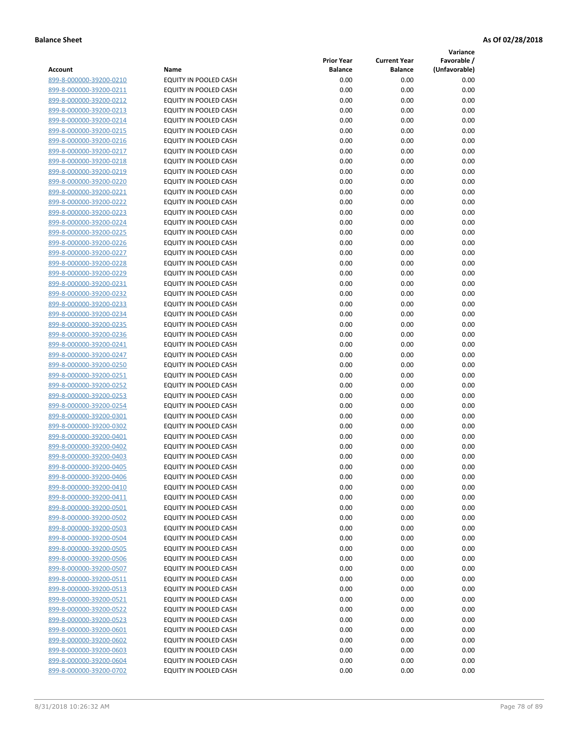**Balance Sheet** | **As Of 02/28/2018**

| Account | Name | Prior Year Balance | Current Year Balance | Variance Favorable / (Unfavorable) |
|---|---|---|---|---|
| 899-8-000000-39200-0210 | EQUITY IN POOLED CASH | 0.00 | 0.00 | 0.00 |
| 899-8-000000-39200-0211 | EQUITY IN POOLED CASH | 0.00 | 0.00 | 0.00 |
| 899-8-000000-39200-0212 | EQUITY IN POOLED CASH | 0.00 | 0.00 | 0.00 |
| 899-8-000000-39200-0213 | EQUITY IN POOLED CASH | 0.00 | 0.00 | 0.00 |
| 899-8-000000-39200-0214 | EQUITY IN POOLED CASH | 0.00 | 0.00 | 0.00 |
| 899-8-000000-39200-0215 | EQUITY IN POOLED CASH | 0.00 | 0.00 | 0.00 |
| 899-8-000000-39200-0216 | EQUITY IN POOLED CASH | 0.00 | 0.00 | 0.00 |
| 899-8-000000-39200-0217 | EQUITY IN POOLED CASH | 0.00 | 0.00 | 0.00 |
| 899-8-000000-39200-0218 | EQUITY IN POOLED CASH | 0.00 | 0.00 | 0.00 |
| 899-8-000000-39200-0219 | EQUITY IN POOLED CASH | 0.00 | 0.00 | 0.00 |
| 899-8-000000-39200-0220 | EQUITY IN POOLED CASH | 0.00 | 0.00 | 0.00 |
| 899-8-000000-39200-0221 | EQUITY IN POOLED CASH | 0.00 | 0.00 | 0.00 |
| 899-8-000000-39200-0222 | EQUITY IN POOLED CASH | 0.00 | 0.00 | 0.00 |
| 899-8-000000-39200-0223 | EQUITY IN POOLED CASH | 0.00 | 0.00 | 0.00 |
| 899-8-000000-39200-0224 | EQUITY IN POOLED CASH | 0.00 | 0.00 | 0.00 |
| 899-8-000000-39200-0225 | EQUITY IN POOLED CASH | 0.00 | 0.00 | 0.00 |
| 899-8-000000-39200-0226 | EQUITY IN POOLED CASH | 0.00 | 0.00 | 0.00 |
| 899-8-000000-39200-0227 | EQUITY IN POOLED CASH | 0.00 | 0.00 | 0.00 |
| 899-8-000000-39200-0228 | EQUITY IN POOLED CASH | 0.00 | 0.00 | 0.00 |
| 899-8-000000-39200-0229 | EQUITY IN POOLED CASH | 0.00 | 0.00 | 0.00 |
| 899-8-000000-39200-0231 | EQUITY IN POOLED CASH | 0.00 | 0.00 | 0.00 |
| 899-8-000000-39200-0232 | EQUITY IN POOLED CASH | 0.00 | 0.00 | 0.00 |
| 899-8-000000-39200-0233 | EQUITY IN POOLED CASH | 0.00 | 0.00 | 0.00 |
| 899-8-000000-39200-0234 | EQUITY IN POOLED CASH | 0.00 | 0.00 | 0.00 |
| 899-8-000000-39200-0235 | EQUITY IN POOLED CASH | 0.00 | 0.00 | 0.00 |
| 899-8-000000-39200-0236 | EQUITY IN POOLED CASH | 0.00 | 0.00 | 0.00 |
| 899-8-000000-39200-0241 | EQUITY IN POOLED CASH | 0.00 | 0.00 | 0.00 |
| 899-8-000000-39200-0247 | EQUITY IN POOLED CASH | 0.00 | 0.00 | 0.00 |
| 899-8-000000-39200-0250 | EQUITY IN POOLED CASH | 0.00 | 0.00 | 0.00 |
| 899-8-000000-39200-0251 | EQUITY IN POOLED CASH | 0.00 | 0.00 | 0.00 |
| 899-8-000000-39200-0252 | EQUITY IN POOLED CASH | 0.00 | 0.00 | 0.00 |
| 899-8-000000-39200-0253 | EQUITY IN POOLED CASH | 0.00 | 0.00 | 0.00 |
| 899-8-000000-39200-0254 | EQUITY IN POOLED CASH | 0.00 | 0.00 | 0.00 |
| 899-8-000000-39200-0301 | EQUITY IN POOLED CASH | 0.00 | 0.00 | 0.00 |
| 899-8-000000-39200-0302 | EQUITY IN POOLED CASH | 0.00 | 0.00 | 0.00 |
| 899-8-000000-39200-0401 | EQUITY IN POOLED CASH | 0.00 | 0.00 | 0.00 |
| 899-8-000000-39200-0402 | EQUITY IN POOLED CASH | 0.00 | 0.00 | 0.00 |
| 899-8-000000-39200-0403 | EQUITY IN POOLED CASH | 0.00 | 0.00 | 0.00 |
| 899-8-000000-39200-0405 | EQUITY IN POOLED CASH | 0.00 | 0.00 | 0.00 |
| 899-8-000000-39200-0406 | EQUITY IN POOLED CASH | 0.00 | 0.00 | 0.00 |
| 899-8-000000-39200-0410 | EQUITY IN POOLED CASH | 0.00 | 0.00 | 0.00 |
| 899-8-000000-39200-0411 | EQUITY IN POOLED CASH | 0.00 | 0.00 | 0.00 |
| 899-8-000000-39200-0501 | EQUITY IN POOLED CASH | 0.00 | 0.00 | 0.00 |
| 899-8-000000-39200-0502 | EQUITY IN POOLED CASH | 0.00 | 0.00 | 0.00 |
| 899-8-000000-39200-0503 | EQUITY IN POOLED CASH | 0.00 | 0.00 | 0.00 |
| 899-8-000000-39200-0504 | EQUITY IN POOLED CASH | 0.00 | 0.00 | 0.00 |
| 899-8-000000-39200-0505 | EQUITY IN POOLED CASH | 0.00 | 0.00 | 0.00 |
| 899-8-000000-39200-0506 | EQUITY IN POOLED CASH | 0.00 | 0.00 | 0.00 |
| 899-8-000000-39200-0507 | EQUITY IN POOLED CASH | 0.00 | 0.00 | 0.00 |
| 899-8-000000-39200-0511 | EQUITY IN POOLED CASH | 0.00 | 0.00 | 0.00 |
| 899-8-000000-39200-0513 | EQUITY IN POOLED CASH | 0.00 | 0.00 | 0.00 |
| 899-8-000000-39200-0521 | EQUITY IN POOLED CASH | 0.00 | 0.00 | 0.00 |
| 899-8-000000-39200-0522 | EQUITY IN POOLED CASH | 0.00 | 0.00 | 0.00 |
| 899-8-000000-39200-0523 | EQUITY IN POOLED CASH | 0.00 | 0.00 | 0.00 |
| 899-8-000000-39200-0601 | EQUITY IN POOLED CASH | 0.00 | 0.00 | 0.00 |
| 899-8-000000-39200-0602 | EQUITY IN POOLED CASH | 0.00 | 0.00 | 0.00 |
| 899-8-000000-39200-0603 | EQUITY IN POOLED CASH | 0.00 | 0.00 | 0.00 |
| 899-8-000000-39200-0604 | EQUITY IN POOLED CASH | 0.00 | 0.00 | 0.00 |
| 899-8-000000-39200-0702 | EQUITY IN POOLED CASH | 0.00 | 0.00 | 0.00 |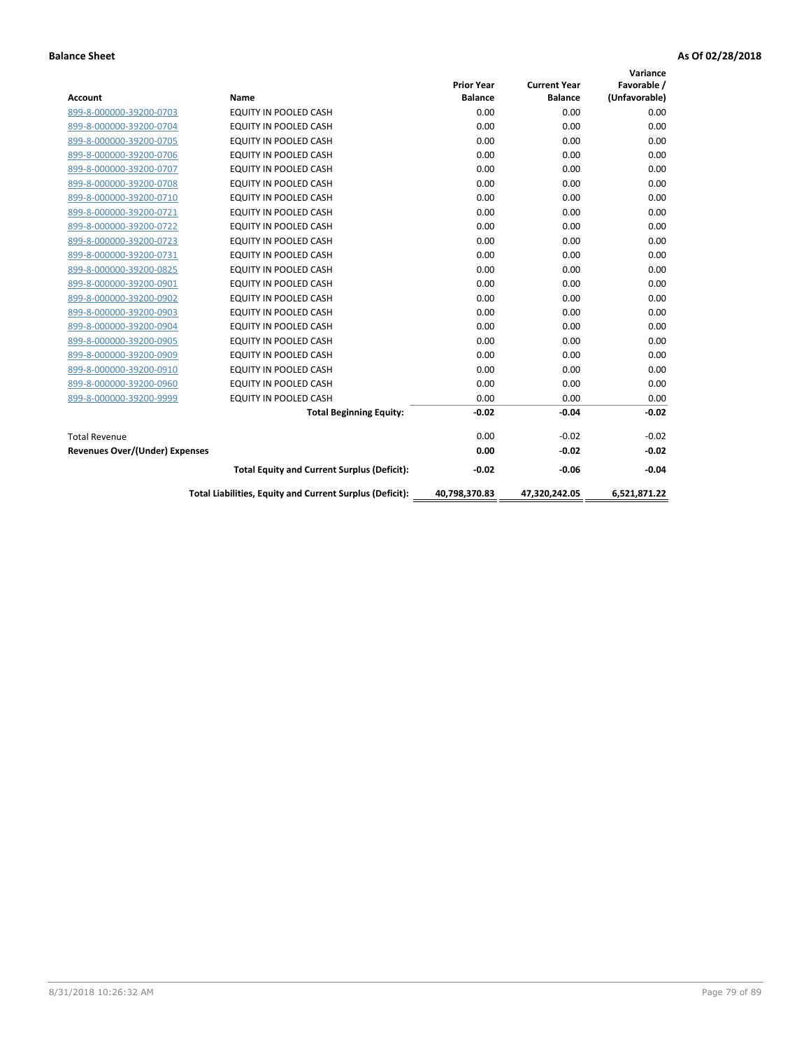**Balance Sheet** **As Of 02/28/2018**

| Account | Name | Prior Year Balance | Current Year Balance | Variance Favorable / (Unfavorable) |
|---|---|---|---|---|
| 899-8-000000-39200-0703 | EQUITY IN POOLED CASH | 0.00 | 0.00 | 0.00 |
| 899-8-000000-39200-0704 | EQUITY IN POOLED CASH | 0.00 | 0.00 | 0.00 |
| 899-8-000000-39200-0705 | EQUITY IN POOLED CASH | 0.00 | 0.00 | 0.00 |
| 899-8-000000-39200-0706 | EQUITY IN POOLED CASH | 0.00 | 0.00 | 0.00 |
| 899-8-000000-39200-0707 | EQUITY IN POOLED CASH | 0.00 | 0.00 | 0.00 |
| 899-8-000000-39200-0708 | EQUITY IN POOLED CASH | 0.00 | 0.00 | 0.00 |
| 899-8-000000-39200-0710 | EQUITY IN POOLED CASH | 0.00 | 0.00 | 0.00 |
| 899-8-000000-39200-0721 | EQUITY IN POOLED CASH | 0.00 | 0.00 | 0.00 |
| 899-8-000000-39200-0722 | EQUITY IN POOLED CASH | 0.00 | 0.00 | 0.00 |
| 899-8-000000-39200-0723 | EQUITY IN POOLED CASH | 0.00 | 0.00 | 0.00 |
| 899-8-000000-39200-0731 | EQUITY IN POOLED CASH | 0.00 | 0.00 | 0.00 |
| 899-8-000000-39200-0825 | EQUITY IN POOLED CASH | 0.00 | 0.00 | 0.00 |
| 899-8-000000-39200-0901 | EQUITY IN POOLED CASH | 0.00 | 0.00 | 0.00 |
| 899-8-000000-39200-0902 | EQUITY IN POOLED CASH | 0.00 | 0.00 | 0.00 |
| 899-8-000000-39200-0903 | EQUITY IN POOLED CASH | 0.00 | 0.00 | 0.00 |
| 899-8-000000-39200-0904 | EQUITY IN POOLED CASH | 0.00 | 0.00 | 0.00 |
| 899-8-000000-39200-0905 | EQUITY IN POOLED CASH | 0.00 | 0.00 | 0.00 |
| 899-8-000000-39200-0909 | EQUITY IN POOLED CASH | 0.00 | 0.00 | 0.00 |
| 899-8-000000-39200-0910 | EQUITY IN POOLED CASH | 0.00 | 0.00 | 0.00 |
| 899-8-000000-39200-0960 | EQUITY IN POOLED CASH | 0.00 | 0.00 | 0.00 |
| 899-8-000000-39200-9999 | EQUITY IN POOLED CASH | 0.00 | 0.00 | 0.00 |
| | **Total Beginning Equity:** | **-0.02** | **-0.04** | **-0.02** |
| Total Revenue | | 0.00 | -0.02 | -0.02 |
| **Revenues Over/(Under) Expenses** | | **0.00** | **-0.02** | **-0.02** |
| | **Total Equity and Current Surplus (Deficit):** | **-0.02** | **-0.06** | **-0.04** |
| | **Total Liabilities, Equity and Current Surplus (Deficit):** | **40,798,370.83** | **47,320,242.05** | **6,521,871.22** |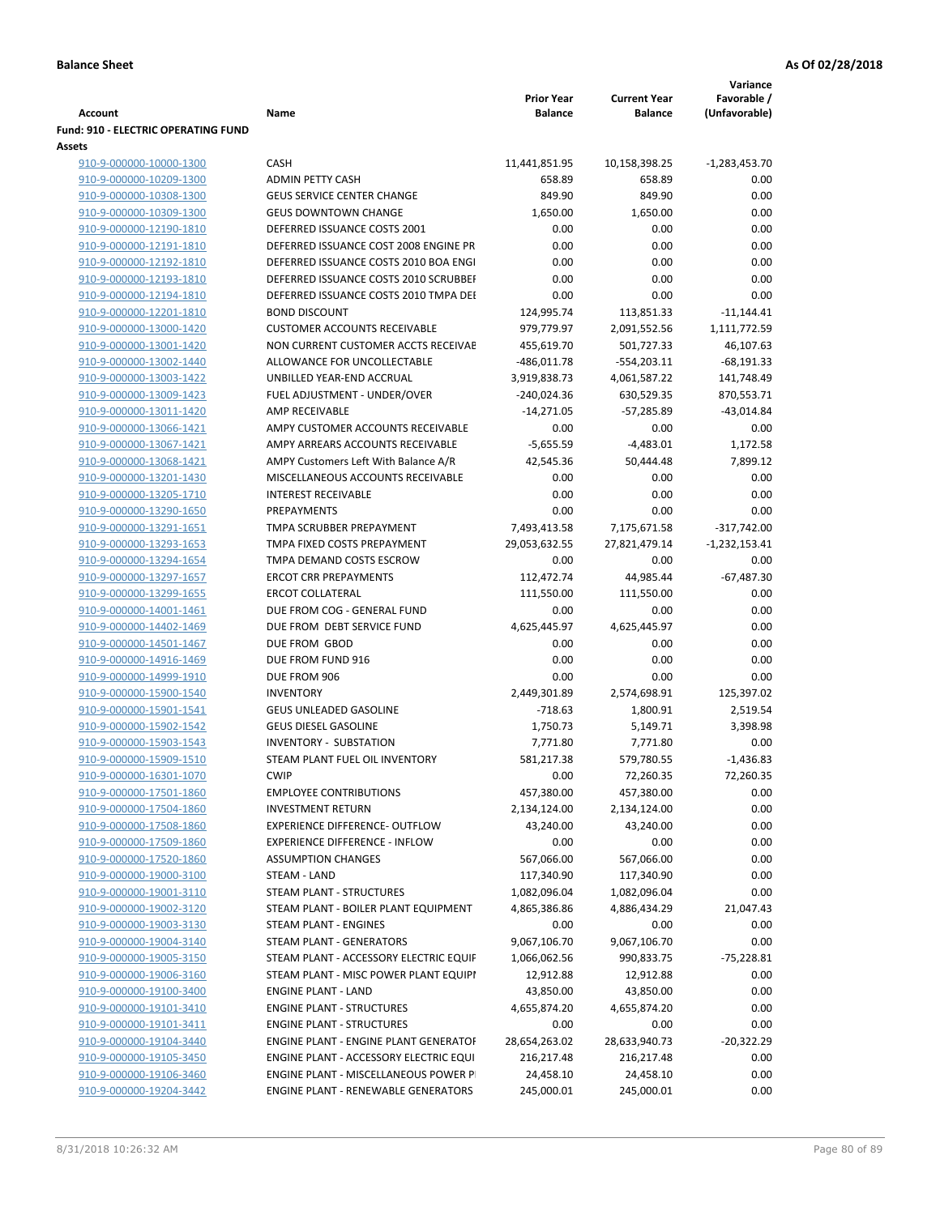**Balance Sheet** **As Of 02/28/2018**

| Account | Name | Prior Year Balance | Current Year Balance | Variance Favorable / (Unfavorable) |
|---|---|---|---|---|
| **Fund: 910 - ELECTRIC OPERATING FUND** | | | | |
| **Assets** | | | | |
| 910-9-000000-10000-1300 | CASH | 11,441,851.95 | 10,158,398.25 | -1,283,453.70 |
| 910-9-000000-10209-1300 | ADMIN PETTY CASH | 658.89 | 658.89 | 0.00 |
| 910-9-000000-10308-1300 | GEUS SERVICE CENTER CHANGE | 849.90 | 849.90 | 0.00 |
| 910-9-000000-10309-1300 | GEUS DOWNTOWN CHANGE | 1,650.00 | 1,650.00 | 0.00 |
| 910-9-000000-12190-1810 | DEFERRED ISSUANCE COSTS 2001 | 0.00 | 0.00 | 0.00 |
| 910-9-000000-12191-1810 | DEFERRED ISSUANCE COST 2008 ENGINE PR | 0.00 | 0.00 | 0.00 |
| 910-9-000000-12192-1810 | DEFERRED ISSUANCE COSTS 2010 BOA ENGI | 0.00 | 0.00 | 0.00 |
| 910-9-000000-12193-1810 | DEFERRED ISSUANCE COSTS 2010 SCRUBBEI | 0.00 | 0.00 | 0.00 |
| 910-9-000000-12194-1810 | DEFERRED ISSUANCE COSTS 2010 TMPA DEI | 0.00 | 0.00 | 0.00 |
| 910-9-000000-12201-1810 | BOND DISCOUNT | 124,995.74 | 113,851.33 | -11,144.41 |
| 910-9-000000-13000-1420 | CUSTOMER ACCOUNTS RECEIVABLE | 979,779.97 | 2,091,552.56 | 1,111,772.59 |
| 910-9-000000-13001-1420 | NON CURRENT CUSTOMER ACCTS RECEIVAE | 455,619.70 | 501,727.33 | 46,107.63 |
| 910-9-000000-13002-1440 | ALLOWANCE FOR UNCOLLECTABLE | -486,011.78 | -554,203.11 | -68,191.33 |
| 910-9-000000-13003-1422 | UNBILLED YEAR-END ACCRUAL | 3,919,838.73 | 4,061,587.22 | 141,748.49 |
| 910-9-000000-13009-1423 | FUEL ADJUSTMENT - UNDER/OVER | -240,024.36 | 630,529.35 | 870,553.71 |
| 910-9-000000-13011-1420 | AMP RECEIVABLE | -14,271.05 | -57,285.89 | -43,014.84 |
| 910-9-000000-13066-1421 | AMPY CUSTOMER ACCOUNTS RECEIVABLE | 0.00 | 0.00 | 0.00 |
| 910-9-000000-13067-1421 | AMPY ARREARS ACCOUNTS RECEIVABLE | -5,655.59 | -4,483.01 | 1,172.58 |
| 910-9-000000-13068-1421 | AMPY Customers Left With Balance A/R | 42,545.36 | 50,444.48 | 7,899.12 |
| 910-9-000000-13201-1430 | MISCELLANEOUS ACCOUNTS RECEIVABLE | 0.00 | 0.00 | 0.00 |
| 910-9-000000-13205-1710 | INTEREST RECEIVABLE | 0.00 | 0.00 | 0.00 |
| 910-9-000000-13290-1650 | PREPAYMENTS | 0.00 | 0.00 | 0.00 |
| 910-9-000000-13291-1651 | TMPA SCRUBBER PREPAYMENT | 7,493,413.58 | 7,175,671.58 | -317,742.00 |
| 910-9-000000-13293-1653 | TMPA FIXED COSTS PREPAYMENT | 29,053,632.55 | 27,821,479.14 | -1,232,153.41 |
| 910-9-000000-13294-1654 | TMPA DEMAND COSTS ESCROW | 0.00 | 0.00 | 0.00 |
| 910-9-000000-13297-1657 | ERCOT CRR PREPAYMENTS | 112,472.74 | 44,985.44 | -67,487.30 |
| 910-9-000000-13299-1655 | ERCOT COLLATERAL | 111,550.00 | 111,550.00 | 0.00 |
| 910-9-000000-14001-1461 | DUE FROM COG - GENERAL FUND | 0.00 | 0.00 | 0.00 |
| 910-9-000000-14402-1469 | DUE FROM DEBT SERVICE FUND | 4,625,445.97 | 4,625,445.97 | 0.00 |
| 910-9-000000-14501-1467 | DUE FROM GBOD | 0.00 | 0.00 | 0.00 |
| 910-9-000000-14916-1469 | DUE FROM FUND 916 | 0.00 | 0.00 | 0.00 |
| 910-9-000000-14999-1910 | DUE FROM 906 | 0.00 | 0.00 | 0.00 |
| 910-9-000000-15900-1540 | INVENTORY | 2,449,301.89 | 2,574,698.91 | 125,397.02 |
| 910-9-000000-15901-1541 | GEUS UNLEADED GASOLINE | -718.63 | 1,800.91 | 2,519.54 |
| 910-9-000000-15902-1542 | GEUS DIESEL GASOLINE | 1,750.73 | 5,149.71 | 3,398.98 |
| 910-9-000000-15903-1543 | INVENTORY - SUBSTATION | 7,771.80 | 7,771.80 | 0.00 |
| 910-9-000000-15909-1510 | STEAM PLANT FUEL OIL INVENTORY | 581,217.38 | 579,780.55 | -1,436.83 |
| 910-9-000000-16301-1070 | CWIP | 0.00 | 72,260.35 | 72,260.35 |
| 910-9-000000-17501-1860 | EMPLOYEE CONTRIBUTIONS | 457,380.00 | 457,380.00 | 0.00 |
| 910-9-000000-17504-1860 | INVESTMENT RETURN | 2,134,124.00 | 2,134,124.00 | 0.00 |
| 910-9-000000-17508-1860 | EXPERIENCE DIFFERENCE- OUTFLOW | 43,240.00 | 43,240.00 | 0.00 |
| 910-9-000000-17509-1860 | EXPERIENCE DIFFERENCE - INFLOW | 0.00 | 0.00 | 0.00 |
| 910-9-000000-17520-1860 | ASSUMPTION CHANGES | 567,066.00 | 567,066.00 | 0.00 |
| 910-9-000000-19000-3100 | STEAM - LAND | 117,340.90 | 117,340.90 | 0.00 |
| 910-9-000000-19001-3110 | STEAM PLANT - STRUCTURES | 1,082,096.04 | 1,082,096.04 | 0.00 |
| 910-9-000000-19002-3120 | STEAM PLANT - BOILER PLANT EQUIPMENT | 4,865,386.86 | 4,886,434.29 | 21,047.43 |
| 910-9-000000-19003-3130 | STEAM PLANT - ENGINES | 0.00 | 0.00 | 0.00 |
| 910-9-000000-19004-3140 | STEAM PLANT - GENERATORS | 9,067,106.70 | 9,067,106.70 | 0.00 |
| 910-9-000000-19005-3150 | STEAM PLANT - ACCESSORY ELECTRIC EQUIF | 1,066,062.56 | 990,833.75 | -75,228.81 |
| 910-9-000000-19006-3160 | STEAM PLANT - MISC POWER PLANT EQUIPI | 12,912.88 | 12,912.88 | 0.00 |
| 910-9-000000-19100-3400 | ENGINE PLANT - LAND | 43,850.00 | 43,850.00 | 0.00 |
| 910-9-000000-19101-3410 | ENGINE PLANT - STRUCTURES | 4,655,874.20 | 4,655,874.20 | 0.00 |
| 910-9-000000-19101-3411 | ENGINE PLANT - STRUCTURES | 0.00 | 0.00 | 0.00 |
| 910-9-000000-19104-3440 | ENGINE PLANT - ENGINE PLANT GENERATOF | 28,654,263.02 | 28,633,940.73 | -20,322.29 |
| 910-9-000000-19105-3450 | ENGINE PLANT - ACCESSORY ELECTRIC EQUI | 216,217.48 | 216,217.48 | 0.00 |
| 910-9-000000-19106-3460 | ENGINE PLANT - MISCELLANEOUS POWER P | 24,458.10 | 24,458.10 | 0.00 |
| 910-9-000000-19204-3442 | ENGINE PLANT - RENEWABLE GENERATORS | 245,000.01 | 245,000.01 | 0.00 |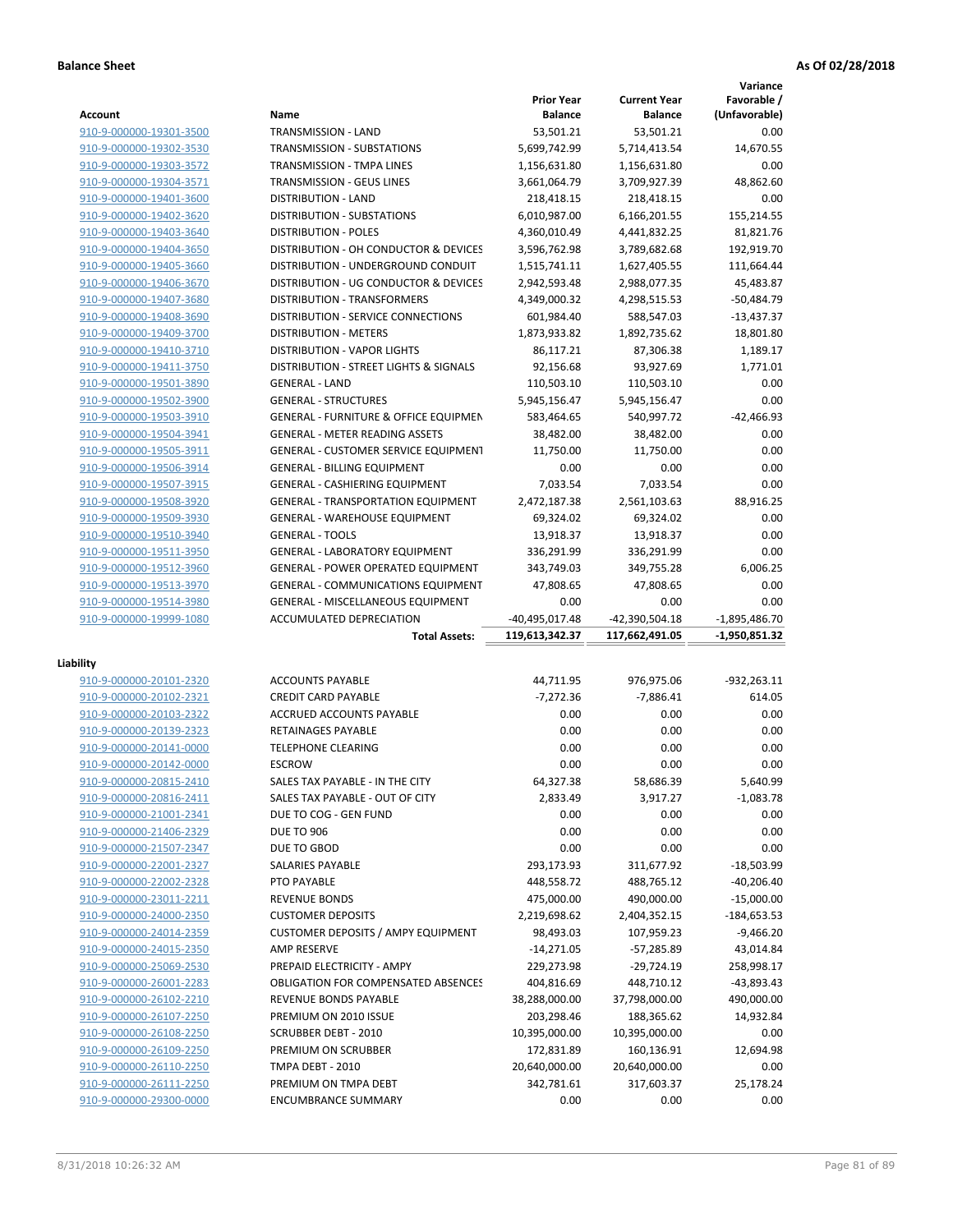**Balance Sheet** **As Of 02/28/2018**

| Account | Name | Prior Year Balance | Current Year Balance | Variance Favorable / (Unfavorable) |
|---|---|---|---|---|
| 910-9-000000-19301-3500 | TRANSMISSION - LAND | 53,501.21 | 53,501.21 | 0.00 |
| 910-9-000000-19302-3530 | TRANSMISSION - SUBSTATIONS | 5,699,742.99 | 5,714,413.54 | 14,670.55 |
| 910-9-000000-19303-3572 | TRANSMISSION - TMPA LINES | 1,156,631.80 | 1,156,631.80 | 0.00 |
| 910-9-000000-19304-3571 | TRANSMISSION - GEUS LINES | 3,661,064.79 | 3,709,927.39 | 48,862.60 |
| 910-9-000000-19401-3600 | DISTRIBUTION - LAND | 218,418.15 | 218,418.15 | 0.00 |
| 910-9-000000-19402-3620 | DISTRIBUTION - SUBSTATIONS | 6,010,987.00 | 6,166,201.55 | 155,214.55 |
| 910-9-000000-19403-3640 | DISTRIBUTION - POLES | 4,360,010.49 | 4,441,832.25 | 81,821.76 |
| 910-9-000000-19404-3650 | DISTRIBUTION - OH CONDUCTOR & DEVICES | 3,596,762.98 | 3,789,682.68 | 192,919.70 |
| 910-9-000000-19405-3660 | DISTRIBUTION - UNDERGROUND CONDUIT | 1,515,741.11 | 1,627,405.55 | 111,664.44 |
| 910-9-000000-19406-3670 | DISTRIBUTION - UG CONDUCTOR & DEVICES | 2,942,593.48 | 2,988,077.35 | 45,483.87 |
| 910-9-000000-19407-3680 | DISTRIBUTION - TRANSFORMERS | 4,349,000.32 | 4,298,515.53 | -50,484.79 |
| 910-9-000000-19408-3690 | DISTRIBUTION - SERVICE CONNECTIONS | 601,984.40 | 588,547.03 | -13,437.37 |
| 910-9-000000-19409-3700 | DISTRIBUTION - METERS | 1,873,933.82 | 1,892,735.62 | 18,801.80 |
| 910-9-000000-19410-3710 | DISTRIBUTION - VAPOR LIGHTS | 86,117.21 | 87,306.38 | 1,189.17 |
| 910-9-000000-19411-3750 | DISTRIBUTION - STREET LIGHTS & SIGNALS | 92,156.68 | 93,927.69 | 1,771.01 |
| 910-9-000000-19501-3890 | GENERAL - LAND | 110,503.10 | 110,503.10 | 0.00 |
| 910-9-000000-19502-3900 | GENERAL - STRUCTURES | 5,945,156.47 | 5,945,156.47 | 0.00 |
| 910-9-000000-19503-3910 | GENERAL - FURNITURE & OFFICE EQUIPMEN | 583,464.65 | 540,997.72 | -42,466.93 |
| 910-9-000000-19504-3941 | GENERAL - METER READING ASSETS | 38,482.00 | 38,482.00 | 0.00 |
| 910-9-000000-19505-3911 | GENERAL - CUSTOMER SERVICE EQUIPMENT | 11,750.00 | 11,750.00 | 0.00 |
| 910-9-000000-19506-3914 | GENERAL - BILLING EQUIPMENT | 0.00 | 0.00 | 0.00 |
| 910-9-000000-19507-3915 | GENERAL - CASHIERING EQUIPMENT | 7,033.54 | 7,033.54 | 0.00 |
| 910-9-000000-19508-3920 | GENERAL - TRANSPORTATION EQUIPMENT | 2,472,187.38 | 2,561,103.63 | 88,916.25 |
| 910-9-000000-19509-3930 | GENERAL - WAREHOUSE EQUIPMENT | 69,324.02 | 69,324.02 | 0.00 |
| 910-9-000000-19510-3940 | GENERAL - TOOLS | 13,918.37 | 13,918.37 | 0.00 |
| 910-9-000000-19511-3950 | GENERAL - LABORATORY EQUIPMENT | 336,291.99 | 336,291.99 | 0.00 |
| 910-9-000000-19512-3960 | GENERAL - POWER OPERATED EQUIPMENT | 343,749.03 | 349,755.28 | 6,006.25 |
| 910-9-000000-19513-3970 | GENERAL - COMMUNICATIONS EQUIPMENT | 47,808.65 | 47,808.65 | 0.00 |
| 910-9-000000-19514-3980 | GENERAL - MISCELLANEOUS EQUIPMENT | 0.00 | 0.00 | 0.00 |
| 910-9-000000-19999-1080 | ACCUMULATED DEPRECIATION | -40,495,017.48 | -42,390,504.18 | -1,895,486.70 |
| | **Total Assets:** | **119,613,342.37** | **117,662,491.05** | **-1,950,851.32** |

**Liability**

| Account | Name | Prior Year Balance | Current Year Balance | Variance Favorable / (Unfavorable) |
|---|---|---|---|---|
| 910-9-000000-20101-2320 | ACCOUNTS PAYABLE | 44,711.95 | 976,975.06 | -932,263.11 |
| 910-9-000000-20102-2321 | CREDIT CARD PAYABLE | -7,272.36 | -7,886.41 | 614.05 |
| 910-9-000000-20103-2322 | ACCRUED ACCOUNTS PAYABLE | 0.00 | 0.00 | 0.00 |
| 910-9-000000-20139-2323 | RETAINAGES PAYABLE | 0.00 | 0.00 | 0.00 |
| 910-9-000000-20141-0000 | TELEPHONE CLEARING | 0.00 | 0.00 | 0.00 |
| 910-9-000000-20142-0000 | ESCROW | 0.00 | 0.00 | 0.00 |
| 910-9-000000-20815-2410 | SALES TAX PAYABLE - IN THE CITY | 64,327.38 | 58,686.39 | 5,640.99 |
| 910-9-000000-20816-2411 | SALES TAX PAYABLE - OUT OF CITY | 2,833.49 | 3,917.27 | -1,083.78 |
| 910-9-000000-21001-2341 | DUE TO COG - GEN FUND | 0.00 | 0.00 | 0.00 |
| 910-9-000000-21406-2329 | DUE TO 906 | 0.00 | 0.00 | 0.00 |
| 910-9-000000-21507-2347 | DUE TO GBOD | 0.00 | 0.00 | 0.00 |
| 910-9-000000-22001-2327 | SALARIES PAYABLE | 293,173.93 | 311,677.92 | -18,503.99 |
| 910-9-000000-22002-2328 | PTO PAYABLE | 448,558.72 | 488,765.12 | -40,206.40 |
| 910-9-000000-23011-2211 | REVENUE BONDS | 475,000.00 | 490,000.00 | -15,000.00 |
| 910-9-000000-24000-2350 | CUSTOMER DEPOSITS | 2,219,698.62 | 2,404,352.15 | -184,653.53 |
| 910-9-000000-24014-2359 | CUSTOMER DEPOSITS / AMPY EQUIPMENT | 98,493.03 | 107,959.23 | -9,466.20 |
| 910-9-000000-24015-2350 | AMP RESERVE | -14,271.05 | -57,285.89 | 43,014.84 |
| 910-9-000000-25069-2530 | PREPAID ELECTRICITY - AMPY | 229,273.98 | -29,724.19 | 258,998.17 |
| 910-9-000000-26001-2283 | OBLIGATION FOR COMPENSATED ABSENCES | 404,816.69 | 448,710.12 | -43,893.43 |
| 910-9-000000-26102-2210 | REVENUE BONDS PAYABLE | 38,288,000.00 | 37,798,000.00 | 490,000.00 |
| 910-9-000000-26107-2250 | PREMIUM ON 2010 ISSUE | 203,298.46 | 188,365.62 | 14,932.84 |
| 910-9-000000-26108-2250 | SCRUBBER DEBT - 2010 | 10,395,000.00 | 10,395,000.00 | 0.00 |
| 910-9-000000-26109-2250 | PREMIUM ON SCRUBBER | 172,831.89 | 160,136.91 | 12,694.98 |
| 910-9-000000-26110-2250 | TMPA DEBT - 2010 | 20,640,000.00 | 20,640,000.00 | 0.00 |
| 910-9-000000-26111-2250 | PREMIUM ON TMPA DEBT | 342,781.61 | 317,603.37 | 25,178.24 |
| 910-9-000000-29300-0000 | ENCUMBRANCE SUMMARY | 0.00 | 0.00 | 0.00 |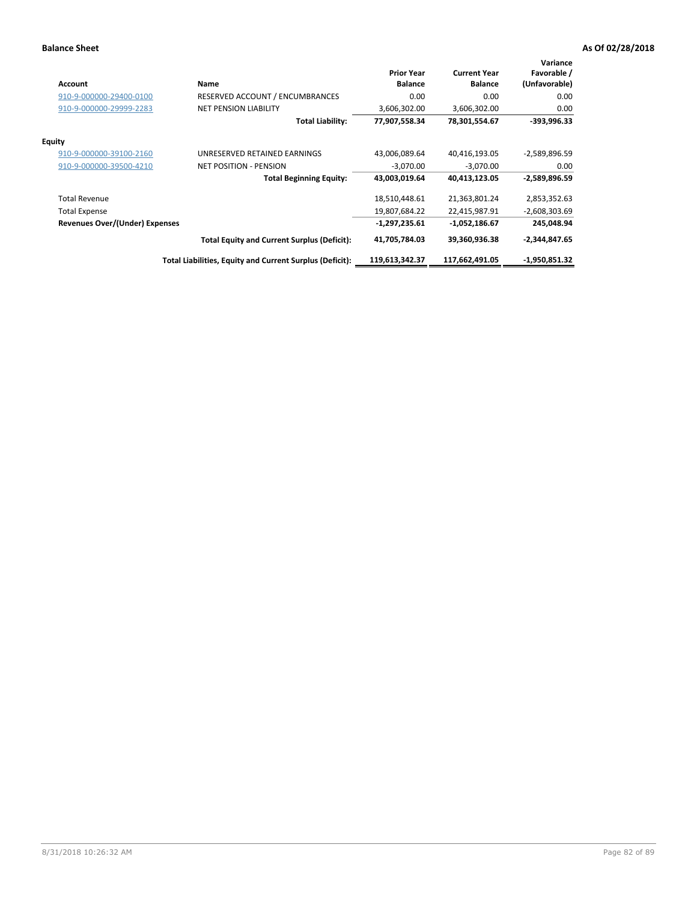**Balance Sheet** **As Of 02/28/2018**

| Account | Name | Prior Year Balance | Current Year Balance | Variance Favorable / (Unfavorable) |
|---|---|---|---|---|
| 910-9-000000-29400-0100 | RESERVED ACCOUNT / ENCUMBRANCES | 0.00 | 0.00 | 0.00 |
| 910-9-000000-29999-2283 | NET PENSION LIABILITY | 3,606,302.00 | 3,606,302.00 | 0.00 |
| | **Total Liability:** | **77,907,558.34** | **78,301,554.67** | **-393,996.33** |
| **Equity** | | | | |
| 910-9-000000-39100-2160 | UNRESERVED RETAINED EARNINGS | 43,006,089.64 | 40,416,193.05 | -2,589,896.59 |
| 910-9-000000-39500-4210 | NET POSITION - PENSION | -3,070.00 | -3,070.00 | 0.00 |
| | **Total Beginning Equity:** | **43,003,019.64** | **40,413,123.05** | **-2,589,896.59** |
| Total Revenue | | 18,510,448.61 | 21,363,801.24 | 2,853,352.63 |
| Total Expense | | 19,807,684.22 | 22,415,987.91 | -2,608,303.69 |
| **Revenues Over/(Under) Expenses** | | **-1,297,235.61** | **-1,052,186.67** | **245,048.94** |
| | **Total Equity and Current Surplus (Deficit):** | **41,705,784.03** | **39,360,936.38** | **-2,344,847.65** |
| | **Total Liabilities, Equity and Current Surplus (Deficit):** | **119,613,342.37** | **117,662,491.05** | **-1,950,851.32** |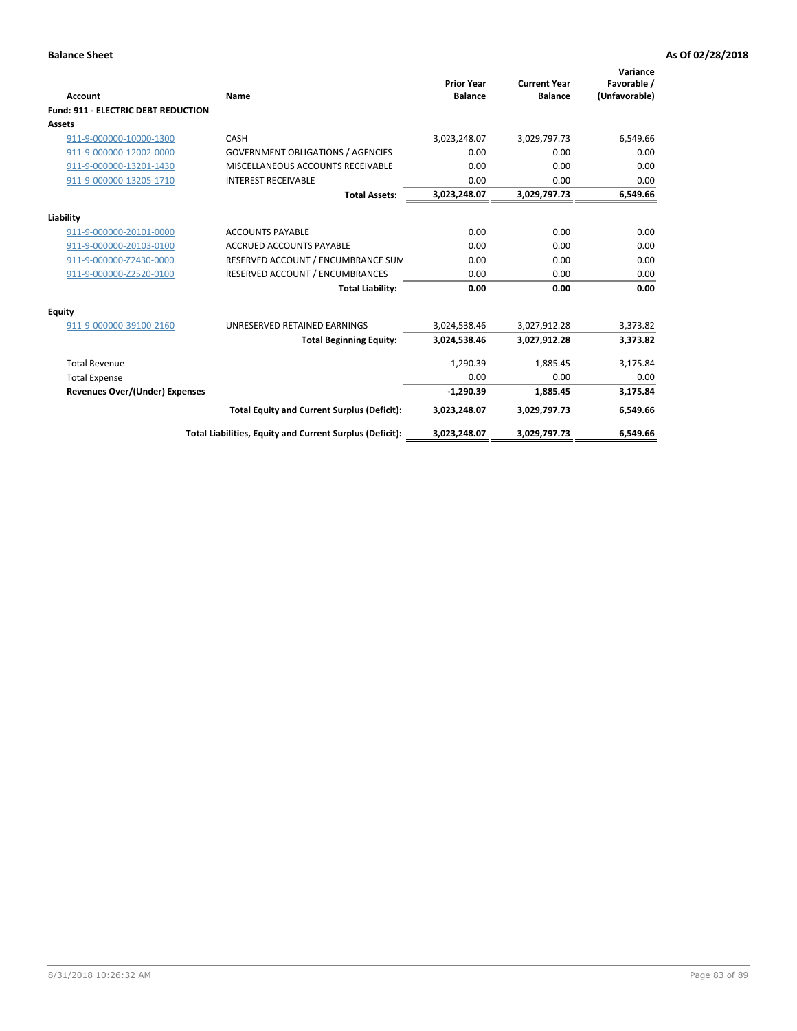**Balance Sheet** **As Of 02/28/2018**

| Account | Name | Prior Year Balance | Current Year Balance | Variance Favorable / (Unfavorable) |
|---|---|---|---|---|
| **Fund: 911 - ELECTRIC DEBT REDUCTION** | | | | |
| **Assets** | | | | |
| 911-9-000000-10000-1300 | CASH | 3,023,248.07 | 3,029,797.73 | 6,549.66 |
| 911-9-000000-12002-0000 | GOVERNMENT OBLIGATIONS / AGENCIES | 0.00 | 0.00 | 0.00 |
| 911-9-000000-13201-1430 | MISCELLANEOUS ACCOUNTS RECEIVABLE | 0.00 | 0.00 | 0.00 |
| 911-9-000000-13205-1710 | INTEREST RECEIVABLE | 0.00 | 0.00 | 0.00 |
| | **Total Assets:** | **3,023,248.07** | **3,029,797.73** | **6,549.66** |
| **Liability** | | | | |
| 911-9-000000-20101-0000 | ACCOUNTS PAYABLE | 0.00 | 0.00 | 0.00 |
| 911-9-000000-20103-0100 | ACCRUED ACCOUNTS PAYABLE | 0.00 | 0.00 | 0.00 |
| 911-9-000000-Z2430-0000 | RESERVED ACCOUNT / ENCUMBRANCE SUM | 0.00 | 0.00 | 0.00 |
| 911-9-000000-Z2520-0100 | RESERVED ACCOUNT / ENCUMBRANCES | 0.00 | 0.00 | 0.00 |
| | **Total Liability:** | **0.00** | **0.00** | **0.00** |
| **Equity** | | | | |
| 911-9-000000-39100-2160 | UNRESERVED RETAINED EARNINGS | 3,024,538.46 | 3,027,912.28 | 3,373.82 |
| | **Total Beginning Equity:** | **3,024,538.46** | **3,027,912.28** | **3,373.82** |
| Total Revenue | | -1,290.39 | 1,885.45 | 3,175.84 |
| Total Expense | | 0.00 | 0.00 | 0.00 |
| **Revenues Over/(Under) Expenses** | | **-1,290.39** | **1,885.45** | **3,175.84** |
| | **Total Equity and Current Surplus (Deficit):** | **3,023,248.07** | **3,029,797.73** | **6,549.66** |
| | **Total Liabilities, Equity and Current Surplus (Deficit):** | **3,023,248.07** | **3,029,797.73** | **6,549.66** |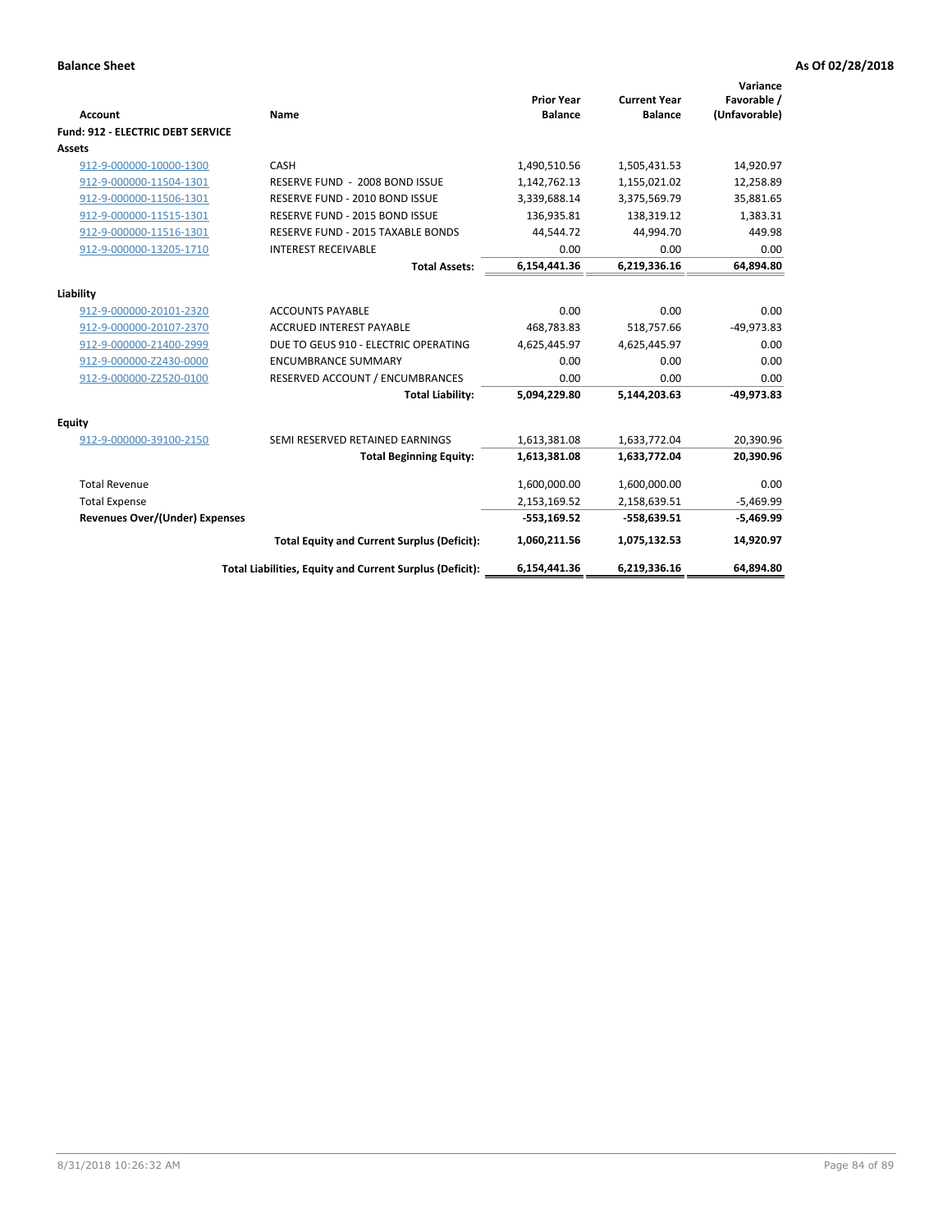**Balance Sheet** **As Of 02/28/2018**

| Account | Name | Prior Year Balance | Current Year Balance | Variance Favorable / (Unfavorable) |
|---|---|---|---|---|
| **Fund: 912 - ELECTRIC DEBT SERVICE** | | | | |
| **Assets** | | | | |
| 912-9-000000-10000-1300 | CASH | 1,490,510.56 | 1,505,431.53 | 14,920.97 |
| 912-9-000000-11504-1301 | RESERVE FUND - 2008 BOND ISSUE | 1,142,762.13 | 1,155,021.02 | 12,258.89 |
| 912-9-000000-11506-1301 | RESERVE FUND - 2010 BOND ISSUE | 3,339,688.14 | 3,375,569.79 | 35,881.65 |
| 912-9-000000-11515-1301 | RESERVE FUND - 2015 BOND ISSUE | 136,935.81 | 138,319.12 | 1,383.31 |
| 912-9-000000-11516-1301 | RESERVE FUND - 2015 TAXABLE BONDS | 44,544.72 | 44,994.70 | 449.98 |
| 912-9-000000-13205-1710 | INTEREST RECEIVABLE | 0.00 | 0.00 | 0.00 |
| | **Total Assets:** | **6,154,441.36** | **6,219,336.16** | **64,894.80** |
| **Liability** | | | | |
| 912-9-000000-20101-2320 | ACCOUNTS PAYABLE | 0.00 | 0.00 | 0.00 |
| 912-9-000000-20107-2370 | ACCRUED INTEREST PAYABLE | 468,783.83 | 518,757.66 | -49,973.83 |
| 912-9-000000-21400-2999 | DUE TO GEUS 910 - ELECTRIC OPERATING | 4,625,445.97 | 4,625,445.97 | 0.00 |
| 912-9-000000-Z2430-0000 | ENCUMBRANCE SUMMARY | 0.00 | 0.00 | 0.00 |
| 912-9-000000-Z2520-0100 | RESERVED ACCOUNT / ENCUMBRANCES | 0.00 | 0.00 | 0.00 |
| | **Total Liability:** | **5,094,229.80** | **5,144,203.63** | **-49,973.83** |
| **Equity** | | | | |
| 912-9-000000-39100-2150 | SEMI RESERVED RETAINED EARNINGS | 1,613,381.08 | 1,633,772.04 | 20,390.96 |
| | **Total Beginning Equity:** | **1,613,381.08** | **1,633,772.04** | **20,390.96** |
| Total Revenue | | 1,600,000.00 | 1,600,000.00 | 0.00 |
| Total Expense | | 2,153,169.52 | 2,158,639.51 | -5,469.99 |
| **Revenues Over/(Under) Expenses** | | **-553,169.52** | **-558,639.51** | **-5,469.99** |
| | **Total Equity and Current Surplus (Deficit):** | **1,060,211.56** | **1,075,132.53** | **14,920.97** |
| | **Total Liabilities, Equity and Current Surplus (Deficit):** | **6,154,441.36** | **6,219,336.16** | **64,894.80** |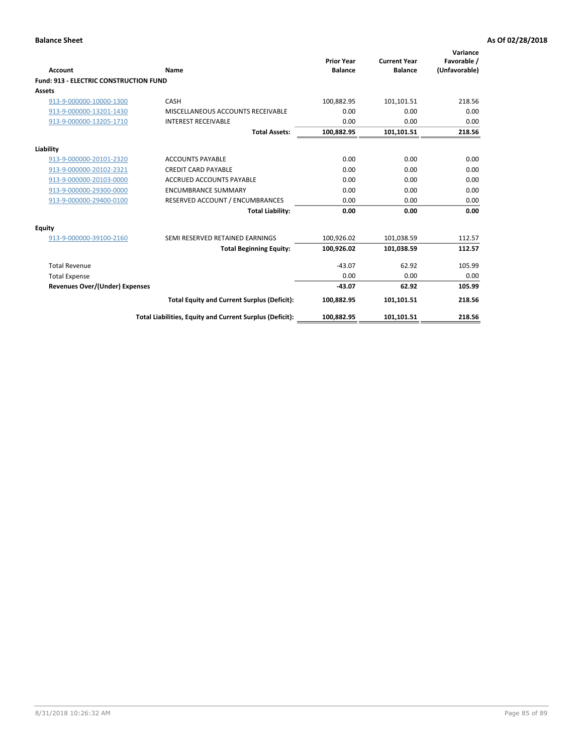**Balance Sheet** **As Of 02/28/2018**

| Account | Name | Prior Year Balance | Current Year Balance | Variance Favorable / (Unfavorable) |
|---|---|---|---|---|
| **Fund: 913 - ELECTRIC CONSTRUCTION FUND** | | | | |
| **Assets** | | | | |
| 913-9-000000-10000-1300 | CASH | 100,882.95 | 101,101.51 | 218.56 |
| 913-9-000000-13201-1430 | MISCELLANEOUS ACCOUNTS RECEIVABLE | 0.00 | 0.00 | 0.00 |
| 913-9-000000-13205-1710 | INTEREST RECEIVABLE | 0.00 | 0.00 | 0.00 |
| | **Total Assets:** | **100,882.95** | **101,101.51** | **218.56** |
| **Liability** | | | | |
| 913-9-000000-20101-2320 | ACCOUNTS PAYABLE | 0.00 | 0.00 | 0.00 |
| 913-9-000000-20102-2321 | CREDIT CARD PAYABLE | 0.00 | 0.00 | 0.00 |
| 913-9-000000-20103-0000 | ACCRUED ACCOUNTS PAYABLE | 0.00 | 0.00 | 0.00 |
| 913-9-000000-29300-0000 | ENCUMBRANCE SUMMARY | 0.00 | 0.00 | 0.00 |
| 913-9-000000-29400-0100 | RESERVED ACCOUNT / ENCUMBRANCES | 0.00 | 0.00 | 0.00 |
| | **Total Liability:** | **0.00** | **0.00** | **0.00** |
| **Equity** | | | | |
| 913-9-000000-39100-2160 | SEMI RESERVED RETAINED EARNINGS | 100,926.02 | 101,038.59 | 112.57 |
| | **Total Beginning Equity:** | **100,926.02** | **101,038.59** | **112.57** |
| Total Revenue | | -43.07 | 62.92 | 105.99 |
| Total Expense | | 0.00 | 0.00 | 0.00 |
| **Revenues Over/(Under) Expenses** | | **-43.07** | **62.92** | **105.99** |
| | **Total Equity and Current Surplus (Deficit):** | **100,882.95** | **101,101.51** | **218.56** |
| | **Total Liabilities, Equity and Current Surplus (Deficit):** | **100,882.95** | **101,101.51** | **218.56** |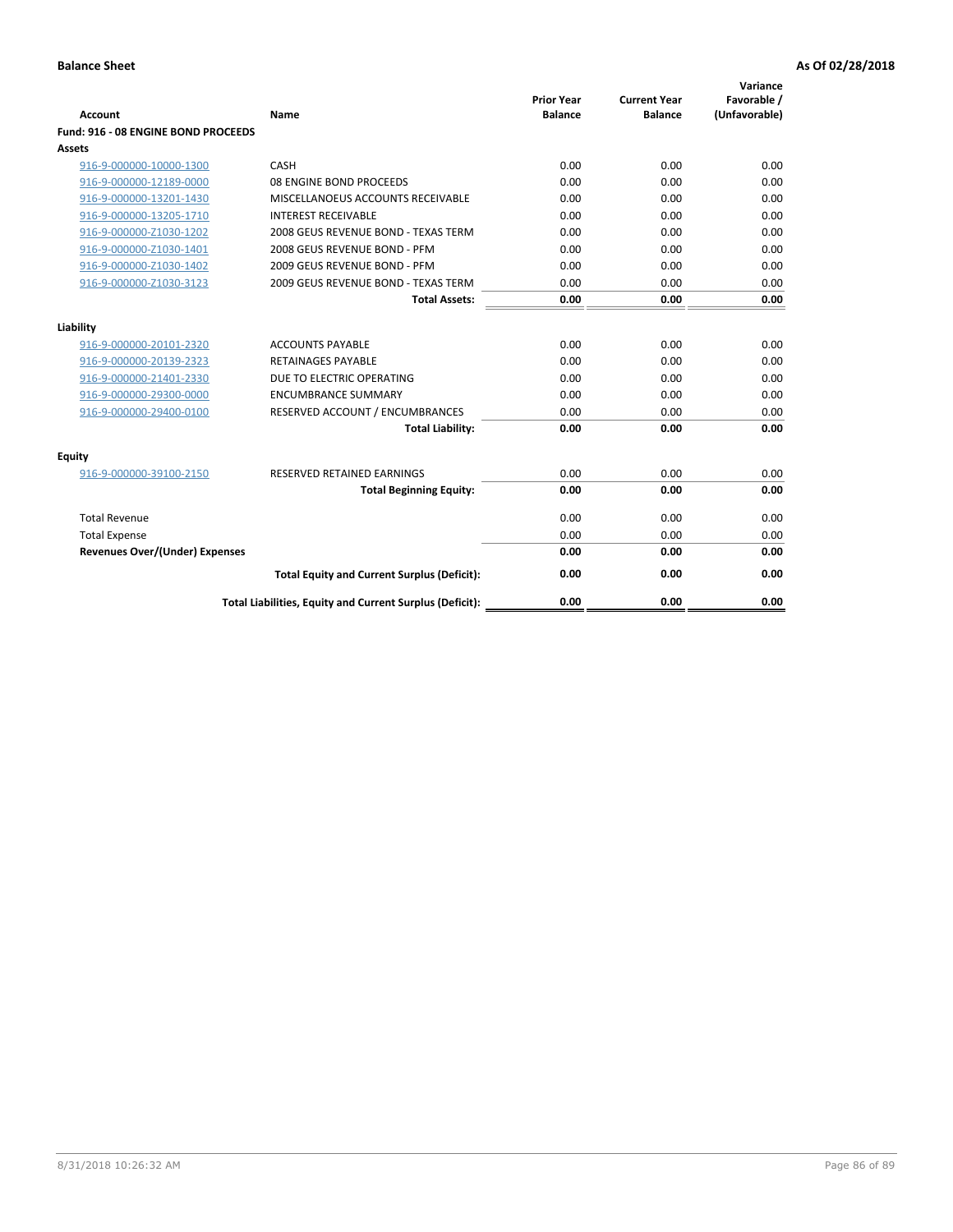**Balance Sheet** | **As Of 02/28/2018**

| Account | Name | Prior Year Balance | Current Year Balance | Variance Favorable / (Unfavorable) |
|---|---|---|---|---|
| **Fund: 916 - 08 ENGINE BOND PROCEEDS** | | | | |
| **Assets** | | | | |
| 916-9-000000-10000-1300 | CASH | 0.00 | 0.00 | 0.00 |
| 916-9-000000-12189-0000 | 08 ENGINE BOND PROCEEDS | 0.00 | 0.00 | 0.00 |
| 916-9-000000-13201-1430 | MISCELLANOEUS ACCOUNTS RECEIVABLE | 0.00 | 0.00 | 0.00 |
| 916-9-000000-13205-1710 | INTEREST RECEIVABLE | 0.00 | 0.00 | 0.00 |
| 916-9-000000-Z1030-1202 | 2008 GEUS REVENUE BOND - TEXAS TERM | 0.00 | 0.00 | 0.00 |
| 916-9-000000-Z1030-1401 | 2008 GEUS REVENUE BOND - PFM | 0.00 | 0.00 | 0.00 |
| 916-9-000000-Z1030-1402 | 2009 GEUS REVENUE BOND - PFM | 0.00 | 0.00 | 0.00 |
| 916-9-000000-Z1030-3123 | 2009 GEUS REVENUE BOND - TEXAS TERM | 0.00 | 0.00 | 0.00 |
| | **Total Assets:** | **0.00** | **0.00** | **0.00** |
| **Liability** | | | | |
| 916-9-000000-20101-2320 | ACCOUNTS PAYABLE | 0.00 | 0.00 | 0.00 |
| 916-9-000000-20139-2323 | RETAINAGES PAYABLE | 0.00 | 0.00 | 0.00 |
| 916-9-000000-21401-2330 | DUE TO ELECTRIC OPERATING | 0.00 | 0.00 | 0.00 |
| 916-9-000000-29300-0000 | ENCUMBRANCE SUMMARY | 0.00 | 0.00 | 0.00 |
| 916-9-000000-29400-0100 | RESERVED ACCOUNT / ENCUMBRANCES | 0.00 | 0.00 | 0.00 |
| | **Total Liability:** | **0.00** | **0.00** | **0.00** |
| **Equity** | | | | |
| 916-9-000000-39100-2150 | RESERVED RETAINED EARNINGS | 0.00 | 0.00 | 0.00 |
| | **Total Beginning Equity:** | **0.00** | **0.00** | **0.00** |
| Total Revenue | | 0.00 | 0.00 | 0.00 |
| Total Expense | | 0.00 | 0.00 | 0.00 |
| **Revenues Over/(Under) Expenses** | | **0.00** | **0.00** | **0.00** |
| | **Total Equity and Current Surplus (Deficit):** | **0.00** | **0.00** | **0.00** |
| | **Total Liabilities, Equity and Current Surplus (Deficit):** | **0.00** | **0.00** | **0.00** |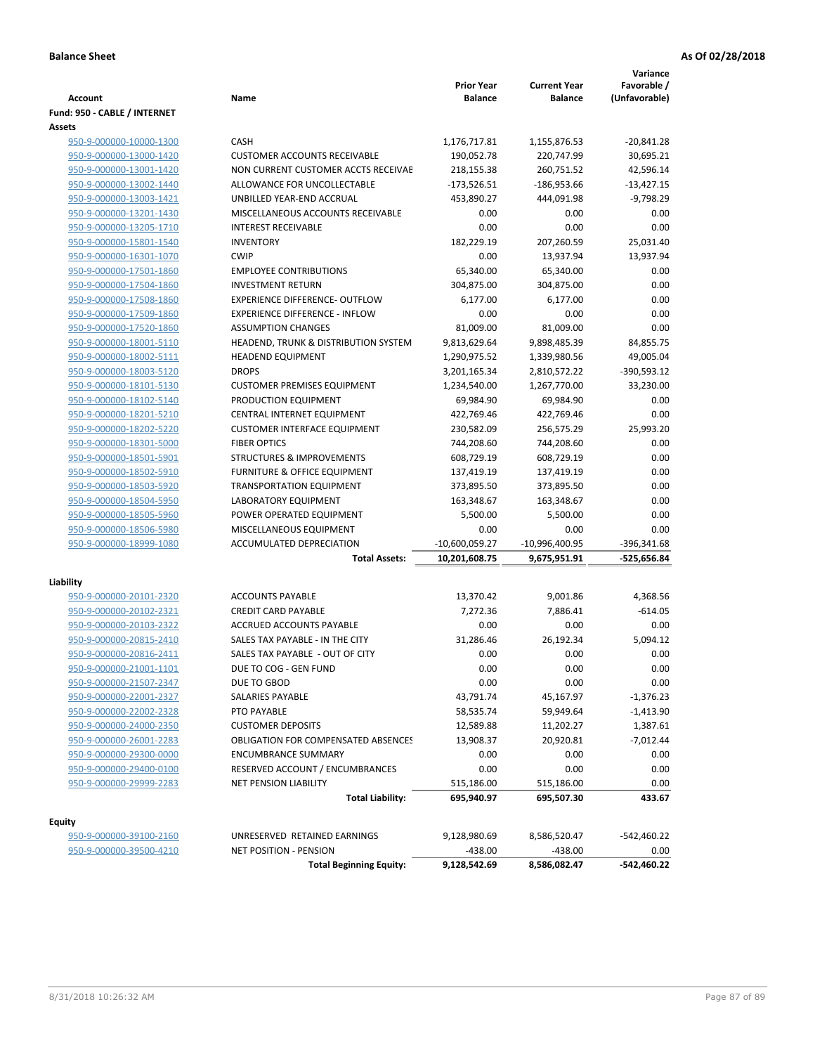**Balance Sheet** **As Of 02/28/2018**

| Account | Name | Prior Year Balance | Current Year Balance | Variance Favorable / (Unfavorable) |
|---|---|---|---|---|
| **Fund: 950 - CABLE / INTERNET** | | | | |
| **Assets** | | | | |
| 950-9-000000-10000-1300 | CASH | 1,176,717.81 | 1,155,876.53 | -20,841.28 |
| 950-9-000000-13000-1420 | CUSTOMER ACCOUNTS RECEIVABLE | 190,052.78 | 220,747.99 | 30,695.21 |
| 950-9-000000-13001-1420 | NON CURRENT CUSTOMER ACCTS RECEIVAE | 218,155.38 | 260,751.52 | 42,596.14 |
| 950-9-000000-13002-1440 | ALLOWANCE FOR UNCOLLECTABLE | -173,526.51 | -186,953.66 | -13,427.15 |
| 950-9-000000-13003-1421 | UNBILLED YEAR-END ACCRUAL | 453,890.27 | 444,091.98 | -9,798.29 |
| 950-9-000000-13201-1430 | MISCELLANEOUS ACCOUNTS RECEIVABLE | 0.00 | 0.00 | 0.00 |
| 950-9-000000-13205-1710 | INTEREST RECEIVABLE | 0.00 | 0.00 | 0.00 |
| 950-9-000000-15801-1540 | INVENTORY | 182,229.19 | 207,260.59 | 25,031.40 |
| 950-9-000000-16301-1070 | CWIP | 0.00 | 13,937.94 | 13,937.94 |
| 950-9-000000-17501-1860 | EMPLOYEE CONTRIBUTIONS | 65,340.00 | 65,340.00 | 0.00 |
| 950-9-000000-17504-1860 | INVESTMENT RETURN | 304,875.00 | 304,875.00 | 0.00 |
| 950-9-000000-17508-1860 | EXPERIENCE DIFFERENCE- OUTFLOW | 6,177.00 | 6,177.00 | 0.00 |
| 950-9-000000-17509-1860 | EXPERIENCE DIFFERENCE - INFLOW | 0.00 | 0.00 | 0.00 |
| 950-9-000000-17520-1860 | ASSUMPTION CHANGES | 81,009.00 | 81,009.00 | 0.00 |
| 950-9-000000-18001-5110 | HEADEND, TRUNK & DISTRIBUTION SYSTEM | 9,813,629.64 | 9,898,485.39 | 84,855.75 |
| 950-9-000000-18002-5111 | HEADEND EQUIPMENT | 1,290,975.52 | 1,339,980.56 | 49,005.04 |
| 950-9-000000-18003-5120 | DROPS | 3,201,165.34 | 2,810,572.22 | -390,593.12 |
| 950-9-000000-18101-5130 | CUSTOMER PREMISES EQUIPMENT | 1,234,540.00 | 1,267,770.00 | 33,230.00 |
| 950-9-000000-18102-5140 | PRODUCTION EQUIPMENT | 69,984.90 | 69,984.90 | 0.00 |
| 950-9-000000-18201-5210 | CENTRAL INTERNET EQUIPMENT | 422,769.46 | 422,769.46 | 0.00 |
| 950-9-000000-18202-5220 | CUSTOMER INTERFACE EQUIPMENT | 230,582.09 | 256,575.29 | 25,993.20 |
| 950-9-000000-18301-5000 | FIBER OPTICS | 744,208.60 | 744,208.60 | 0.00 |
| 950-9-000000-18501-5901 | STRUCTURES & IMPROVEMENTS | 608,729.19 | 608,729.19 | 0.00 |
| 950-9-000000-18502-5910 | FURNITURE & OFFICE EQUIPMENT | 137,419.19 | 137,419.19 | 0.00 |
| 950-9-000000-18503-5920 | TRANSPORTATION EQUIPMENT | 373,895.50 | 373,895.50 | 0.00 |
| 950-9-000000-18504-5950 | LABORATORY EQUIPMENT | 163,348.67 | 163,348.67 | 0.00 |
| 950-9-000000-18505-5960 | POWER OPERATED EQUIPMENT | 5,500.00 | 5,500.00 | 0.00 |
| 950-9-000000-18506-5980 | MISCELLANEOUS EQUIPMENT | 0.00 | 0.00 | 0.00 |
| 950-9-000000-18999-1080 | ACCUMULATED DEPRECIATION | -10,600,059.27 | -10,996,400.95 | -396,341.68 |
| | **Total Assets:** | **10,201,608.75** | **9,675,951.91** | **-525,656.84** |
| **Liability** | | | | |
| 950-9-000000-20101-2320 | ACCOUNTS PAYABLE | 13,370.42 | 9,001.86 | 4,368.56 |
| 950-9-000000-20102-2321 | CREDIT CARD PAYABLE | 7,272.36 | 7,886.41 | -614.05 |
| 950-9-000000-20103-2322 | ACCRUED ACCOUNTS PAYABLE | 0.00 | 0.00 | 0.00 |
| 950-9-000000-20815-2410 | SALES TAX PAYABLE - IN THE CITY | 31,286.46 | 26,192.34 | 5,094.12 |
| 950-9-000000-20816-2411 | SALES TAX PAYABLE - OUT OF CITY | 0.00 | 0.00 | 0.00 |
| 950-9-000000-21001-1101 | DUE TO COG - GEN FUND | 0.00 | 0.00 | 0.00 |
| 950-9-000000-21507-2347 | DUE TO GBOD | 0.00 | 0.00 | 0.00 |
| 950-9-000000-22001-2327 | SALARIES PAYABLE | 43,791.74 | 45,167.97 | -1,376.23 |
| 950-9-000000-22002-2328 | PTO PAYABLE | 58,535.74 | 59,949.64 | -1,413.90 |
| 950-9-000000-24000-2350 | CUSTOMER DEPOSITS | 12,589.88 | 11,202.27 | 1,387.61 |
| 950-9-000000-26001-2283 | OBLIGATION FOR COMPENSATED ABSENCES | 13,908.37 | 20,920.81 | -7,012.44 |
| 950-9-000000-29300-0000 | ENCUMBRANCE SUMMARY | 0.00 | 0.00 | 0.00 |
| 950-9-000000-29400-0100 | RESERVED ACCOUNT / ENCUMBRANCES | 0.00 | 0.00 | 0.00 |
| 950-9-000000-29999-2283 | NET PENSION LIABILITY | 515,186.00 | 515,186.00 | 0.00 |
| | **Total Liability:** | **695,940.97** | **695,507.30** | **433.67** |
| **Equity** | | | | |
| 950-9-000000-39100-2160 | UNRESERVED RETAINED EARNINGS | 9,128,980.69 | 8,586,520.47 | -542,460.22 |
| 950-9-000000-39500-4210 | NET POSITION - PENSION | -438.00 | -438.00 | 0.00 |
| | **Total Beginning Equity:** | **9,128,542.69** | **8,586,082.47** | **-542,460.22** |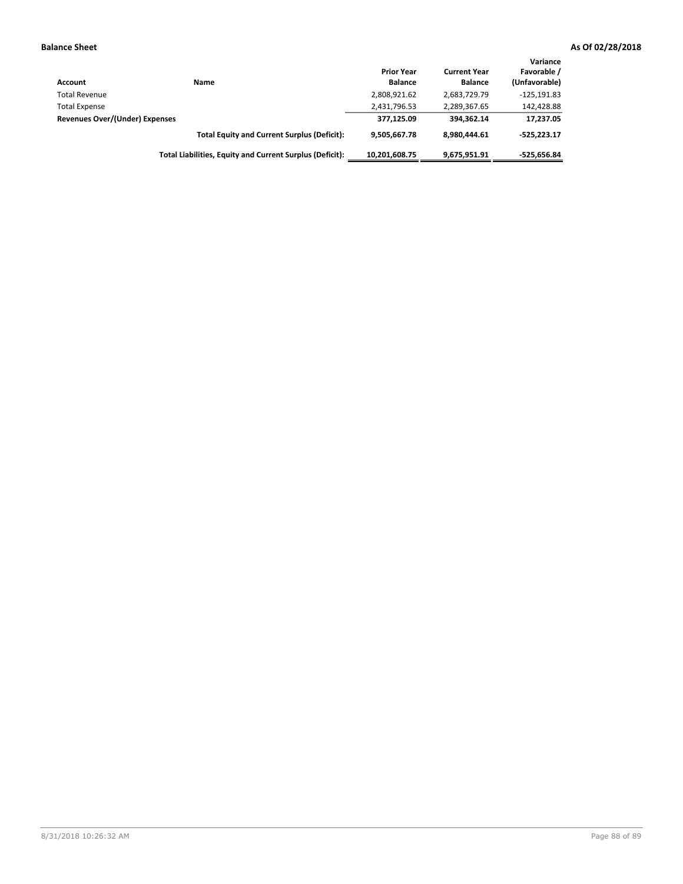**Balance Sheet** **As Of 02/28/2018**

| Account | Name | Prior Year Balance | Current Year Balance | Variance Favorable / (Unfavorable) |
|---|---|---|---|---|
| Total Revenue | | 2,808,921.62 | 2,683,729.79 | -125,191.83 |
| Total Expense | | 2,431,796.53 | 2,289,367.65 | 142,428.88 |
| **Revenues Over/(Under) Expenses** | | **377,125.09** | **394,362.14** | **17,237.05** |
| | **Total Equity and Current Surplus (Deficit):** | **9,505,667.78** | **8,980,444.61** | **-525,223.17** |
| | **Total Liabilities, Equity and Current Surplus (Deficit):** | **10,201,608.75** | **9,675,951.91** | **-525,656.84** |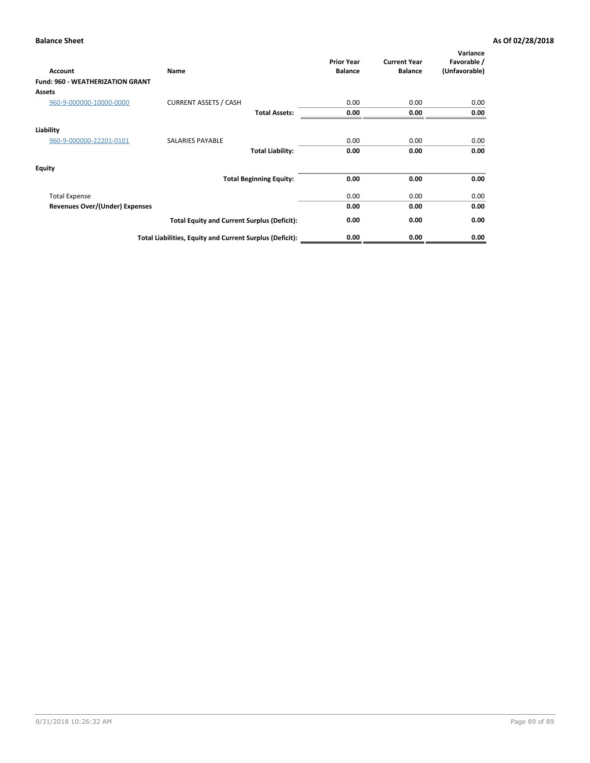**Balance Sheet** **As Of 02/28/2018**

| Account | Name | Prior Year Balance | Current Year Balance | Variance Favorable / (Unfavorable) |
|---|---|---|---|---|
| **Fund: 960 - WEATHERIZATION GRANT** | | | | |
| **Assets** | | | | |
| 960-9-000000-10000-0000 | CURRENT ASSETS / CASH | 0.00 | 0.00 | 0.00 |
| | **Total Assets:** | **0.00** | **0.00** | **0.00** |
| **Liability** | | | | |
| 960-9-000000-22201-0101 | SALARIES PAYABLE | 0.00 | 0.00 | 0.00 |
| | **Total Liability:** | **0.00** | **0.00** | **0.00** |
| **Equity** | | | | |
| | **Total Beginning Equity:** | **0.00** | **0.00** | **0.00** |
| Total Expense | | 0.00 | 0.00 | 0.00 |
| **Revenues Over/(Under) Expenses** | | **0.00** | **0.00** | **0.00** |
| | **Total Equity and Current Surplus (Deficit):** | **0.00** | **0.00** | **0.00** |
| | **Total Liabilities, Equity and Current Surplus (Deficit):** | **0.00** | **0.00** | **0.00** |